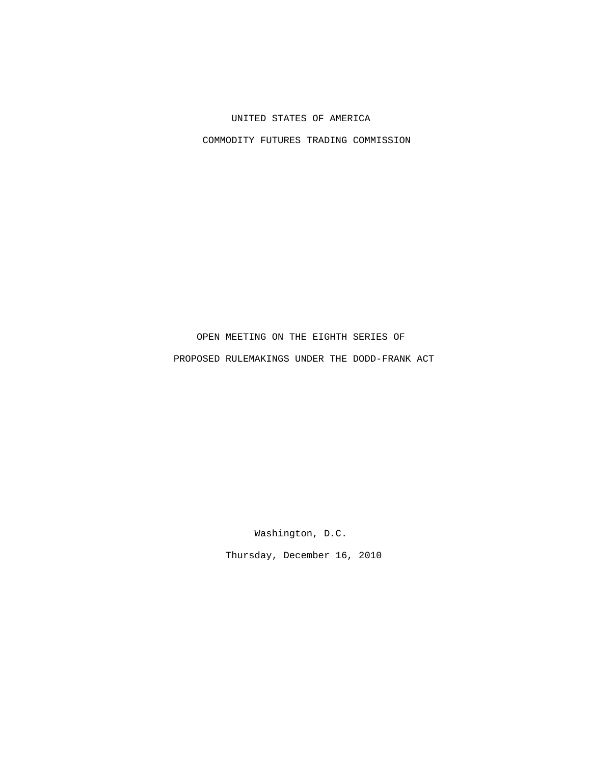UNITED STATES OF AMERICA

COMMODITY FUTURES TRADING COMMISSION

OPEN MEETING ON THE EIGHTH SERIES OF

PROPOSED RULEMAKINGS UNDER THE DODD-FRANK ACT

Washington, D.C.

Thursday, December 16, 2010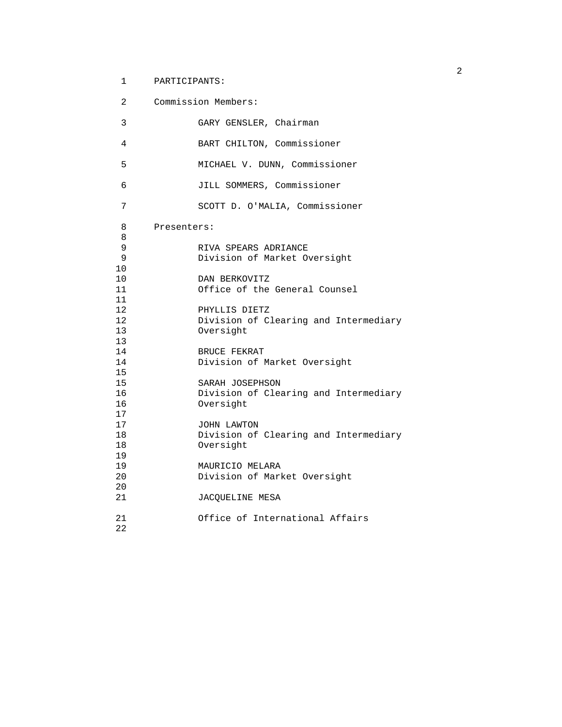PARTICIPANTS:

Commission Members:

GARY GENSLER, Chairman

BART CHILTON, Commissioner

MICHAEL V. DUNN, Commissioner

JILL SOMMERS, Commissioner

SCOTT D. O'MALIA, Commissioner

Presenters:

RIVA SPEARS ADRIANCE
Division of Market Oversight

DAN BERKOVITZ
Office of the General Counsel

PHYLLIS DIETZ
Division of Clearing and Intermediary Oversight

BRUCE FEKRAT
Division of Market Oversight

SARAH JOSEPHSON
Division of Clearing and Intermediary Oversight

JOHN LAWTON
Division of Clearing and Intermediary Oversight

MAURICIO MELARA
Division of Market Oversight

JACQUELINE MESA
Office of International Affairs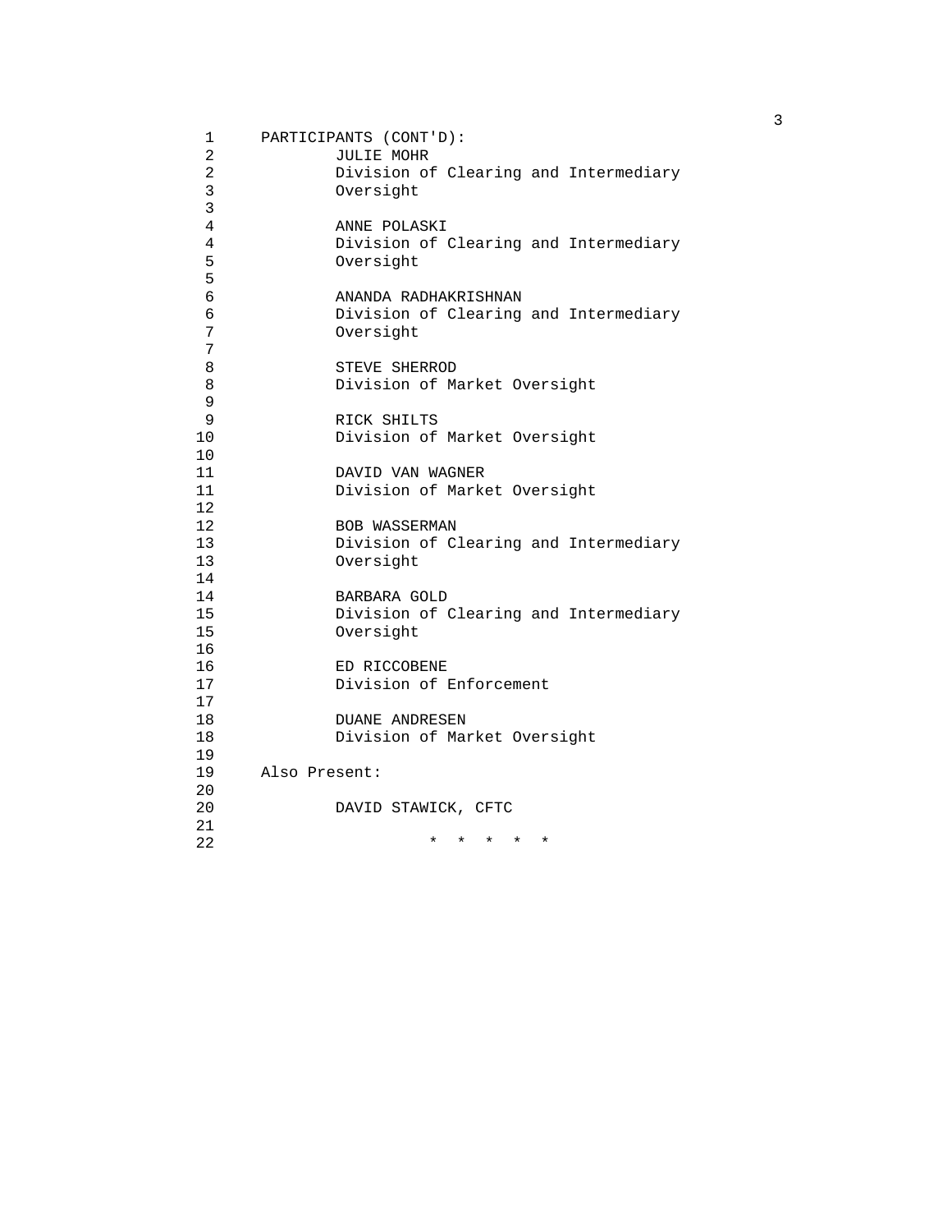PARTICIPANTS (CONT'D):

JULIE MOHR
Division of Clearing and Intermediary Oversight

ANNE POLASKI
Division of Clearing and Intermediary Oversight

ANANDA RADHAKRISHNAN
Division of Clearing and Intermediary Oversight

STEVE SHERROD
Division of Market Oversight

RICK SHILTS
Division of Market Oversight

DAVID VAN WAGNER
Division of Market Oversight

BOB WASSERMAN
Division of Clearing and Intermediary Oversight

BARBARA GOLD
Division of Clearing and Intermediary Oversight

ED RICCOBENE
Division of Enforcement

DUANE ANDRESEN
Division of Market Oversight

Also Present:

DAVID STAWICK, CFTC

* * * * *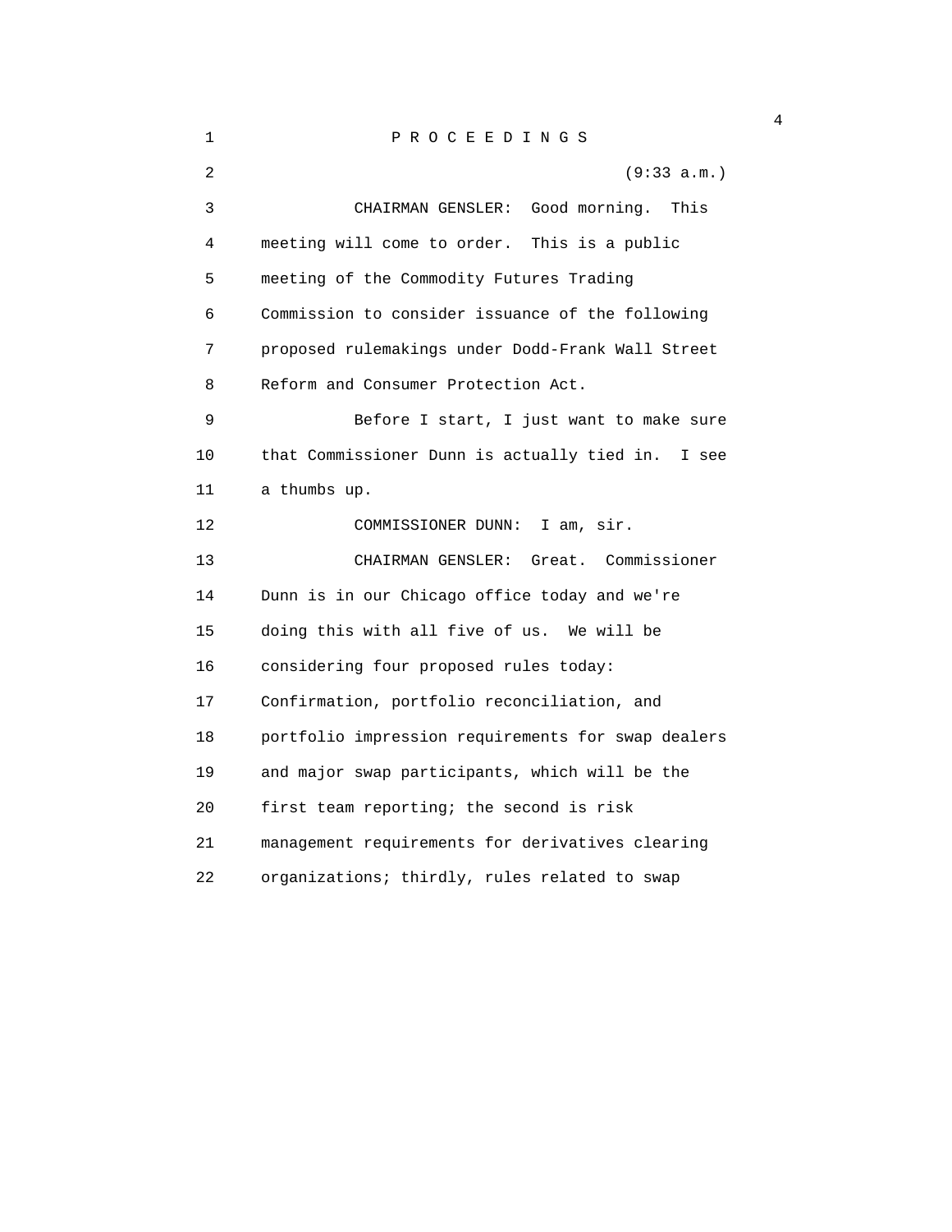P R O C E E D I N G S

(9:33 a.m.)

CHAIRMAN GENSLER: Good morning. This meeting will come to order. This is a public meeting of the Commodity Futures Trading Commission to consider issuance of the following proposed rulemakings under Dodd-Frank Wall Street Reform and Consumer Protection Act.

Before I start, I just want to make sure that Commissioner Dunn is actually tied in. I see a thumbs up.

COMMISSIONER DUNN: I am, sir.

CHAIRMAN GENSLER: Great. Commissioner Dunn is in our Chicago office today and we're doing this with all five of us. We will be considering four proposed rules today: Confirmation, portfolio reconciliation, and portfolio impression requirements for swap dealers and major swap participants, which will be the first team reporting; the second is risk management requirements for derivatives clearing organizations; thirdly, rules related to swap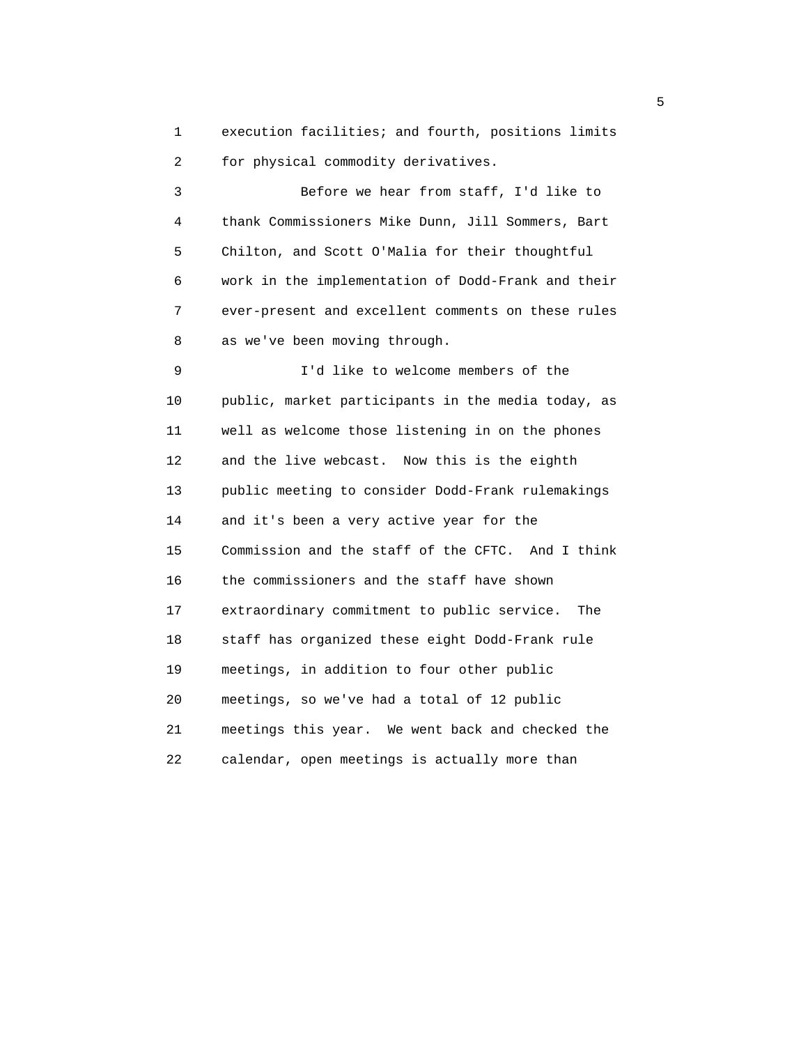execution facilities; and fourth, positions limits for physical commodity derivatives.

Before we hear from staff, I'd like to thank Commissioners Mike Dunn, Jill Sommers, Bart Chilton, and Scott O'Malia for their thoughtful work in the implementation of Dodd-Frank and their ever-present and excellent comments on these rules as we've been moving through.

I'd like to welcome members of the public, market participants in the media today, as well as welcome those listening in on the phones and the live webcast. Now this is the eighth public meeting to consider Dodd-Frank rulemakings and it's been a very active year for the Commission and the staff of the CFTC. And I think the commissioners and the staff have shown extraordinary commitment to public service. The staff has organized these eight Dodd-Frank rule meetings, in addition to four other public meetings, so we've had a total of 12 public meetings this year. We went back and checked the calendar, open meetings is actually more than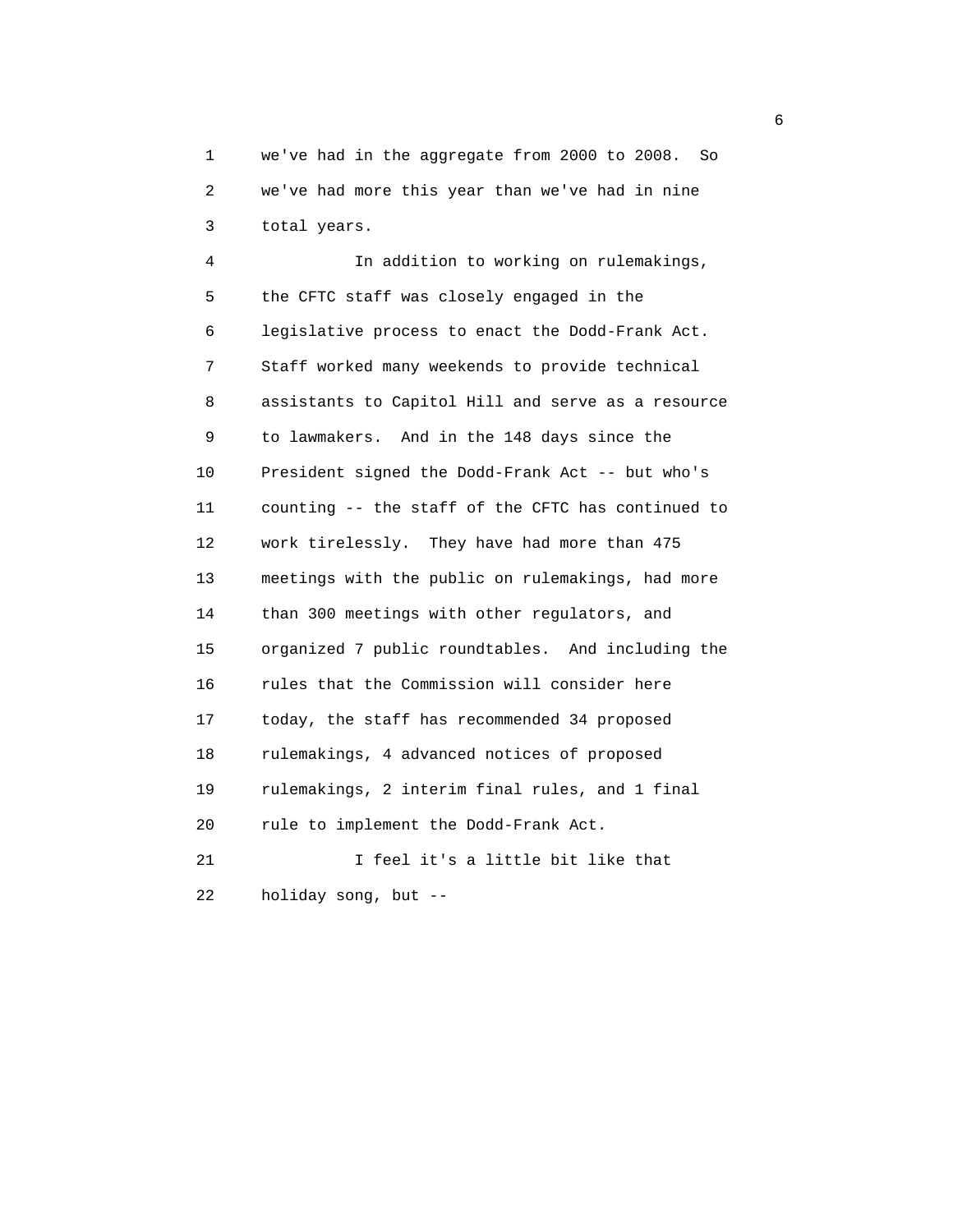1 we've had in the aggregate from 2000 to 2008. So
2 we've had more this year than we've had in nine
3 total years.

4 In addition to working on rulemakings,
5 the CFTC staff was closely engaged in the
6 legislative process to enact the Dodd-Frank Act.
7 Staff worked many weekends to provide technical
8 assistants to Capitol Hill and serve as a resource
9 to lawmakers. And in the 148 days since the
10 President signed the Dodd-Frank Act -- but who's
11 counting -- the staff of the CFTC has continued to
12 work tirelessly. They have had more than 475
13 meetings with the public on rulemakings, had more
14 than 300 meetings with other regulators, and
15 organized 7 public roundtables. And including the
16 rules that the Commission will consider here
17 today, the staff has recommended 34 proposed
18 rulemakings, 4 advanced notices of proposed
19 rulemakings, 2 interim final rules, and 1 final
20 rule to implement the Dodd-Frank Act.

21 I feel it's a little bit like that
22 holiday song, but --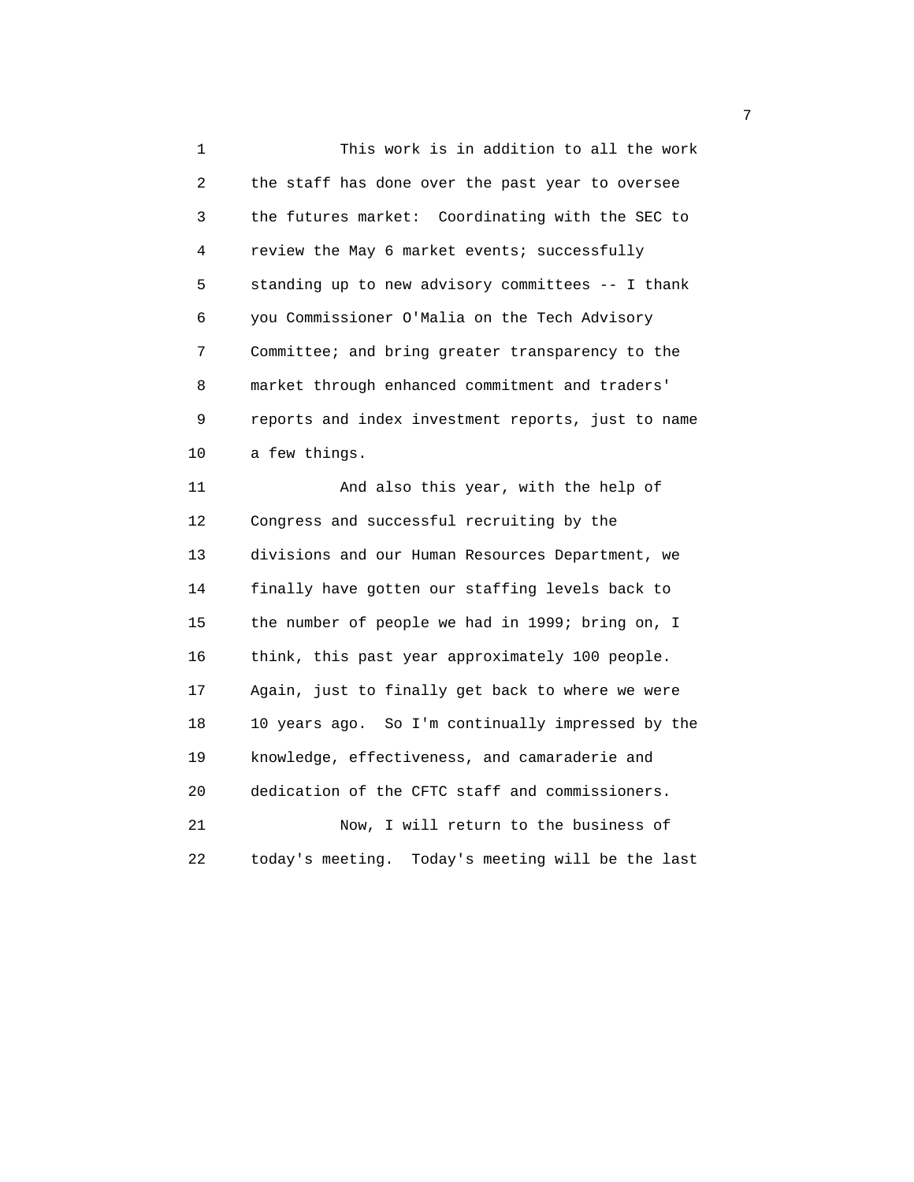This work is in addition to all the work the staff has done over the past year to oversee the futures market: Coordinating with the SEC to review the May 6 market events; successfully standing up to new advisory committees -- I thank you Commissioner O'Malia on the Tech Advisory Committee; and bring greater transparency to the market through enhanced commitment and traders' reports and index investment reports, just to name a few things.

And also this year, with the help of Congress and successful recruiting by the divisions and our Human Resources Department, we finally have gotten our staffing levels back to the number of people we had in 1999; bring on, I think, this past year approximately 100 people. Again, just to finally get back to where we were 10 years ago. So I'm continually impressed by the knowledge, effectiveness, and camaraderie and dedication of the CFTC staff and commissioners.

Now, I will return to the business of today's meeting. Today's meeting will be the last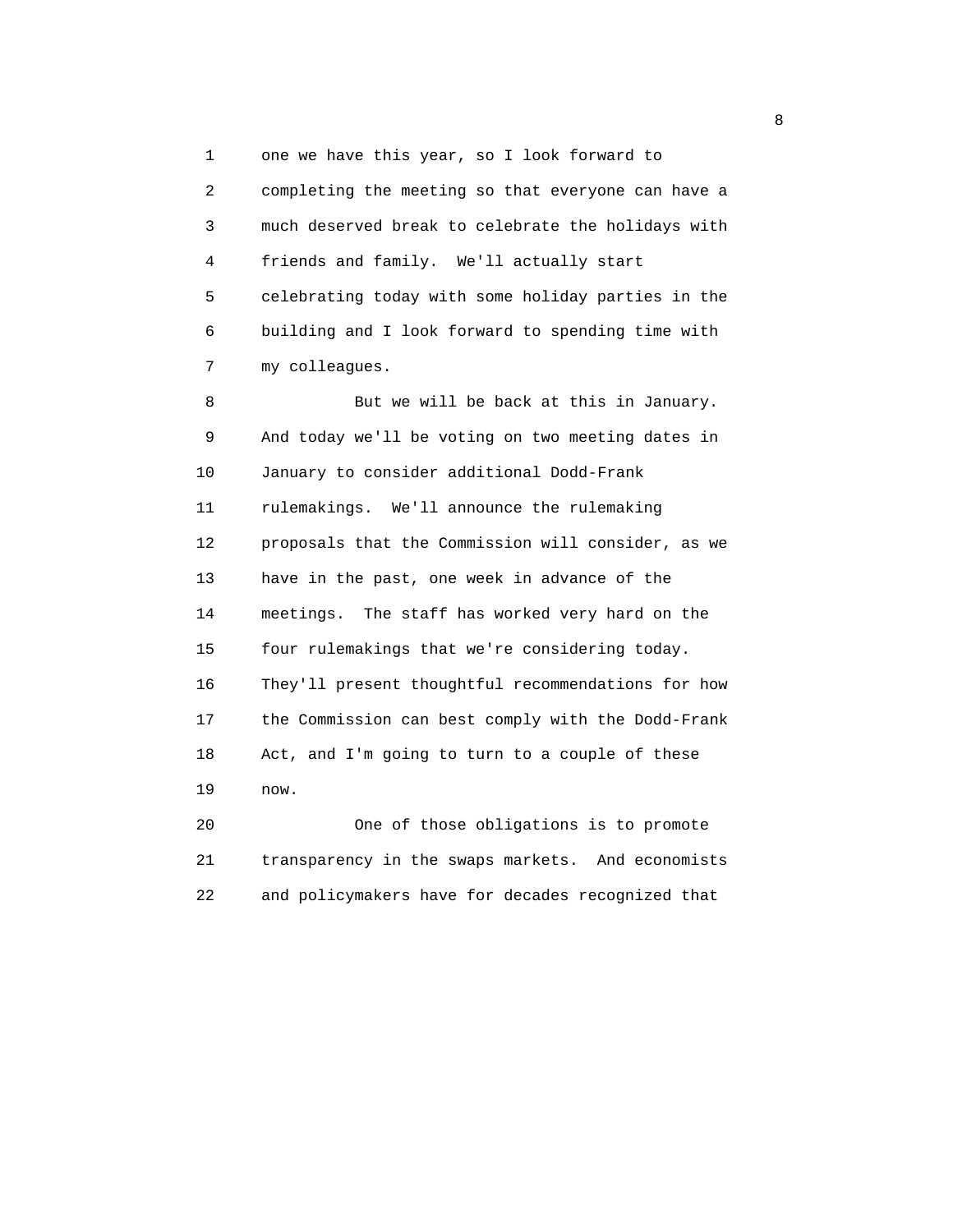one we have this year, so I look forward to completing the meeting so that everyone can have a much deserved break to celebrate the holidays with friends and family. We'll actually start celebrating today with some holiday parties in the building and I look forward to spending time with my colleagues.

But we will be back at this in January. And today we'll be voting on two meeting dates in January to consider additional Dodd-Frank rulemakings. We'll announce the rulemaking proposals that the Commission will consider, as we have in the past, one week in advance of the meetings. The staff has worked very hard on the four rulemakings that we're considering today. They'll present thoughtful recommendations for how the Commission can best comply with the Dodd-Frank Act, and I'm going to turn to a couple of these now.

One of those obligations is to promote transparency in the swaps markets. And economists and policymakers have for decades recognized that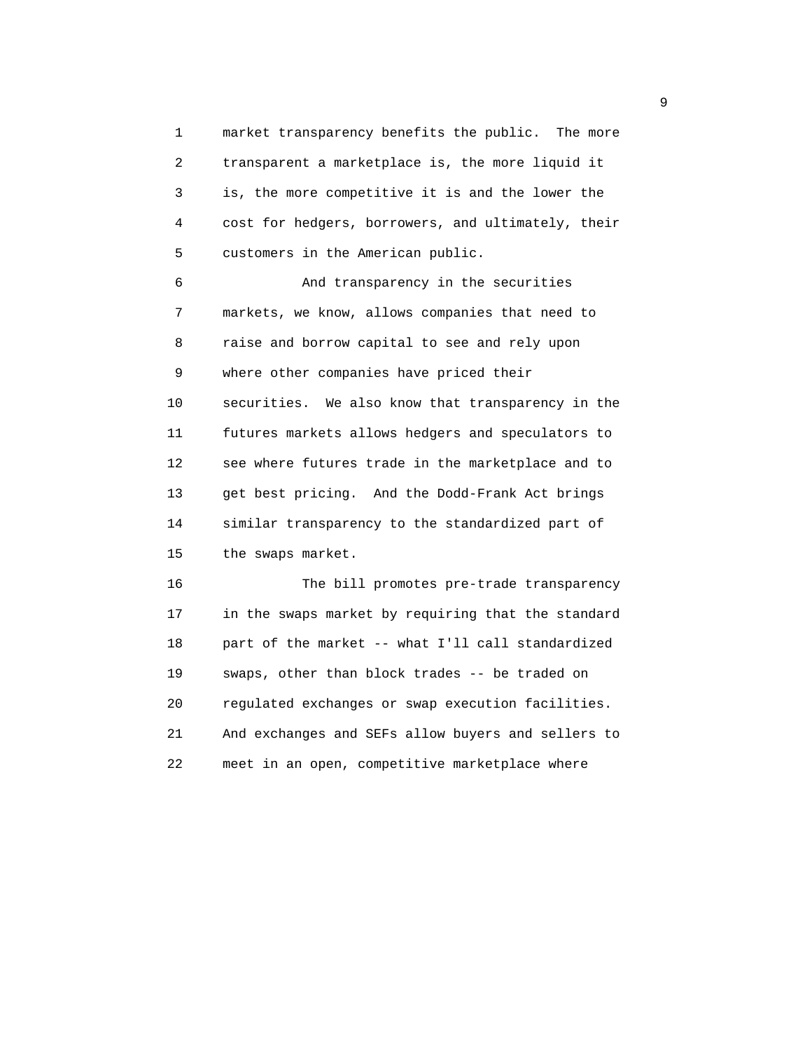market transparency benefits the public. The more transparent a marketplace is, the more liquid it is, the more competitive it is and the lower the cost for hedgers, borrowers, and ultimately, their customers in the American public.

And transparency in the securities markets, we know, allows companies that need to raise and borrow capital to see and rely upon where other companies have priced their securities. We also know that transparency in the futures markets allows hedgers and speculators to see where futures trade in the marketplace and to get best pricing. And the Dodd-Frank Act brings similar transparency to the standardized part of the swaps market.

The bill promotes pre-trade transparency in the swaps market by requiring that the standard part of the market -- what I'll call standardized swaps, other than block trades -- be traded on regulated exchanges or swap execution facilities. And exchanges and SEFs allow buyers and sellers to meet in an open, competitive marketplace where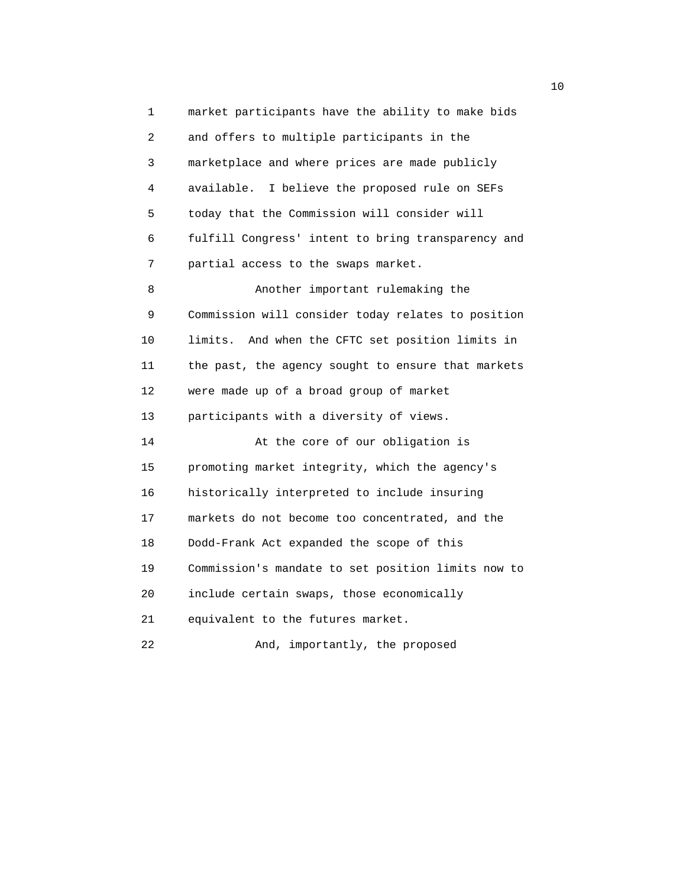market participants have the ability to make bids and offers to multiple participants in the marketplace and where prices are made publicly available. I believe the proposed rule on SEFs today that the Commission will consider will fulfill Congress' intent to bring transparency and partial access to the swaps market.

Another important rulemaking the Commission will consider today relates to position limits. And when the CFTC set position limits in the past, the agency sought to ensure that markets were made up of a broad group of market participants with a diversity of views.

At the core of our obligation is promoting market integrity, which the agency's historically interpreted to include insuring markets do not become too concentrated, and the Dodd-Frank Act expanded the scope of this Commission's mandate to set position limits now to include certain swaps, those economically equivalent to the futures market.

And, importantly, the proposed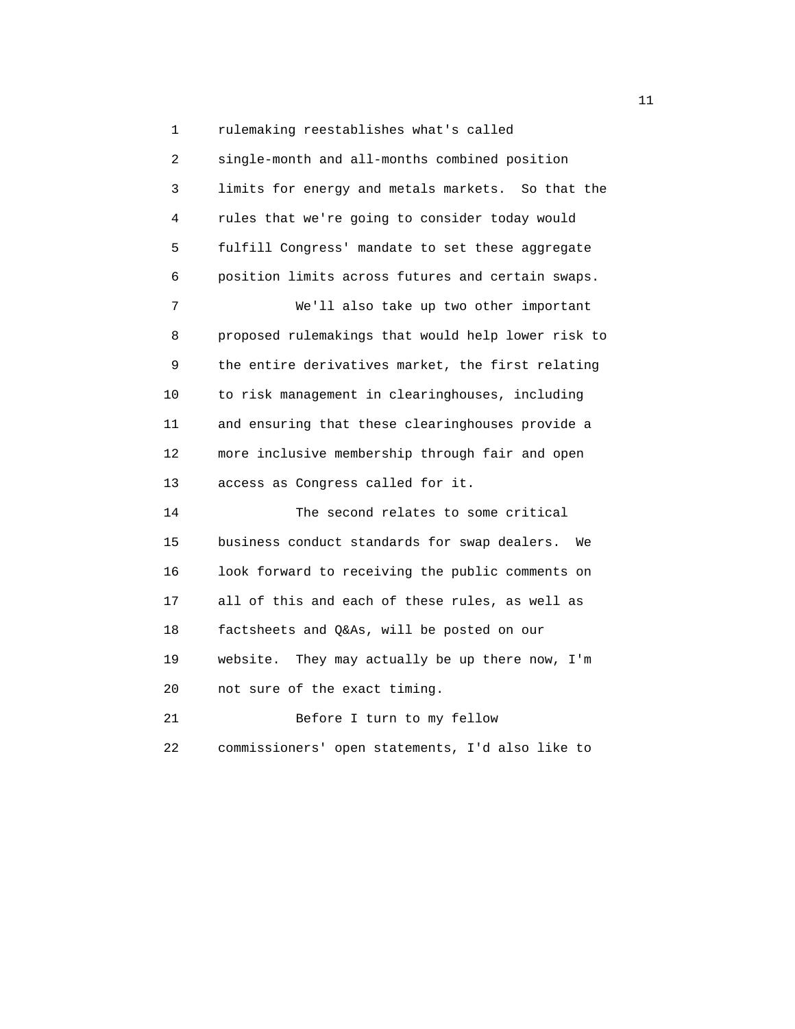rulemaking reestablishes what's called single-month and all-months combined position limits for energy and metals markets. So that the rules that we're going to consider today would fulfill Congress' mandate to set these aggregate position limits across futures and certain swaps.

We'll also take up two other important proposed rulemakings that would help lower risk to the entire derivatives market, the first relating to risk management in clearinghouses, including and ensuring that these clearinghouses provide a more inclusive membership through fair and open access as Congress called for it.

The second relates to some critical business conduct standards for swap dealers. We look forward to receiving the public comments on all of this and each of these rules, as well as factsheets and Q&As, will be posted on our website. They may actually be up there now, I'm not sure of the exact timing.

Before I turn to my fellow commissioners' open statements, I'd also like to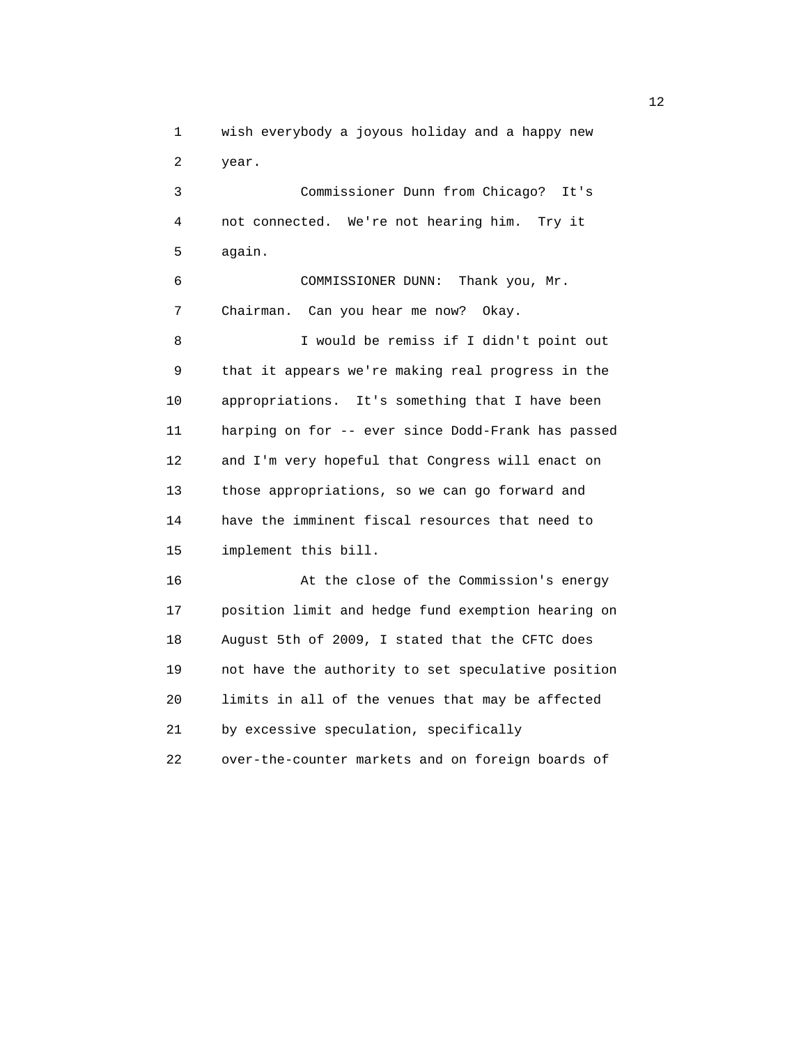wish everybody a joyous holiday and a happy new year.

Commissioner Dunn from Chicago? It's not connected. We're not hearing him. Try it again.

COMMISSIONER DUNN: Thank you, Mr. Chairman. Can you hear me now? Okay.

I would be remiss if I didn't point out that it appears we're making real progress in the appropriations. It's something that I have been harping on for -- ever since Dodd-Frank has passed and I'm very hopeful that Congress will enact on those appropriations, so we can go forward and have the imminent fiscal resources that need to implement this bill.

At the close of the Commission's energy position limit and hedge fund exemption hearing on August 5th of 2009, I stated that the CFTC does not have the authority to set speculative position limits in all of the venues that may be affected by excessive speculation, specifically over-the-counter markets and on foreign boards of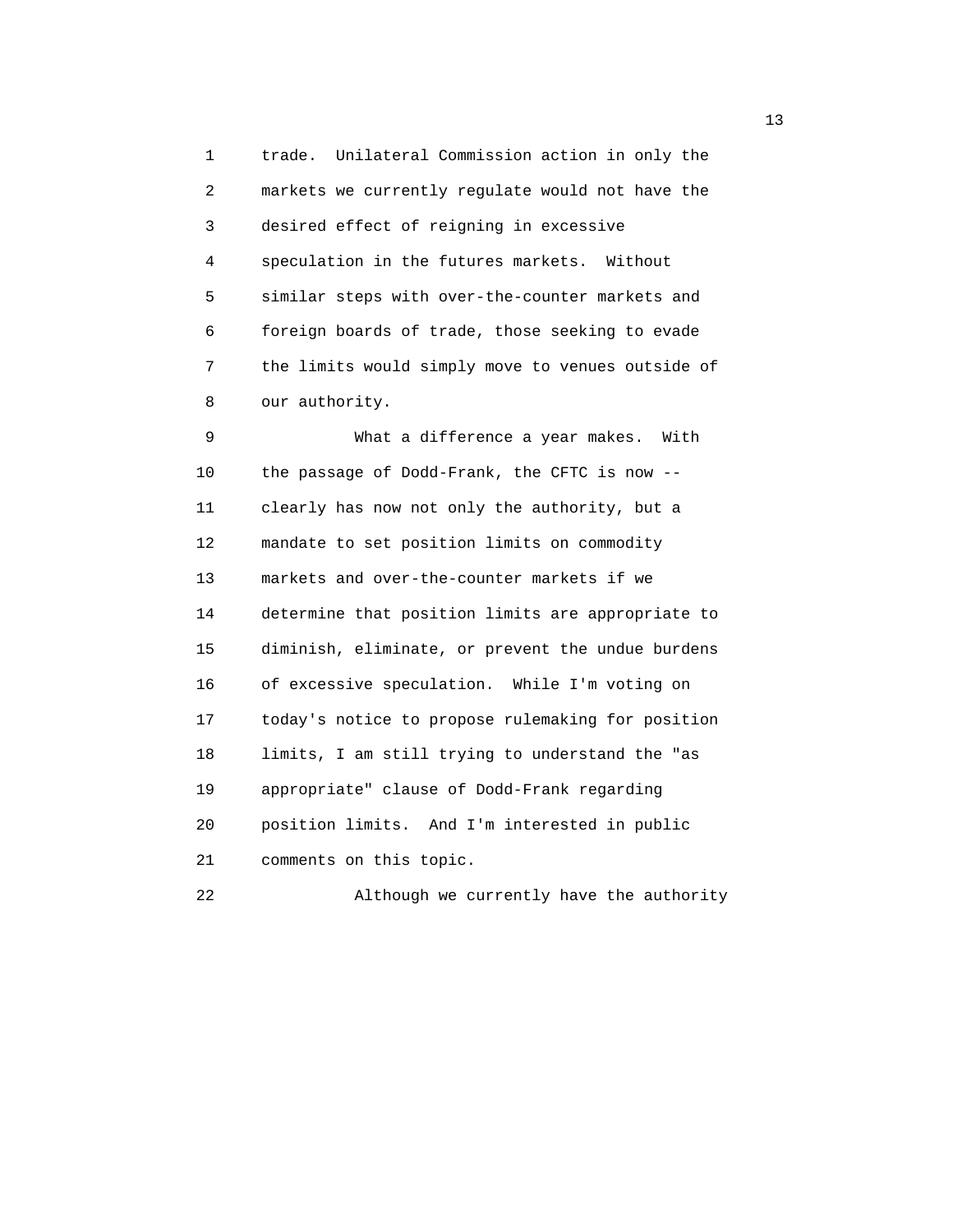trade. Unilateral Commission action in only the markets we currently regulate would not have the desired effect of reigning in excessive speculation in the futures markets. Without similar steps with over-the-counter markets and foreign boards of trade, those seeking to evade the limits would simply move to venues outside of our authority.

What a difference a year makes. With the passage of Dodd-Frank, the CFTC is now -- clearly has now not only the authority, but a mandate to set position limits on commodity markets and over-the-counter markets if we determine that position limits are appropriate to diminish, eliminate, or prevent the undue burdens of excessive speculation. While I'm voting on today's notice to propose rulemaking for position limits, I am still trying to understand the "as appropriate" clause of Dodd-Frank regarding position limits. And I'm interested in public comments on this topic.

Although we currently have the authority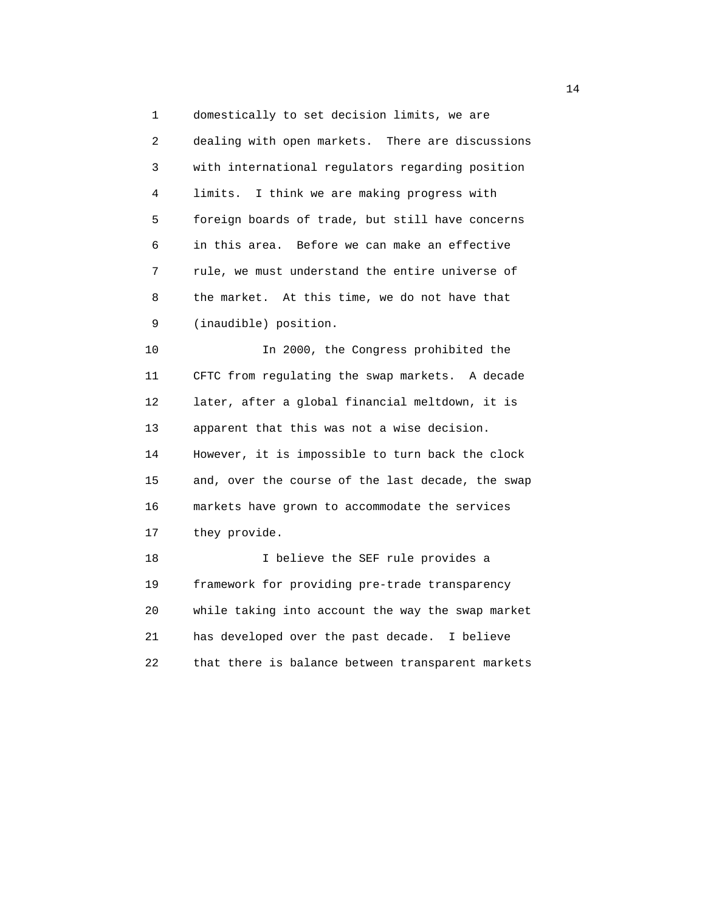domestically to set decision limits, we are dealing with open markets. There are discussions with international regulators regarding position limits. I think we are making progress with foreign boards of trade, but still have concerns in this area. Before we can make an effective rule, we must understand the entire universe of the market. At this time, we do not have that (inaudible) position.

In 2000, the Congress prohibited the CFTC from regulating the swap markets. A decade later, after a global financial meltdown, it is apparent that this was not a wise decision. However, it is impossible to turn back the clock and, over the course of the last decade, the swap markets have grown to accommodate the services they provide.

I believe the SEF rule provides a framework for providing pre-trade transparency while taking into account the way the swap market has developed over the past decade. I believe that there is balance between transparent markets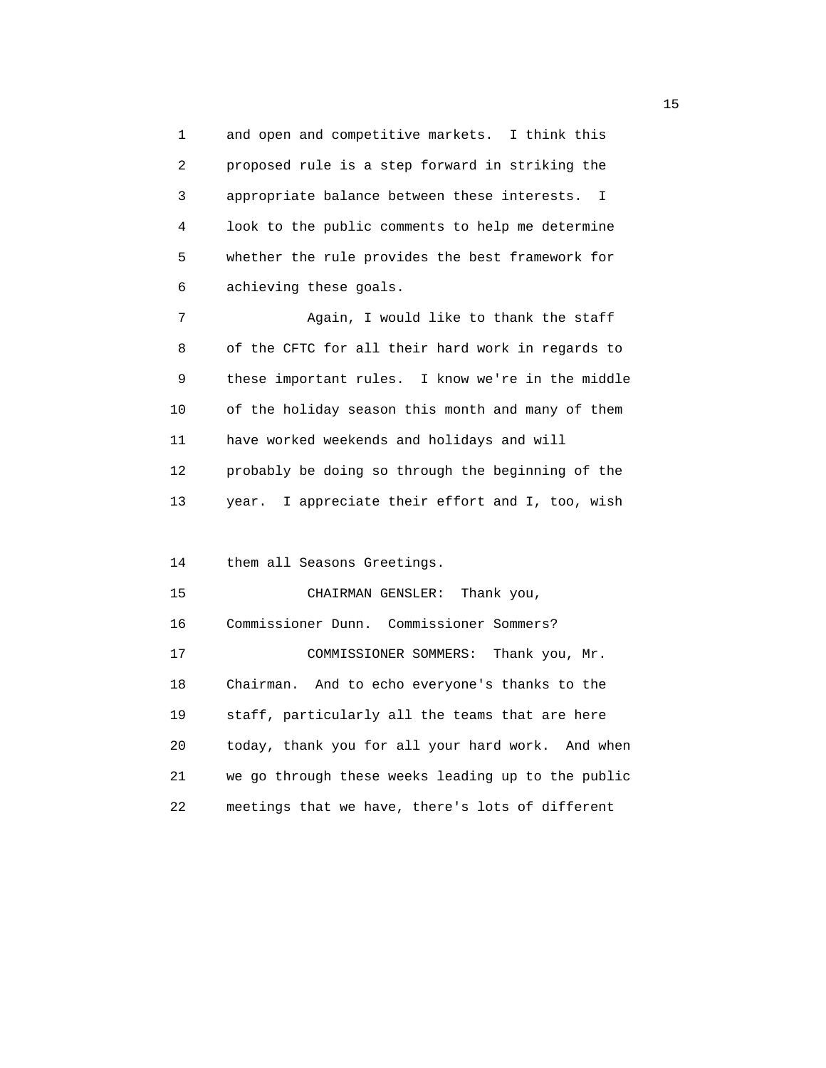and open and competitive markets. I think this proposed rule is a step forward in striking the appropriate balance between these interests. I look to the public comments to help me determine whether the rule provides the best framework for achieving these goals.

Again, I would like to thank the staff of the CFTC for all their hard work in regards to these important rules. I know we're in the middle of the holiday season this month and many of them have worked weekends and holidays and will probably be doing so through the beginning of the year. I appreciate their effort and I, too, wish them all Seasons Greetings.

CHAIRMAN GENSLER: Thank you, Commissioner Dunn. Commissioner Sommers?

COMMISSIONER SOMMERS: Thank you, Mr. Chairman. And to echo everyone's thanks to the staff, particularly all the teams that are here today, thank you for all your hard work. And when we go through these weeks leading up to the public meetings that we have, there's lots of different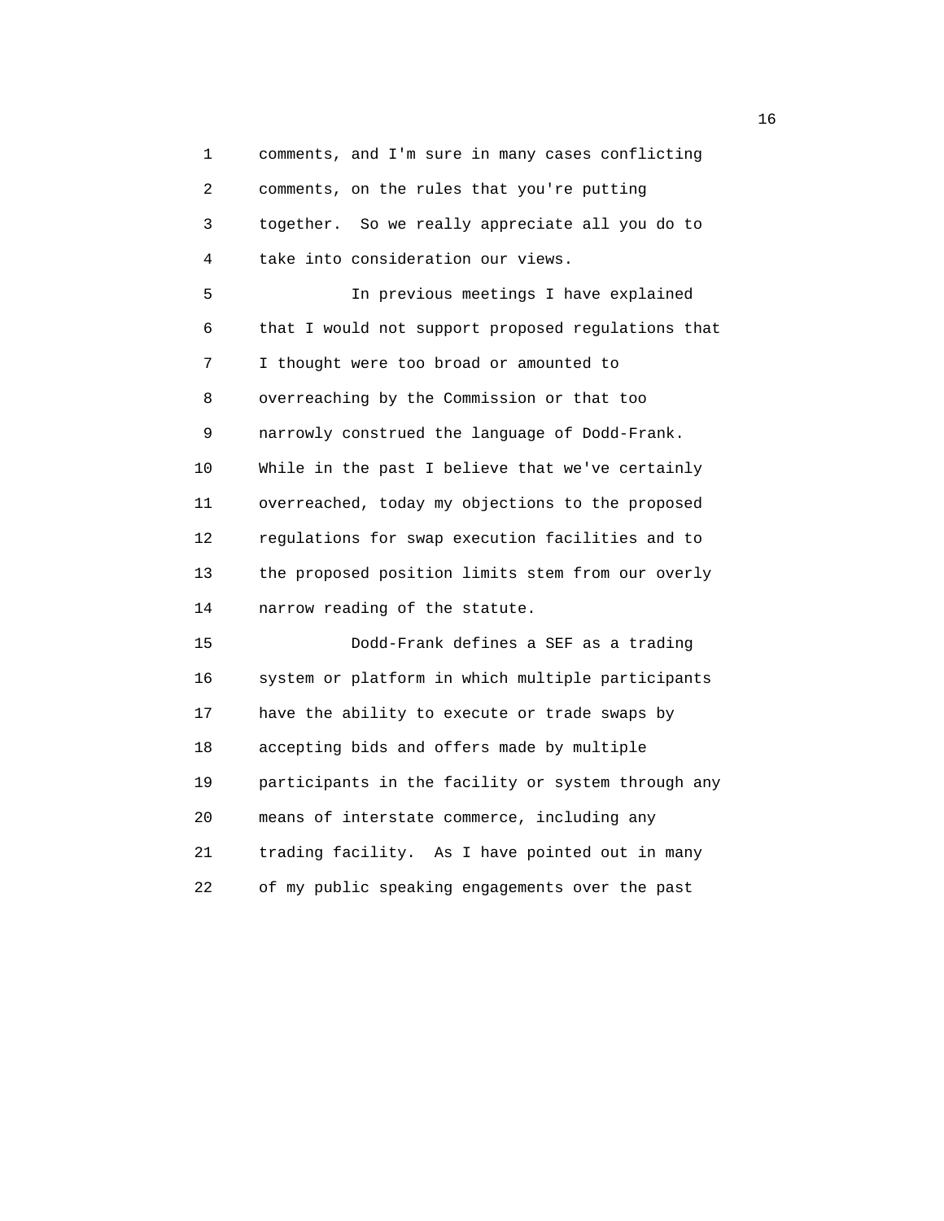comments, and I'm sure in many cases conflicting comments, on the rules that you're putting together. So we really appreciate all you do to take into consideration our views.

In previous meetings I have explained that I would not support proposed regulations that I thought were too broad or amounted to overreaching by the Commission or that too narrowly construed the language of Dodd-Frank. While in the past I believe that we've certainly overreached, today my objections to the proposed regulations for swap execution facilities and to the proposed position limits stem from our overly narrow reading of the statute.

Dodd-Frank defines a SEF as a trading system or platform in which multiple participants have the ability to execute or trade swaps by accepting bids and offers made by multiple participants in the facility or system through any means of interstate commerce, including any trading facility. As I have pointed out in many of my public speaking engagements over the past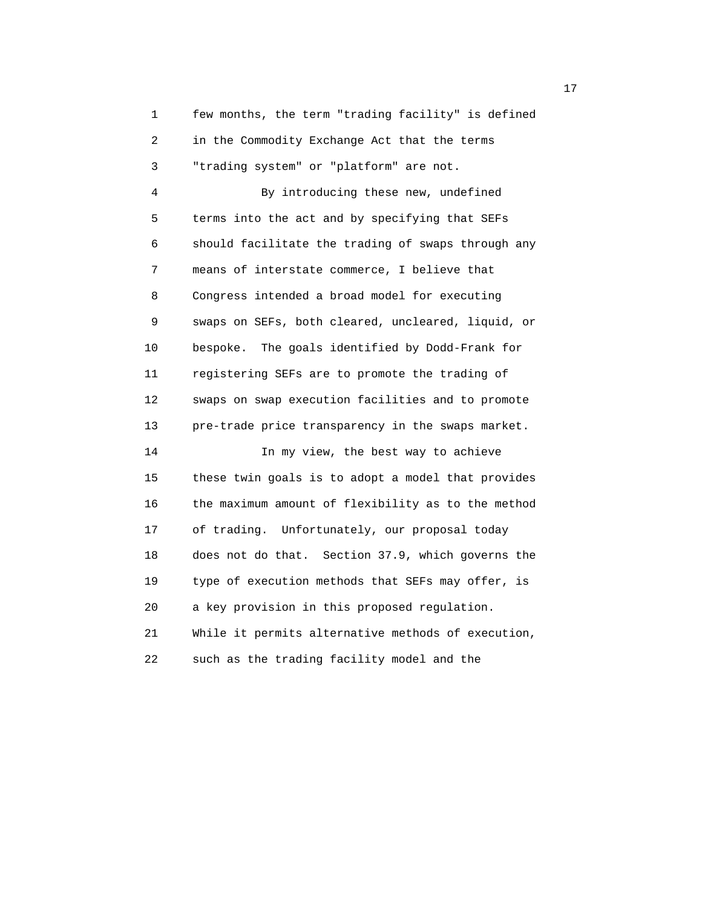few months, the term "trading facility" is defined in the Commodity Exchange Act that the terms "trading system" or "platform" are not.

By introducing these new, undefined terms into the act and by specifying that SEFs should facilitate the trading of swaps through any means of interstate commerce, I believe that Congress intended a broad model for executing swaps on SEFs, both cleared, uncleared, liquid, or bespoke. The goals identified by Dodd-Frank for registering SEFs are to promote the trading of swaps on swap execution facilities and to promote pre-trade price transparency in the swaps market.

In my view, the best way to achieve these twin goals is to adopt a model that provides the maximum amount of flexibility as to the method of trading. Unfortunately, our proposal today does not do that. Section 37.9, which governs the type of execution methods that SEFs may offer, is a key provision in this proposed regulation. While it permits alternative methods of execution, such as the trading facility model and the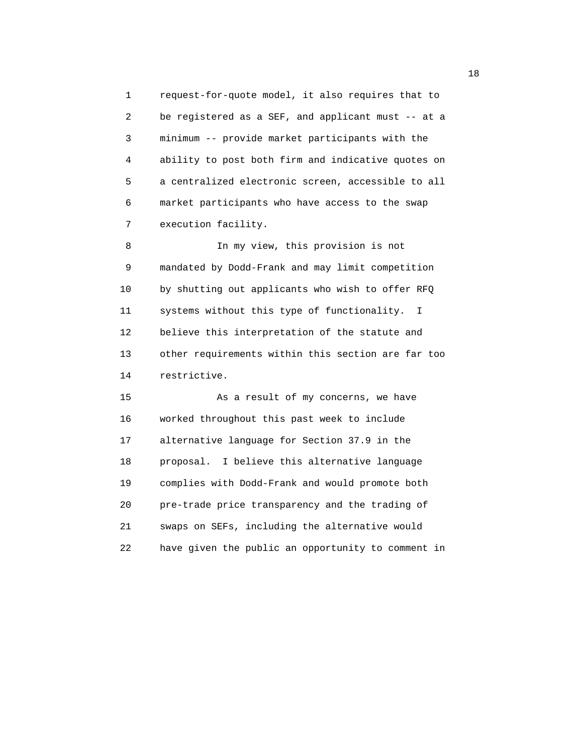request-for-quote model, it also requires that to be registered as a SEF, and applicant must -- at a minimum -- provide market participants with the ability to post both firm and indicative quotes on a centralized electronic screen, accessible to all market participants who have access to the swap execution facility.

In my view, this provision is not mandated by Dodd-Frank and may limit competition by shutting out applicants who wish to offer RFQ systems without this type of functionality. I believe this interpretation of the statute and other requirements within this section are far too restrictive.

As a result of my concerns, we have worked throughout this past week to include alternative language for Section 37.9 in the proposal. I believe this alternative language complies with Dodd-Frank and would promote both pre-trade price transparency and the trading of swaps on SEFs, including the alternative would have given the public an opportunity to comment in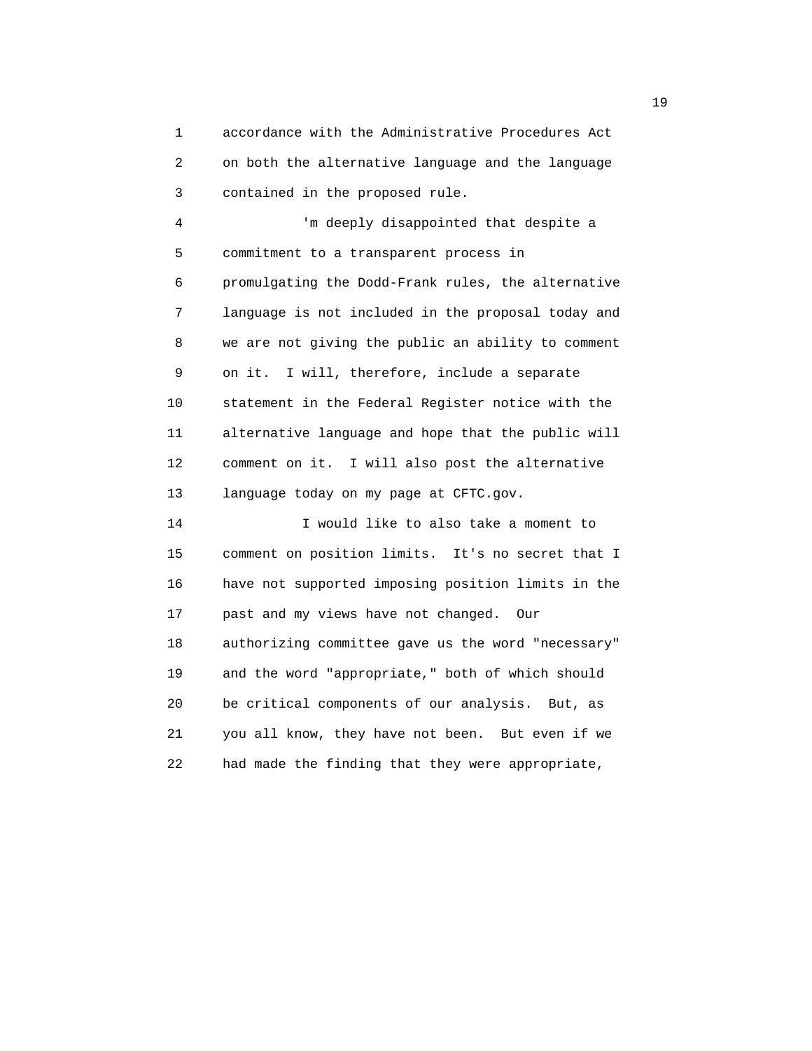accordance with the Administrative Procedures Act on both the alternative language and the language contained in the proposed rule.

'm deeply disappointed that despite a commitment to a transparent process in promulgating the Dodd-Frank rules, the alternative language is not included in the proposal today and we are not giving the public an ability to comment on it. I will, therefore, include a separate statement in the Federal Register notice with the alternative language and hope that the public will comment on it. I will also post the alternative language today on my page at CFTC.gov.

I would like to also take a moment to comment on position limits. It's no secret that I have not supported imposing position limits in the past and my views have not changed. Our authorizing committee gave us the word "necessary" and the word "appropriate," both of which should be critical components of our analysis. But, as you all know, they have not been. But even if we had made the finding that they were appropriate,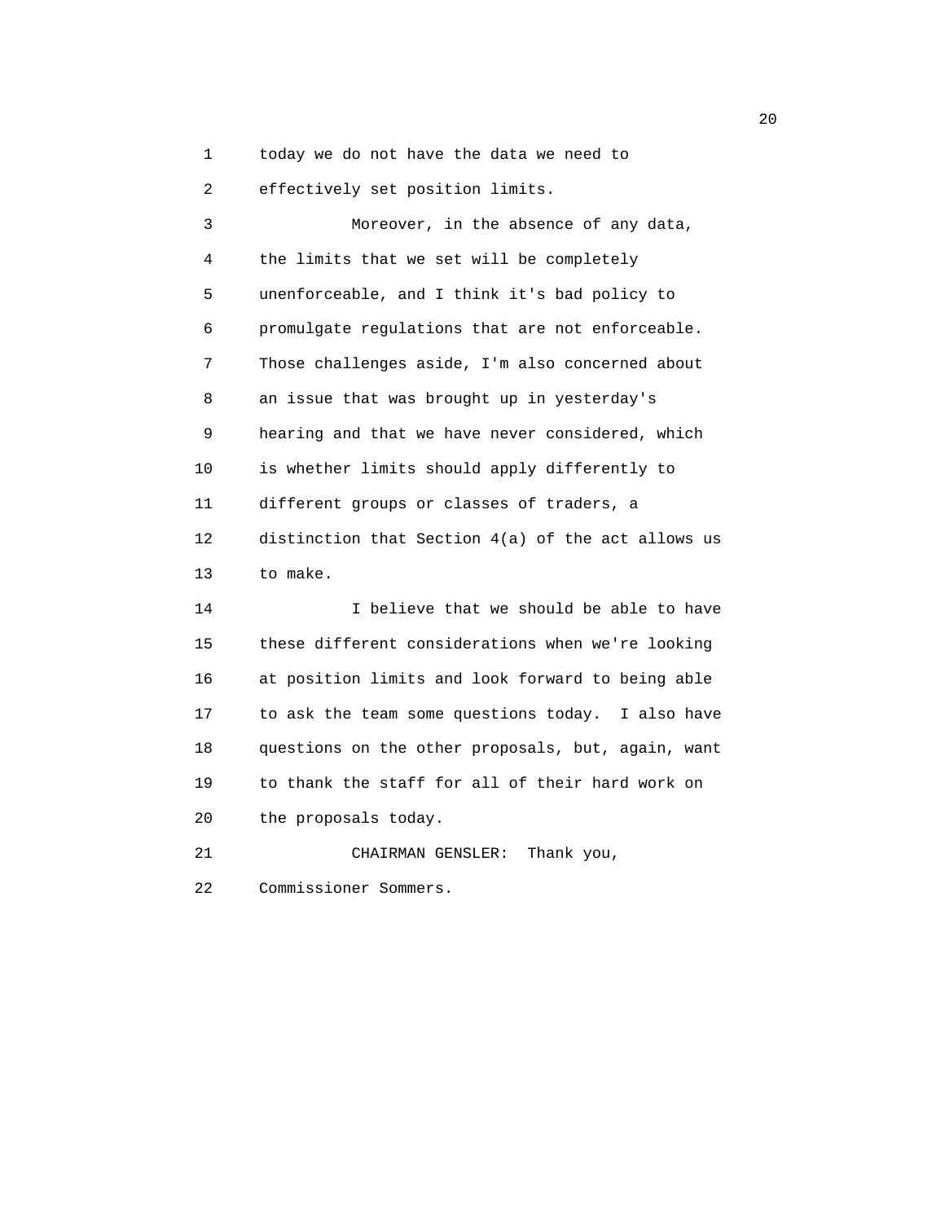today we do not have the data we need to effectively set position limits.

Moreover, in the absence of any data, the limits that we set will be completely unenforceable, and I think it's bad policy to promulgate regulations that are not enforceable. Those challenges aside, I'm also concerned about an issue that was brought up in yesterday's hearing and that we have never considered, which is whether limits should apply differently to different groups or classes of traders, a distinction that Section 4(a) of the act allows us to make.

I believe that we should be able to have these different considerations when we're looking at position limits and look forward to being able to ask the team some questions today. I also have questions on the other proposals, but, again, want to thank the staff for all of their hard work on the proposals today.

CHAIRMAN GENSLER: Thank you, Commissioner Sommers.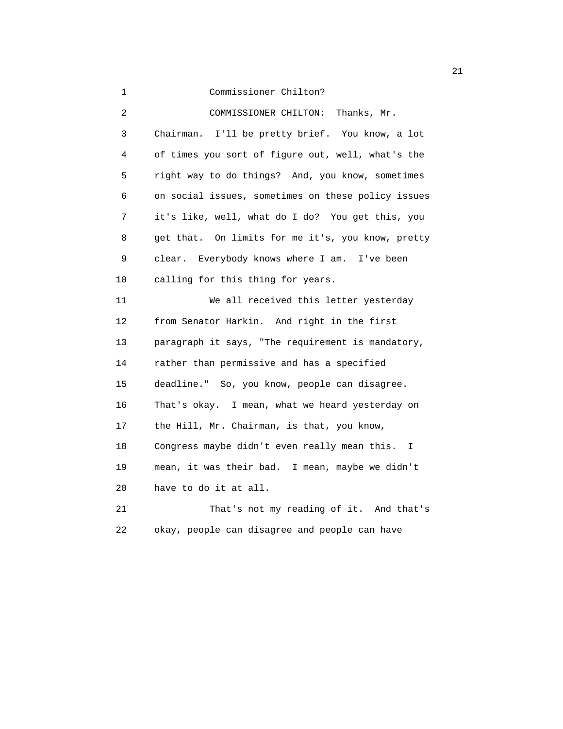Commissioner Chilton?

COMMISSIONER CHILTON: Thanks, Mr. Chairman. I'll be pretty brief. You know, a lot of times you sort of figure out, well, what's the right way to do things? And, you know, sometimes on social issues, sometimes on these policy issues it's like, well, what do I do? You get this, you get that. On limits for me it's, you know, pretty clear. Everybody knows where I am. I've been calling for this thing for years.

We all received this letter yesterday from Senator Harkin. And right in the first paragraph it says, "The requirement is mandatory, rather than permissive and has a specified deadline." So, you know, people can disagree. That's okay. I mean, what we heard yesterday on the Hill, Mr. Chairman, is that, you know, Congress maybe didn't even really mean this. I mean, it was their bad. I mean, maybe we didn't have to do it at all.

That's not my reading of it. And that's okay, people can disagree and people can have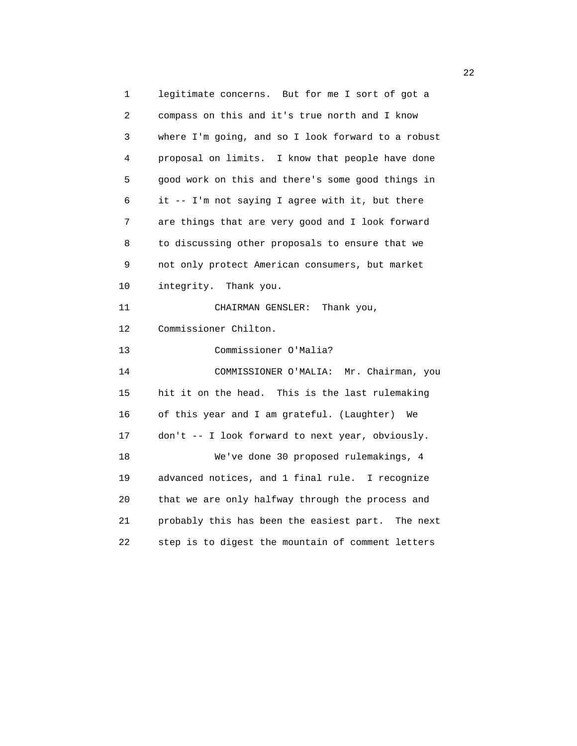legitimate concerns. But for me I sort of got a compass on this and it's true north and I know where I'm going, and so I look forward to a robust proposal on limits. I know that people have done good work on this and there's some good things in it -- I'm not saying I agree with it, but there are things that are very good and I look forward to discussing other proposals to ensure that we not only protect American consumers, but market integrity. Thank you.

CHAIRMAN GENSLER: Thank you, Commissioner Chilton.

Commissioner O'Malia?

COMMISSIONER O'MALIA: Mr. Chairman, you hit it on the head. This is the last rulemaking of this year and I am grateful. (Laughter) We don't -- I look forward to next year, obviously.

We've done 30 proposed rulemakings, 4 advanced notices, and 1 final rule. I recognize that we are only halfway through the process and probably this has been the easiest part. The next step is to digest the mountain of comment letters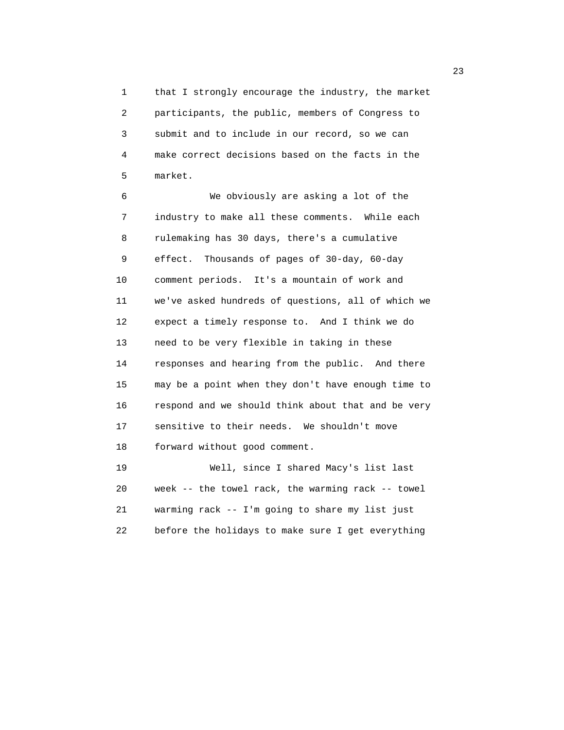that I strongly encourage the industry, the market participants, the public, members of Congress to submit and to include in our record, so we can make correct decisions based on the facts in the market.

We obviously are asking a lot of the industry to make all these comments. While each rulemaking has 30 days, there's a cumulative effect. Thousands of pages of 30-day, 60-day comment periods. It's a mountain of work and we've asked hundreds of questions, all of which we expect a timely response to. And I think we do need to be very flexible in taking in these responses and hearing from the public. And there may be a point when they don't have enough time to respond and we should think about that and be very sensitive to their needs. We shouldn't move forward without good comment.

Well, since I shared Macy's list last week -- the towel rack, the warming rack -- towel warming rack -- I'm going to share my list just before the holidays to make sure I get everything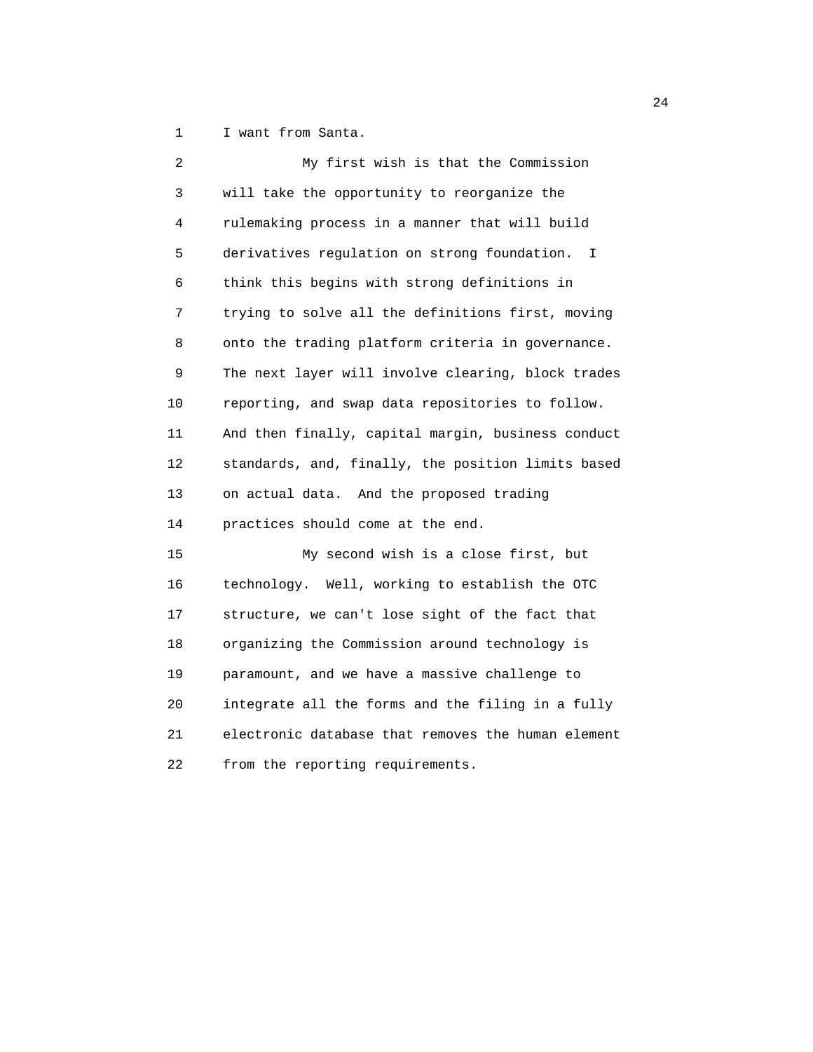I want from Santa.

My first wish is that the Commission will take the opportunity to reorganize the rulemaking process in a manner that will build derivatives regulation on strong foundation. I think this begins with strong definitions in trying to solve all the definitions first, moving onto the trading platform criteria in governance. The next layer will involve clearing, block trades reporting, and swap data repositories to follow. And then finally, capital margin, business conduct standards, and, finally, the position limits based on actual data. And the proposed trading practices should come at the end.

My second wish is a close first, but technology. Well, working to establish the OTC structure, we can't lose sight of the fact that organizing the Commission around technology is paramount, and we have a massive challenge to integrate all the forms and the filing in a fully electronic database that removes the human element from the reporting requirements.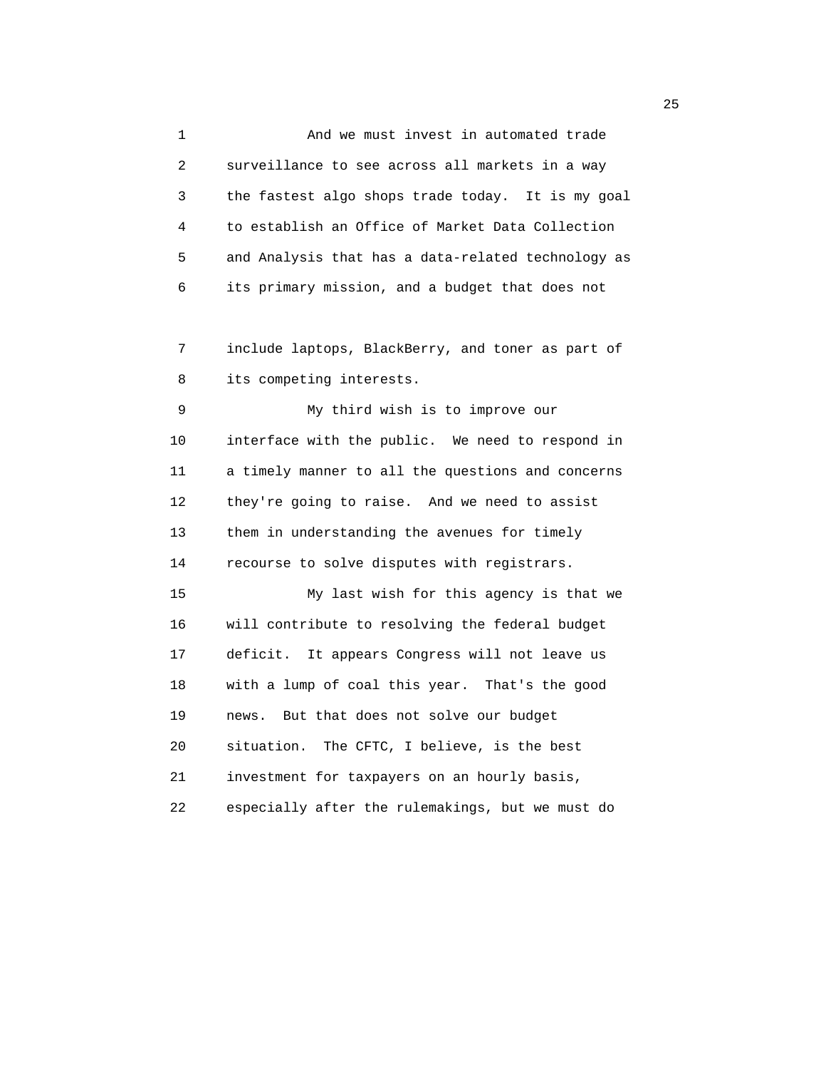And we must invest in automated trade surveillance to see across all markets in a way the fastest algo shops trade today. It is my goal to establish an Office of Market Data Collection and Analysis that has a data-related technology as its primary mission, and a budget that does not include laptops, BlackBerry, and toner as part of its competing interests.

My third wish is to improve our interface with the public. We need to respond in a timely manner to all the questions and concerns they're going to raise. And we need to assist them in understanding the avenues for timely recourse to solve disputes with registrars.

My last wish for this agency is that we will contribute to resolving the federal budget deficit. It appears Congress will not leave us with a lump of coal this year. That's the good news. But that does not solve our budget situation. The CFTC, I believe, is the best investment for taxpayers on an hourly basis, especially after the rulemakings, but we must do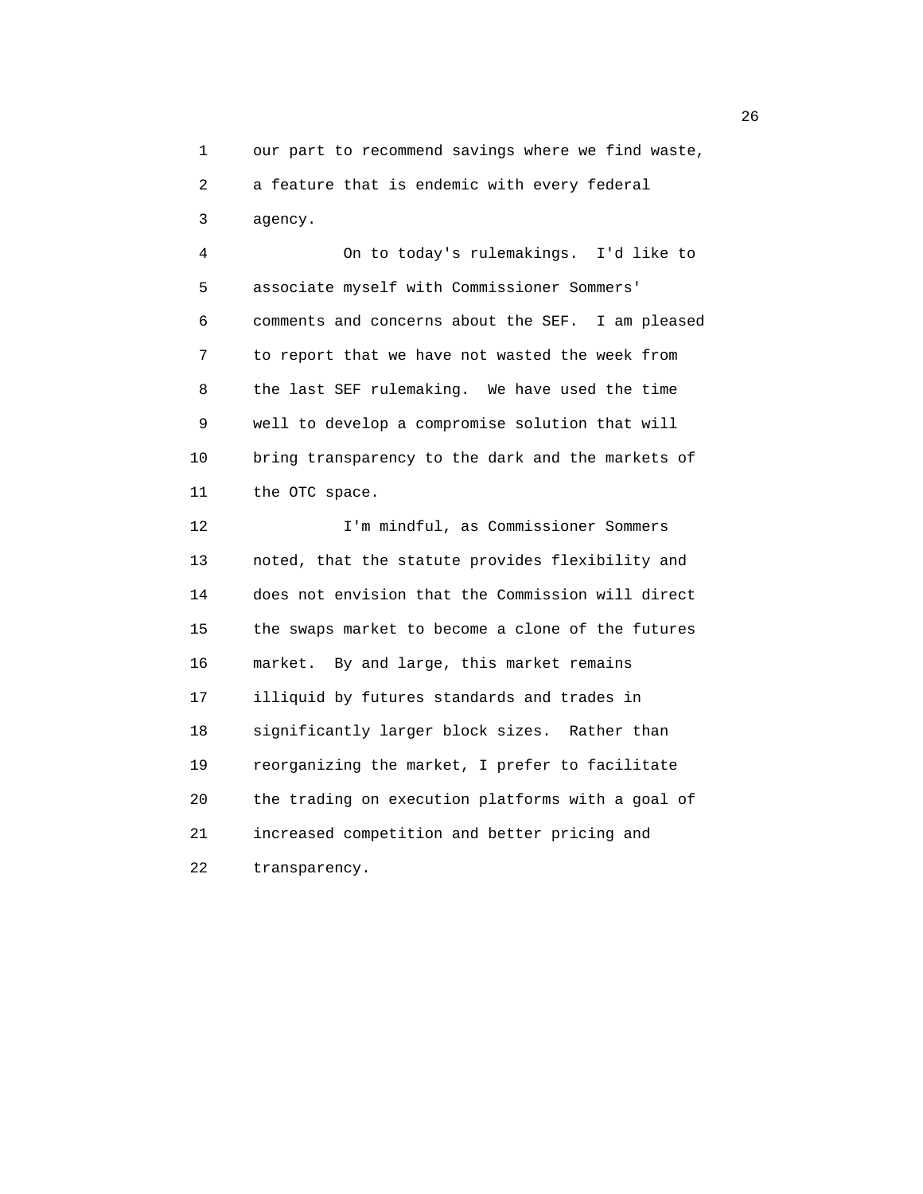our part to recommend savings where we find waste, a feature that is endemic with every federal agency.

On to today's rulemakings. I'd like to associate myself with Commissioner Sommers' comments and concerns about the SEF. I am pleased to report that we have not wasted the week from the last SEF rulemaking. We have used the time well to develop a compromise solution that will bring transparency to the dark and the markets of the OTC space.

I'm mindful, as Commissioner Sommers noted, that the statute provides flexibility and does not envision that the Commission will direct the swaps market to become a clone of the futures market. By and large, this market remains illiquid by futures standards and trades in significantly larger block sizes. Rather than reorganizing the market, I prefer to facilitate the trading on execution platforms with a goal of increased competition and better pricing and transparency.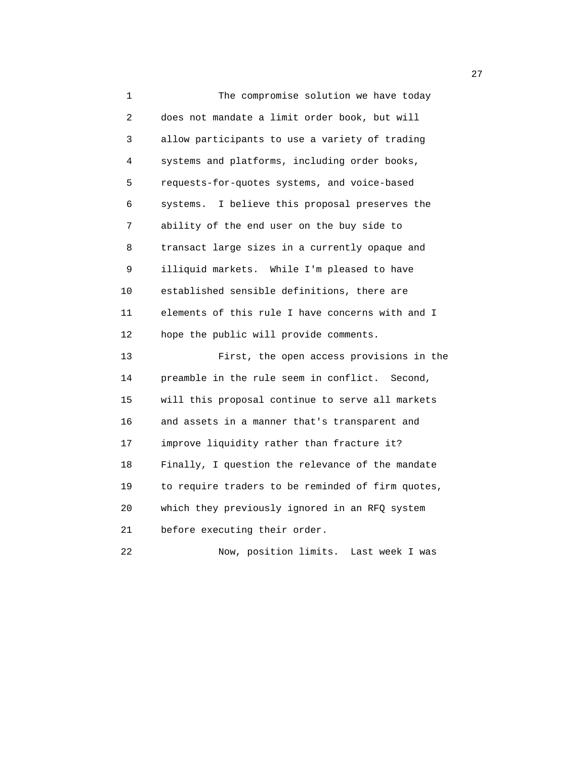The compromise solution we have today does not mandate a limit order book, but will allow participants to use a variety of trading systems and platforms, including order books, requests-for-quotes systems, and voice-based systems. I believe this proposal preserves the ability of the end user on the buy side to transact large sizes in a currently opaque and illiquid markets. While I'm pleased to have established sensible definitions, there are elements of this rule I have concerns with and I hope the public will provide comments.

First, the open access provisions in the preamble in the rule seem in conflict. Second, will this proposal continue to serve all markets and assets in a manner that's transparent and improve liquidity rather than fracture it? Finally, I question the relevance of the mandate to require traders to be reminded of firm quotes, which they previously ignored in an RFQ system before executing their order.

Now, position limits. Last week I was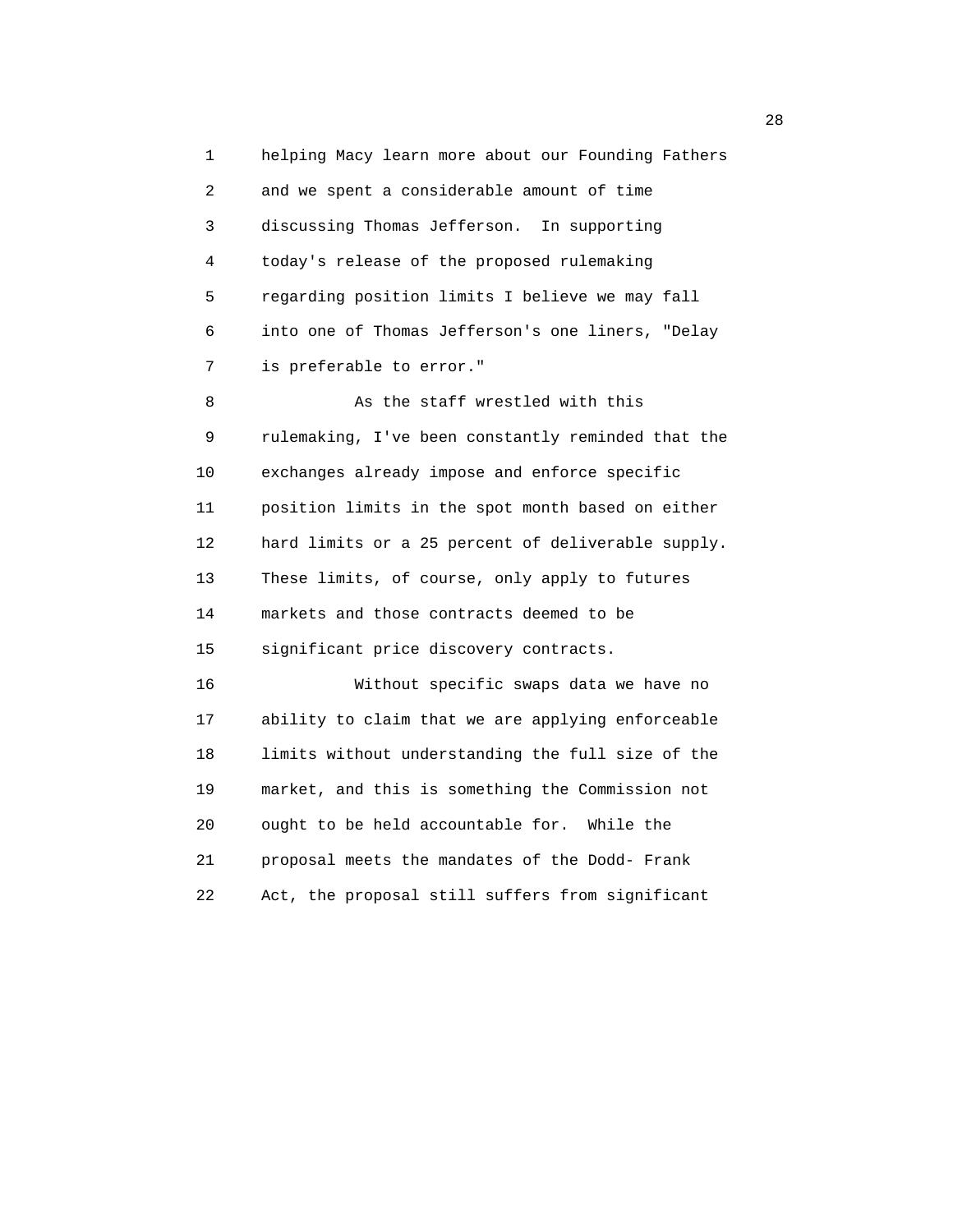helping Macy learn more about our Founding Fathers and we spent a considerable amount of time discussing Thomas Jefferson. In supporting today's release of the proposed rulemaking regarding position limits I believe we may fall into one of Thomas Jefferson's one liners, "Delay is preferable to error."

As the staff wrestled with this rulemaking, I've been constantly reminded that the exchanges already impose and enforce specific position limits in the spot month based on either hard limits or a 25 percent of deliverable supply. These limits, of course, only apply to futures markets and those contracts deemed to be significant price discovery contracts.

Without specific swaps data we have no ability to claim that we are applying enforceable limits without understanding the full size of the market, and this is something the Commission not ought to be held accountable for. While the proposal meets the mandates of the Dodd- Frank Act, the proposal still suffers from significant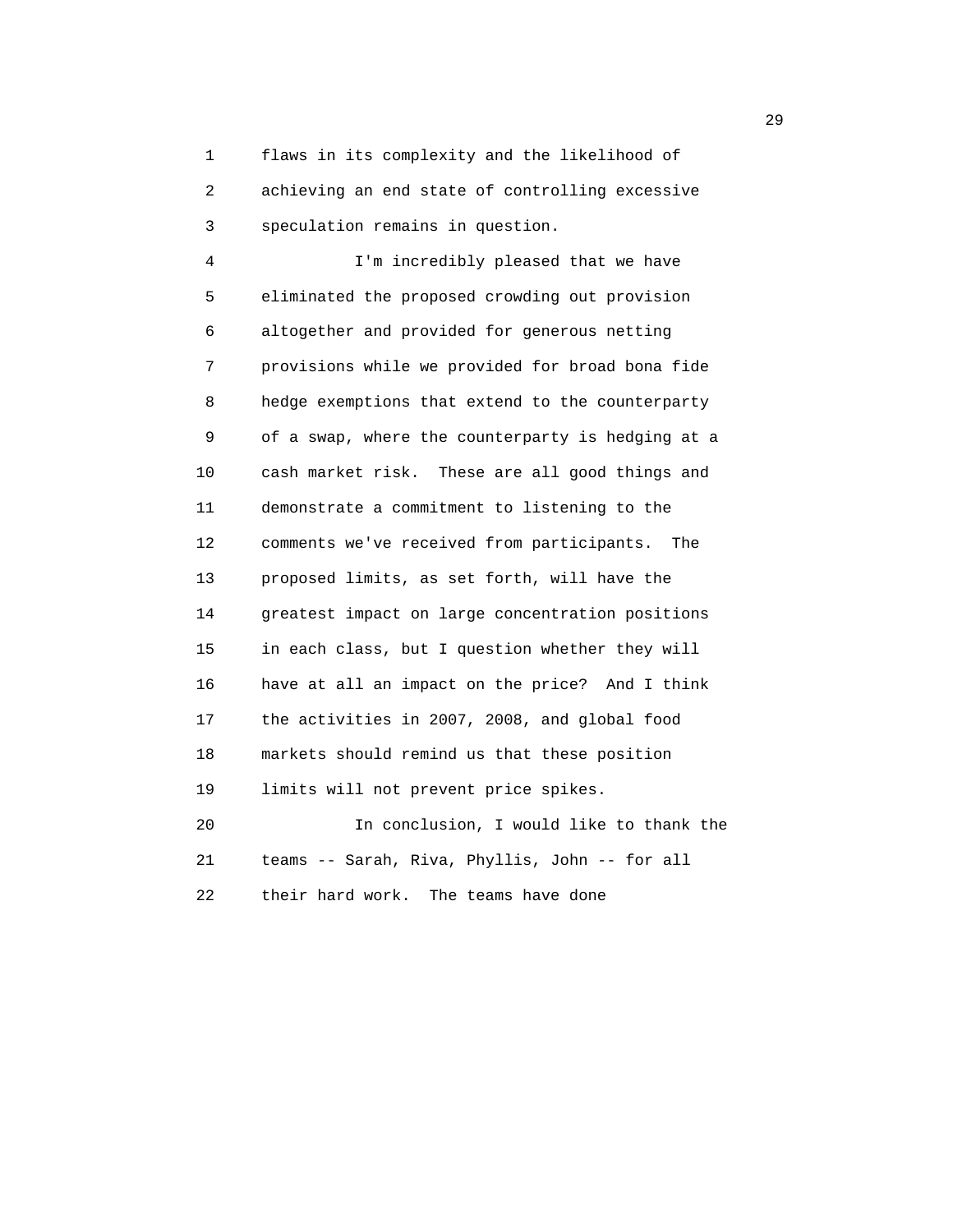flaws in its complexity and the likelihood of achieving an end state of controlling excessive speculation remains in question.

I'm incredibly pleased that we have eliminated the proposed crowding out provision altogether and provided for generous netting provisions while we provided for broad bona fide hedge exemptions that extend to the counterparty of a swap, where the counterparty is hedging at a cash market risk. These are all good things and demonstrate a commitment to listening to the comments we've received from participants. The proposed limits, as set forth, will have the greatest impact on large concentration positions in each class, but I question whether they will have at all an impact on the price? And I think the activities in 2007, 2008, and global food markets should remind us that these position limits will not prevent price spikes.

In conclusion, I would like to thank the teams -- Sarah, Riva, Phyllis, John -- for all their hard work. The teams have done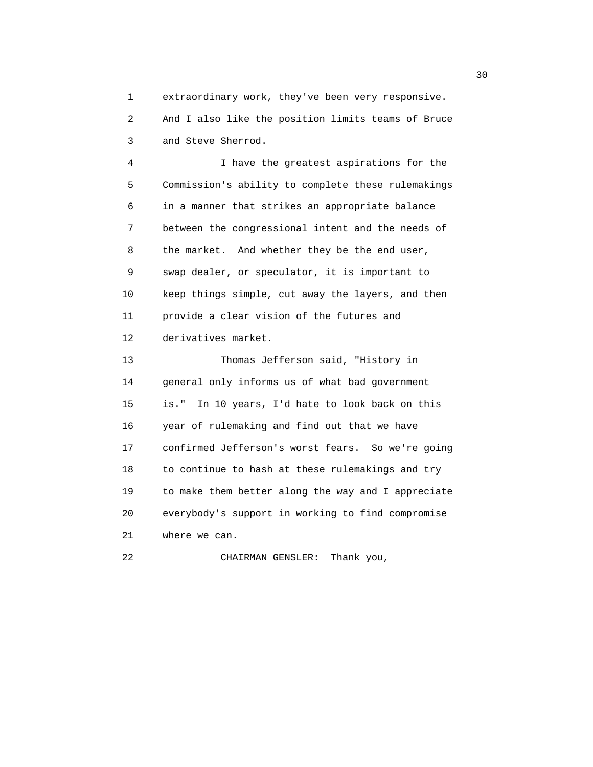extraordinary work, they've been very responsive. And I also like the position limits teams of Bruce and Steve Sherrod.

I have the greatest aspirations for the Commission's ability to complete these rulemakings in a manner that strikes an appropriate balance between the congressional intent and the needs of the market. And whether they be the end user, swap dealer, or speculator, it is important to keep things simple, cut away the layers, and then provide a clear vision of the futures and derivatives market.

Thomas Jefferson said, "History in general only informs us of what bad government is." In 10 years, I'd hate to look back on this year of rulemaking and find out that we have confirmed Jefferson's worst fears. So we're going to continue to hash at these rulemakings and try to make them better along the way and I appreciate everybody's support in working to find compromise where we can.

CHAIRMAN GENSLER: Thank you,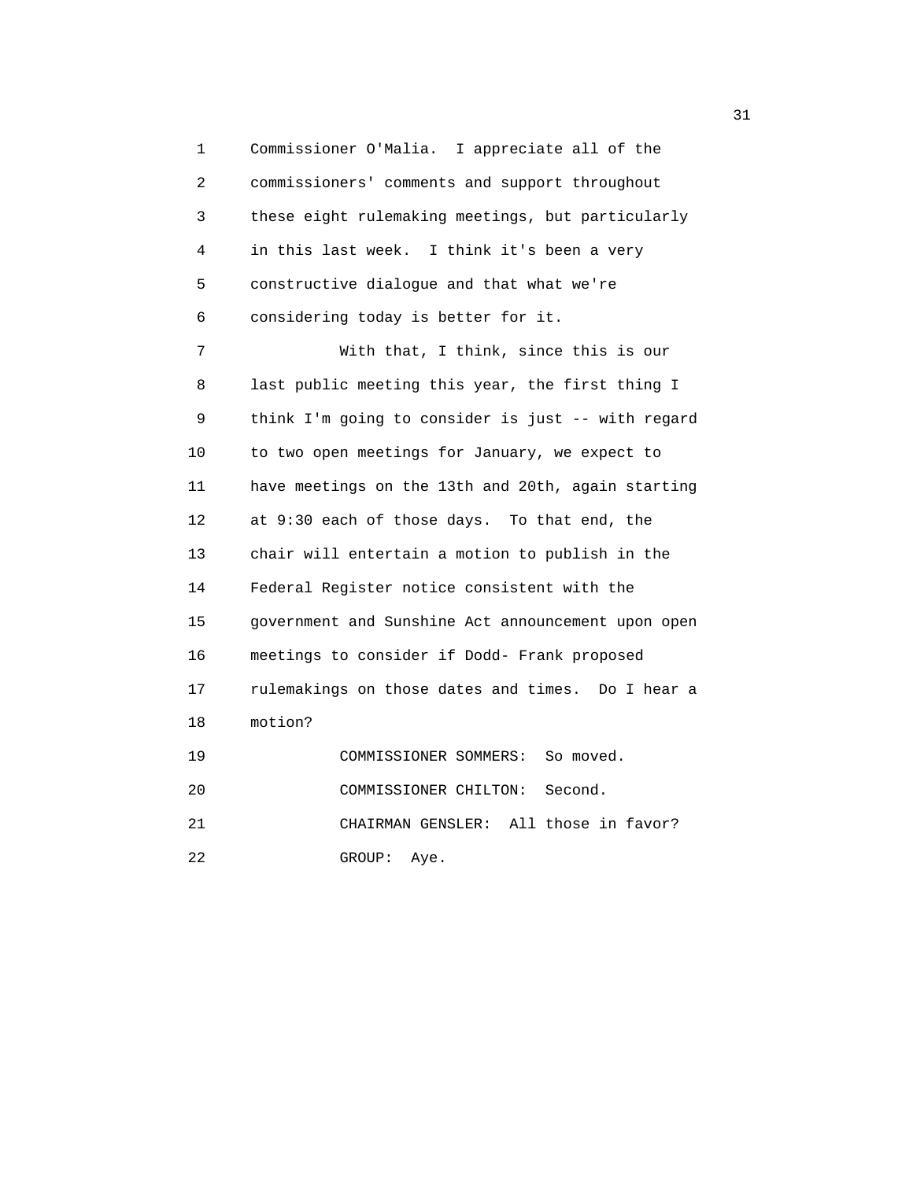Commissioner O'Malia. I appreciate all of the commissioners' comments and support throughout these eight rulemaking meetings, but particularly in this last week. I think it's been a very constructive dialogue and that what we're considering today is better for it.

With that, I think, since this is our last public meeting this year, the first thing I think I'm going to consider is just -- with regard to two open meetings for January, we expect to have meetings on the 13th and 20th, again starting at 9:30 each of those days. To that end, the chair will entertain a motion to publish in the Federal Register notice consistent with the government and Sunshine Act announcement upon open meetings to consider if Dodd- Frank proposed rulemakings on those dates and times. Do I hear a motion?

COMMISSIONER SOMMERS: So moved.

COMMISSIONER CHILTON: Second.

CHAIRMAN GENSLER: All those in favor?

GROUP: Aye.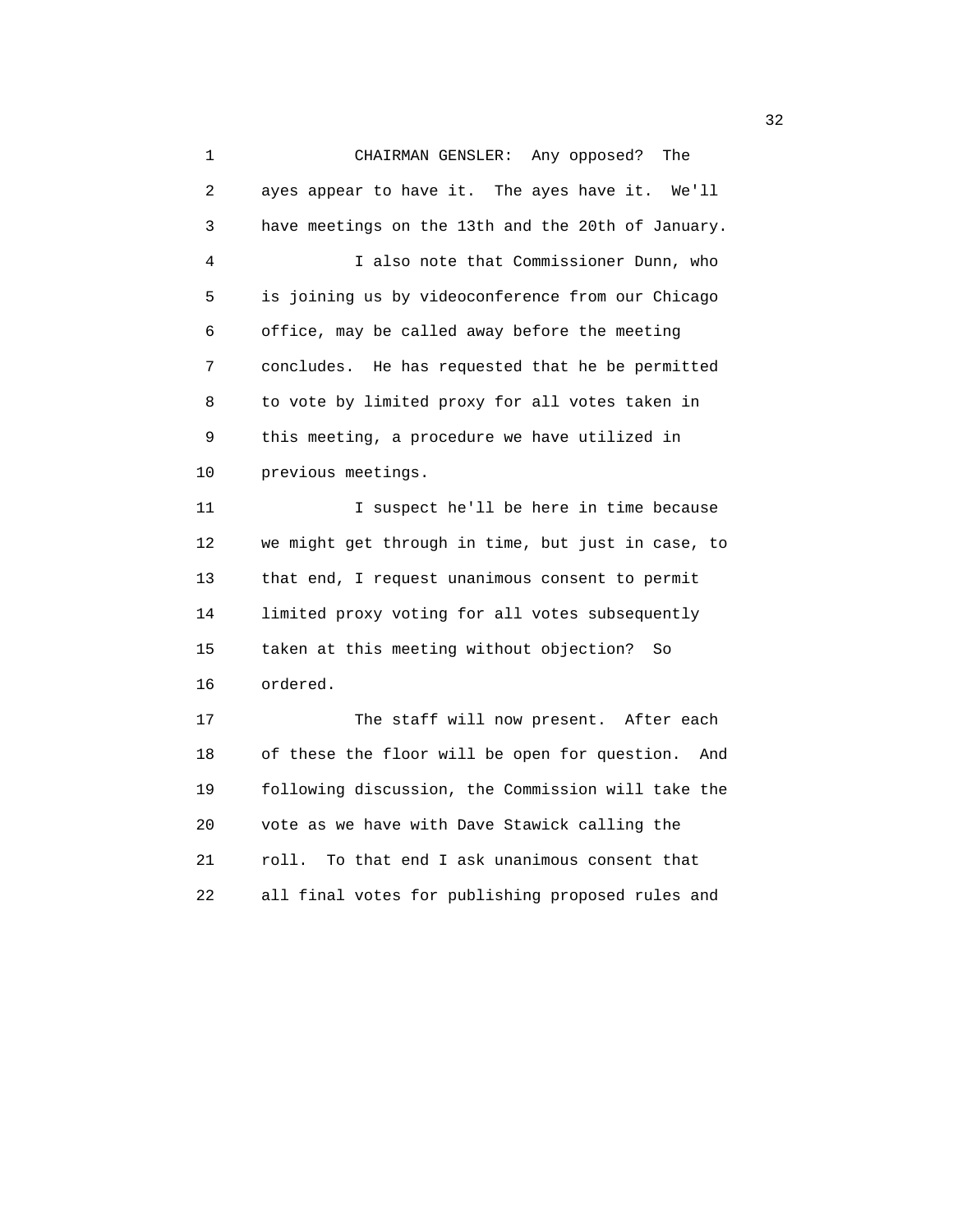CHAIRMAN GENSLER: Any opposed? The ayes appear to have it. The ayes have it. We'll have meetings on the 13th and the 20th of January.

I also note that Commissioner Dunn, who is joining us by videoconference from our Chicago office, may be called away before the meeting concludes. He has requested that he be permitted to vote by limited proxy for all votes taken in this meeting, a procedure we have utilized in previous meetings.

I suspect he'll be here in time because we might get through in time, but just in case, to that end, I request unanimous consent to permit limited proxy voting for all votes subsequently taken at this meeting without objection? So ordered.

The staff will now present. After each of these the floor will be open for question. And following discussion, the Commission will take the vote as we have with Dave Stawick calling the roll. To that end I ask unanimous consent that all final votes for publishing proposed rules and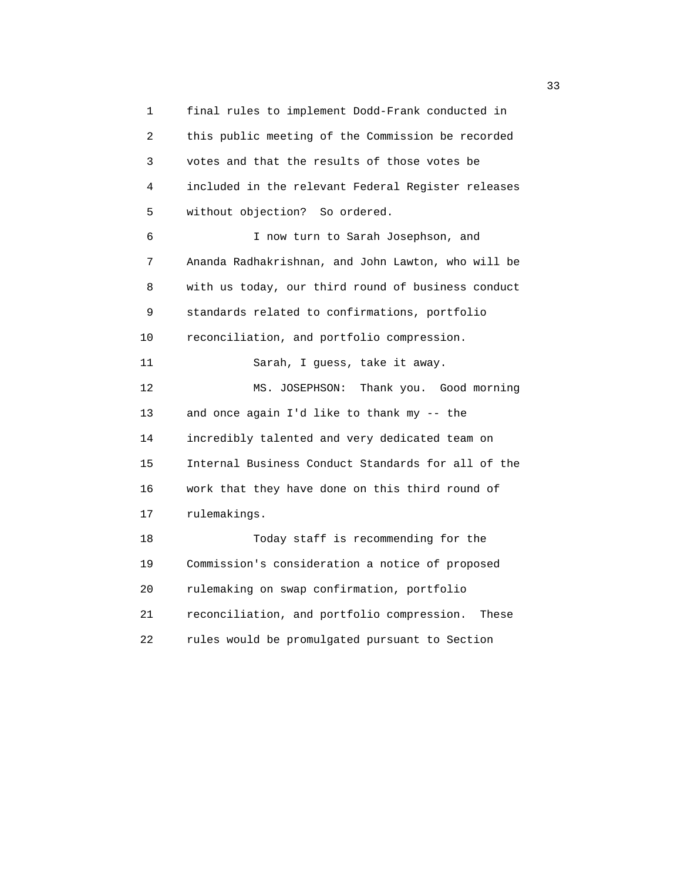final rules to implement Dodd-Frank conducted in this public meeting of the Commission be recorded votes and that the results of those votes be included in the relevant Federal Register releases without objection? So ordered.

I now turn to Sarah Josephson, and Ananda Radhakrishnan, and John Lawton, who will be with us today, our third round of business conduct standards related to confirmations, portfolio reconciliation, and portfolio compression.

Sarah, I guess, take it away.

MS. JOSEPHSON: Thank you. Good morning and once again I'd like to thank my -- the incredibly talented and very dedicated team on Internal Business Conduct Standards for all of the work that they have done on this third round of rulemakings.

Today staff is recommending for the Commission's consideration a notice of proposed rulemaking on swap confirmation, portfolio reconciliation, and portfolio compression. These rules would be promulgated pursuant to Section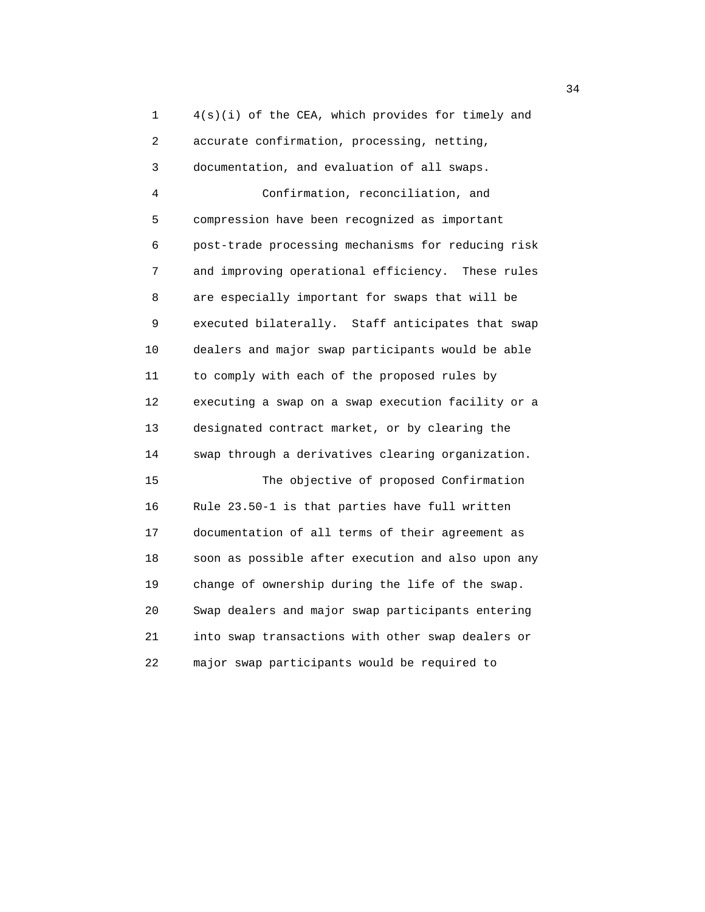4(s)(i) of the CEA, which provides for timely and accurate confirmation, processing, netting, documentation, and evaluation of all swaps.

Confirmation, reconciliation, and compression have been recognized as important post-trade processing mechanisms for reducing risk and improving operational efficiency. These rules are especially important for swaps that will be executed bilaterally. Staff anticipates that swap dealers and major swap participants would be able to comply with each of the proposed rules by executing a swap on a swap execution facility or a designated contract market, or by clearing the swap through a derivatives clearing organization.

The objective of proposed Confirmation Rule 23.50-1 is that parties have full written documentation of all terms of their agreement as soon as possible after execution and also upon any change of ownership during the life of the swap. Swap dealers and major swap participants entering into swap transactions with other swap dealers or major swap participants would be required to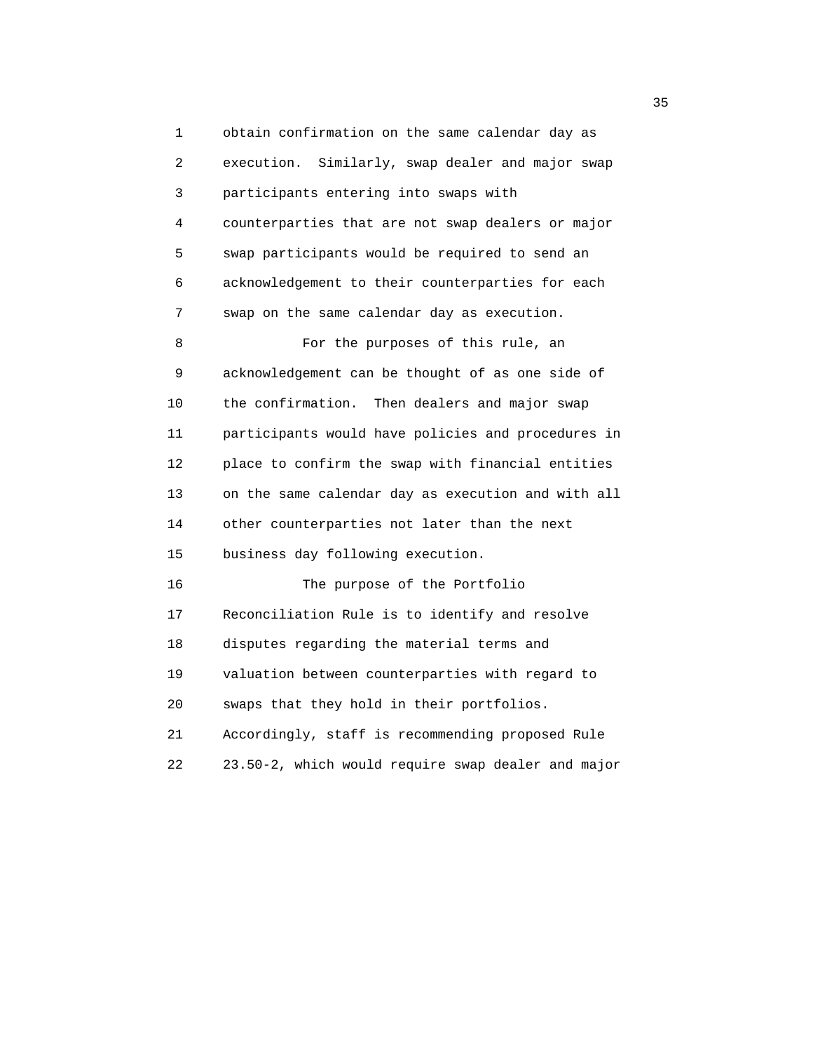obtain confirmation on the same calendar day as execution. Similarly, swap dealer and major swap participants entering into swaps with counterparties that are not swap dealers or major swap participants would be required to send an acknowledgement to their counterparties for each swap on the same calendar day as execution.

For the purposes of this rule, an acknowledgement can be thought of as one side of the confirmation. Then dealers and major swap participants would have policies and procedures in place to confirm the swap with financial entities on the same calendar day as execution and with all other counterparties not later than the next business day following execution.

The purpose of the Portfolio Reconciliation Rule is to identify and resolve disputes regarding the material terms and valuation between counterparties with regard to swaps that they hold in their portfolios. Accordingly, staff is recommending proposed Rule 23.50-2, which would require swap dealer and major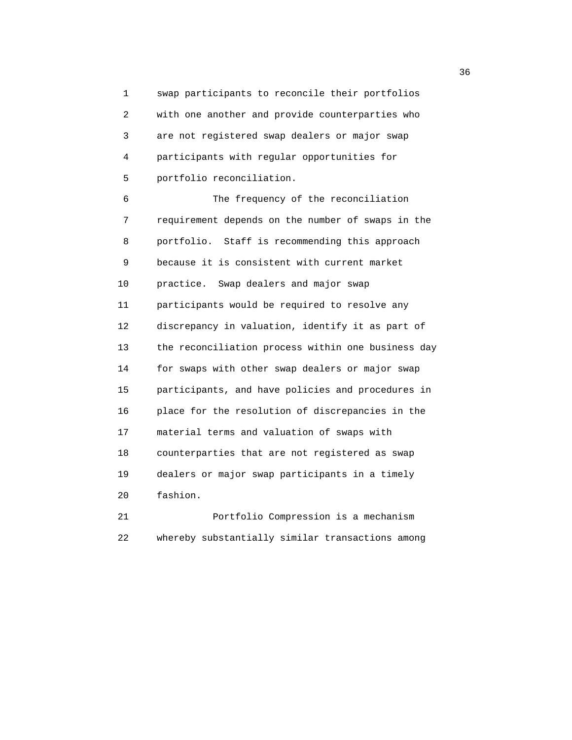swap participants to reconcile their portfolios with one another and provide counterparties who are not registered swap dealers or major swap participants with regular opportunities for portfolio reconciliation.

The frequency of the reconciliation requirement depends on the number of swaps in the portfolio. Staff is recommending this approach because it is consistent with current market practice. Swap dealers and major swap participants would be required to resolve any discrepancy in valuation, identify it as part of the reconciliation process within one business day for swaps with other swap dealers or major swap participants, and have policies and procedures in place for the resolution of discrepancies in the material terms and valuation of swaps with counterparties that are not registered as swap dealers or major swap participants in a timely fashion.

Portfolio Compression is a mechanism whereby substantially similar transactions among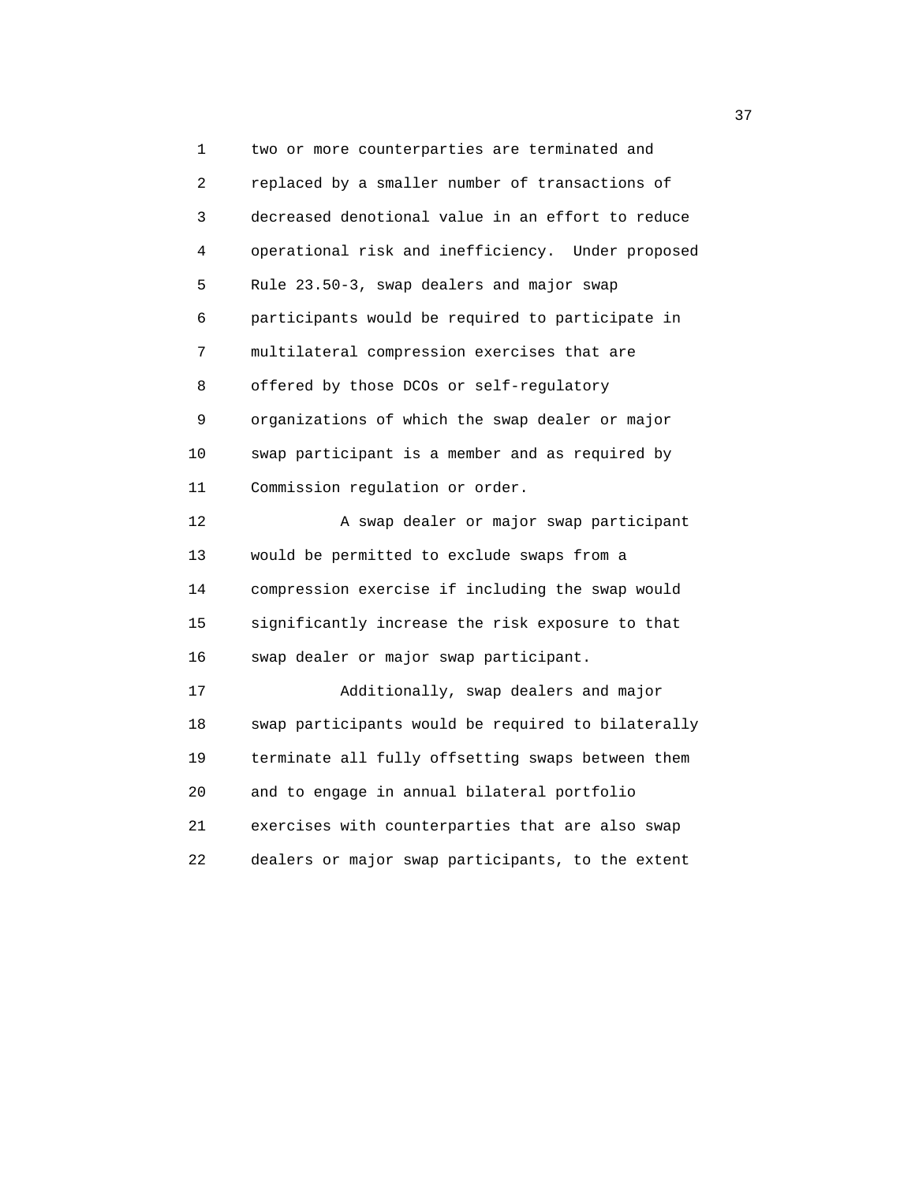two or more counterparties are terminated and replaced by a smaller number of transactions of decreased denotional value in an effort to reduce operational risk and inefficiency. Under proposed Rule 23.50-3, swap dealers and major swap participants would be required to participate in multilateral compression exercises that are offered by those DCOs or self-regulatory organizations of which the swap dealer or major swap participant is a member and as required by Commission regulation or order.

A swap dealer or major swap participant would be permitted to exclude swaps from a compression exercise if including the swap would significantly increase the risk exposure to that swap dealer or major swap participant.

Additionally, swap dealers and major swap participants would be required to bilaterally terminate all fully offsetting swaps between them and to engage in annual bilateral portfolio exercises with counterparties that are also swap dealers or major swap participants, to the extent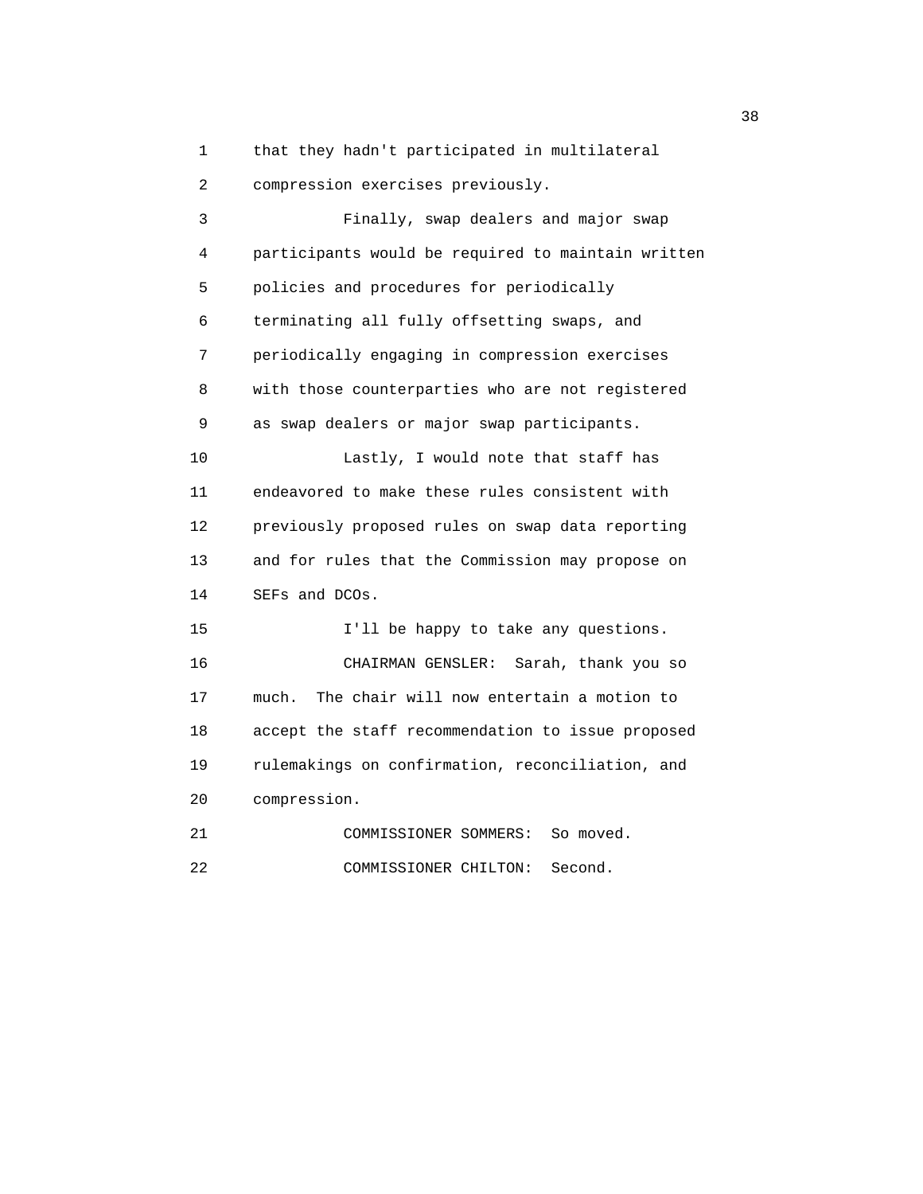that they hadn't participated in multilateral compression exercises previously.

Finally, swap dealers and major swap participants would be required to maintain written policies and procedures for periodically terminating all fully offsetting swaps, and periodically engaging in compression exercises with those counterparties who are not registered as swap dealers or major swap participants.

Lastly, I would note that staff has endeavored to make these rules consistent with previously proposed rules on swap data reporting and for rules that the Commission may propose on SEFs and DCOs.

I'll be happy to take any questions.

CHAIRMAN GENSLER: Sarah, thank you so much. The chair will now entertain a motion to accept the staff recommendation to issue proposed rulemakings on confirmation, reconciliation, and compression.

COMMISSIONER SOMMERS: So moved.

COMMISSIONER CHILTON: Second.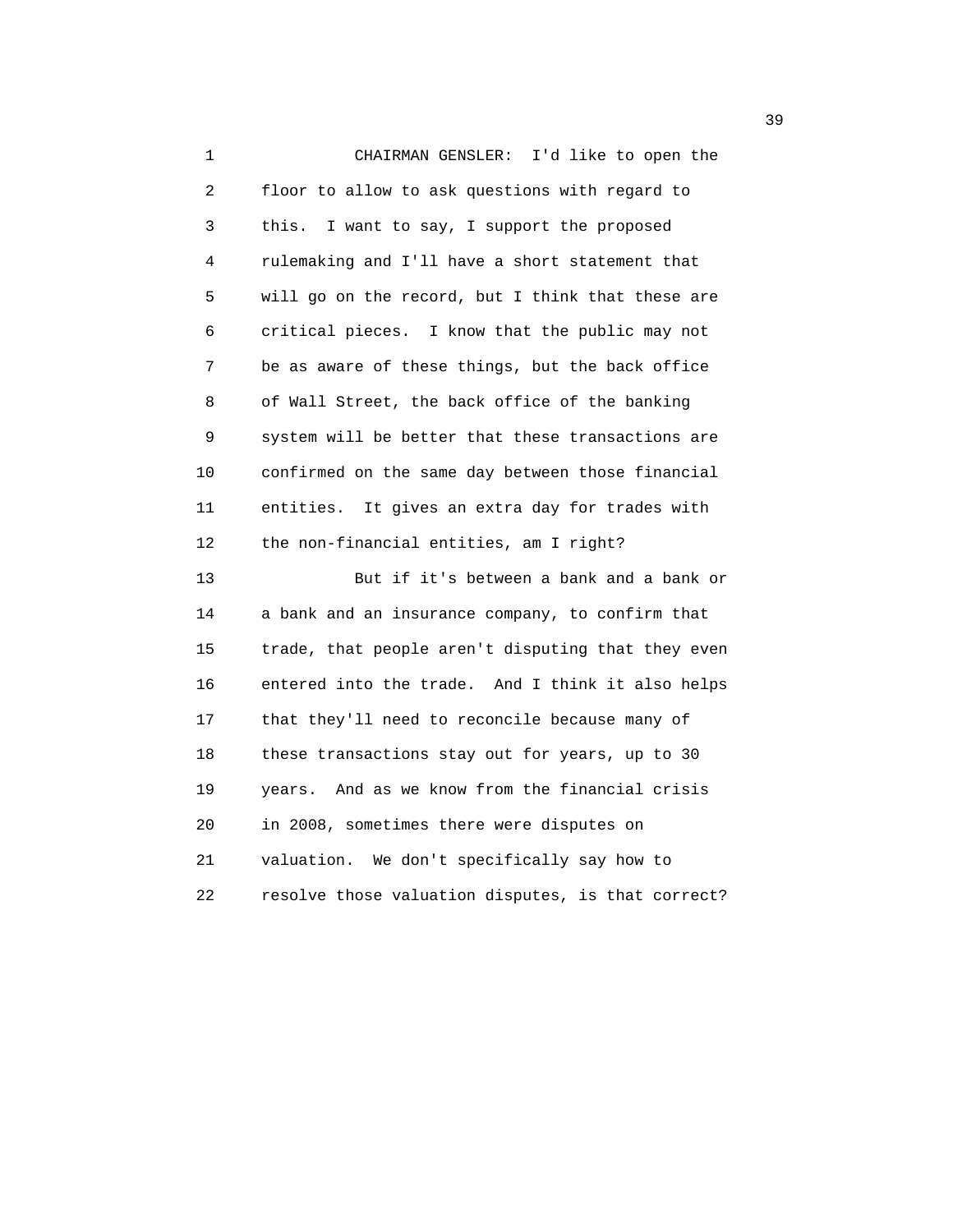CHAIRMAN GENSLER: I'd like to open the floor to allow to ask questions with regard to this. I want to say, I support the proposed rulemaking and I'll have a short statement that will go on the record, but I think that these are critical pieces. I know that the public may not be as aware of these things, but the back office of Wall Street, the back office of the banking system will be better that these transactions are confirmed on the same day between those financial entities. It gives an extra day for trades with the non-financial entities, am I right?

But if it's between a bank and a bank or a bank and an insurance company, to confirm that trade, that people aren't disputing that they even entered into the trade. And I think it also helps that they'll need to reconcile because many of these transactions stay out for years, up to 30 years. And as we know from the financial crisis in 2008, sometimes there were disputes on valuation. We don't specifically say how to resolve those valuation disputes, is that correct?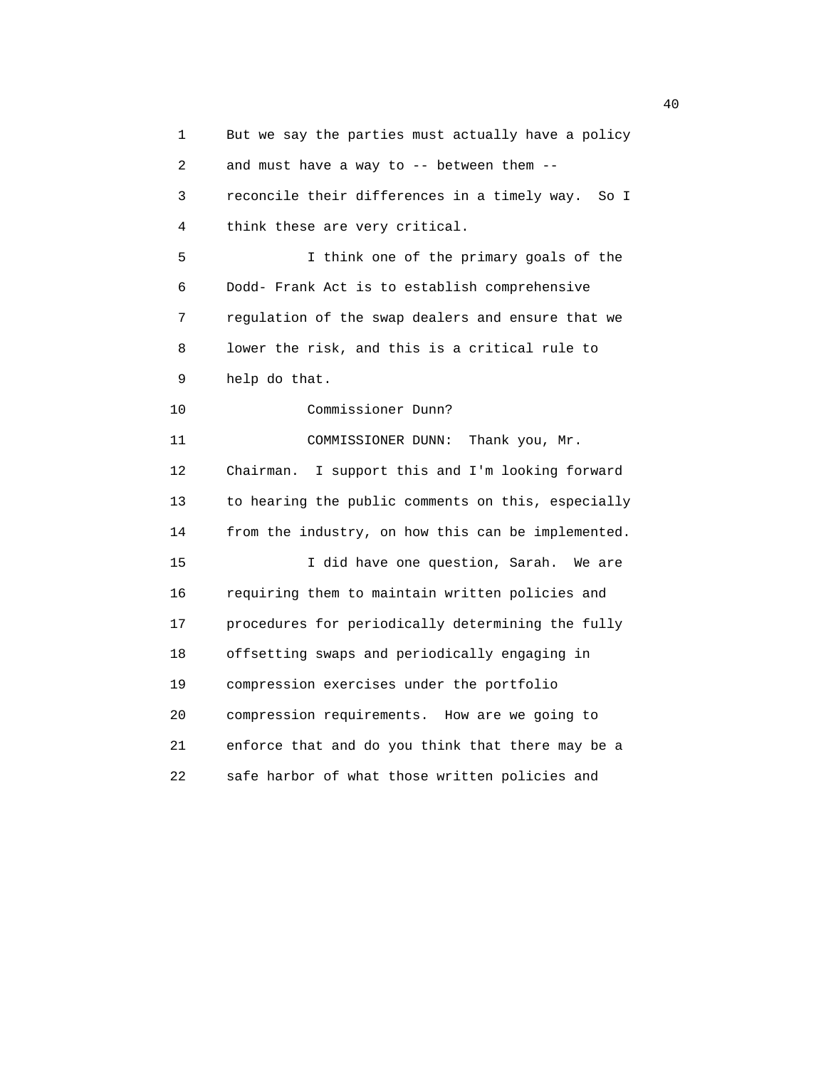But we say the parties must actually have a policy and must have a way to -- between them -- reconcile their differences in a timely way. So I think these are very critical.

I think one of the primary goals of the Dodd- Frank Act is to establish comprehensive regulation of the swap dealers and ensure that we lower the risk, and this is a critical rule to help do that.

Commissioner Dunn?

COMMISSIONER DUNN: Thank you, Mr. Chairman. I support this and I'm looking forward to hearing the public comments on this, especially from the industry, on how this can be implemented.

I did have one question, Sarah. We are requiring them to maintain written policies and procedures for periodically determining the fully offsetting swaps and periodically engaging in compression exercises under the portfolio compression requirements. How are we going to enforce that and do you think that there may be a safe harbor of what those written policies and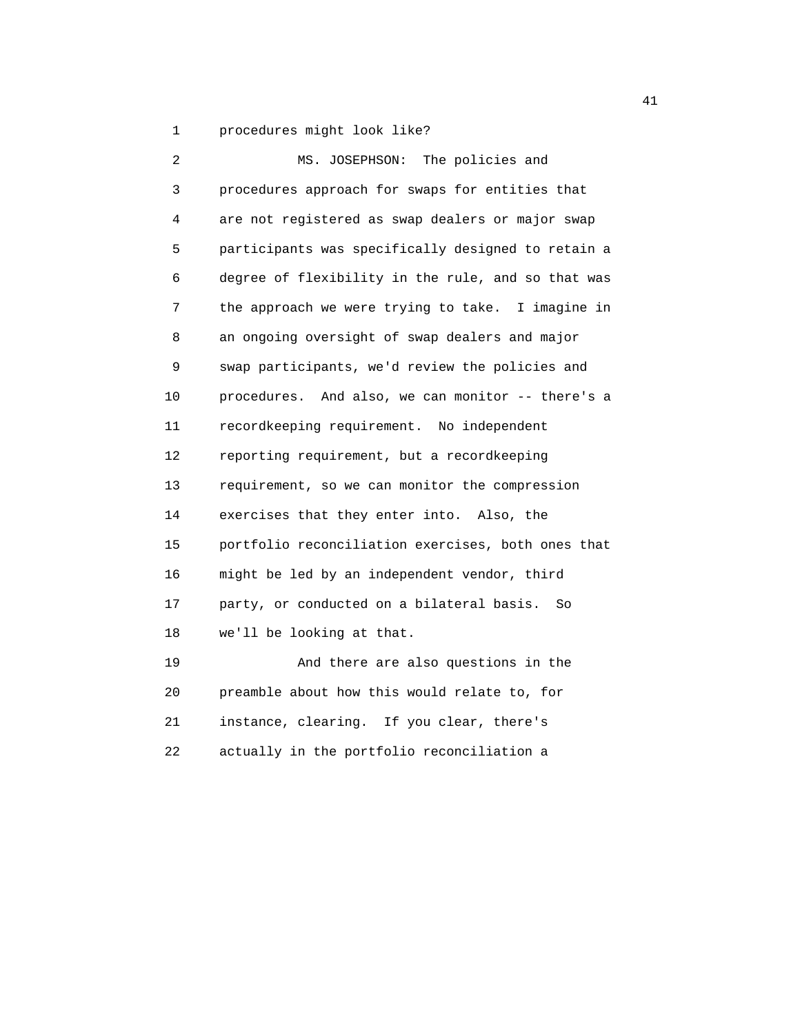procedures might look like?

MS. JOSEPHSON: The policies and procedures approach for swaps for entities that are not registered as swap dealers or major swap participants was specifically designed to retain a degree of flexibility in the rule, and so that was the approach we were trying to take. I imagine in an ongoing oversight of swap dealers and major swap participants, we'd review the policies and procedures. And also, we can monitor -- there's a recordkeeping requirement. No independent reporting requirement, but a recordkeeping requirement, so we can monitor the compression exercises that they enter into. Also, the portfolio reconciliation exercises, both ones that might be led by an independent vendor, third party, or conducted on a bilateral basis. So we'll be looking at that.

And there are also questions in the preamble about how this would relate to, for instance, clearing. If you clear, there's actually in the portfolio reconciliation a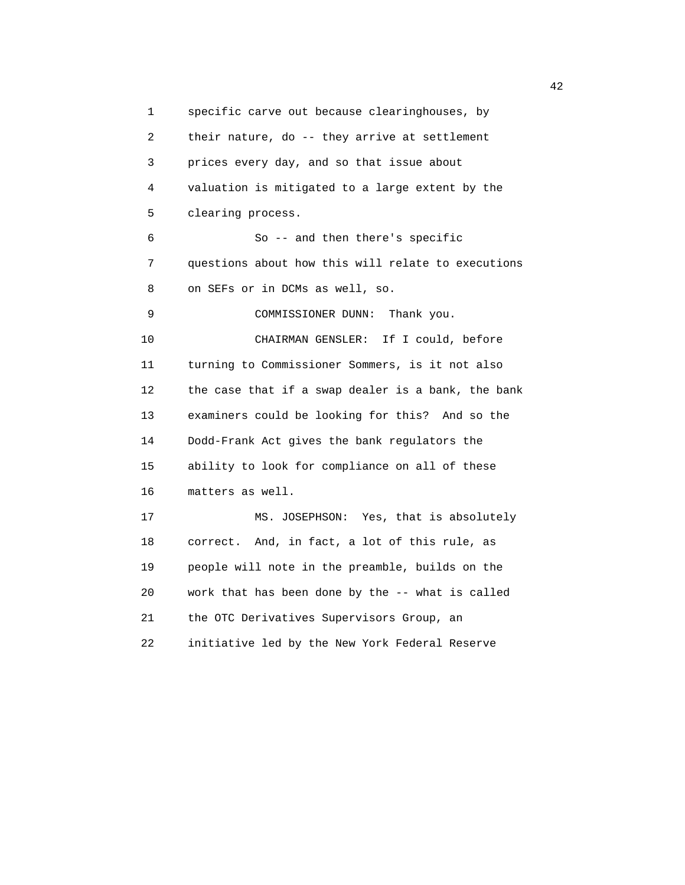specific carve out because clearinghouses, by their nature, do -- they arrive at settlement prices every day, and so that issue about valuation is mitigated to a large extent by the clearing process.

So -- and then there's specific questions about how this will relate to executions on SEFs or in DCMs as well, so.

COMMISSIONER DUNN: Thank you.

CHAIRMAN GENSLER: If I could, before turning to Commissioner Sommers, is it not also the case that if a swap dealer is a bank, the bank examiners could be looking for this? And so the Dodd-Frank Act gives the bank regulators the ability to look for compliance on all of these matters as well.

MS. JOSEPHSON: Yes, that is absolutely correct. And, in fact, a lot of this rule, as people will note in the preamble, builds on the work that has been done by the -- what is called the OTC Derivatives Supervisors Group, an initiative led by the New York Federal Reserve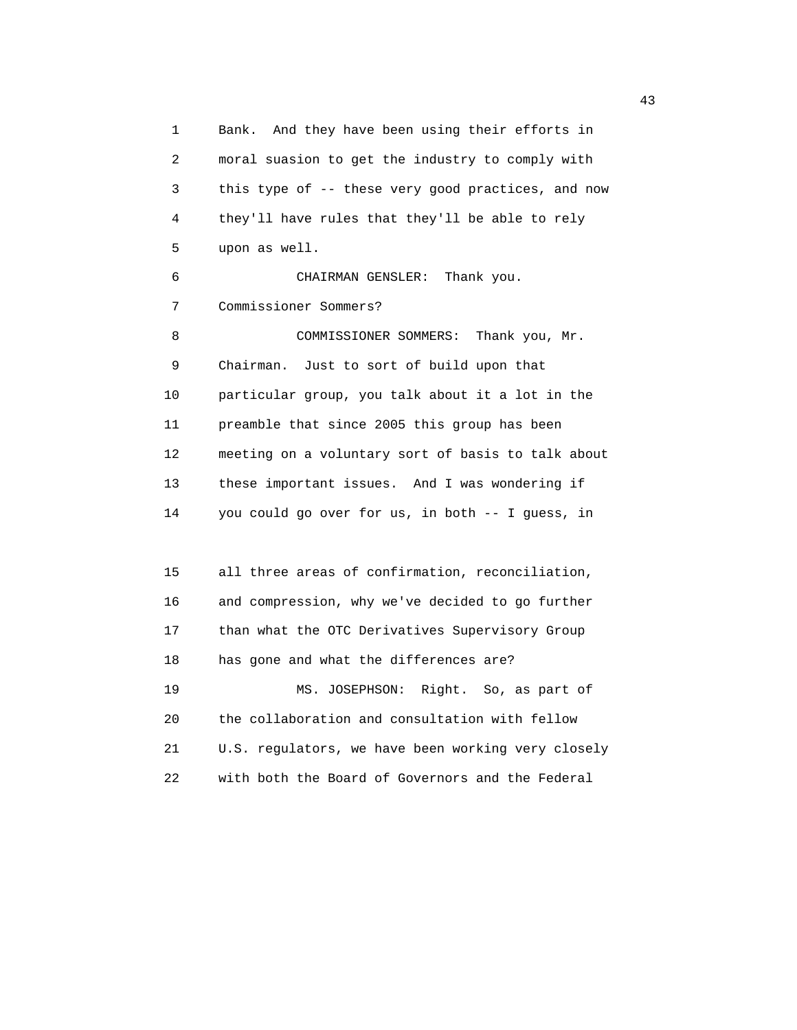1 Bank. And they have been using their efforts in
2 moral suasion to get the industry to comply with
3 this type of -- these very good practices, and now
4 they'll have rules that they'll be able to rely
5 upon as well.
6 CHAIRMAN GENSLER: Thank you.
7 Commissioner Sommers?
8 COMMISSIONER SOMMERS: Thank you, Mr.
9 Chairman. Just to sort of build upon that
10 particular group, you talk about it a lot in the
11 preamble that since 2005 this group has been
12 meeting on a voluntary sort of basis to talk about
13 these important issues. And I was wondering if
14 you could go over for us, in both -- I guess, in

15 all three areas of confirmation, reconciliation,
16 and compression, why we've decided to go further
17 than what the OTC Derivatives Supervisory Group
18 has gone and what the differences are?
19 MS. JOSEPHSON: Right. So, as part of
20 the collaboration and consultation with fellow
21 U.S. regulators, we have been working very closely
22 with both the Board of Governors and the Federal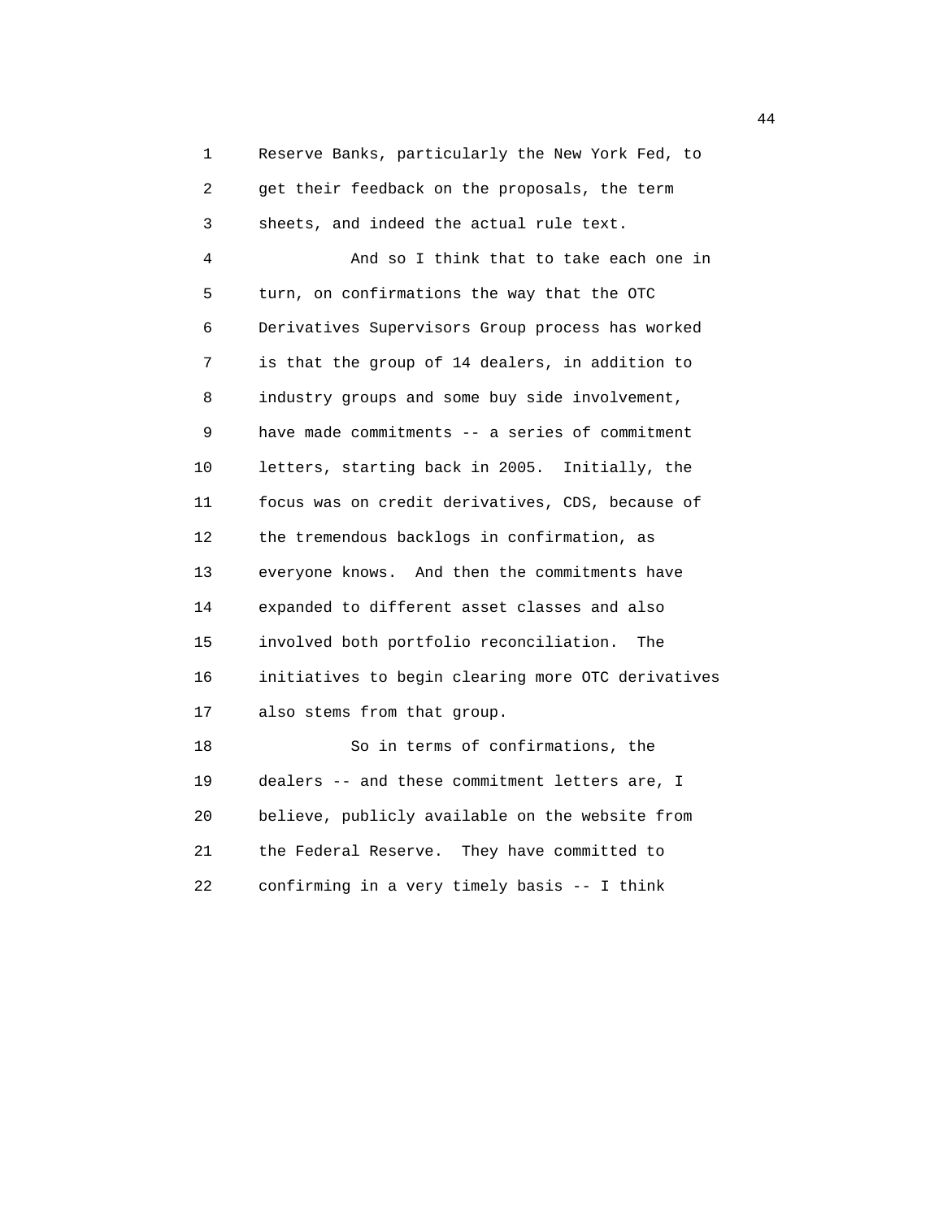Reserve Banks, particularly the New York Fed, to get their feedback on the proposals, the term sheets, and indeed the actual rule text.

And so I think that to take each one in turn, on confirmations the way that the OTC Derivatives Supervisors Group process has worked is that the group of 14 dealers, in addition to industry groups and some buy side involvement, have made commitments -- a series of commitment letters, starting back in 2005. Initially, the focus was on credit derivatives, CDS, because of the tremendous backlogs in confirmation, as everyone knows. And then the commitments have expanded to different asset classes and also involved both portfolio reconciliation. The initiatives to begin clearing more OTC derivatives also stems from that group.

So in terms of confirmations, the dealers -- and these commitment letters are, I believe, publicly available on the website from the Federal Reserve. They have committed to confirming in a very timely basis -- I think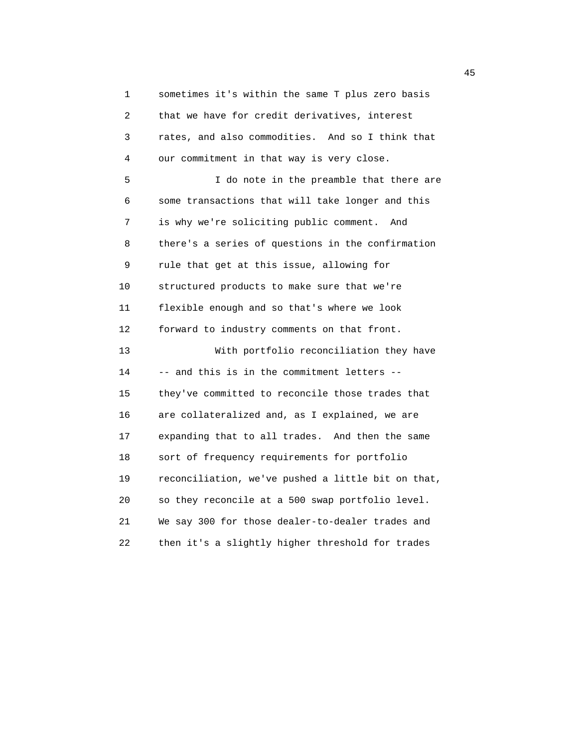sometimes it's within the same T plus zero basis that we have for credit derivatives, interest rates, and also commodities. And so I think that our commitment in that way is very close.

I do note in the preamble that there are some transactions that will take longer and this is why we're soliciting public comment. And there's a series of questions in the confirmation rule that get at this issue, allowing for structured products to make sure that we're flexible enough and so that's where we look forward to industry comments on that front.

With portfolio reconciliation they have -- and this is in the commitment letters -- they've committed to reconcile those trades that are collateralized and, as I explained, we are expanding that to all trades. And then the same sort of frequency requirements for portfolio reconciliation, we've pushed a little bit on that, so they reconcile at a 500 swap portfolio level. We say 300 for those dealer-to-dealer trades and then it's a slightly higher threshold for trades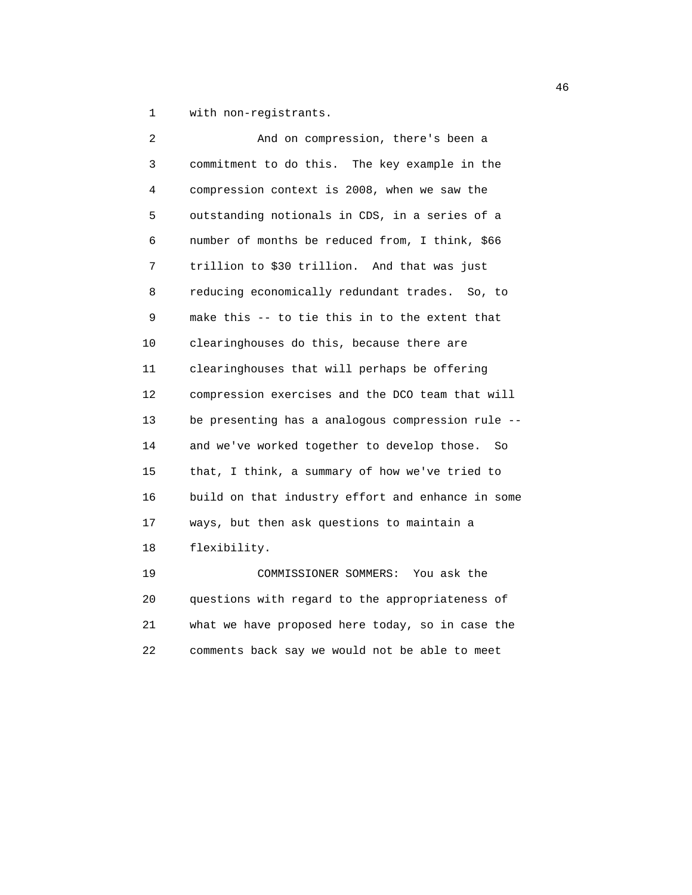with non-registrants.

And on compression, there's been a commitment to do this. The key example in the compression context is 2008, when we saw the outstanding notionals in CDS, in a series of a number of months be reduced from, I think, $66 trillion to $30 trillion. And that was just reducing economically redundant trades. So, to make this -- to tie this in to the extent that clearinghouses do this, because there are clearinghouses that will perhaps be offering compression exercises and the DCO team that will be presenting has a analogous compression rule -- and we've worked together to develop those. So that, I think, a summary of how we've tried to build on that industry effort and enhance in some ways, but then ask questions to maintain a flexibility.

COMMISSIONER SOMMERS: You ask the questions with regard to the appropriateness of what we have proposed here today, so in case the comments back say we would not be able to meet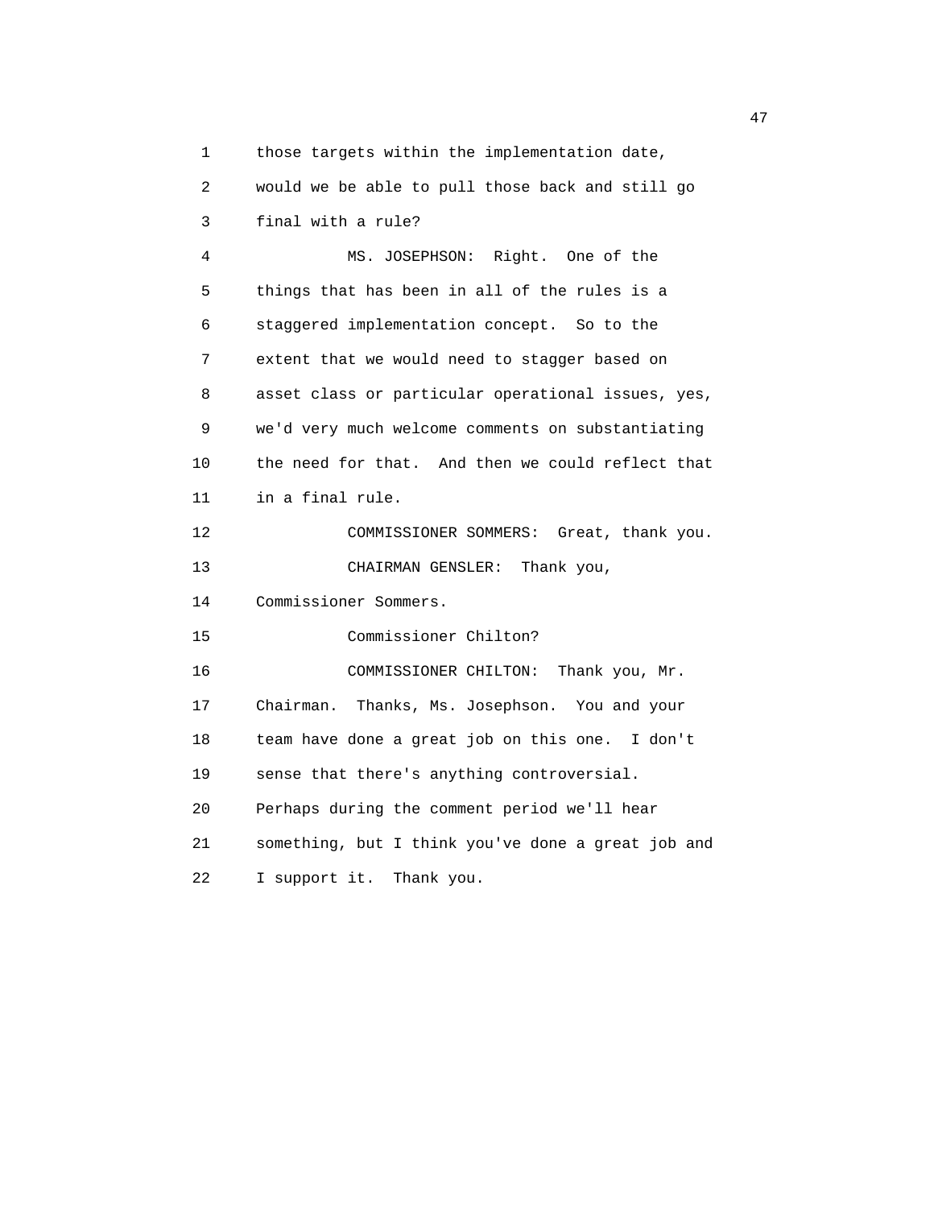those targets within the implementation date, would we be able to pull those back and still go final with a rule?

MS. JOSEPHSON: Right. One of the things that has been in all of the rules is a staggered implementation concept. So to the extent that we would need to stagger based on asset class or particular operational issues, yes, we'd very much welcome comments on substantiating the need for that. And then we could reflect that in a final rule.

COMMISSIONER SOMMERS: Great, thank you.

CHAIRMAN GENSLER: Thank you, Commissioner Sommers.

Commissioner Chilton?

COMMISSIONER CHILTON: Thank you, Mr. Chairman. Thanks, Ms. Josephson. You and your team have done a great job on this one. I don't sense that there's anything controversial. Perhaps during the comment period we'll hear something, but I think you've done a great job and I support it. Thank you.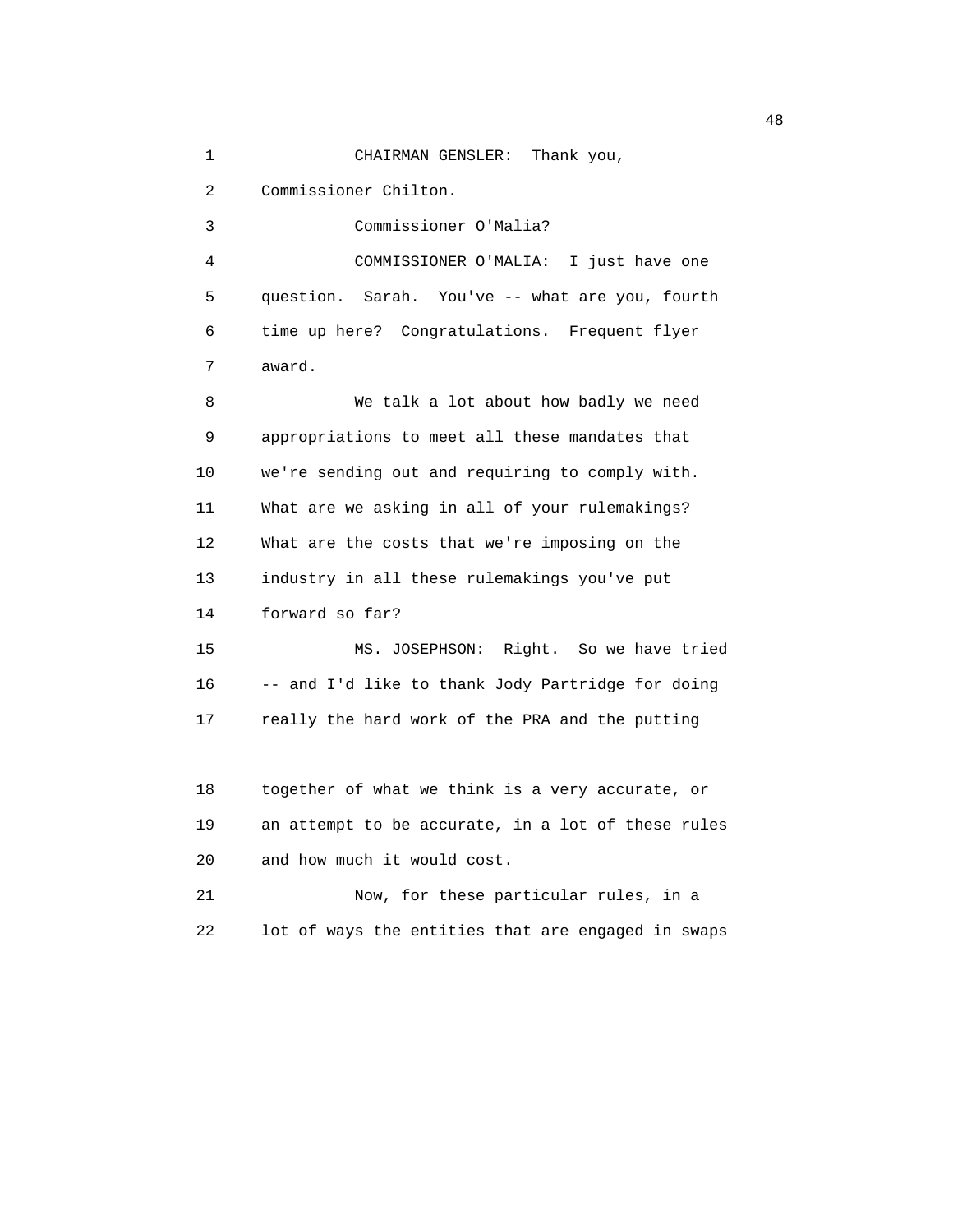1 CHAIRMAN GENSLER: Thank you,

2 Commissioner Chilton.

3 Commissioner O'Malia?

4 COMMISSIONER O'MALIA: I just have one

5 question. Sarah. You've -- what are you, fourth

6 time up here? Congratulations. Frequent flyer

7 award.

8 We talk a lot about how badly we need

9 appropriations to meet all these mandates that

10 we're sending out and requiring to comply with.

11 What are we asking in all of your rulemakings?

12 What are the costs that we're imposing on the

13 industry in all these rulemakings you've put

14 forward so far?

15 MS. JOSEPHSON: Right. So we have tried

16 -- and I'd like to thank Jody Partridge for doing

17 really the hard work of the PRA and the putting

18 together of what we think is a very accurate, or

19 an attempt to be accurate, in a lot of these rules

20 and how much it would cost.

21 Now, for these particular rules, in a

22 lot of ways the entities that are engaged in swaps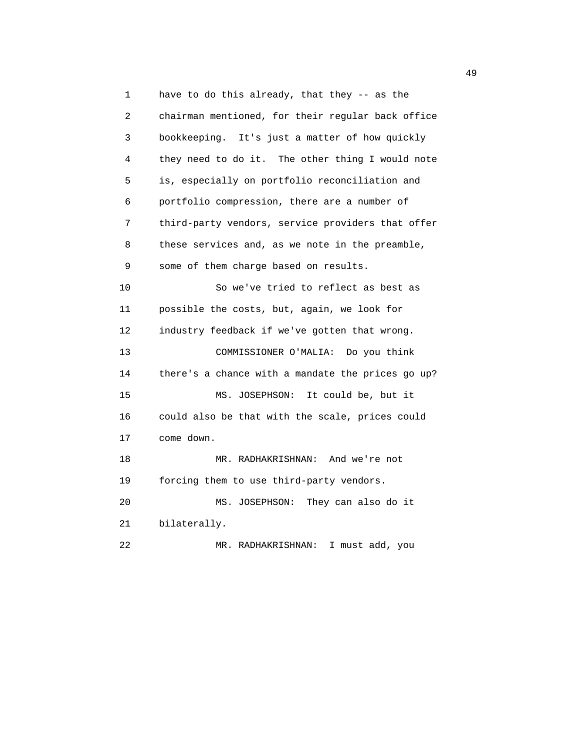have to do this already, that they -- as the chairman mentioned, for their regular back office bookkeeping. It's just a matter of how quickly they need to do it. The other thing I would note is, especially on portfolio reconciliation and portfolio compression, there are a number of third-party vendors, service providers that offer these services and, as we note in the preamble, some of them charge based on results.

So we've tried to reflect as best as possible the costs, but, again, we look for industry feedback if we've gotten that wrong.

COMMISSIONER O'MALIA: Do you think there's a chance with a mandate the prices go up?

MS. JOSEPHSON: It could be, but it could also be that with the scale, prices could come down.

MR. RADHAKRISHNAN: And we're not forcing them to use third-party vendors.

MS. JOSEPHSON: They can also do it bilaterally.

MR. RADHAKRISHNAN: I must add, you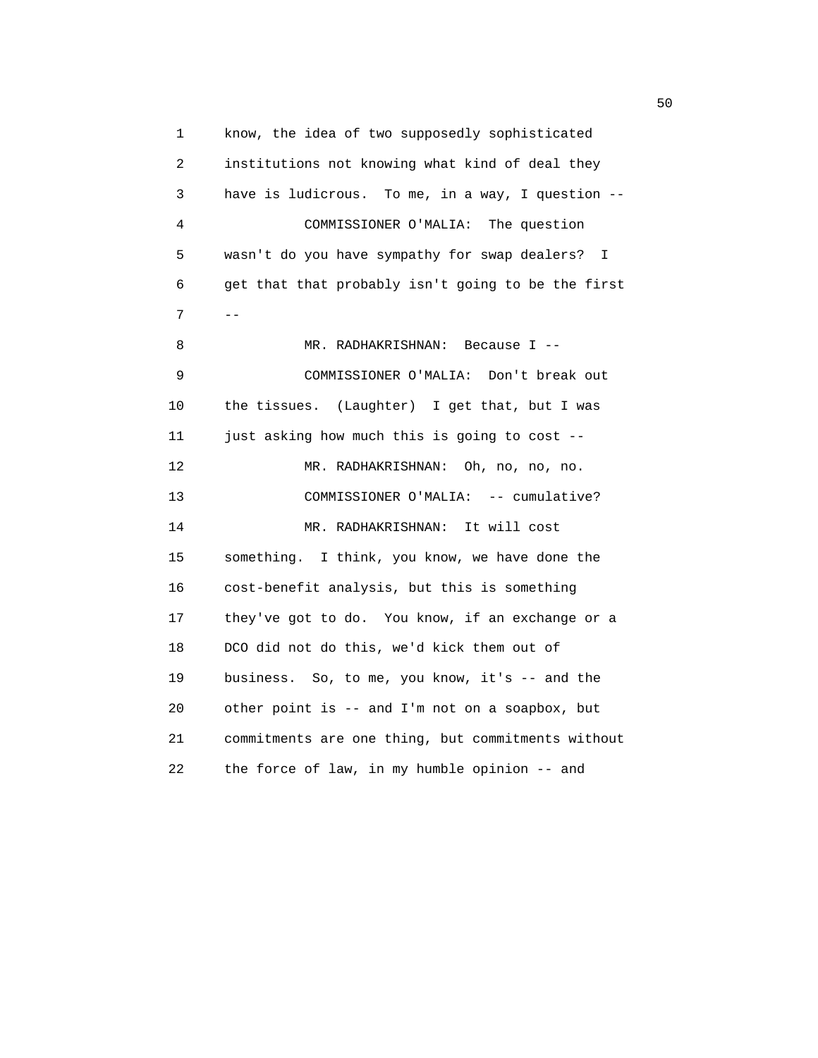know, the idea of two supposedly sophisticated institutions not knowing what kind of deal they have is ludicrous. To me, in a way, I question --

COMMISSIONER O'MALIA: The question wasn't do you have sympathy for swap dealers? I get that that probably isn't going to be the first --

MR. RADHAKRISHNAN: Because I --

COMMISSIONER O'MALIA: Don't break out the tissues. (Laughter) I get that, but I was just asking how much this is going to cost --

MR. RADHAKRISHNAN: Oh, no, no, no.

COMMISSIONER O'MALIA: -- cumulative?

MR. RADHAKRISHNAN: It will cost something. I think, you know, we have done the cost-benefit analysis, but this is something they've got to do. You know, if an exchange or a DCO did not do this, we'd kick them out of business. So, to me, you know, it's -- and the other point is -- and I'm not on a soapbox, but commitments are one thing, but commitments without the force of law, in my humble opinion -- and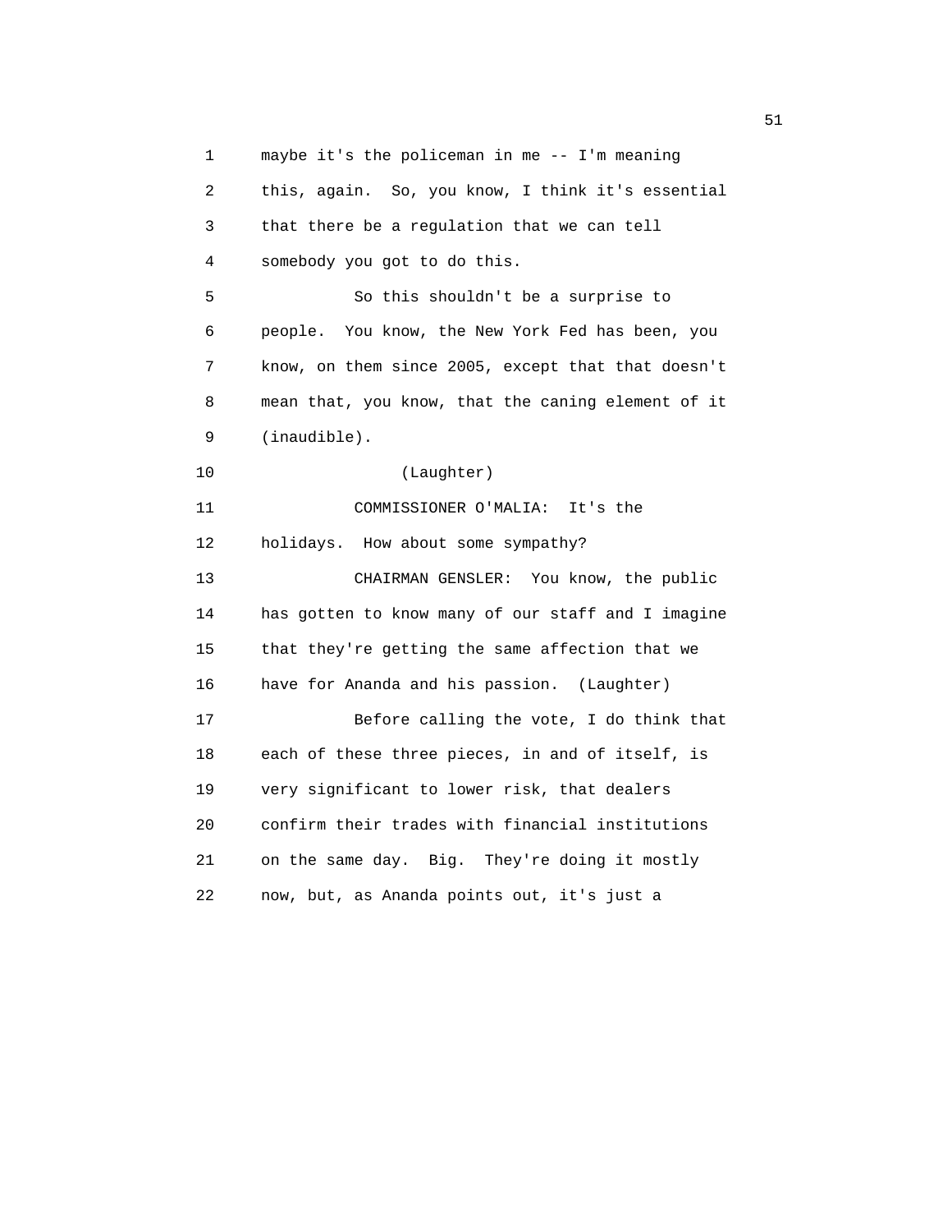maybe it's the policeman in me -- I'm meaning this, again. So, you know, I think it's essential that there be a regulation that we can tell somebody you got to do this.

So this shouldn't be a surprise to people. You know, the New York Fed has been, you know, on them since 2005, except that that doesn't mean that, you know, that the caning element of it (inaudible).

(Laughter)

COMMISSIONER O'MALIA: It's the holidays. How about some sympathy?

CHAIRMAN GENSLER: You know, the public has gotten to know many of our staff and I imagine that they're getting the same affection that we have for Ananda and his passion. (Laughter)

Before calling the vote, I do think that each of these three pieces, in and of itself, is very significant to lower risk, that dealers confirm their trades with financial institutions on the same day. Big. They're doing it mostly now, but, as Ananda points out, it's just a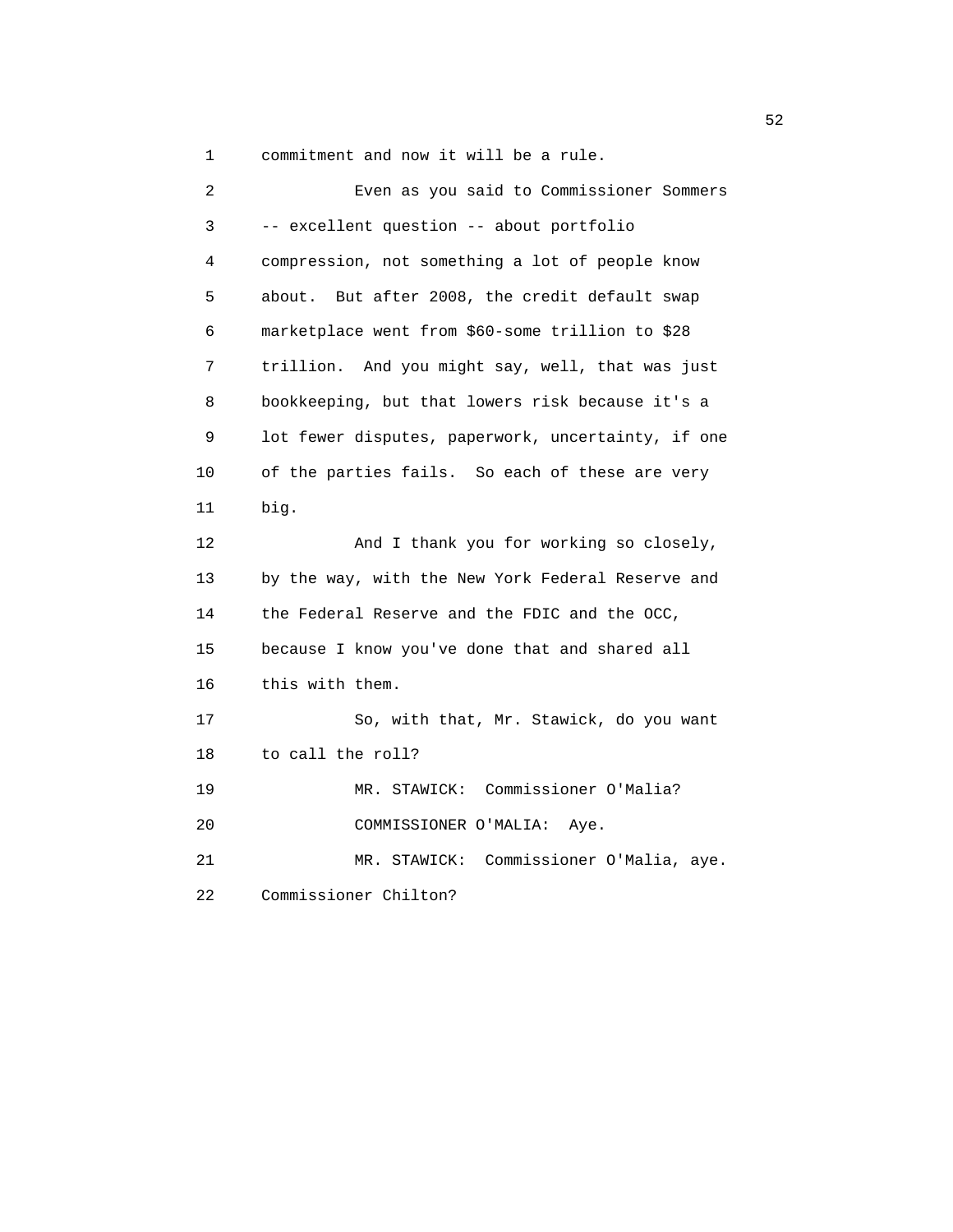commitment and now it will be a rule.

Even as you said to Commissioner Sommers -- excellent question -- about portfolio compression, not something a lot of people know about. But after 2008, the credit default swap marketplace went from $60-some trillion to $28 trillion. And you might say, well, that was just bookkeeping, but that lowers risk because it's a lot fewer disputes, paperwork, uncertainty, if one of the parties fails. So each of these are very big.

And I thank you for working so closely, by the way, with the New York Federal Reserve and the Federal Reserve and the FDIC and the OCC, because I know you've done that and shared all this with them.

So, with that, Mr. Stawick, do you want to call the roll?

MR. STAWICK: Commissioner O'Malia?

COMMISSIONER O'MALIA: Aye.

MR. STAWICK: Commissioner O'Malia, aye. Commissioner Chilton?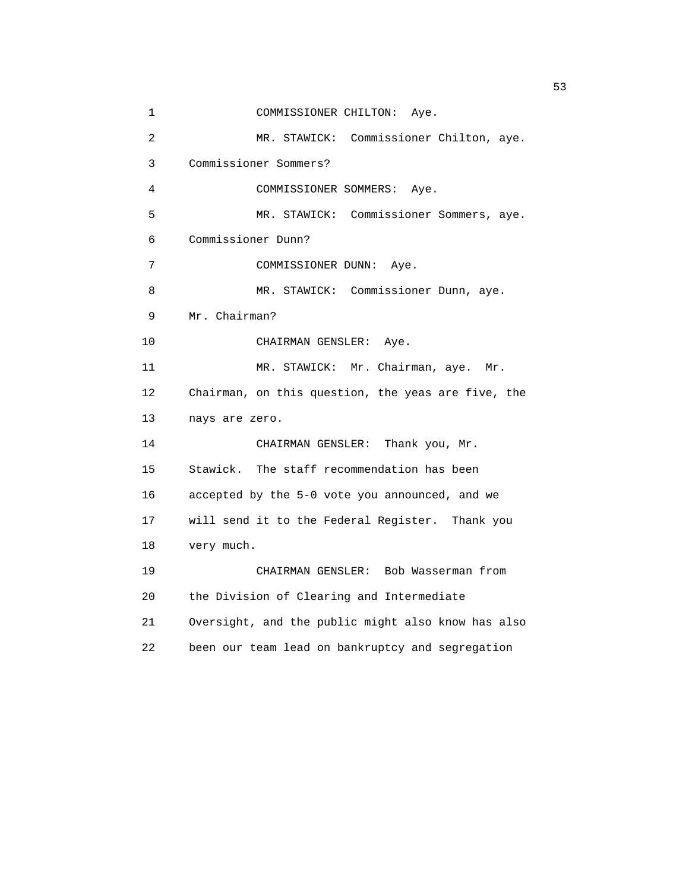COMMISSIONER CHILTON: Aye.

MR. STAWICK: Commissioner Chilton, aye. Commissioner Sommers?

COMMISSIONER SOMMERS: Aye.

MR. STAWICK: Commissioner Sommers, aye. Commissioner Dunn?

COMMISSIONER DUNN: Aye.

MR. STAWICK: Commissioner Dunn, aye. Mr. Chairman?

CHAIRMAN GENSLER: Aye.

MR. STAWICK: Mr. Chairman, aye. Mr. Chairman, on this question, the yeas are five, the nays are zero.

CHAIRMAN GENSLER: Thank you, Mr. Stawick. The staff recommendation has been accepted by the 5-0 vote you announced, and we will send it to the Federal Register. Thank you very much.

CHAIRMAN GENSLER: Bob Wasserman from the Division of Clearing and Intermediate Oversight, and the public might also know has also been our team lead on bankruptcy and segregation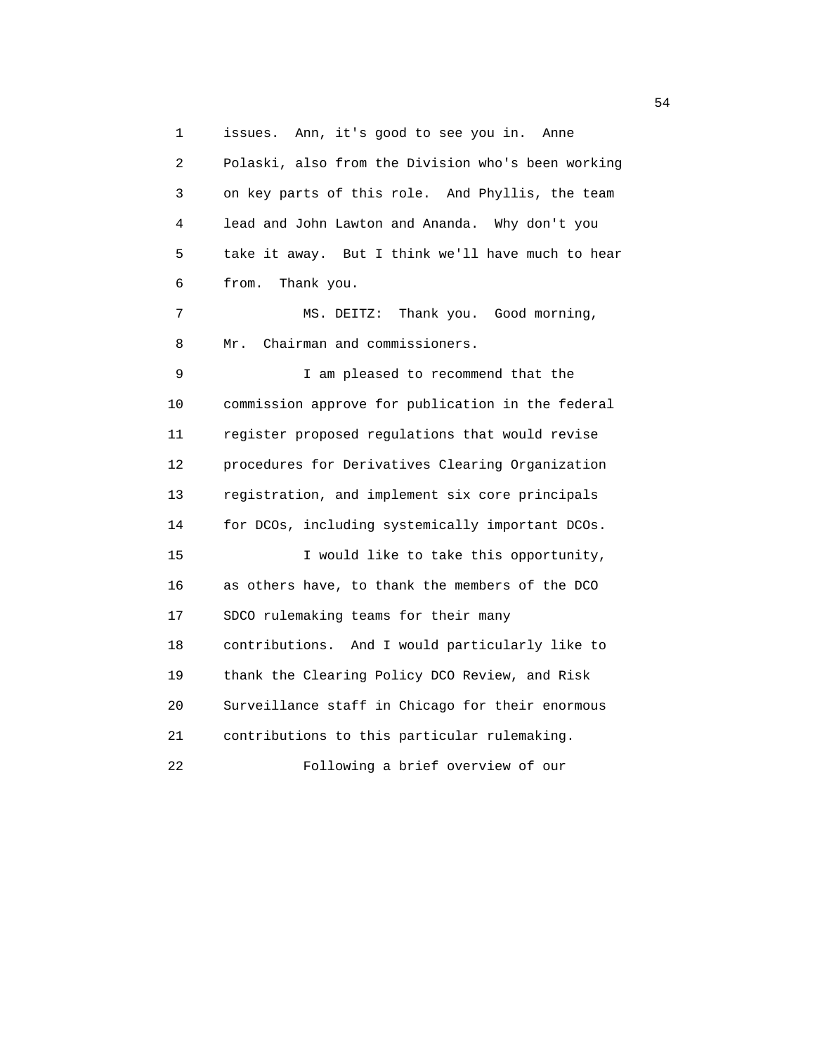issues. Ann, it's good to see you in. Anne Polaski, also from the Division who's been working on key parts of this role. And Phyllis, the team lead and John Lawton and Ananda. Why don't you take it away. But I think we'll have much to hear from. Thank you.

MS. DEITZ: Thank you. Good morning, Mr. Chairman and commissioners.

I am pleased to recommend that the commission approve for publication in the federal register proposed regulations that would revise procedures for Derivatives Clearing Organization registration, and implement six core principals for DCOs, including systemically important DCOs.

I would like to take this opportunity, as others have, to thank the members of the DCO SDCO rulemaking teams for their many contributions. And I would particularly like to thank the Clearing Policy DCO Review, and Risk Surveillance staff in Chicago for their enormous contributions to this particular rulemaking.

Following a brief overview of our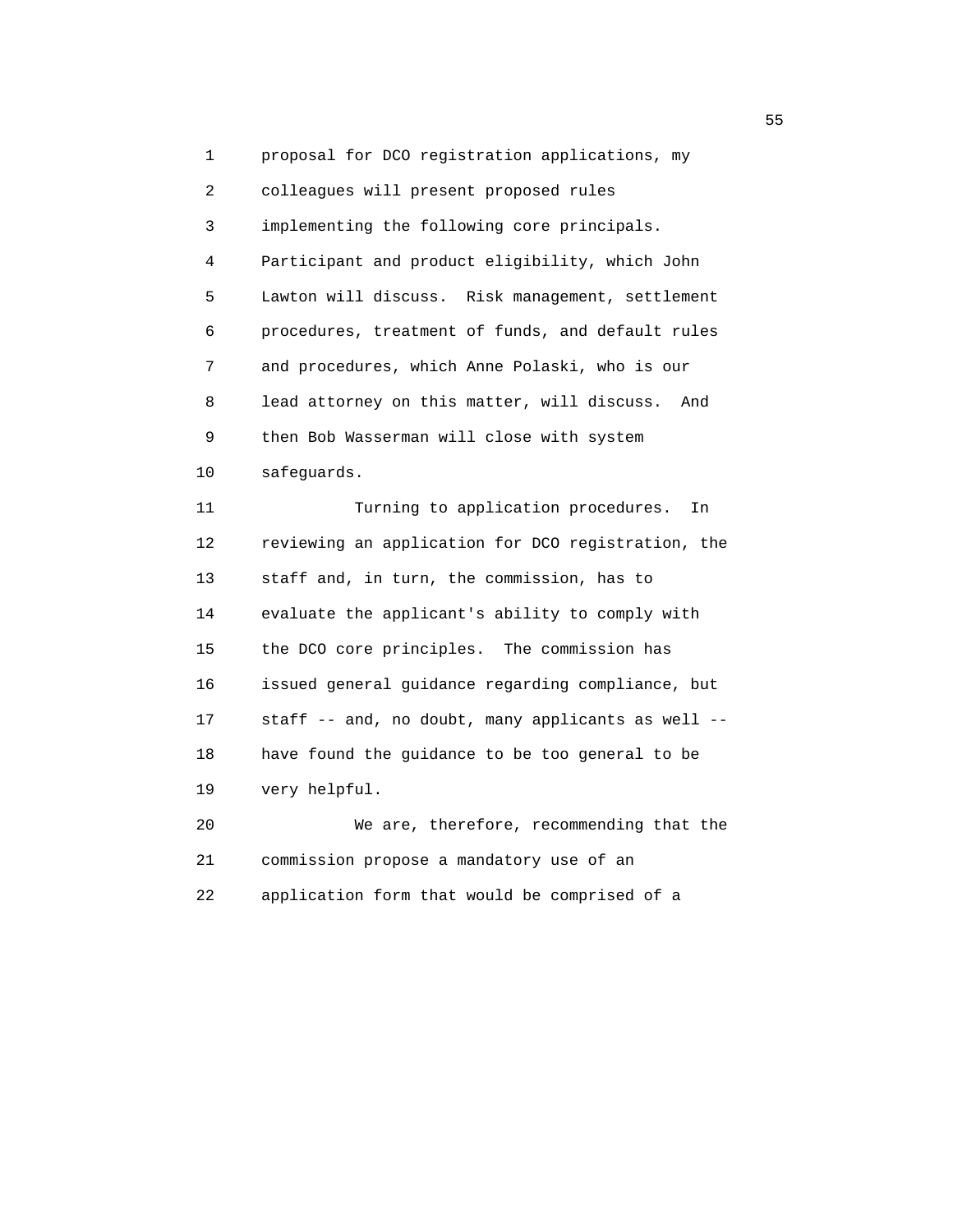proposal for DCO registration applications, my colleagues will present proposed rules implementing the following core principals. Participant and product eligibility, which John Lawton will discuss. Risk management, settlement procedures, treatment of funds, and default rules and procedures, which Anne Polaski, who is our lead attorney on this matter, will discuss. And then Bob Wasserman will close with system safeguards.

Turning to application procedures. In reviewing an application for DCO registration, the staff and, in turn, the commission, has to evaluate the applicant's ability to comply with the DCO core principles. The commission has issued general guidance regarding compliance, but staff -- and, no doubt, many applicants as well -- have found the guidance to be too general to be very helpful.

We are, therefore, recommending that the commission propose a mandatory use of an application form that would be comprised of a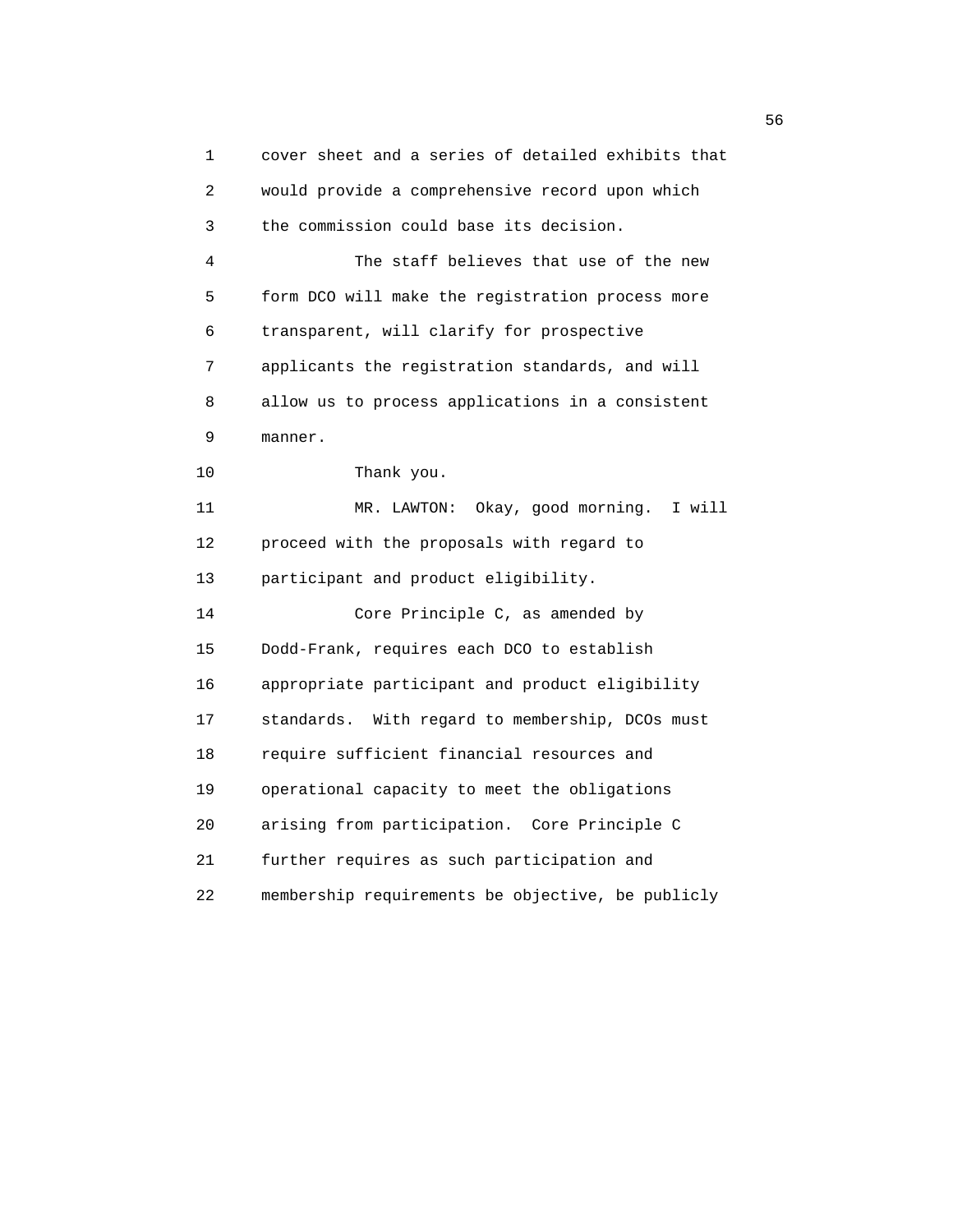cover sheet and a series of detailed exhibits that would provide a comprehensive record upon which the commission could base its decision.

The staff believes that use of the new form DCO will make the registration process more transparent, will clarify for prospective applicants the registration standards, and will allow us to process applications in a consistent manner.

Thank you.

MR. LAWTON: Okay, good morning. I will proceed with the proposals with regard to participant and product eligibility.

Core Principle C, as amended by Dodd-Frank, requires each DCO to establish appropriate participant and product eligibility standards. With regard to membership, DCOs must require sufficient financial resources and operational capacity to meet the obligations arising from participation. Core Principle C further requires as such participation and membership requirements be objective, be publicly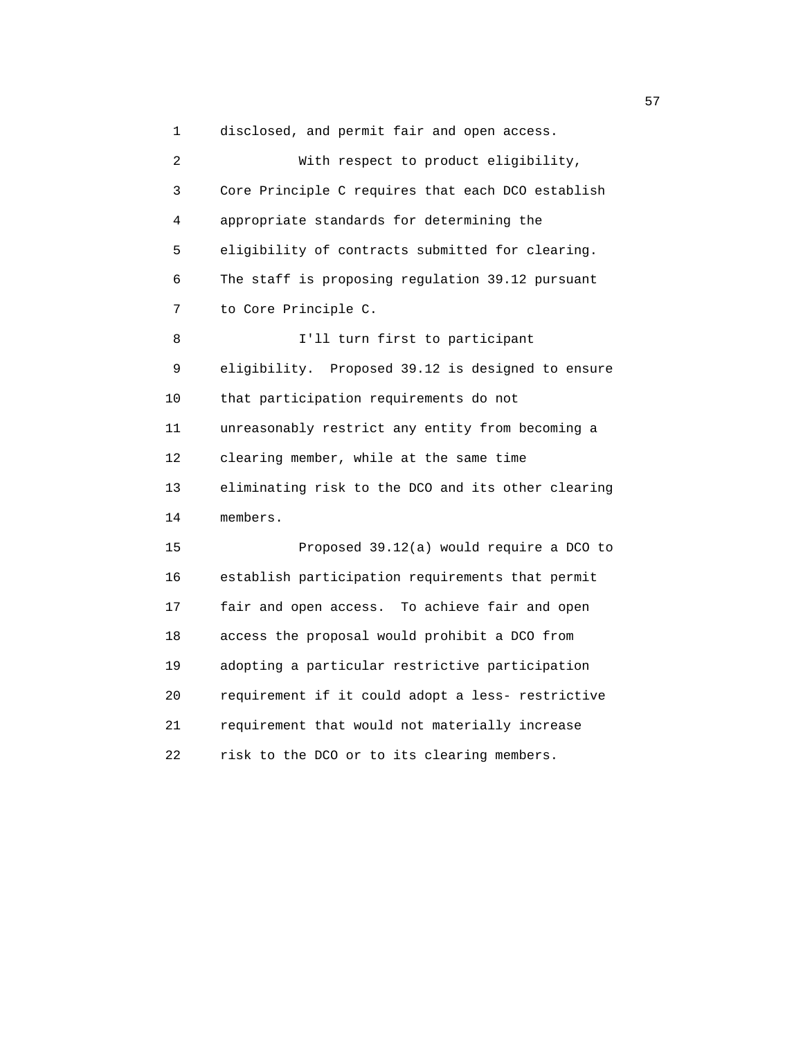disclosed, and permit fair and open access.

With respect to product eligibility, Core Principle C requires that each DCO establish appropriate standards for determining the eligibility of contracts submitted for clearing. The staff is proposing regulation 39.12 pursuant to Core Principle C.

I'll turn first to participant eligibility. Proposed 39.12 is designed to ensure that participation requirements do not unreasonably restrict any entity from becoming a clearing member, while at the same time eliminating risk to the DCO and its other clearing members.

Proposed 39.12(a) would require a DCO to establish participation requirements that permit fair and open access. To achieve fair and open access the proposal would prohibit a DCO from adopting a particular restrictive participation requirement if it could adopt a less- restrictive requirement that would not materially increase risk to the DCO or to its clearing members.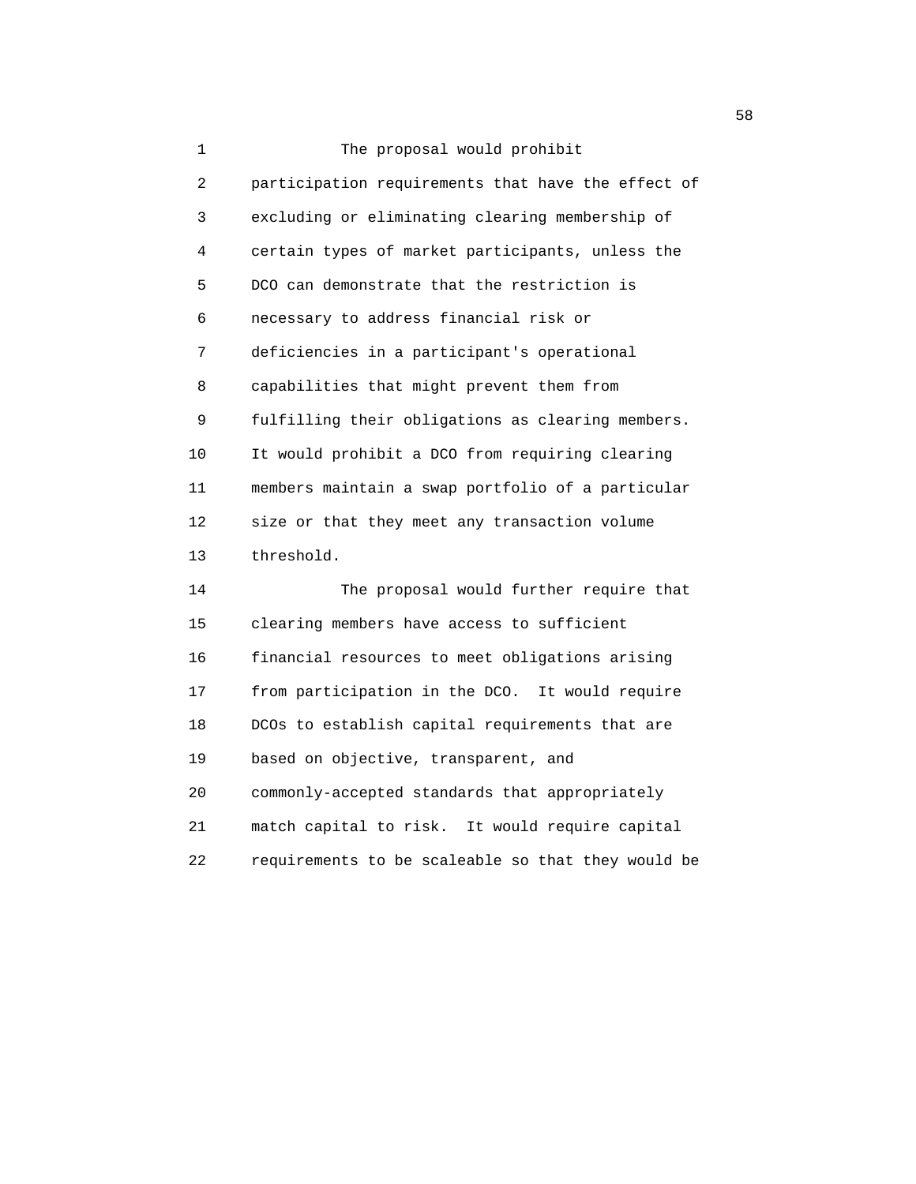The proposal would prohibit participation requirements that have the effect of excluding or eliminating clearing membership of certain types of market participants, unless the DCO can demonstrate that the restriction is necessary to address financial risk or deficiencies in a participant's operational capabilities that might prevent them from fulfilling their obligations as clearing members. It would prohibit a DCO from requiring clearing members maintain a swap portfolio of a particular size or that they meet any transaction volume threshold.

The proposal would further require that clearing members have access to sufficient financial resources to meet obligations arising from participation in the DCO. It would require DCOs to establish capital requirements that are based on objective, transparent, and commonly-accepted standards that appropriately match capital to risk. It would require capital requirements to be scaleable so that they would be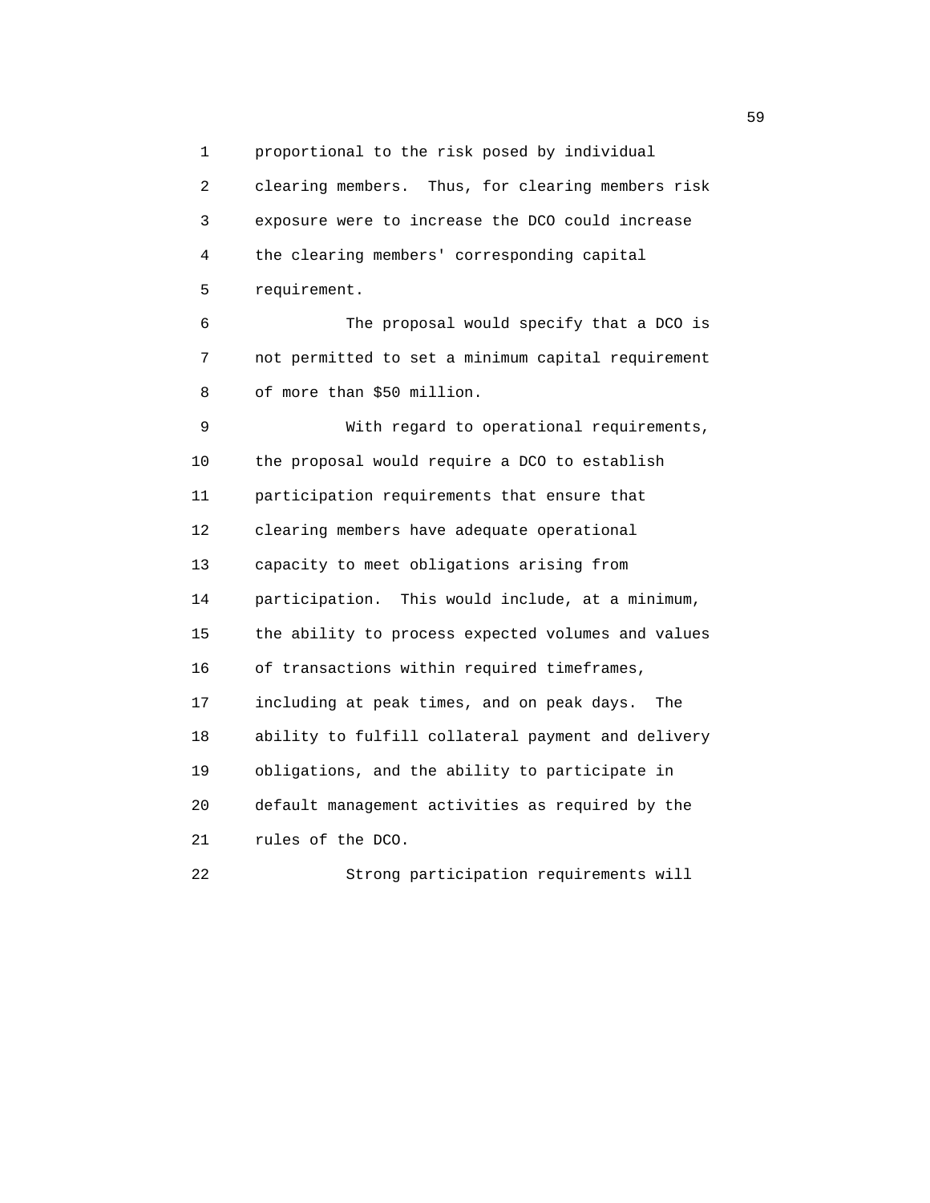proportional to the risk posed by individual clearing members. Thus, for clearing members risk exposure were to increase the DCO could increase the clearing members' corresponding capital requirement.

The proposal would specify that a DCO is not permitted to set a minimum capital requirement of more than $50 million.

With regard to operational requirements, the proposal would require a DCO to establish participation requirements that ensure that clearing members have adequate operational capacity to meet obligations arising from participation. This would include, at a minimum, the ability to process expected volumes and values of transactions within required timeframes, including at peak times, and on peak days. The ability to fulfill collateral payment and delivery obligations, and the ability to participate in default management activities as required by the rules of the DCO.

Strong participation requirements will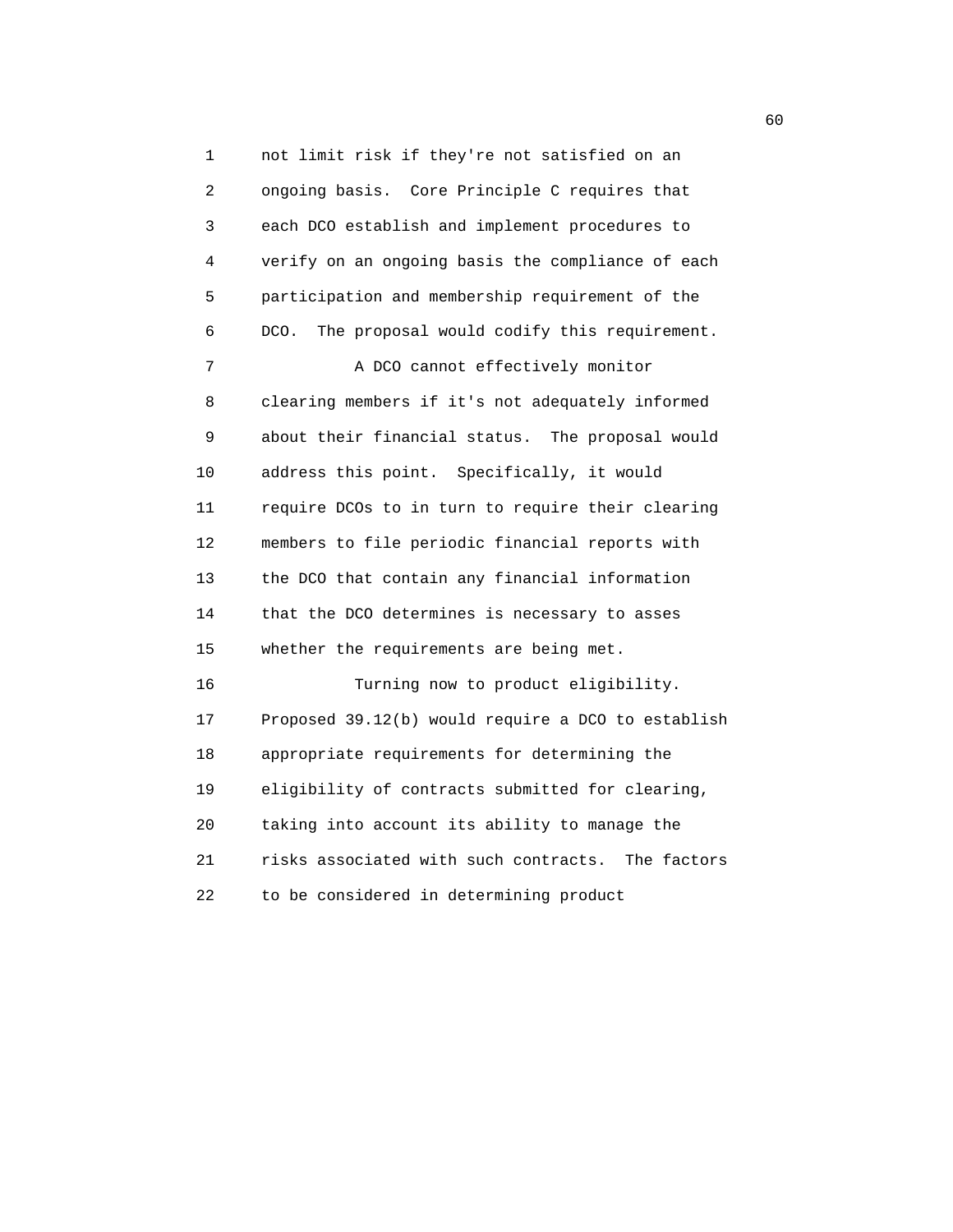not limit risk if they're not satisfied on an ongoing basis. Core Principle C requires that each DCO establish and implement procedures to verify on an ongoing basis the compliance of each participation and membership requirement of the DCO. The proposal would codify this requirement.

A DCO cannot effectively monitor clearing members if it's not adequately informed about their financial status. The proposal would address this point. Specifically, it would require DCOs to in turn to require their clearing members to file periodic financial reports with the DCO that contain any financial information that the DCO determines is necessary to asses whether the requirements are being met.

Turning now to product eligibility. Proposed 39.12(b) would require a DCO to establish appropriate requirements for determining the eligibility of contracts submitted for clearing, taking into account its ability to manage the risks associated with such contracts. The factors to be considered in determining product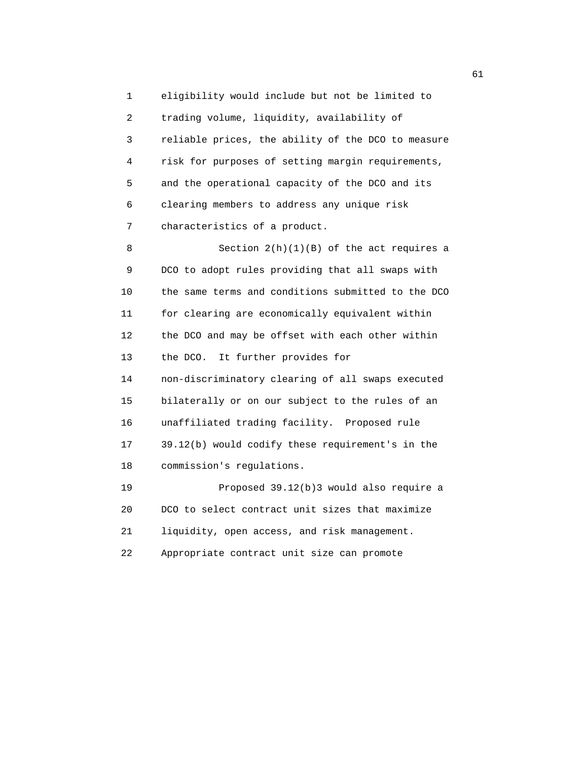eligibility would include but not be limited to trading volume, liquidity, availability of reliable prices, the ability of the DCO to measure risk for purposes of setting margin requirements, and the operational capacity of the DCO and its clearing members to address any unique risk characteristics of a product.

Section 2(h)(1)(B) of the act requires a DCO to adopt rules providing that all swaps with the same terms and conditions submitted to the DCO for clearing are economically equivalent within the DCO and may be offset with each other within the DCO. It further provides for non-discriminatory clearing of all swaps executed bilaterally or on our subject to the rules of an unaffiliated trading facility. Proposed rule 39.12(b) would codify these requirement's in the commission's regulations.

Proposed 39.12(b)3 would also require a DCO to select contract unit sizes that maximize liquidity, open access, and risk management. Appropriate contract unit size can promote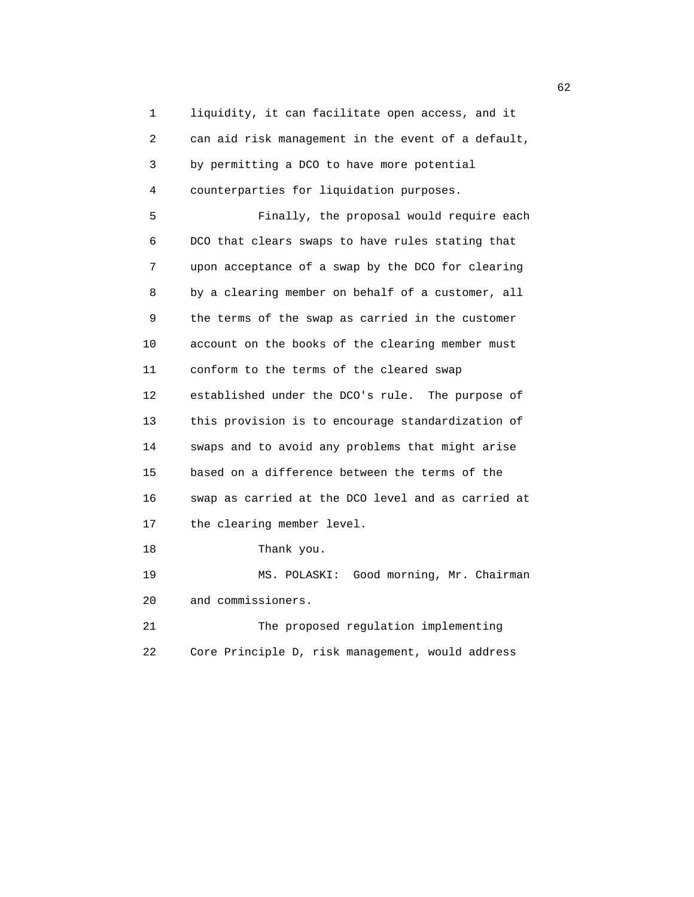liquidity, it can facilitate open access, and it can aid risk management in the event of a default, by permitting a DCO to have more potential counterparties for liquidation purposes.

Finally, the proposal would require each DCO that clears swaps to have rules stating that upon acceptance of a swap by the DCO for clearing by a clearing member on behalf of a customer, all the terms of the swap as carried in the customer account on the books of the clearing member must conform to the terms of the cleared swap established under the DCO's rule. The purpose of this provision is to encourage standardization of swaps and to avoid any problems that might arise based on a difference between the terms of the swap as carried at the DCO level and as carried at the clearing member level.

Thank you.

MS. POLASKI: Good morning, Mr. Chairman and commissioners.

The proposed regulation implementing Core Principle D, risk management, would address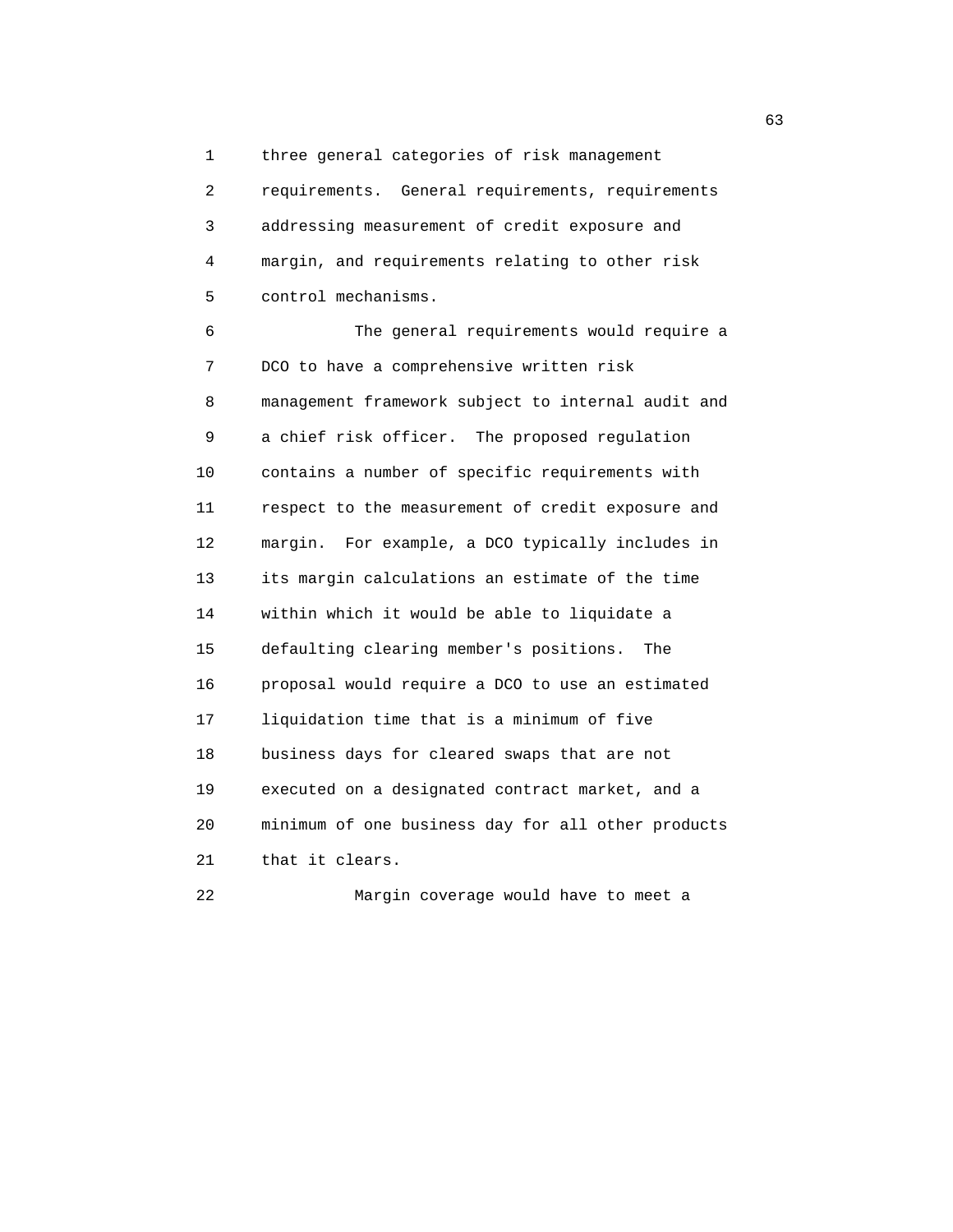three general categories of risk management requirements. General requirements, requirements addressing measurement of credit exposure and margin, and requirements relating to other risk control mechanisms.

The general requirements would require a DCO to have a comprehensive written risk management framework subject to internal audit and a chief risk officer. The proposed regulation contains a number of specific requirements with respect to the measurement of credit exposure and margin. For example, a DCO typically includes in its margin calculations an estimate of the time within which it would be able to liquidate a defaulting clearing member's positions. The proposal would require a DCO to use an estimated liquidation time that is a minimum of five business days for cleared swaps that are not executed on a designated contract market, and a minimum of one business day for all other products that it clears.

Margin coverage would have to meet a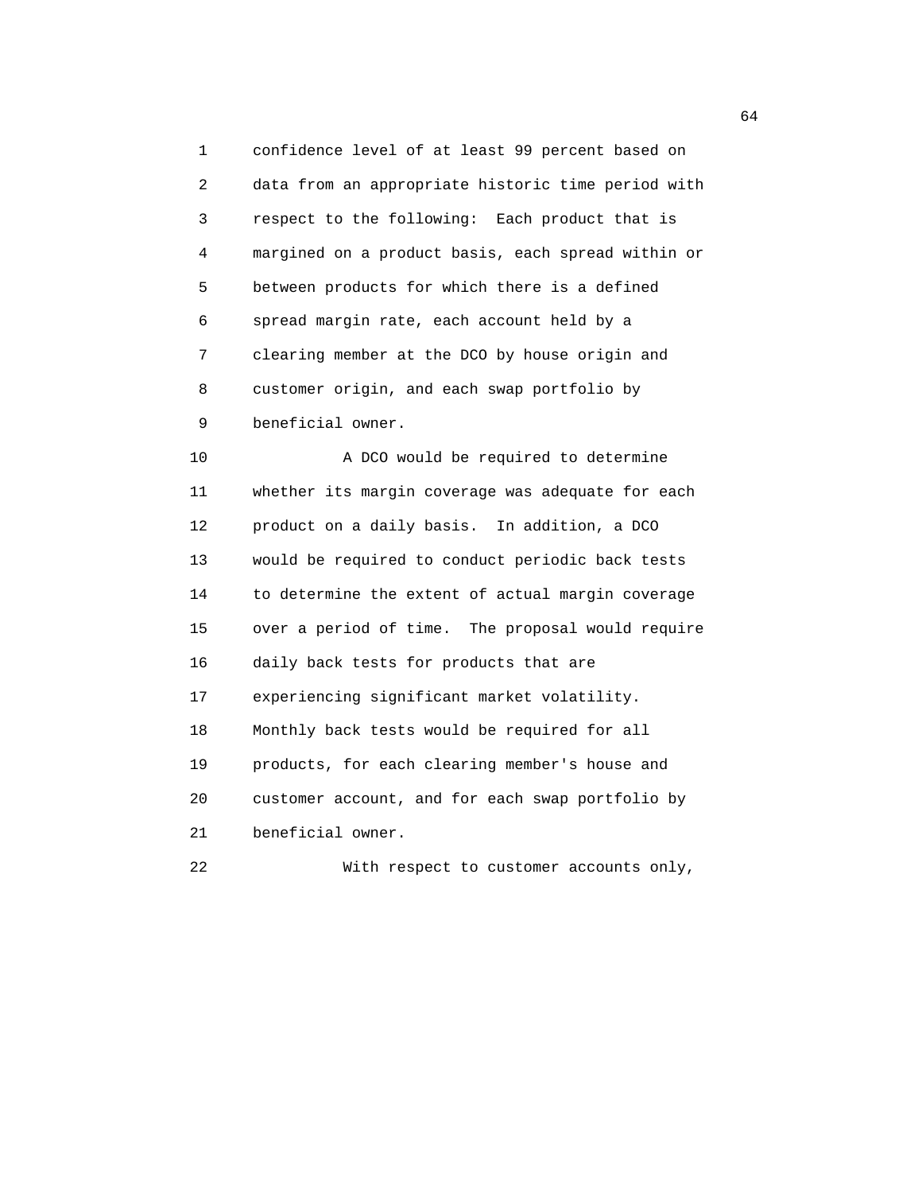confidence level of at least 99 percent based on data from an appropriate historic time period with respect to the following: Each product that is margined on a product basis, each spread within or between products for which there is a defined spread margin rate, each account held by a clearing member at the DCO by house origin and customer origin, and each swap portfolio by beneficial owner.

A DCO would be required to determine whether its margin coverage was adequate for each product on a daily basis. In addition, a DCO would be required to conduct periodic back tests to determine the extent of actual margin coverage over a period of time. The proposal would require daily back tests for products that are experiencing significant market volatility. Monthly back tests would be required for all products, for each clearing member's house and customer account, and for each swap portfolio by beneficial owner.

With respect to customer accounts only,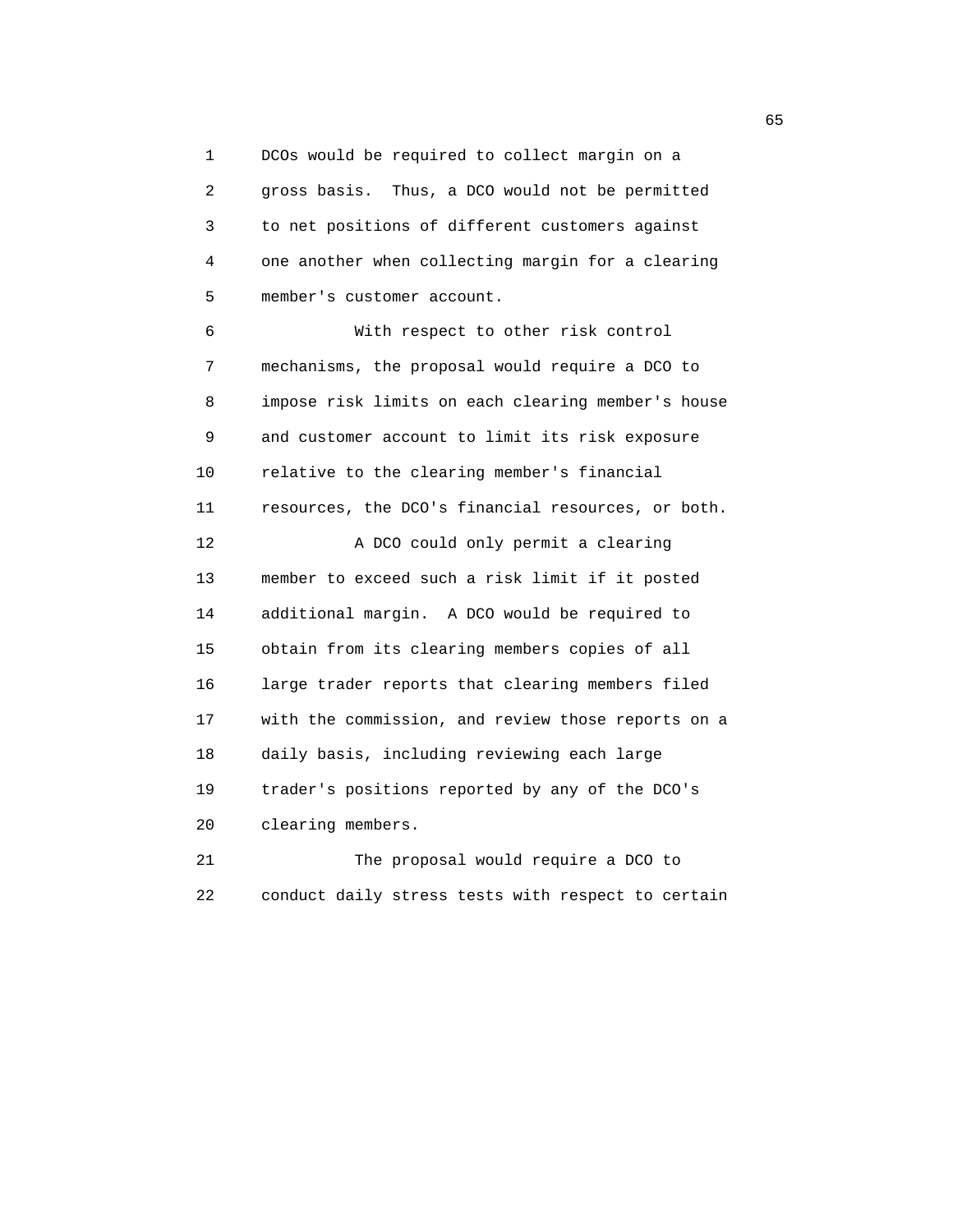DCOs would be required to collect margin on a gross basis. Thus, a DCO would not be permitted to net positions of different customers against one another when collecting margin for a clearing member's customer account.

With respect to other risk control mechanisms, the proposal would require a DCO to impose risk limits on each clearing member's house and customer account to limit its risk exposure relative to the clearing member's financial resources, the DCO's financial resources, or both.

A DCO could only permit a clearing member to exceed such a risk limit if it posted additional margin. A DCO would be required to obtain from its clearing members copies of all large trader reports that clearing members filed with the commission, and review those reports on a daily basis, including reviewing each large trader's positions reported by any of the DCO's clearing members.

The proposal would require a DCO to conduct daily stress tests with respect to certain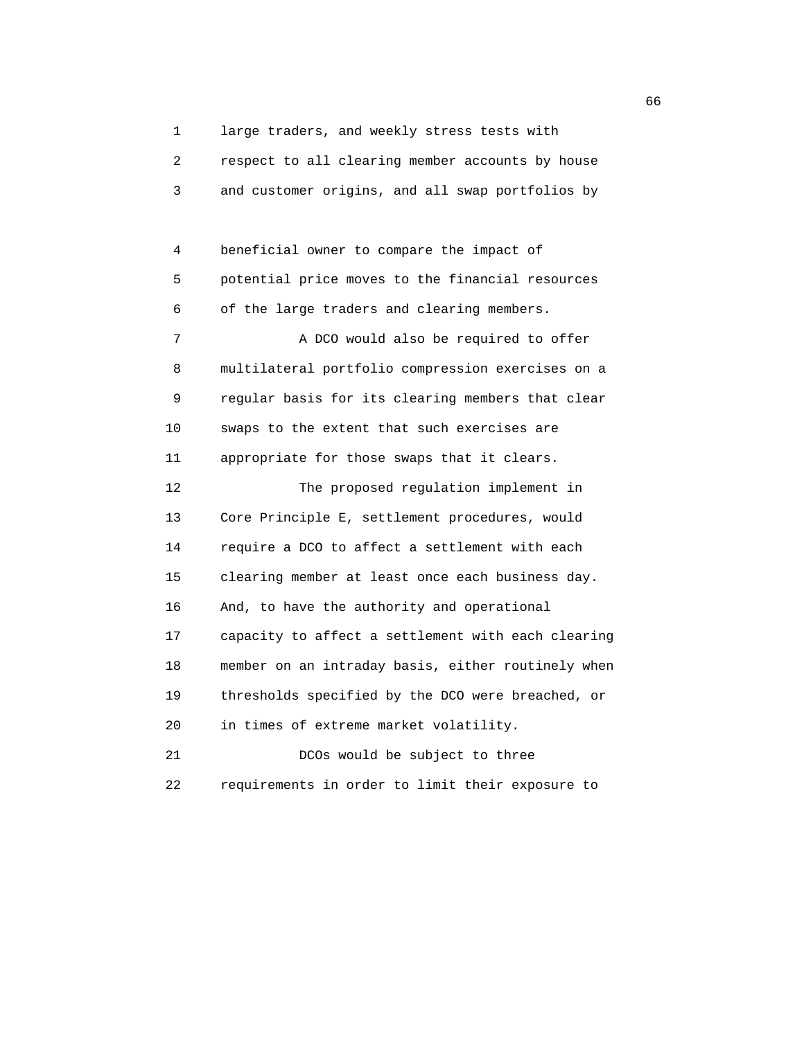large traders, and weekly stress tests with respect to all clearing member accounts by house and customer origins, and all swap portfolios by beneficial owner to compare the impact of potential price moves to the financial resources of the large traders and clearing members.

A DCO would also be required to offer multilateral portfolio compression exercises on a regular basis for its clearing members that clear swaps to the extent that such exercises are appropriate for those swaps that it clears.

The proposed regulation implement in Core Principle E, settlement procedures, would require a DCO to affect a settlement with each clearing member at least once each business day. And, to have the authority and operational capacity to affect a settlement with each clearing member on an intraday basis, either routinely when thresholds specified by the DCO were breached, or in times of extreme market volatility.

DCOs would be subject to three requirements in order to limit their exposure to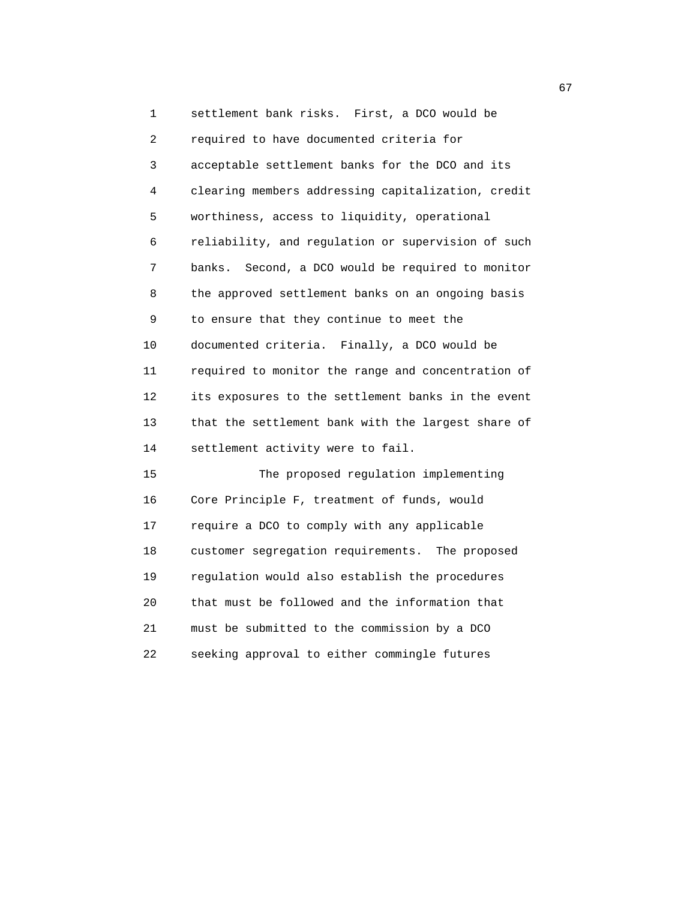settlement bank risks. First, a DCO would be required to have documented criteria for acceptable settlement banks for the DCO and its clearing members addressing capitalization, credit worthiness, access to liquidity, operational reliability, and regulation or supervision of such banks. Second, a DCO would be required to monitor the approved settlement banks on an ongoing basis to ensure that they continue to meet the documented criteria. Finally, a DCO would be required to monitor the range and concentration of its exposures to the settlement banks in the event that the settlement bank with the largest share of settlement activity were to fail.

The proposed regulation implementing Core Principle F, treatment of funds, would require a DCO to comply with any applicable customer segregation requirements. The proposed regulation would also establish the procedures that must be followed and the information that must be submitted to the commission by a DCO seeking approval to either commingle futures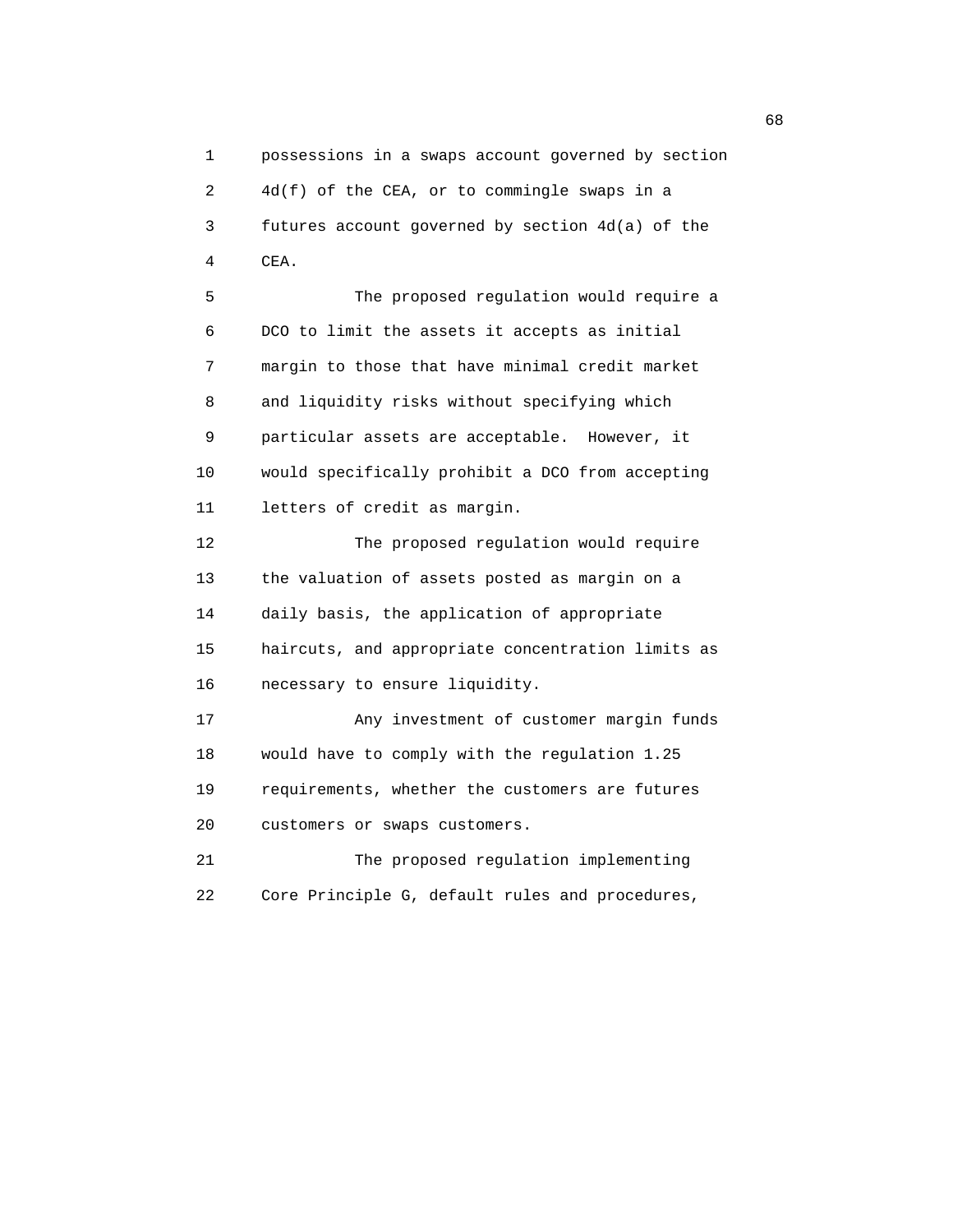possessions in a swaps account governed by section 4d(f) of the CEA, or to commingle swaps in a futures account governed by section 4d(a) of the CEA.

The proposed regulation would require a DCO to limit the assets it accepts as initial margin to those that have minimal credit market and liquidity risks without specifying which particular assets are acceptable. However, it would specifically prohibit a DCO from accepting letters of credit as margin.

The proposed regulation would require the valuation of assets posted as margin on a daily basis, the application of appropriate haircuts, and appropriate concentration limits as necessary to ensure liquidity.

Any investment of customer margin funds would have to comply with the regulation 1.25 requirements, whether the customers are futures customers or swaps customers.

The proposed regulation implementing Core Principle G, default rules and procedures,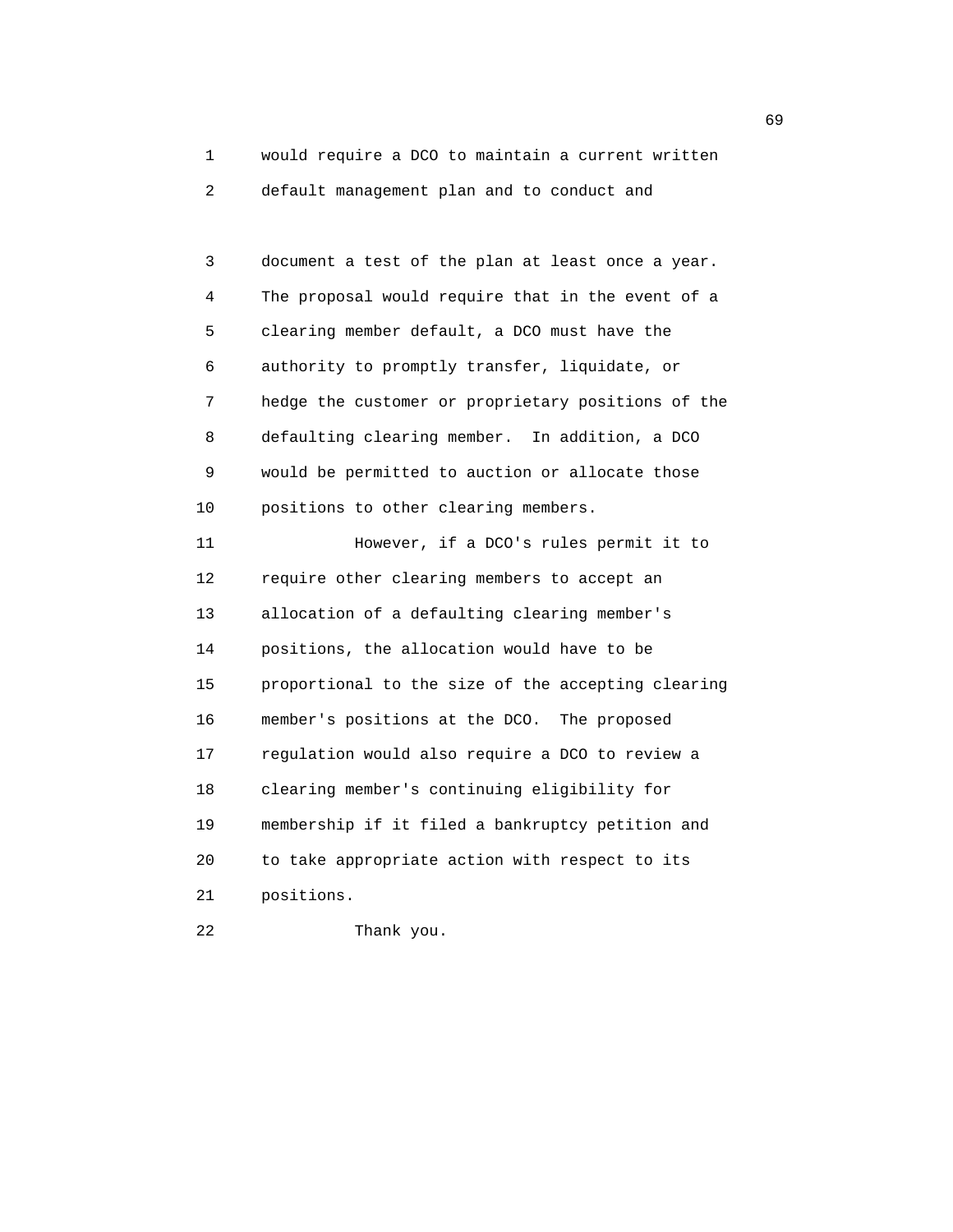would require a DCO to maintain a current written default management plan and to conduct and document a test of the plan at least once a year. The proposal would require that in the event of a clearing member default, a DCO must have the authority to promptly transfer, liquidate, or hedge the customer or proprietary positions of the defaulting clearing member. In addition, a DCO would be permitted to auction or allocate those positions to other clearing members.

However, if a DCO's rules permit it to require other clearing members to accept an allocation of a defaulting clearing member's positions, the allocation would have to be proportional to the size of the accepting clearing member's positions at the DCO. The proposed regulation would also require a DCO to review a clearing member's continuing eligibility for membership if it filed a bankruptcy petition and to take appropriate action with respect to its positions.

Thank you.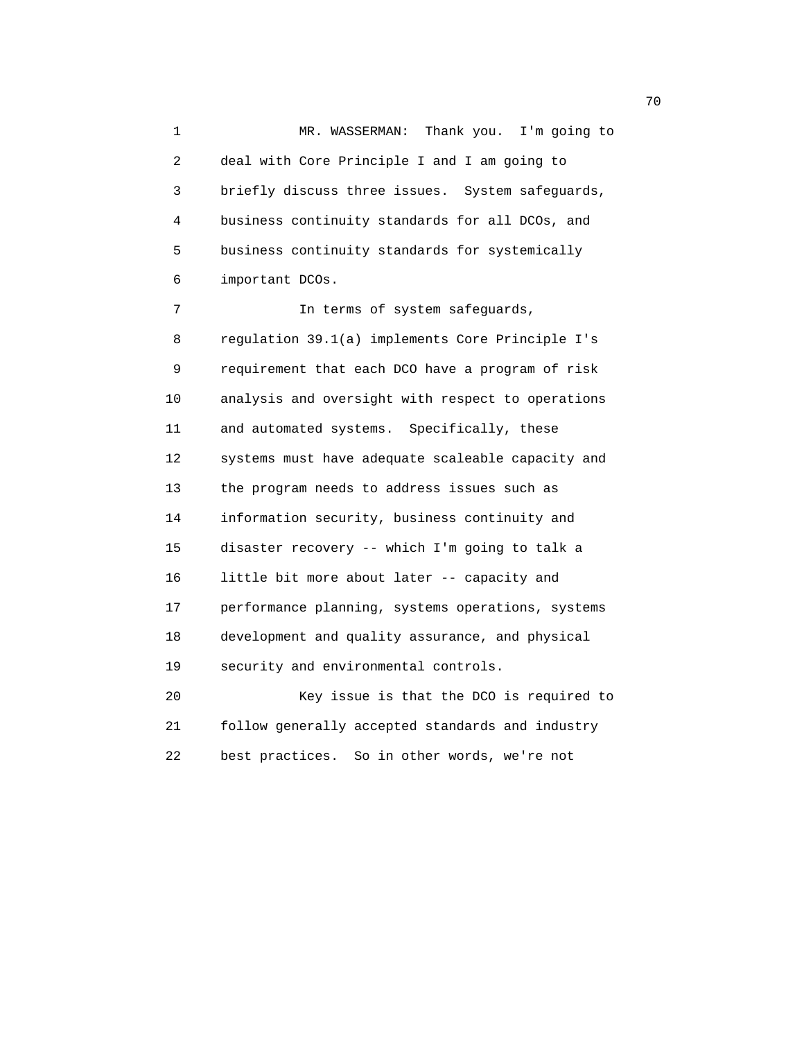MR. WASSERMAN: Thank you. I'm going to deal with Core Principle I and I am going to briefly discuss three issues. System safeguards, business continuity standards for all DCOs, and business continuity standards for systemically important DCOs.

In terms of system safeguards, regulation 39.1(a) implements Core Principle I's requirement that each DCO have a program of risk analysis and oversight with respect to operations and automated systems. Specifically, these systems must have adequate scaleable capacity and the program needs to address issues such as information security, business continuity and disaster recovery -- which I'm going to talk a little bit more about later -- capacity and performance planning, systems operations, systems development and quality assurance, and physical security and environmental controls.

Key issue is that the DCO is required to follow generally accepted standards and industry best practices. So in other words, we're not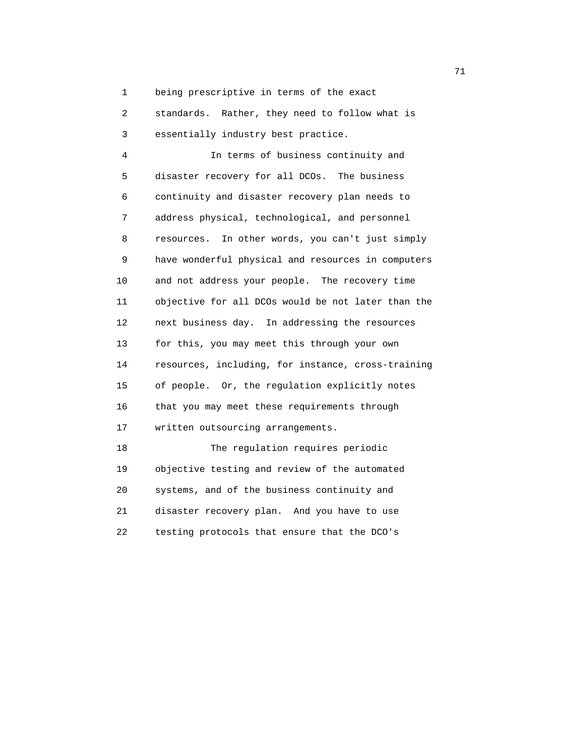being prescriptive in terms of the exact standards. Rather, they need to follow what is essentially industry best practice.

In terms of business continuity and disaster recovery for all DCOs. The business continuity and disaster recovery plan needs to address physical, technological, and personnel resources. In other words, you can't just simply have wonderful physical and resources in computers and not address your people. The recovery time objective for all DCOs would be not later than the next business day. In addressing the resources for this, you may meet this through your own resources, including, for instance, cross-training of people. Or, the regulation explicitly notes that you may meet these requirements through written outsourcing arrangements.

The regulation requires periodic objective testing and review of the automated systems, and of the business continuity and disaster recovery plan. And you have to use testing protocols that ensure that the DCO's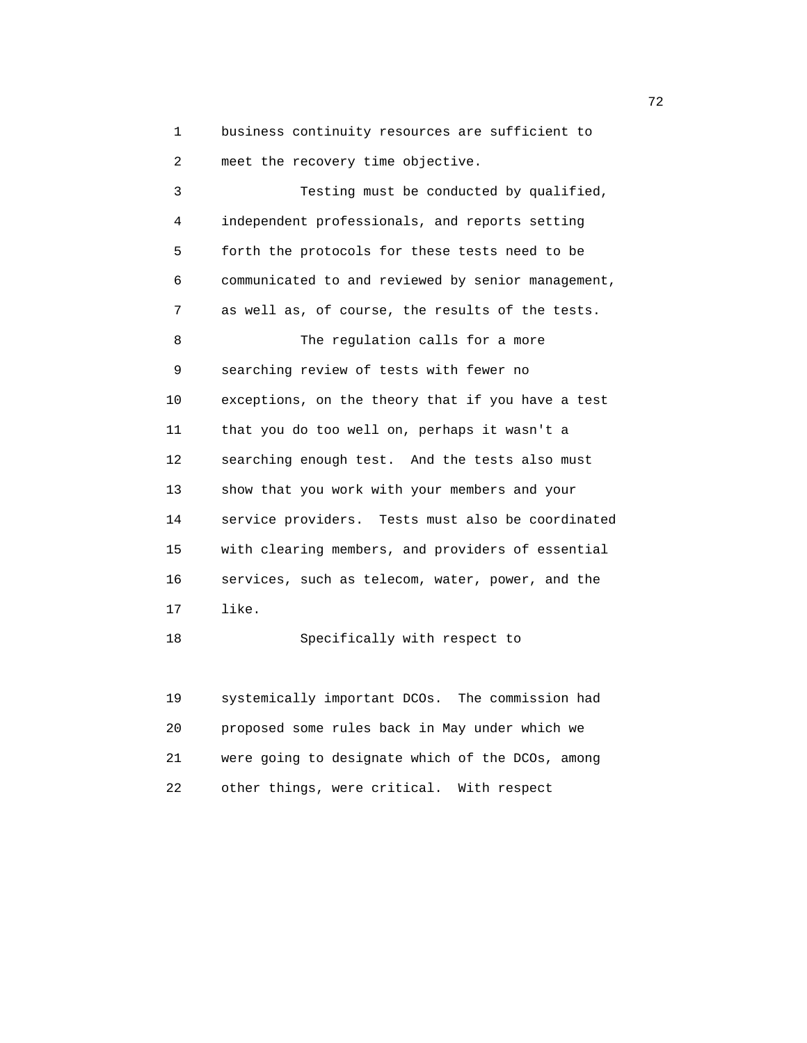business continuity resources are sufficient to meet the recovery time objective.

Testing must be conducted by qualified, independent professionals, and reports setting forth the protocols for these tests need to be communicated to and reviewed by senior management, as well as, of course, the results of the tests.

The regulation calls for a more searching review of tests with fewer no exceptions, on the theory that if you have a test that you do too well on, perhaps it wasn't a searching enough test. And the tests also must show that you work with your members and your service providers. Tests must also be coordinated with clearing members, and providers of essential services, such as telecom, water, power, and the like.

Specifically with respect to

systemically important DCOs. The commission had proposed some rules back in May under which we were going to designate which of the DCOs, among other things, were critical. With respect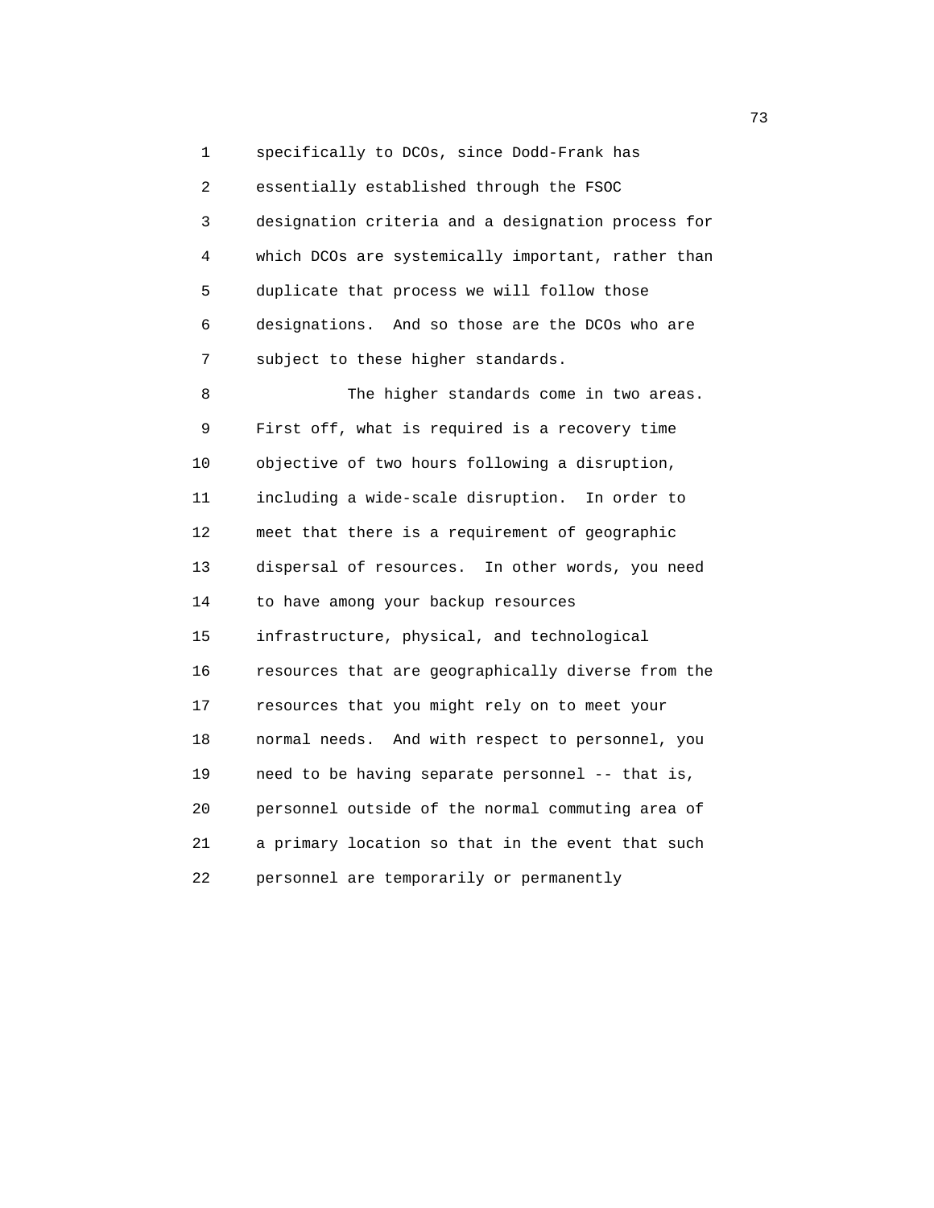specifically to DCOs, since Dodd-Frank has essentially established through the FSOC designation criteria and a designation process for which DCOs are systemically important, rather than duplicate that process we will follow those designations. And so those are the DCOs who are subject to these higher standards.

The higher standards come in two areas. First off, what is required is a recovery time objective of two hours following a disruption, including a wide-scale disruption. In order to meet that there is a requirement of geographic dispersal of resources. In other words, you need to have among your backup resources infrastructure, physical, and technological resources that are geographically diverse from the resources that you might rely on to meet your normal needs. And with respect to personnel, you need to be having separate personnel -- that is, personnel outside of the normal commuting area of a primary location so that in the event that such personnel are temporarily or permanently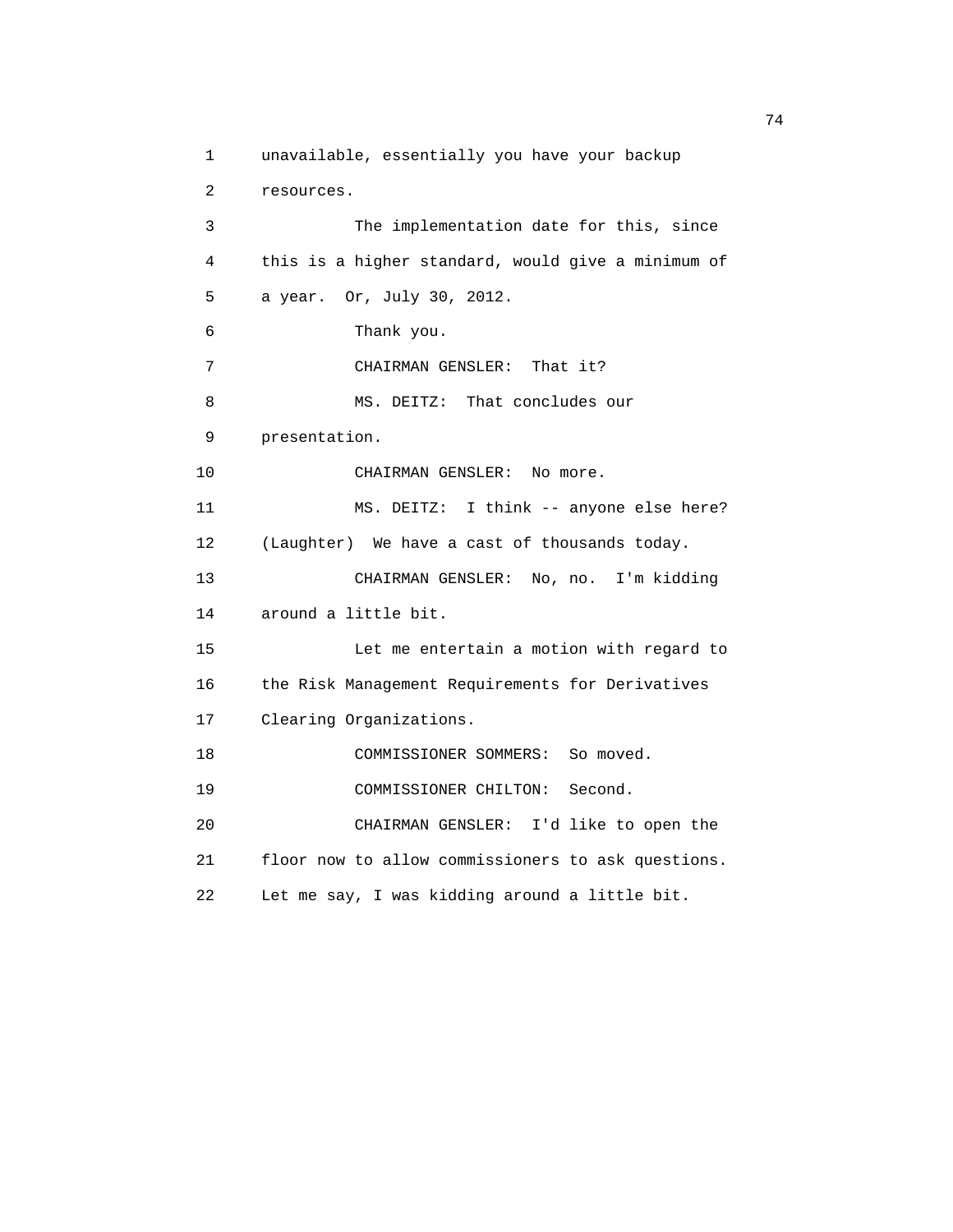unavailable, essentially you have your backup resources.

The implementation date for this, since this is a higher standard, would give a minimum of a year. Or, July 30, 2012.

Thank you.

CHAIRMAN GENSLER: That it?

MS. DEITZ: That concludes our presentation.

CHAIRMAN GENSLER: No more.

MS. DEITZ: I think -- anyone else here? (Laughter) We have a cast of thousands today.

CHAIRMAN GENSLER: No, no. I'm kidding around a little bit.

Let me entertain a motion with regard to the Risk Management Requirements for Derivatives Clearing Organizations.

COMMISSIONER SOMMERS: So moved.

COMMISSIONER CHILTON: Second.

CHAIRMAN GENSLER: I'd like to open the floor now to allow commissioners to ask questions. Let me say, I was kidding around a little bit.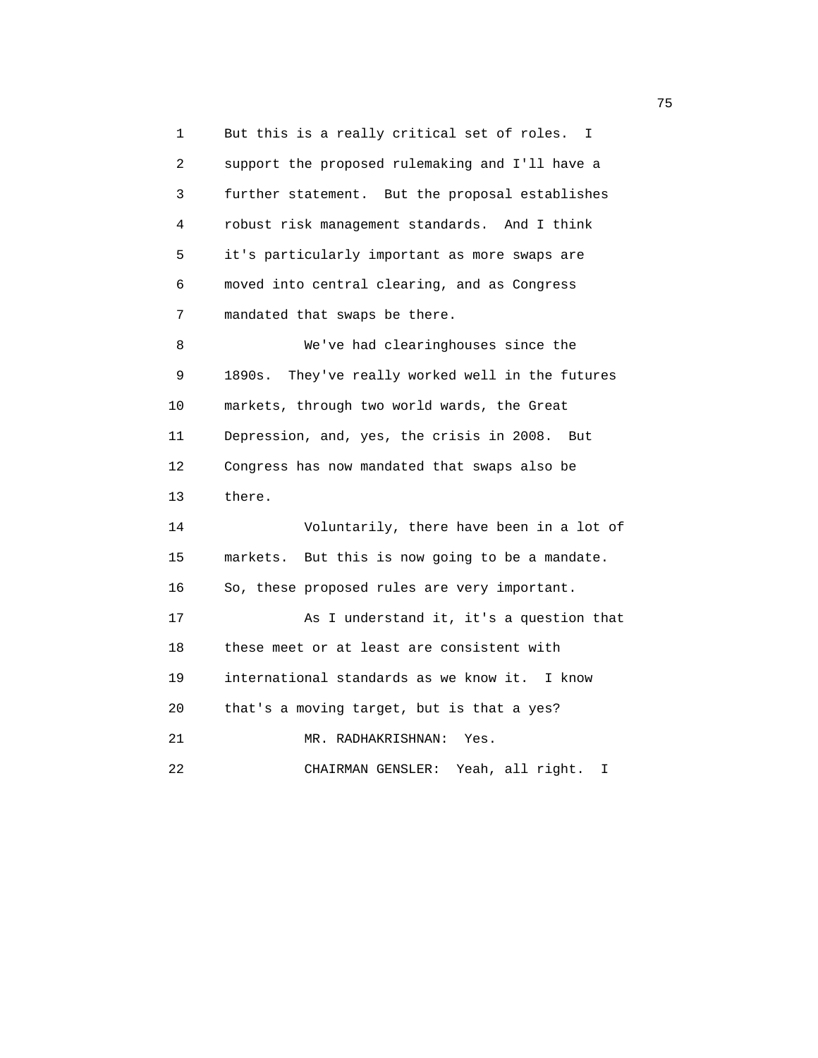But this is a really critical set of roles. I support the proposed rulemaking and I'll have a further statement. But the proposal establishes robust risk management standards. And I think it's particularly important as more swaps are moved into central clearing, and as Congress mandated that swaps be there.

We've had clearinghouses since the 1890s. They've really worked well in the futures markets, through two world wards, the Great Depression, and, yes, the crisis in 2008. But Congress has now mandated that swaps also be there.

Voluntarily, there have been in a lot of markets. But this is now going to be a mandate. So, these proposed rules are very important.

As I understand it, it's a question that these meet or at least are consistent with international standards as we know it. I know that's a moving target, but is that a yes?

MR. RADHAKRISHNAN: Yes.

CHAIRMAN GENSLER: Yeah, all right. I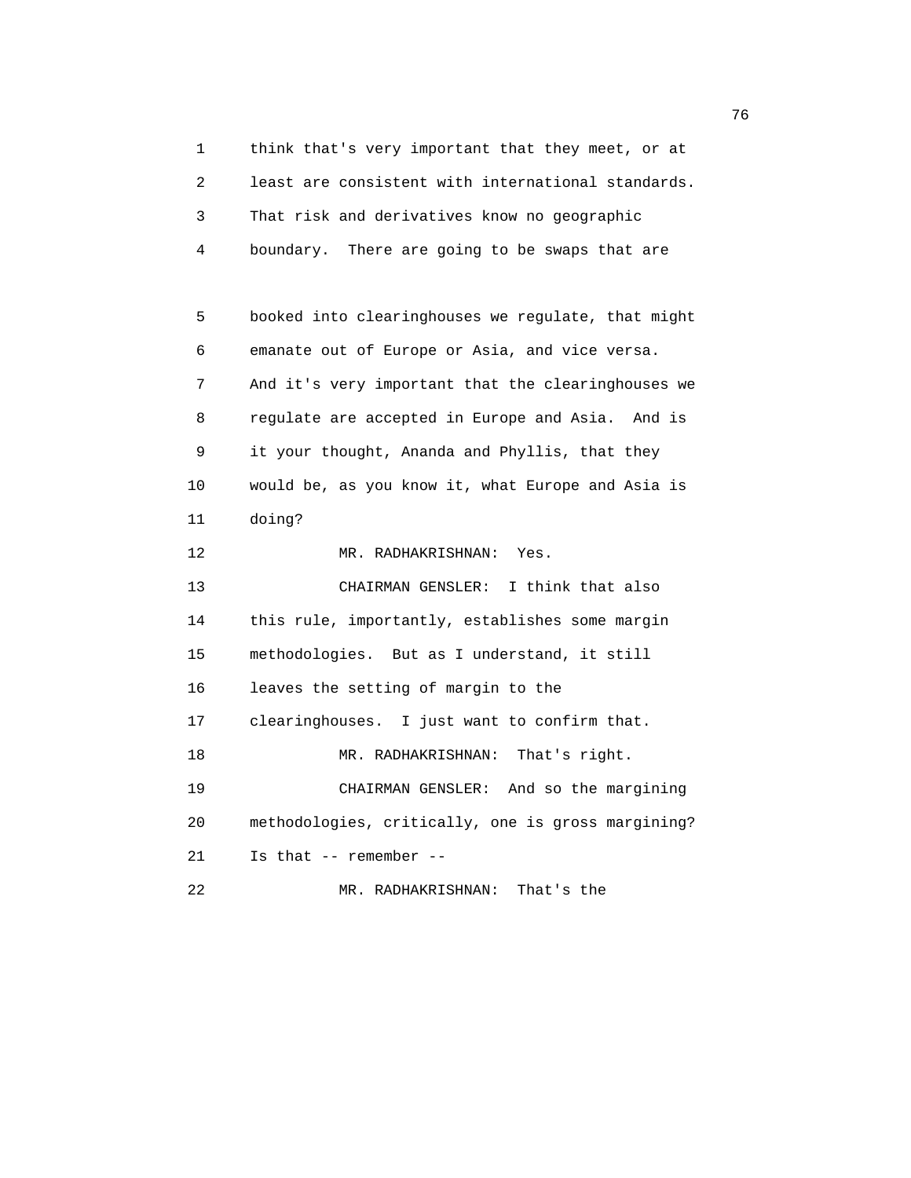think that's very important that they meet, or at least are consistent with international standards. That risk and derivatives know no geographic boundary. There are going to be swaps that are booked into clearinghouses we regulate, that might emanate out of Europe or Asia, and vice versa. And it's very important that the clearinghouses we regulate are accepted in Europe and Asia. And is it your thought, Ananda and Phyllis, that they would be, as you know it, what Europe and Asia is doing?

MR. RADHAKRISHNAN: Yes.

CHAIRMAN GENSLER: I think that also this rule, importantly, establishes some margin methodologies. But as I understand, it still leaves the setting of margin to the clearinghouses. I just want to confirm that.

MR. RADHAKRISHNAN: That's right.

CHAIRMAN GENSLER: And so the margining methodologies, critically, one is gross margining? Is that -- remember --

MR. RADHAKRISHNAN: That's the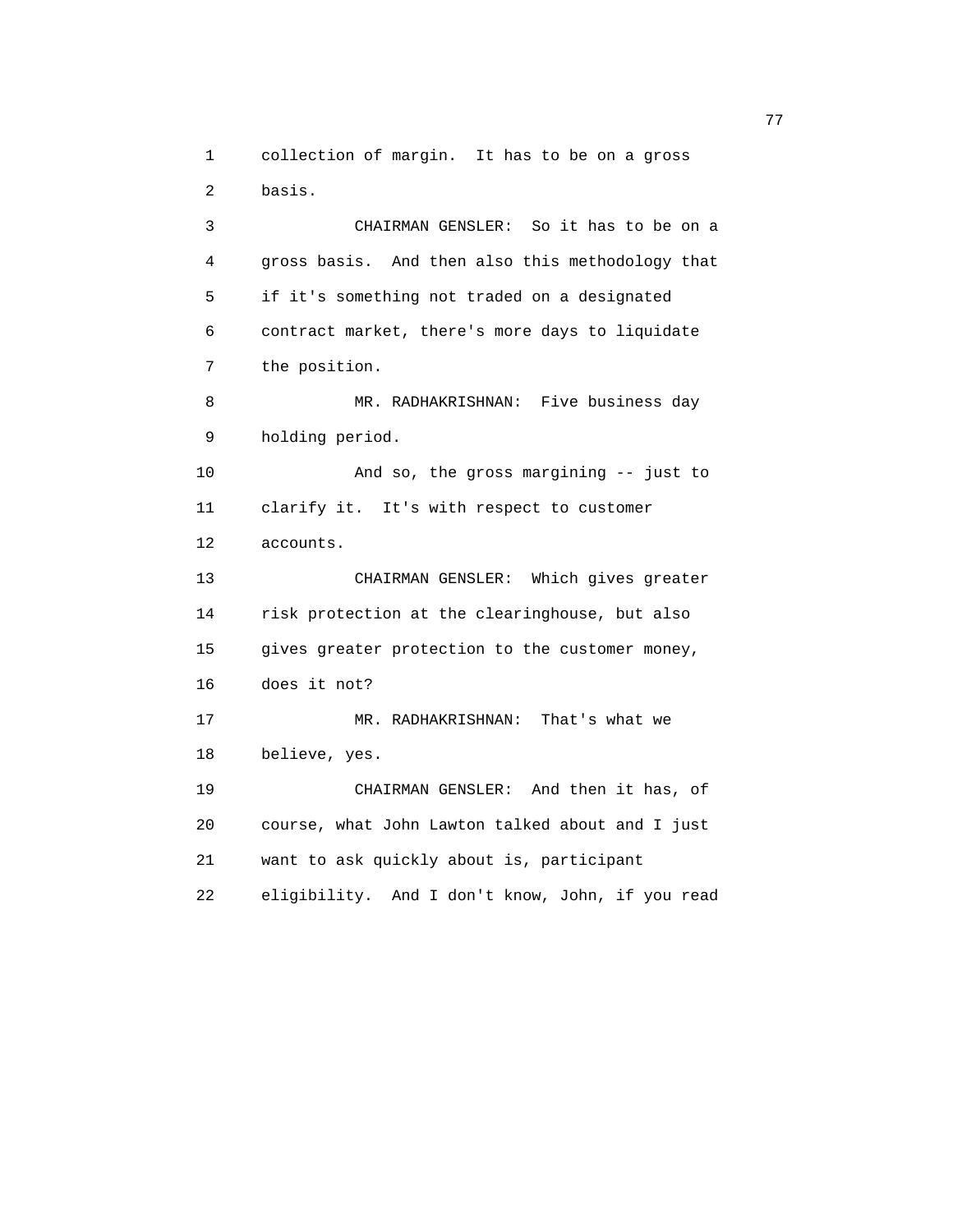collection of margin. It has to be on a gross basis.

CHAIRMAN GENSLER: So it has to be on a gross basis. And then also this methodology that if it's something not traded on a designated contract market, there's more days to liquidate the position.

MR. RADHAKRISHNAN: Five business day holding period.

And so, the gross margining -- just to clarify it. It's with respect to customer accounts.

CHAIRMAN GENSLER: Which gives greater risk protection at the clearinghouse, but also gives greater protection to the customer money, does it not?

MR. RADHAKRISHNAN: That's what we believe, yes.

CHAIRMAN GENSLER: And then it has, of course, what John Lawton talked about and I just want to ask quickly about is, participant eligibility. And I don't know, John, if you read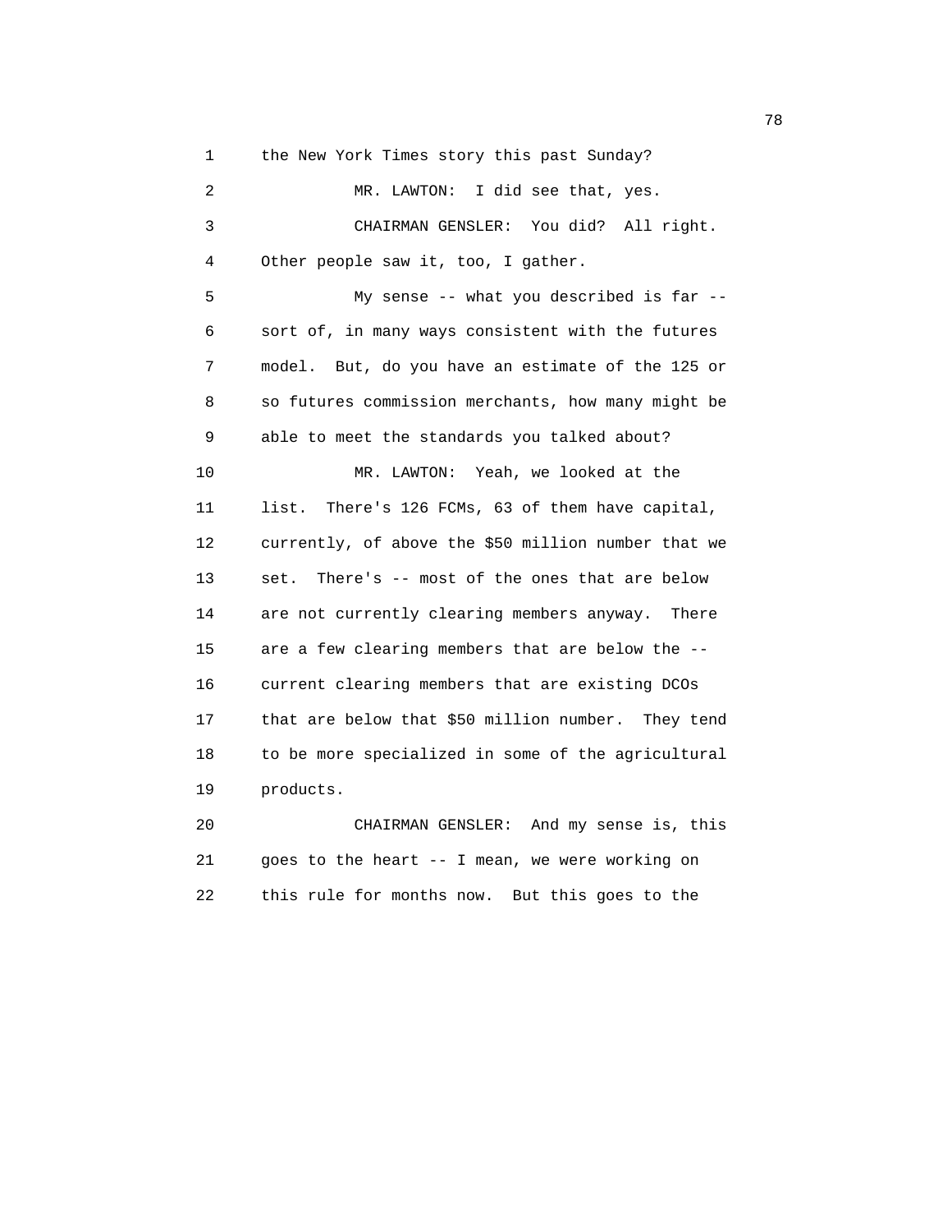the New York Times story this past Sunday?

MR. LAWTON: I did see that, yes.

CHAIRMAN GENSLER: You did? All right. Other people saw it, too, I gather.

My sense -- what you described is far -- sort of, in many ways consistent with the futures model. But, do you have an estimate of the 125 or so futures commission merchants, how many might be able to meet the standards you talked about?

MR. LAWTON: Yeah, we looked at the list. There's 126 FCMs, 63 of them have capital, currently, of above the $50 million number that we set. There's -- most of the ones that are below are not currently clearing members anyway. There are a few clearing members that are below the -- current clearing members that are existing DCOs that are below that $50 million number. They tend to be more specialized in some of the agricultural products.

CHAIRMAN GENSLER: And my sense is, this goes to the heart -- I mean, we were working on this rule for months now. But this goes to the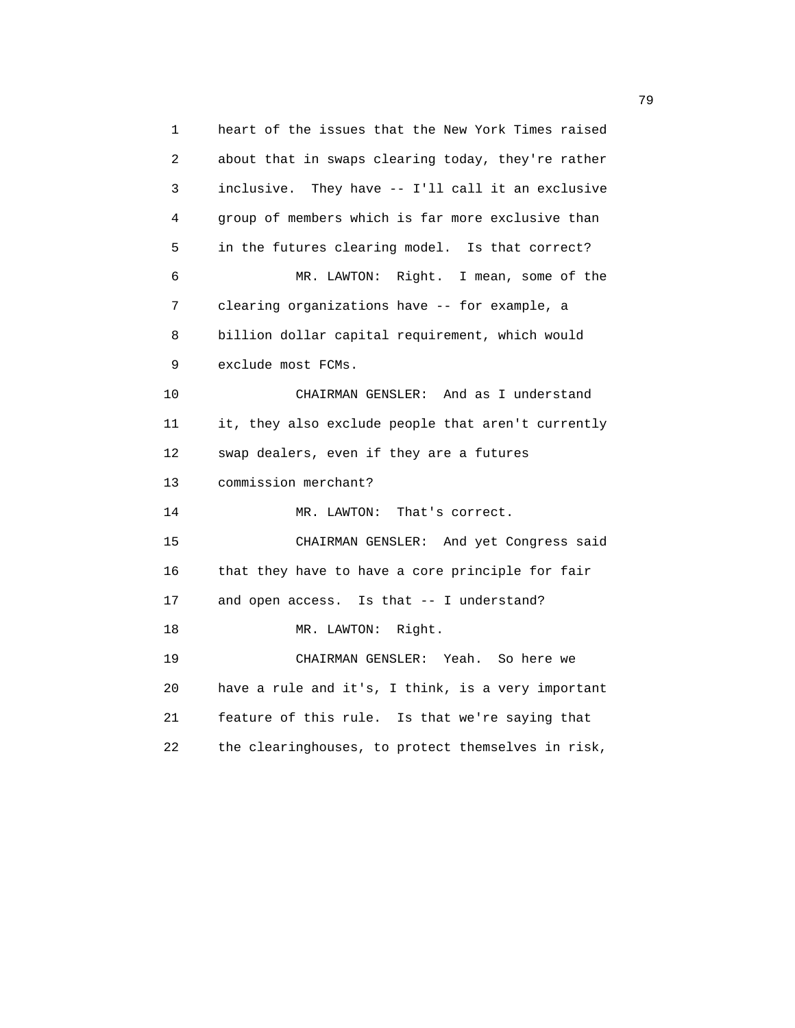heart of the issues that the New York Times raised about that in swaps clearing today, they're rather inclusive. They have -- I'll call it an exclusive group of members which is far more exclusive than in the futures clearing model. Is that correct?

MR. LAWTON: Right. I mean, some of the clearing organizations have -- for example, a billion dollar capital requirement, which would exclude most FCMs.

CHAIRMAN GENSLER: And as I understand it, they also exclude people that aren't currently swap dealers, even if they are a futures commission merchant?

MR. LAWTON: That's correct.

CHAIRMAN GENSLER: And yet Congress said that they have to have a core principle for fair and open access. Is that -- I understand?

MR. LAWTON: Right.

CHAIRMAN GENSLER: Yeah. So here we have a rule and it's, I think, is a very important feature of this rule. Is that we're saying that the clearinghouses, to protect themselves in risk,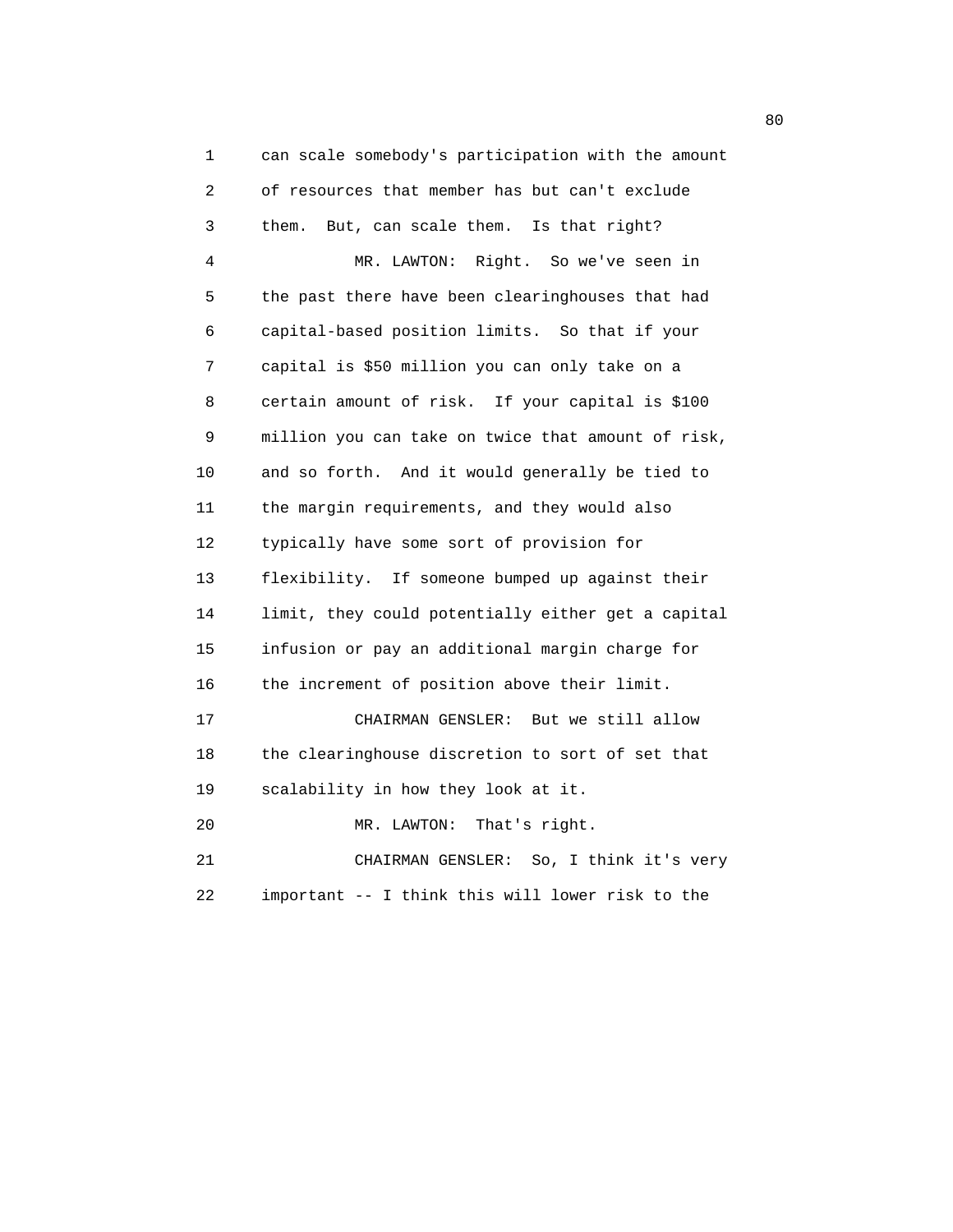can scale somebody's participation with the amount of resources that member has but can't exclude them. But, can scale them. Is that right?

MR. LAWTON: Right. So we've seen in the past there have been clearinghouses that had capital-based position limits. So that if your capital is $50 million you can only take on a certain amount of risk. If your capital is $100 million you can take on twice that amount of risk, and so forth. And it would generally be tied to the margin requirements, and they would also typically have some sort of provision for flexibility. If someone bumped up against their limit, they could potentially either get a capital infusion or pay an additional margin charge for the increment of position above their limit.

CHAIRMAN GENSLER: But we still allow the clearinghouse discretion to sort of set that scalability in how they look at it.

MR. LAWTON: That's right.

CHAIRMAN GENSLER: So, I think it's very important -- I think this will lower risk to the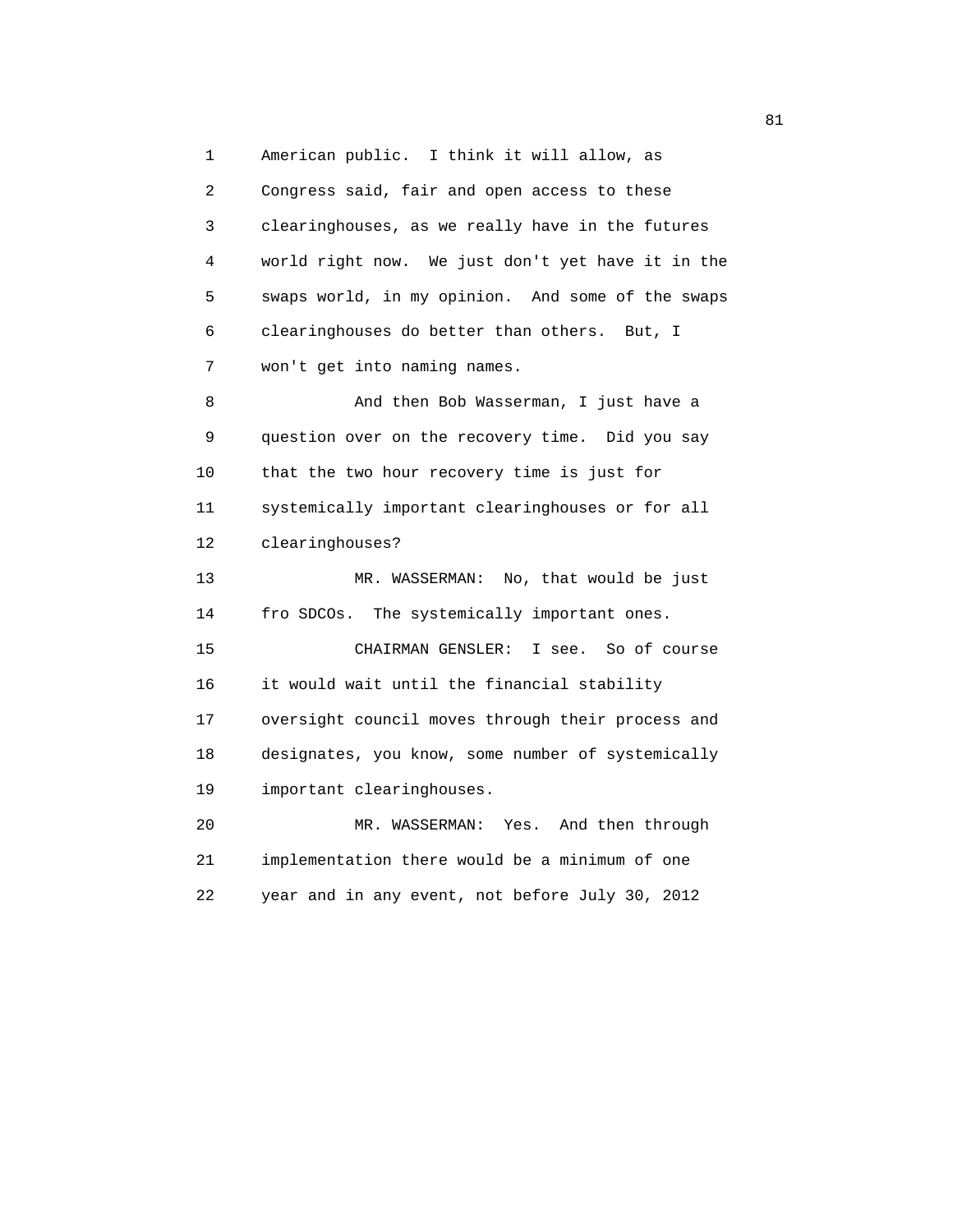American public. I think it will allow, as Congress said, fair and open access to these clearinghouses, as we really have in the futures world right now. We just don't yet have it in the swaps world, in my opinion. And some of the swaps clearinghouses do better than others. But, I won't get into naming names.

And then Bob Wasserman, I just have a question over on the recovery time. Did you say that the two hour recovery time is just for systemically important clearinghouses or for all clearinghouses?

MR. WASSERMAN: No, that would be just fro SDCOs. The systemically important ones.

CHAIRMAN GENSLER: I see. So of course it would wait until the financial stability oversight council moves through their process and designates, you know, some number of systemically important clearinghouses.

MR. WASSERMAN: Yes. And then through implementation there would be a minimum of one year and in any event, not before July 30, 2012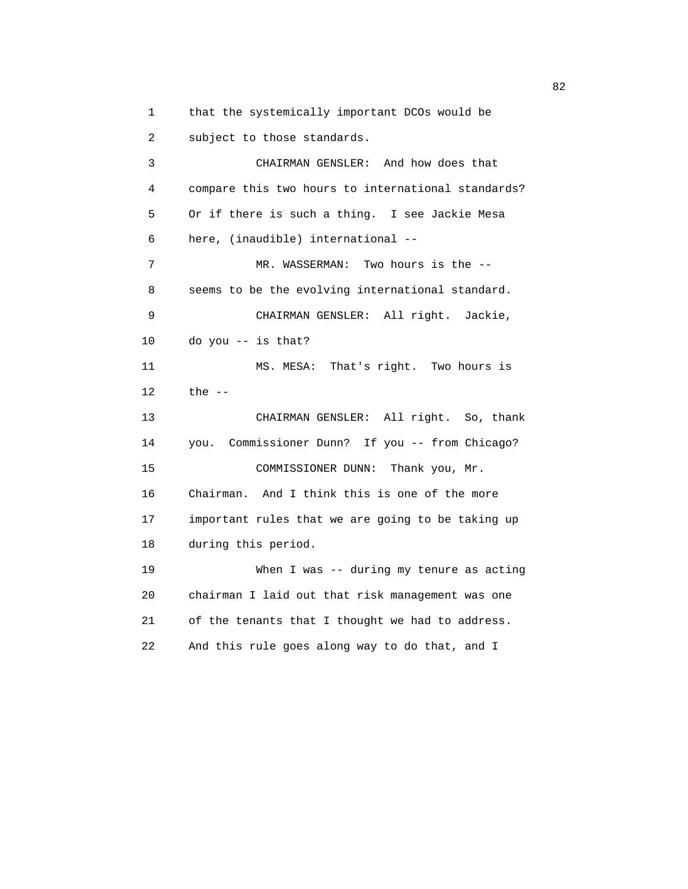that the systemically important DCOs would be subject to those standards.

CHAIRMAN GENSLER: And how does that compare this two hours to international standards? Or if there is such a thing. I see Jackie Mesa here, (inaudible) international --

MR. WASSERMAN: Two hours is the -- seems to be the evolving international standard.

CHAIRMAN GENSLER: All right. Jackie, do you -- is that?

MS. MESA: That's right. Two hours is the --

CHAIRMAN GENSLER: All right. So, thank you. Commissioner Dunn? If you -- from Chicago?

COMMISSIONER DUNN: Thank you, Mr. Chairman. And I think this is one of the more important rules that we are going to be taking up during this period.

When I was -- during my tenure as acting chairman I laid out that risk management was one of the tenants that I thought we had to address. And this rule goes along way to do that, and I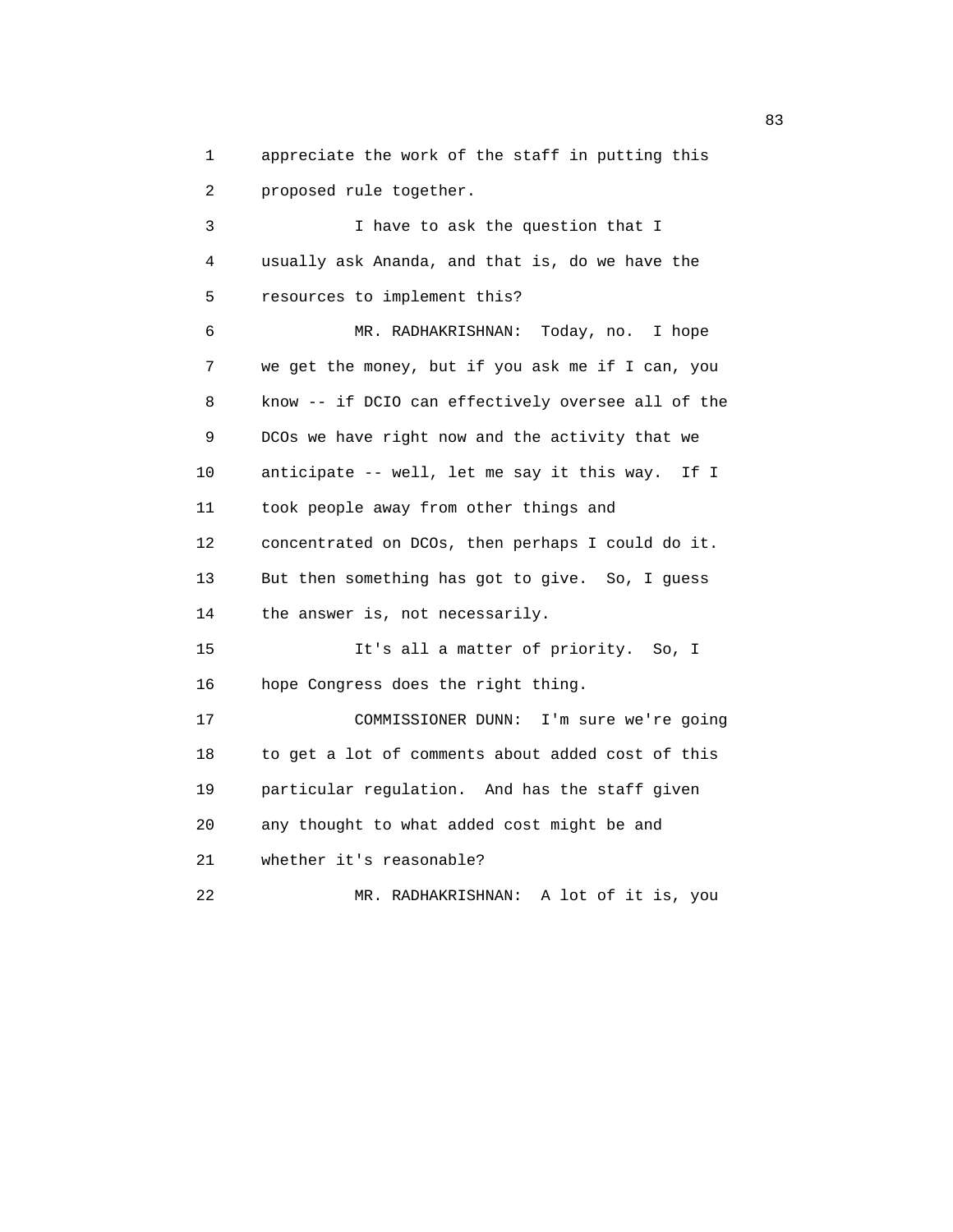appreciate the work of the staff in putting this proposed rule together.

I have to ask the question that I usually ask Ananda, and that is, do we have the resources to implement this?

MR. RADHAKRISHNAN: Today, no. I hope we get the money, but if you ask me if I can, you know -- if DCIO can effectively oversee all of the DCOs we have right now and the activity that we anticipate -- well, let me say it this way. If I took people away from other things and concentrated on DCOs, then perhaps I could do it. But then something has got to give. So, I guess the answer is, not necessarily.

It's all a matter of priority. So, I hope Congress does the right thing.

COMMISSIONER DUNN: I'm sure we're going to get a lot of comments about added cost of this particular regulation. And has the staff given any thought to what added cost might be and whether it's reasonable?

MR. RADHAKRISHNAN: A lot of it is, you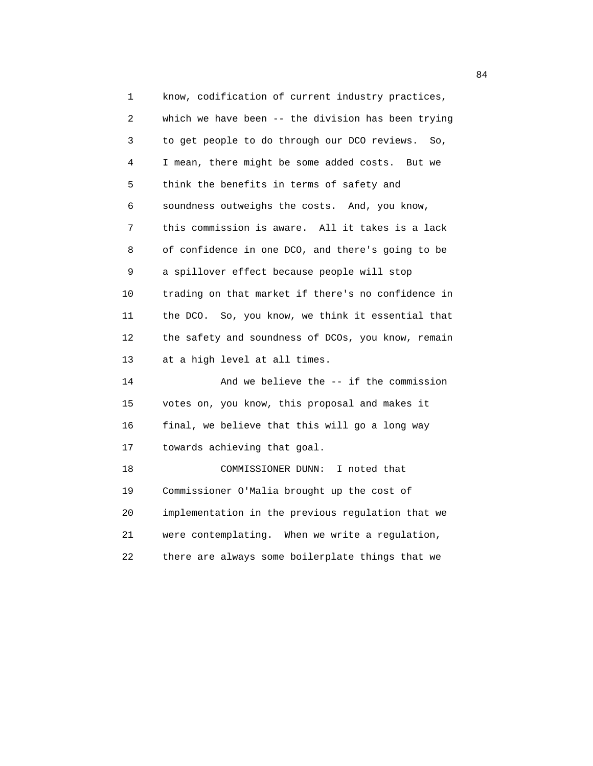know, codification of current industry practices, which we have been -- the division has been trying to get people to do through our DCO reviews. So, I mean, there might be some added costs. But we think the benefits in terms of safety and soundness outweighs the costs. And, you know, this commission is aware. All it takes is a lack of confidence in one DCO, and there's going to be a spillover effect because people will stop trading on that market if there's no confidence in the DCO. So, you know, we think it essential that the safety and soundness of DCOs, you know, remain at a high level at all times.

And we believe the -- if the commission votes on, you know, this proposal and makes it final, we believe that this will go a long way towards achieving that goal.

COMMISSIONER DUNN: I noted that Commissioner O'Malia brought up the cost of implementation in the previous regulation that we were contemplating. When we write a regulation, there are always some boilerplate things that we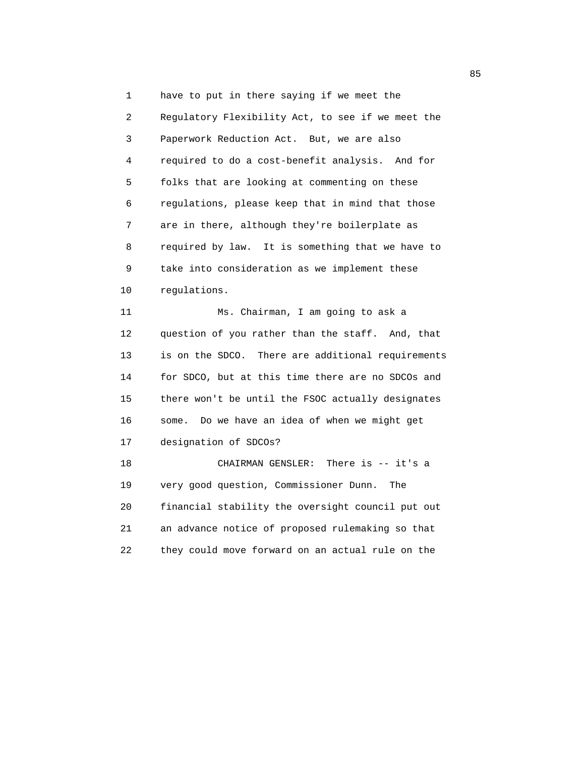have to put in there saying if we meet the Regulatory Flexibility Act, to see if we meet the Paperwork Reduction Act. But, we are also required to do a cost-benefit analysis. And for folks that are looking at commenting on these regulations, please keep that in mind that those are in there, although they're boilerplate as required by law. It is something that we have to take into consideration as we implement these regulations.

Ms. Chairman, I am going to ask a question of you rather than the staff. And, that is on the SDCO. There are additional requirements for SDCO, but at this time there are no SDCOs and there won't be until the FSOC actually designates some. Do we have an idea of when we might get designation of SDCOs?

CHAIRMAN GENSLER: There is -- it's a very good question, Commissioner Dunn. The financial stability the oversight council put out an advance notice of proposed rulemaking so that they could move forward on an actual rule on the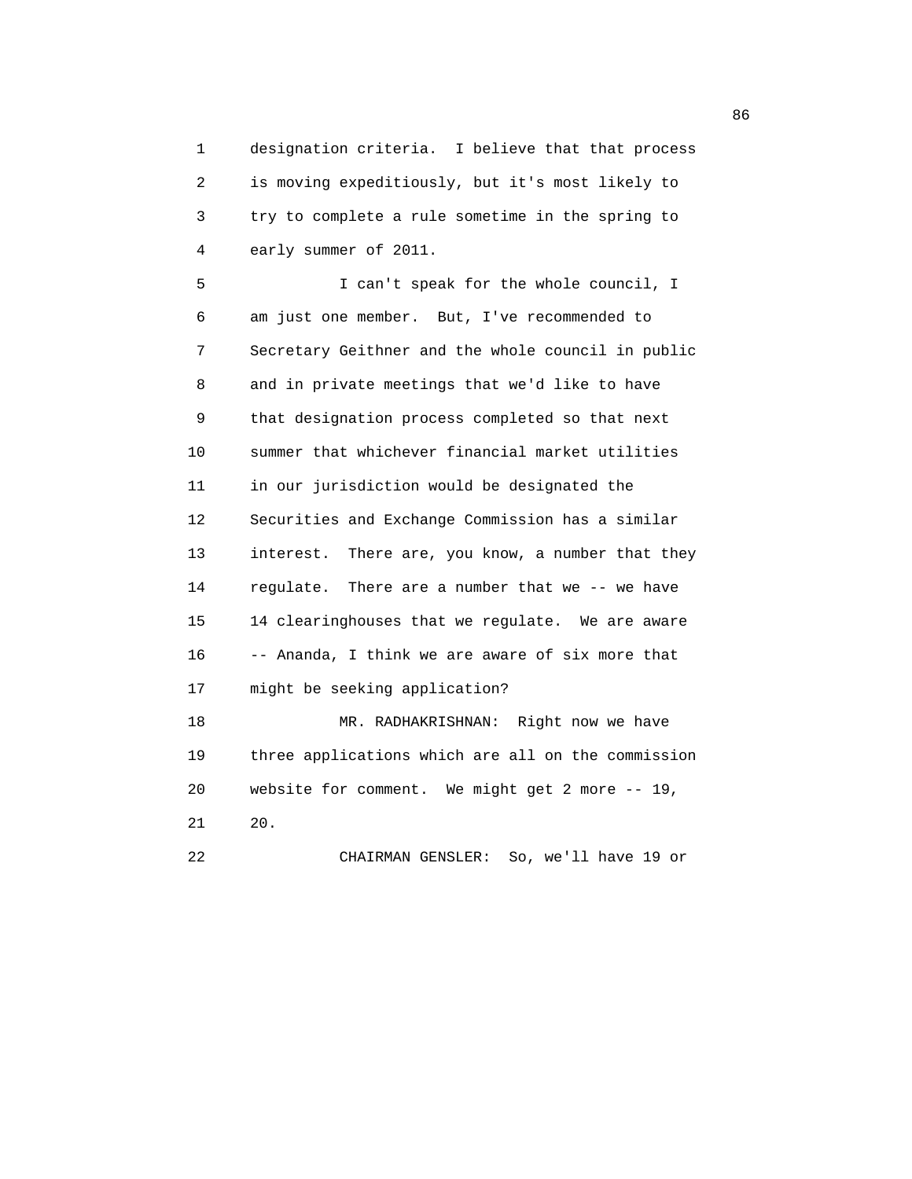designation criteria. I believe that that process is moving expeditiously, but it's most likely to try to complete a rule sometime in the spring to early summer of 2011.

I can't speak for the whole council, I am just one member. But, I've recommended to Secretary Geithner and the whole council in public and in private meetings that we'd like to have that designation process completed so that next summer that whichever financial market utilities in our jurisdiction would be designated the Securities and Exchange Commission has a similar interest. There are, you know, a number that they regulate. There are a number that we -- we have 14 clearinghouses that we regulate. We are aware -- Ananda, I think we are aware of six more that might be seeking application?

MR. RADHAKRISHNAN: Right now we have three applications which are all on the commission website for comment. We might get 2 more -- 19, 20.

CHAIRMAN GENSLER: So, we'll have 19 or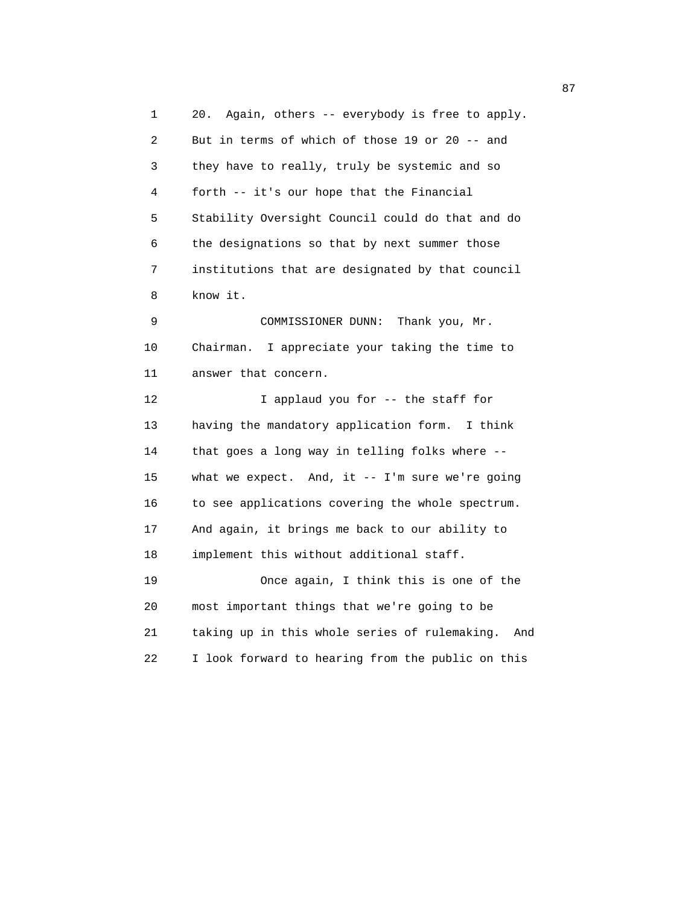20. Again, others -- everybody is free to apply. But in terms of which of those 19 or 20 -- and they have to really, truly be systemic and so forth -- it's our hope that the Financial Stability Oversight Council could do that and do the designations so that by next summer those institutions that are designated by that council know it.

COMMISSIONER DUNN: Thank you, Mr. Chairman. I appreciate your taking the time to answer that concern.

I applaud you for -- the staff for having the mandatory application form. I think that goes a long way in telling folks where -- what we expect. And, it -- I'm sure we're going to see applications covering the whole spectrum. And again, it brings me back to our ability to implement this without additional staff.

Once again, I think this is one of the most important things that we're going to be taking up in this whole series of rulemaking. And I look forward to hearing from the public on this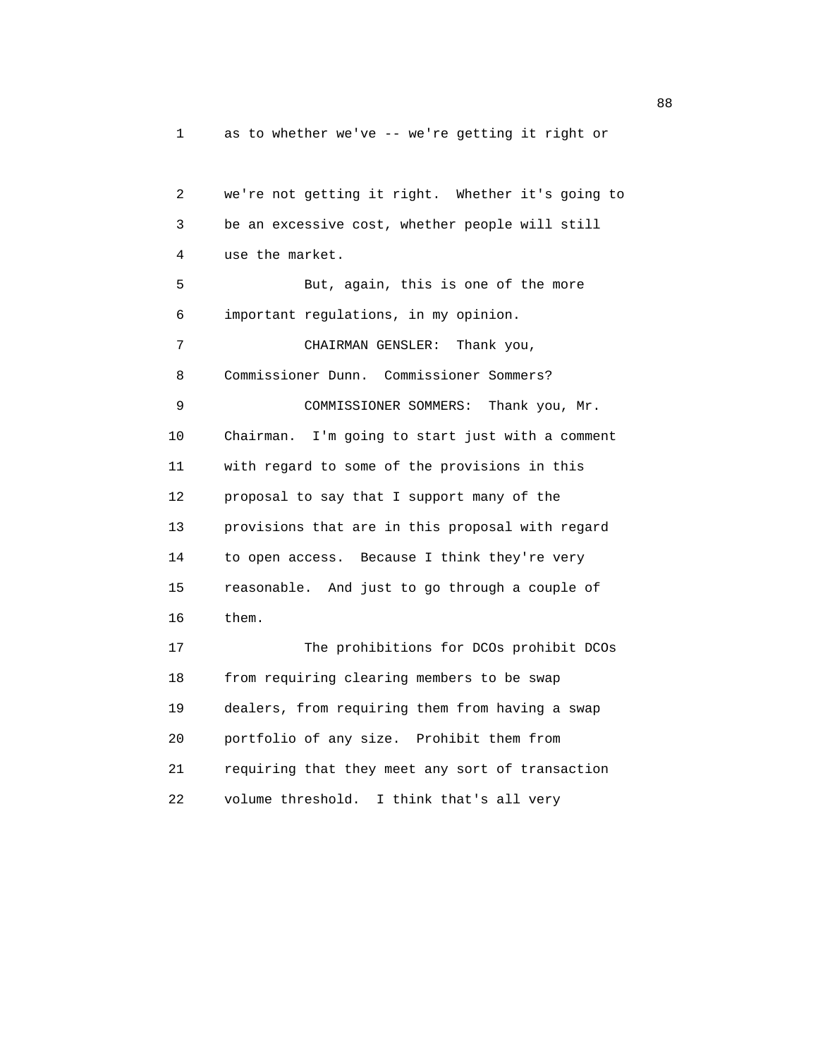as to whether we've -- we're getting it right or we're not getting it right. Whether it's going to be an excessive cost, whether people will still use the market.

But, again, this is one of the more important regulations, in my opinion.

CHAIRMAN GENSLER: Thank you, Commissioner Dunn. Commissioner Sommers?

COMMISSIONER SOMMERS: Thank you, Mr. Chairman. I'm going to start just with a comment with regard to some of the provisions in this proposal to say that I support many of the provisions that are in this proposal with regard to open access. Because I think they're very reasonable. And just to go through a couple of them.

The prohibitions for DCOs prohibit DCOs from requiring clearing members to be swap dealers, from requiring them from having a swap portfolio of any size. Prohibit them from requiring that they meet any sort of transaction volume threshold. I think that's all very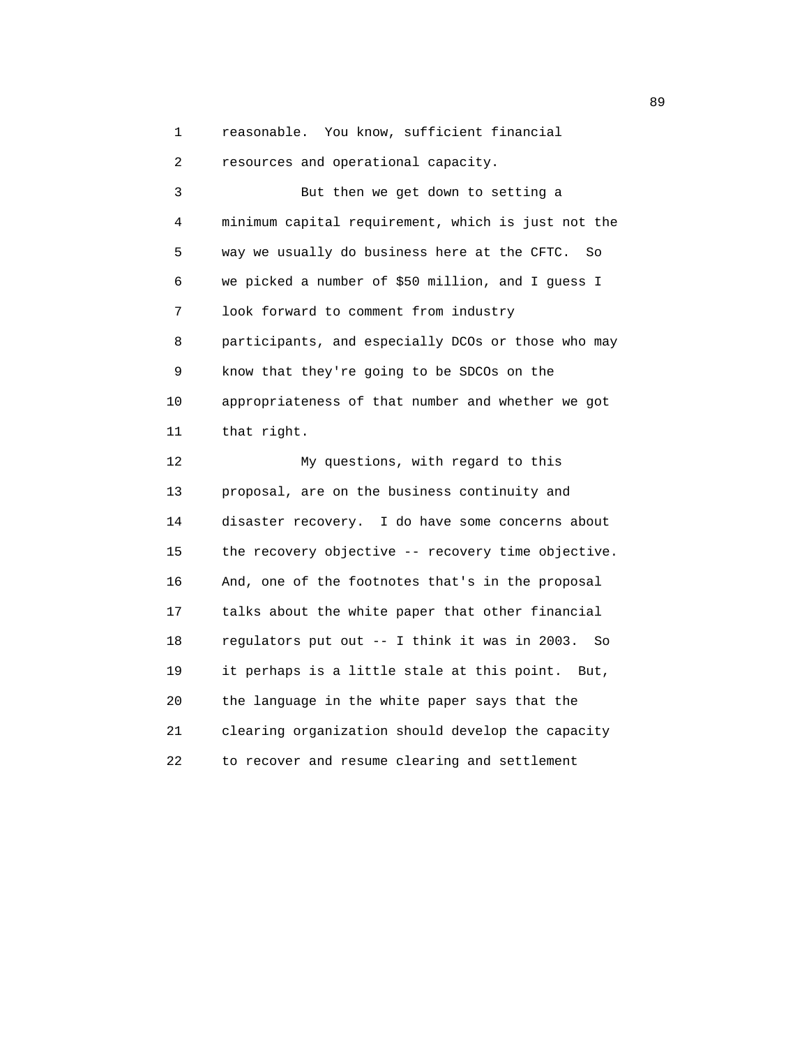reasonable. You know, sufficient financial resources and operational capacity.

But then we get down to setting a minimum capital requirement, which is just not the way we usually do business here at the CFTC. So we picked a number of $50 million, and I guess I look forward to comment from industry participants, and especially DCOs or those who may know that they're going to be SDCOs on the appropriateness of that number and whether we got that right.

My questions, with regard to this proposal, are on the business continuity and disaster recovery. I do have some concerns about the recovery objective -- recovery time objective. And, one of the footnotes that's in the proposal talks about the white paper that other financial regulators put out -- I think it was in 2003. So it perhaps is a little stale at this point. But, the language in the white paper says that the clearing organization should develop the capacity to recover and resume clearing and settlement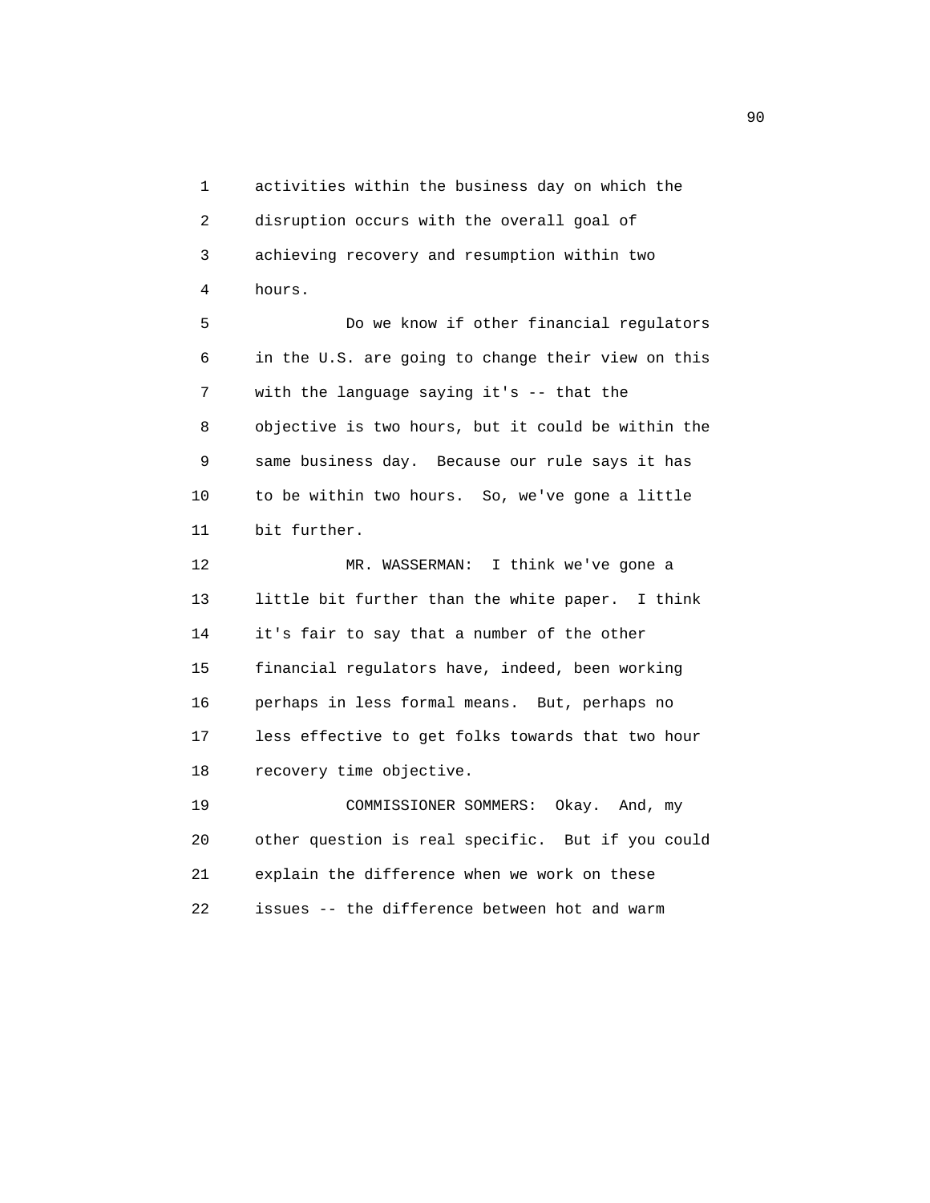activities within the business day on which the disruption occurs with the overall goal of achieving recovery and resumption within two hours.

Do we know if other financial regulators in the U.S. are going to change their view on this with the language saying it's -- that the objective is two hours, but it could be within the same business day. Because our rule says it has to be within two hours. So, we've gone a little bit further.

MR. WASSERMAN: I think we've gone a little bit further than the white paper. I think it's fair to say that a number of the other financial regulators have, indeed, been working perhaps in less formal means. But, perhaps no less effective to get folks towards that two hour recovery time objective.

COMMISSIONER SOMMERS: Okay. And, my other question is real specific. But if you could explain the difference when we work on these issues -- the difference between hot and warm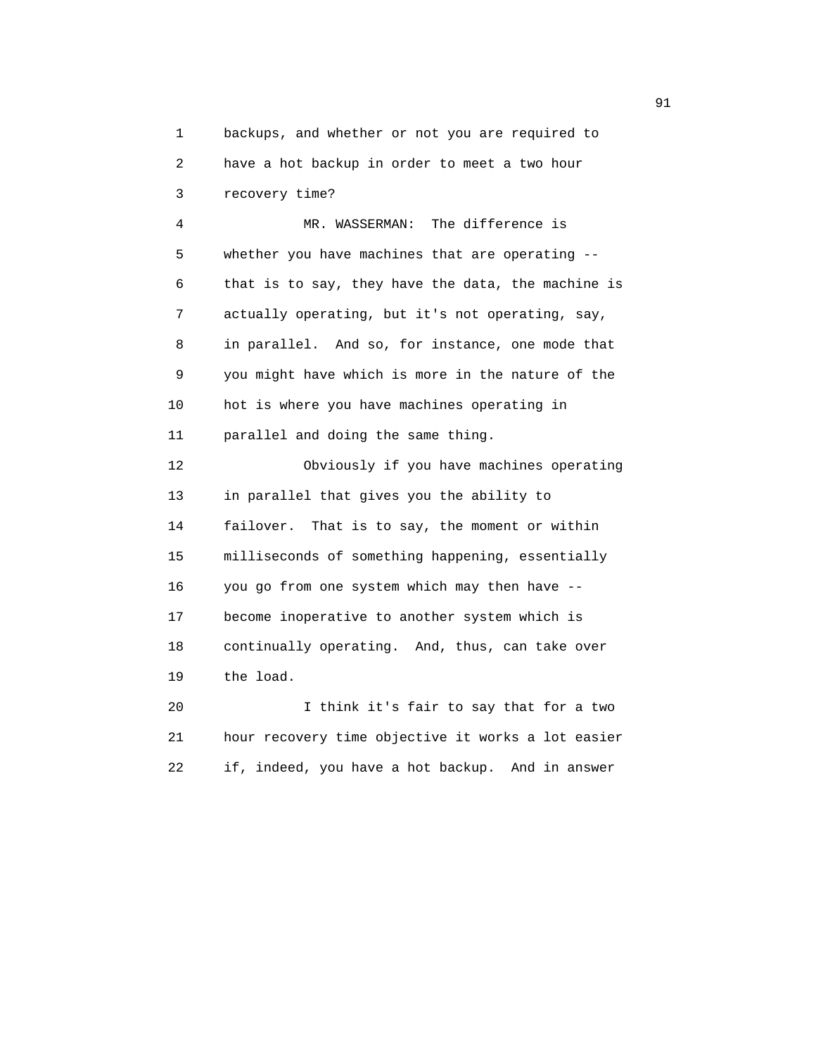backups, and whether or not you are required to have a hot backup in order to meet a two hour recovery time?

MR. WASSERMAN: The difference is whether you have machines that are operating -- that is to say, they have the data, the machine is actually operating, but it's not operating, say, in parallel. And so, for instance, one mode that you might have which is more in the nature of the hot is where you have machines operating in parallel and doing the same thing.

Obviously if you have machines operating in parallel that gives you the ability to failover. That is to say, the moment or within milliseconds of something happening, essentially you go from one system which may then have -- become inoperative to another system which is continually operating. And, thus, can take over the load.

I think it's fair to say that for a two hour recovery time objective it works a lot easier if, indeed, you have a hot backup. And in answer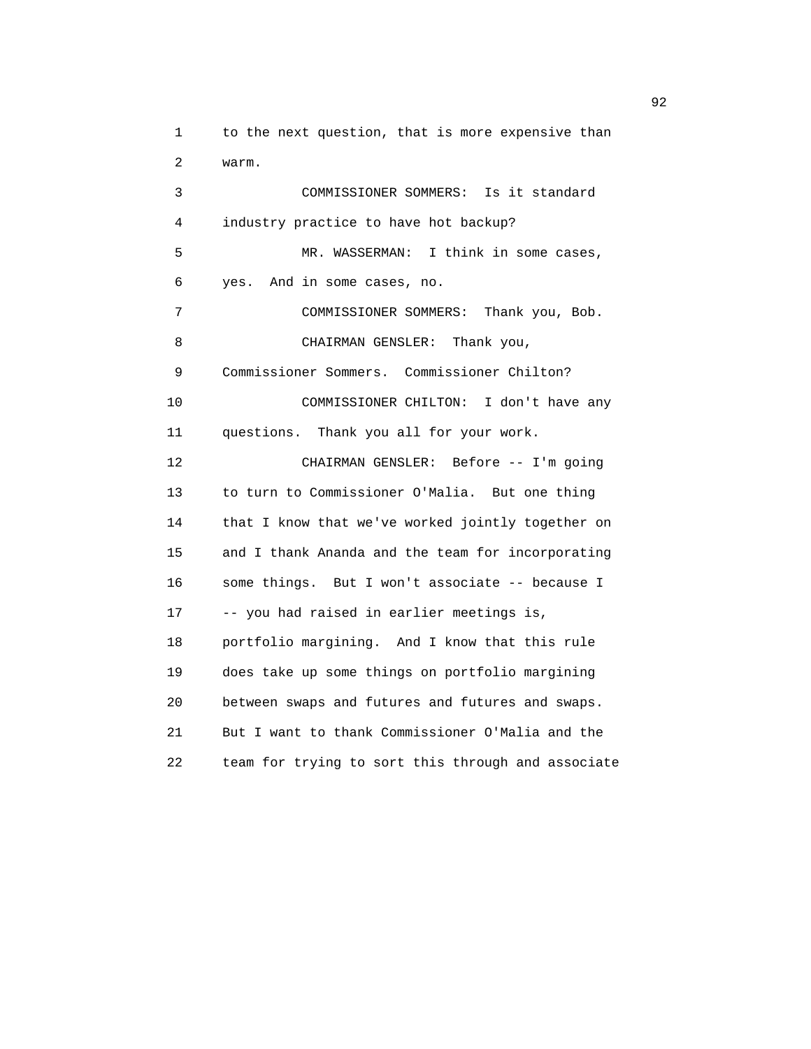to the next question, that is more expensive than warm.

COMMISSIONER SOMMERS: Is it standard industry practice to have hot backup?

MR. WASSERMAN: I think in some cases, yes. And in some cases, no.

COMMISSIONER SOMMERS: Thank you, Bob.

CHAIRMAN GENSLER: Thank you, Commissioner Sommers. Commissioner Chilton?

COMMISSIONER CHILTON: I don't have any questions. Thank you all for your work.

CHAIRMAN GENSLER: Before -- I'm going to turn to Commissioner O'Malia. But one thing that I know that we've worked jointly together on and I thank Ananda and the team for incorporating some things. But I won't associate -- because I -- you had raised in earlier meetings is, portfolio margining. And I know that this rule does take up some things on portfolio margining between swaps and futures and futures and swaps. But I want to thank Commissioner O'Malia and the team for trying to sort this through and associate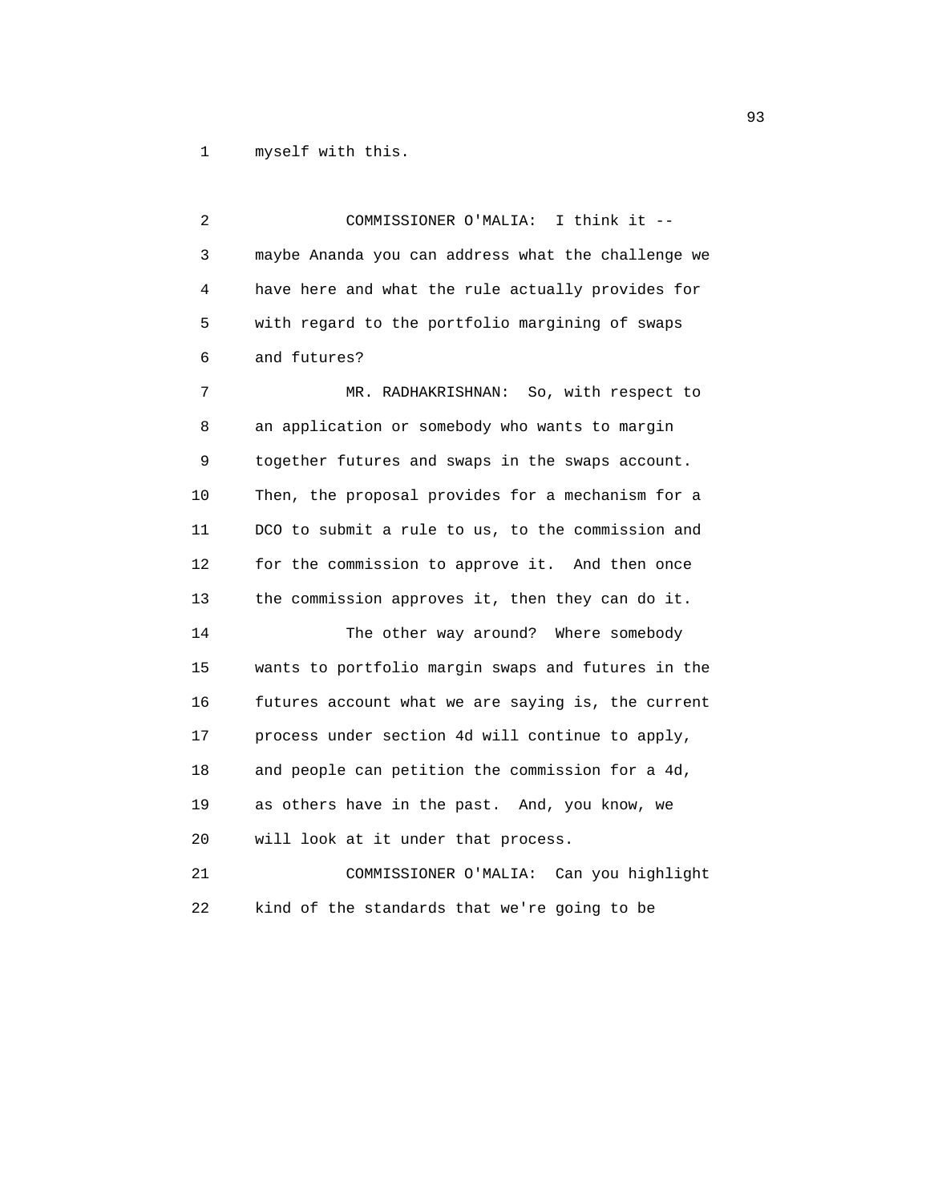myself with this.

COMMISSIONER O'MALIA: I think it -- maybe Ananda you can address what the challenge we have here and what the rule actually provides for with regard to the portfolio margining of swaps and futures?

MR. RADHAKRISHNAN: So, with respect to an application or somebody who wants to margin together futures and swaps in the swaps account. Then, the proposal provides for a mechanism for a DCO to submit a rule to us, to the commission and for the commission to approve it. And then once the commission approves it, then they can do it.

The other way around? Where somebody wants to portfolio margin swaps and futures in the futures account what we are saying is, the current process under section 4d will continue to apply, and people can petition the commission for a 4d, as others have in the past. And, you know, we will look at it under that process.

COMMISSIONER O'MALIA: Can you highlight kind of the standards that we're going to be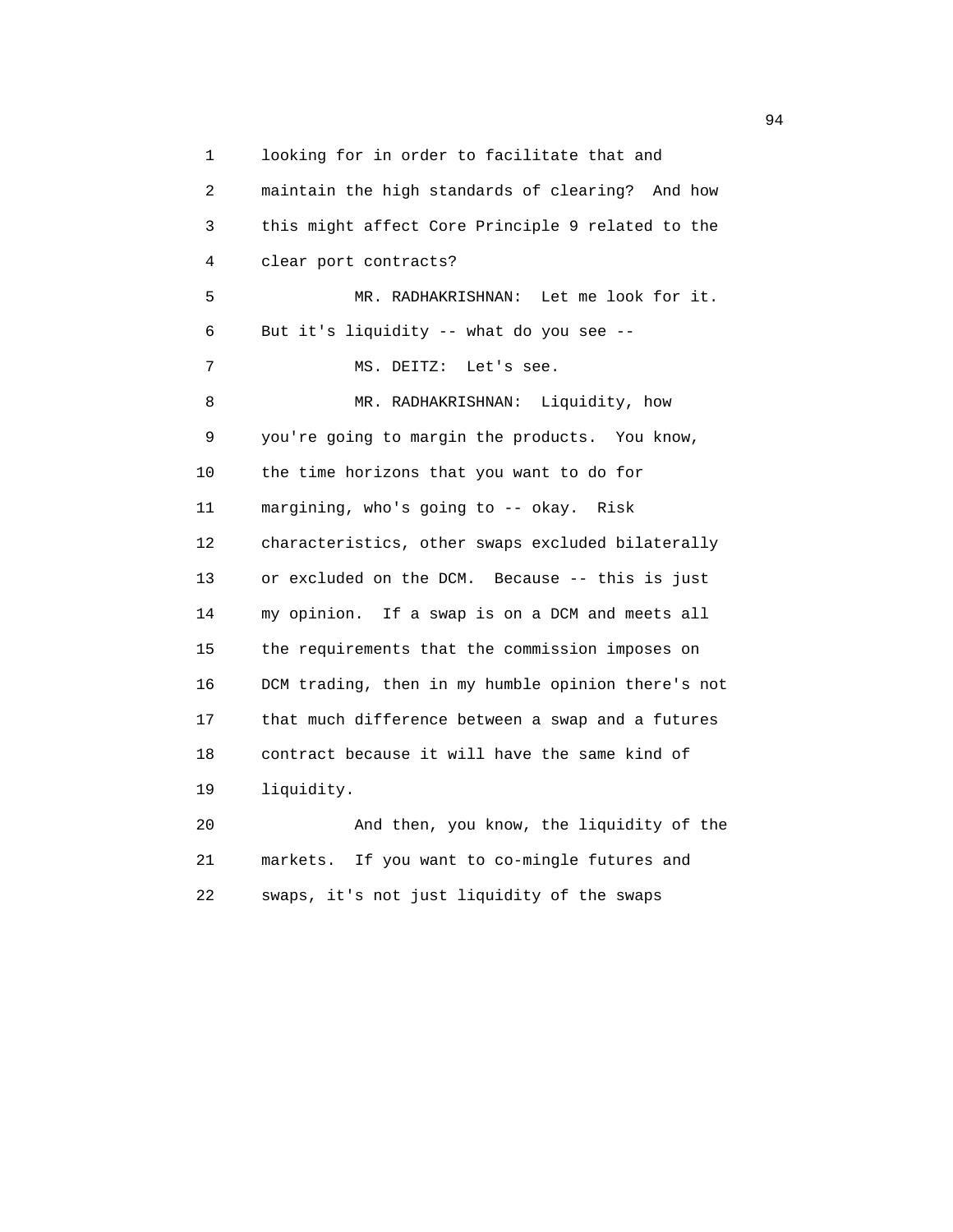looking for in order to facilitate that and maintain the high standards of clearing? And how this might affect Core Principle 9 related to the clear port contracts?

MR. RADHAKRISHNAN: Let me look for it. But it's liquidity -- what do you see --

MS. DEITZ: Let's see.

MR. RADHAKRISHNAN: Liquidity, how you're going to margin the products. You know, the time horizons that you want to do for margining, who's going to -- okay. Risk characteristics, other swaps excluded bilaterally or excluded on the DCM. Because -- this is just my opinion. If a swap is on a DCM and meets all the requirements that the commission imposes on DCM trading, then in my humble opinion there's not that much difference between a swap and a futures contract because it will have the same kind of liquidity.

And then, you know, the liquidity of the markets. If you want to co-mingle futures and swaps, it's not just liquidity of the swaps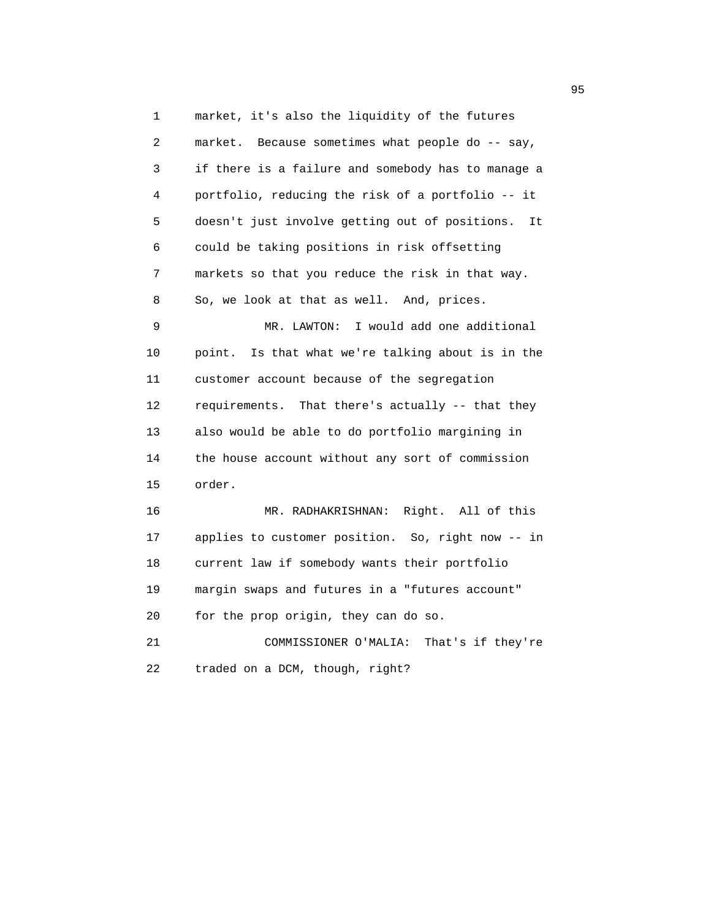market, it's also the liquidity of the futures market. Because sometimes what people do -- say, if there is a failure and somebody has to manage a portfolio, reducing the risk of a portfolio -- it doesn't just involve getting out of positions. It could be taking positions in risk offsetting markets so that you reduce the risk in that way. So, we look at that as well. And, prices.

MR. LAWTON: I would add one additional point. Is that what we're talking about is in the customer account because of the segregation requirements. That there's actually -- that they also would be able to do portfolio margining in the house account without any sort of commission order.

MR. RADHAKRISHNAN: Right. All of this applies to customer position. So, right now -- in current law if somebody wants their portfolio margin swaps and futures in a "futures account" for the prop origin, they can do so.

COMMISSIONER O'MALIA: That's if they're traded on a DCM, though, right?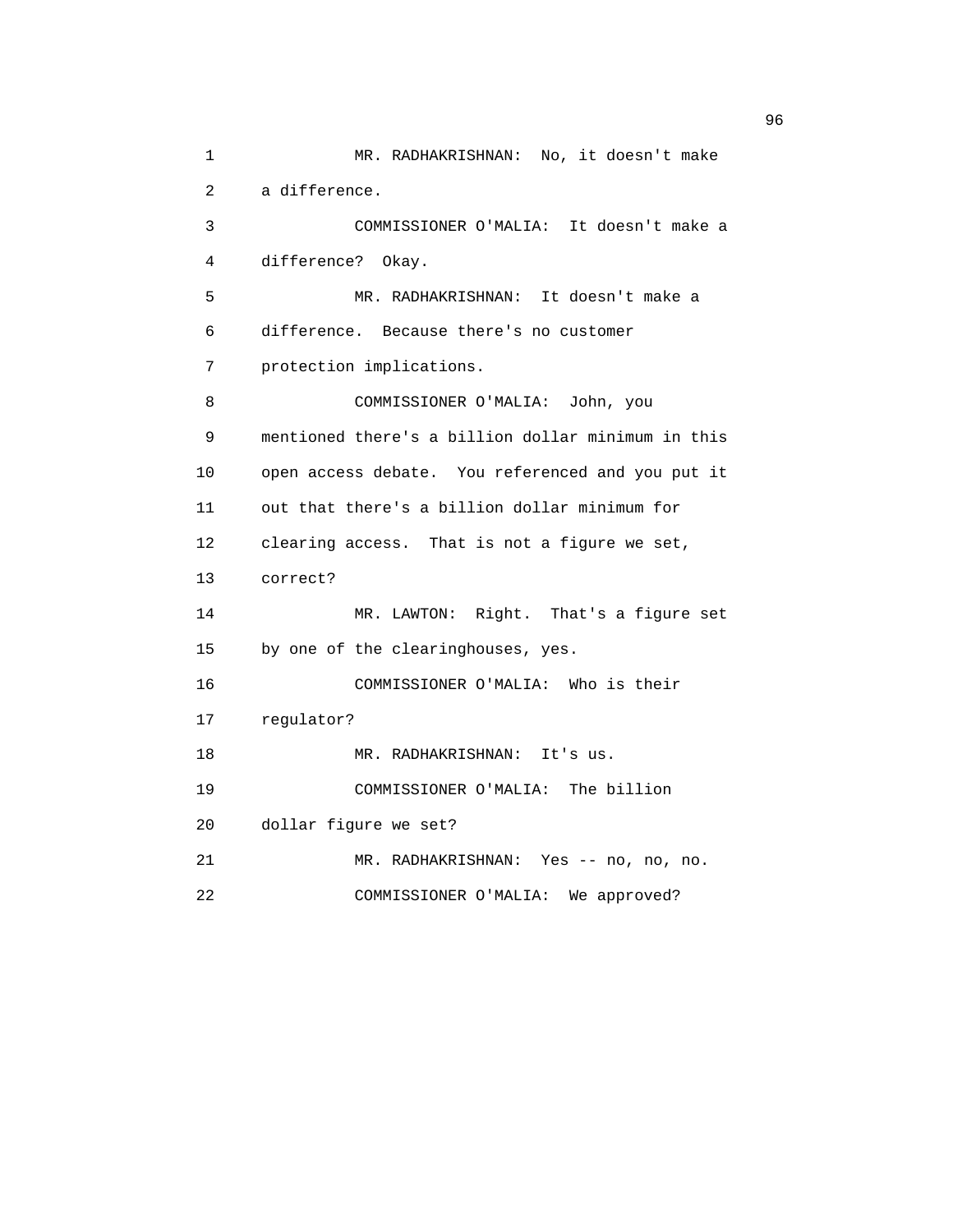MR. RADHAKRISHNAN: No, it doesn't make a difference.

COMMISSIONER O'MALIA: It doesn't make a difference? Okay.

MR. RADHAKRISHNAN: It doesn't make a difference. Because there's no customer protection implications.

COMMISSIONER O'MALIA: John, you mentioned there's a billion dollar minimum in this open access debate. You referenced and you put it out that there's a billion dollar minimum for clearing access. That is not a figure we set, correct?

MR. LAWTON: Right. That's a figure set by one of the clearinghouses, yes.

COMMISSIONER O'MALIA: Who is their regulator?

MR. RADHAKRISHNAN: It's us.

COMMISSIONER O'MALIA: The billion dollar figure we set?

MR. RADHAKRISHNAN: Yes -- no, no, no.

COMMISSIONER O'MALIA: We approved?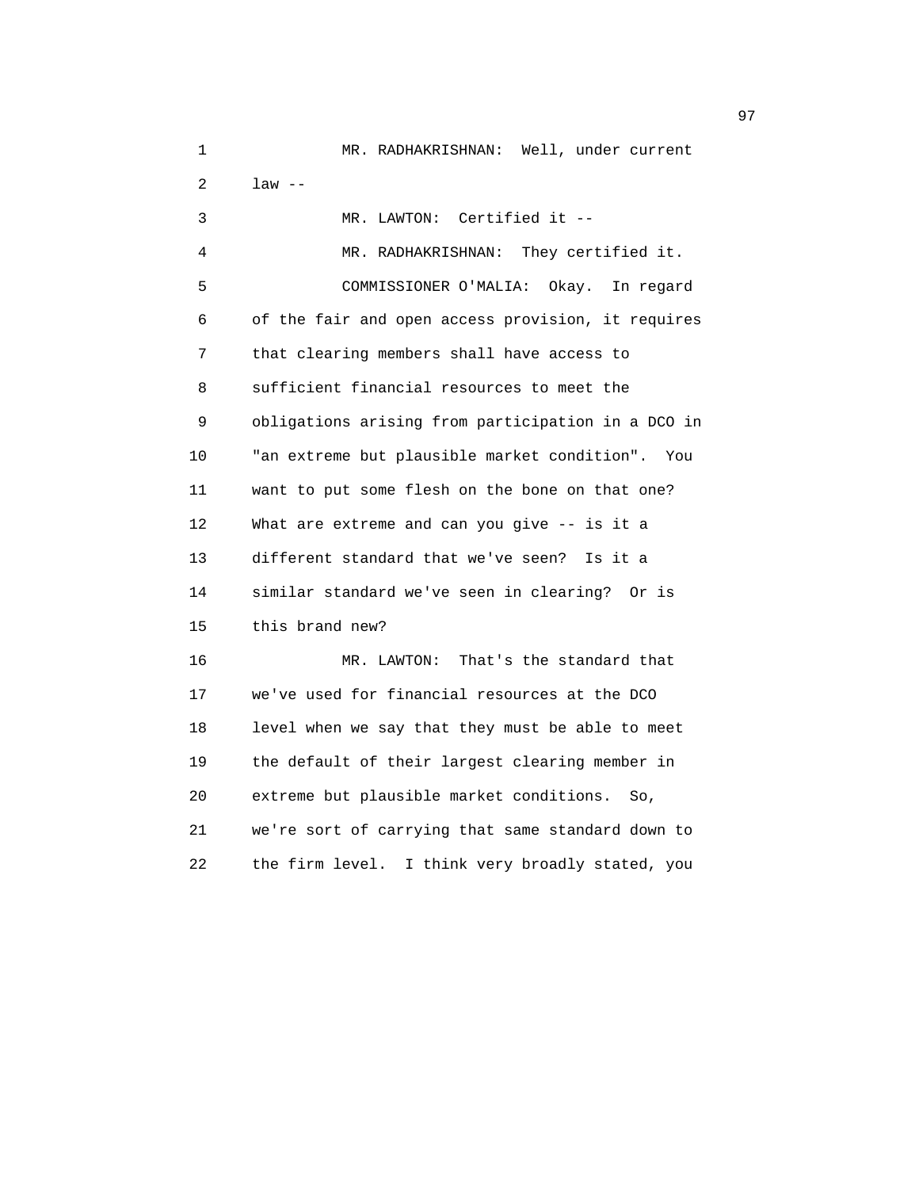MR. RADHAKRISHNAN: Well, under current law --

MR. LAWTON: Certified it --

MR. RADHAKRISHNAN: They certified it.

COMMISSIONER O'MALIA: Okay. In regard of the fair and open access provision, it requires that clearing members shall have access to sufficient financial resources to meet the obligations arising from participation in a DCO in "an extreme but plausible market condition". You want to put some flesh on the bone on that one? What are extreme and can you give -- is it a different standard that we've seen? Is it a similar standard we've seen in clearing? Or is this brand new?

MR. LAWTON: That's the standard that we've used for financial resources at the DCO level when we say that they must be able to meet the default of their largest clearing member in extreme but plausible market conditions. So, we're sort of carrying that same standard down to the firm level. I think very broadly stated, you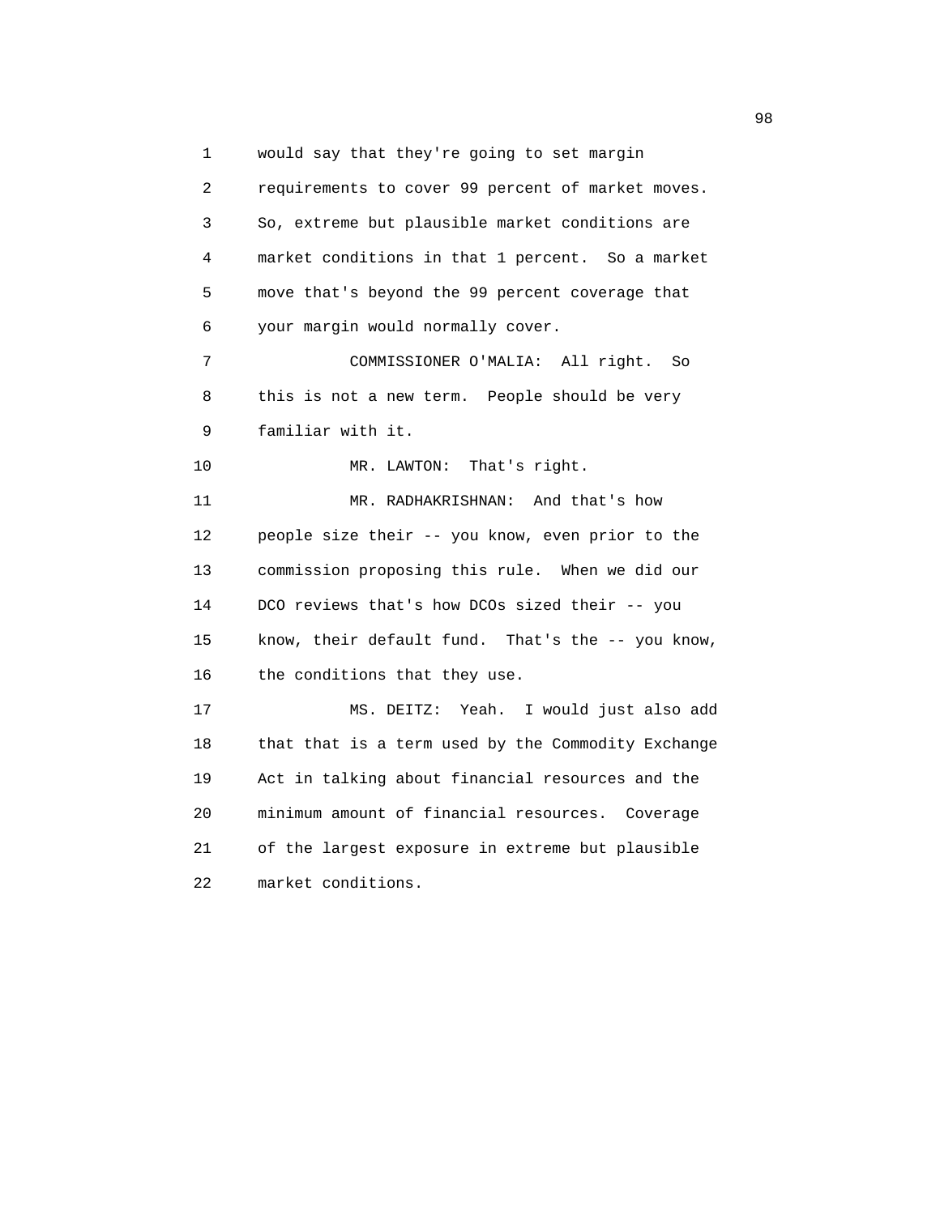would say that they're going to set margin requirements to cover 99 percent of market moves. So, extreme but plausible market conditions are market conditions in that 1 percent. So a market move that's beyond the 99 percent coverage that your margin would normally cover.

COMMISSIONER O'MALIA: All right. So this is not a new term. People should be very familiar with it.

MR. LAWTON: That's right.

MR. RADHAKRISHNAN: And that's how people size their -- you know, even prior to the commission proposing this rule. When we did our DCO reviews that's how DCOs sized their -- you know, their default fund. That's the -- you know, the conditions that they use.

MS. DEITZ: Yeah. I would just also add that that is a term used by the Commodity Exchange Act in talking about financial resources and the minimum amount of financial resources. Coverage of the largest exposure in extreme but plausible market conditions.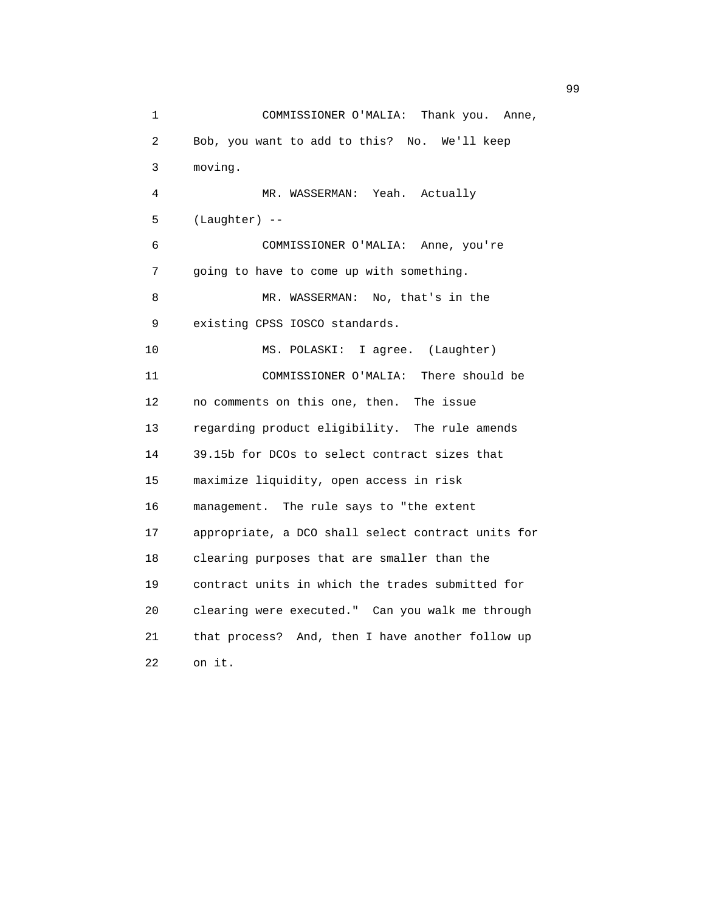1 COMMISSIONER O'MALIA: Thank you. Anne,
2 Bob, you want to add to this? No. We'll keep
3 moving.
4 MR. WASSERMAN: Yeah. Actually
5 (Laughter) --
6 COMMISSIONER O'MALIA: Anne, you're
7 going to have to come up with something.
8 MR. WASSERMAN: No, that's in the
9 existing CPSS IOSCO standards.
10 MS. POLASKI: I agree. (Laughter)
11 COMMISSIONER O'MALIA: There should be
12 no comments on this one, then. The issue
13 regarding product eligibility. The rule amends
14 39.15b for DCOs to select contract sizes that
15 maximize liquidity, open access in risk
16 management. The rule says to "the extent
17 appropriate, a DCO shall select contract units for
18 clearing purposes that are smaller than the
19 contract units in which the trades submitted for
20 clearing were executed." Can you walk me through
21 that process? And, then I have another follow up
22 on it.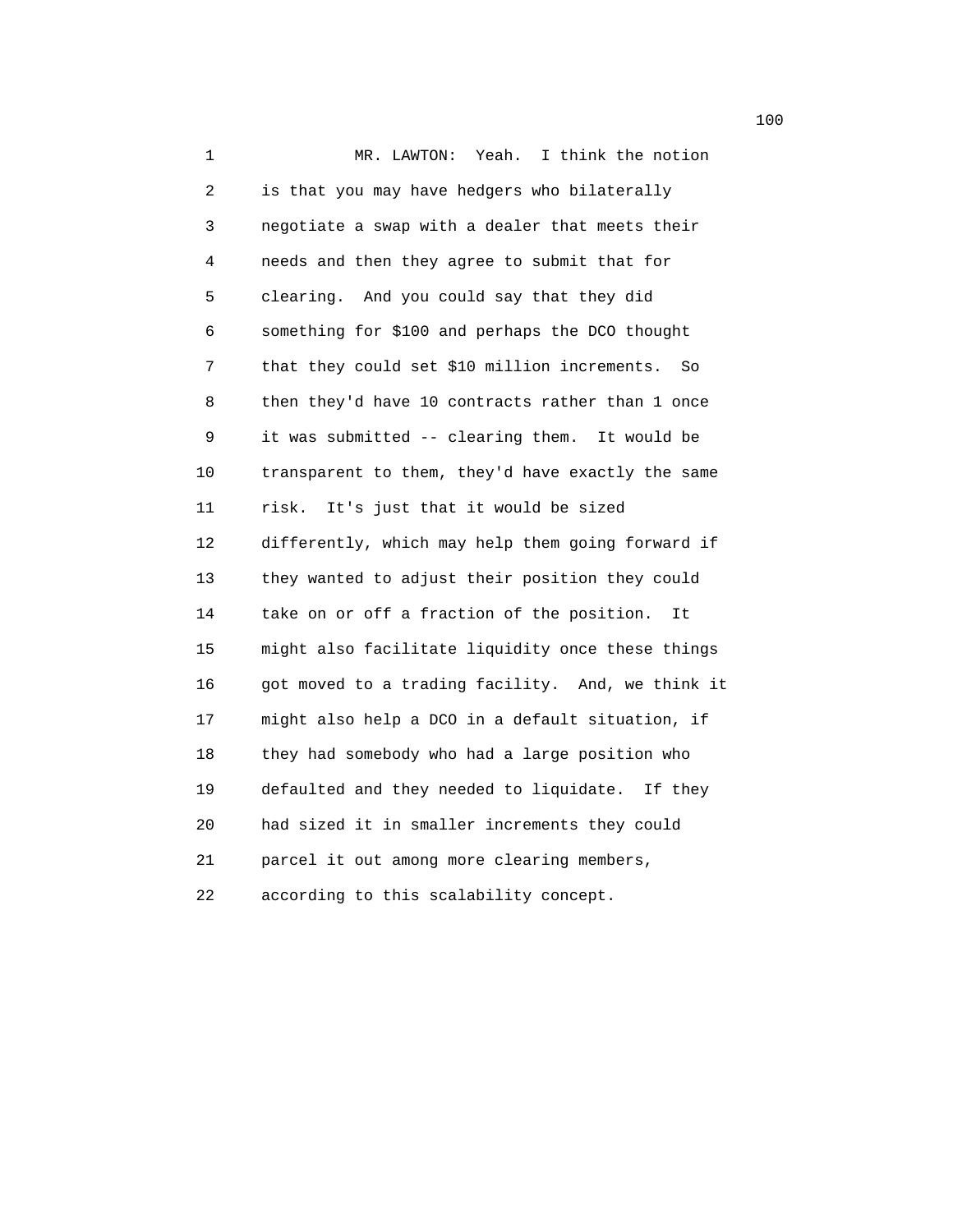MR. LAWTON: Yeah. I think the notion is that you may have hedgers who bilaterally negotiate a swap with a dealer that meets their needs and then they agree to submit that for clearing. And you could say that they did something for $100 and perhaps the DCO thought that they could set $10 million increments. So then they'd have 10 contracts rather than 1 once it was submitted -- clearing them. It would be transparent to them, they'd have exactly the same risk. It's just that it would be sized differently, which may help them going forward if they wanted to adjust their position they could take on or off a fraction of the position. It might also facilitate liquidity once these things got moved to a trading facility. And, we think it might also help a DCO in a default situation, if they had somebody who had a large position who defaulted and they needed to liquidate. If they had sized it in smaller increments they could parcel it out among more clearing members, according to this scalability concept.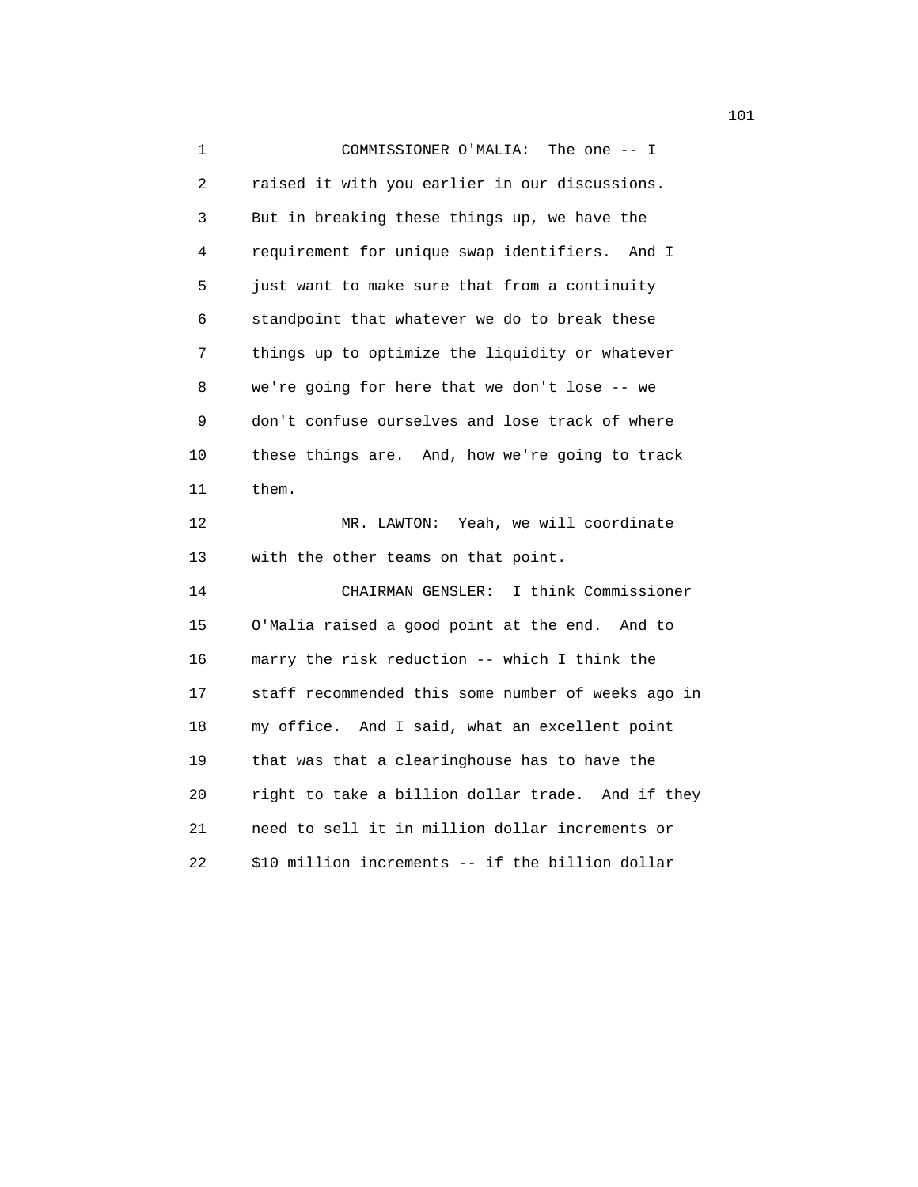COMMISSIONER O'MALIA: The one -- I raised it with you earlier in our discussions. But in breaking these things up, we have the requirement for unique swap identifiers. And I just want to make sure that from a continuity standpoint that whatever we do to break these things up to optimize the liquidity or whatever we're going for here that we don't lose -- we don't confuse ourselves and lose track of where these things are. And, how we're going to track them.

MR. LAWTON: Yeah, we will coordinate with the other teams on that point.

CHAIRMAN GENSLER: I think Commissioner O'Malia raised a good point at the end. And to marry the risk reduction -- which I think the staff recommended this some number of weeks ago in my office. And I said, what an excellent point that was that a clearinghouse has to have the right to take a billion dollar trade. And if they need to sell it in million dollar increments or $10 million increments -- if the billion dollar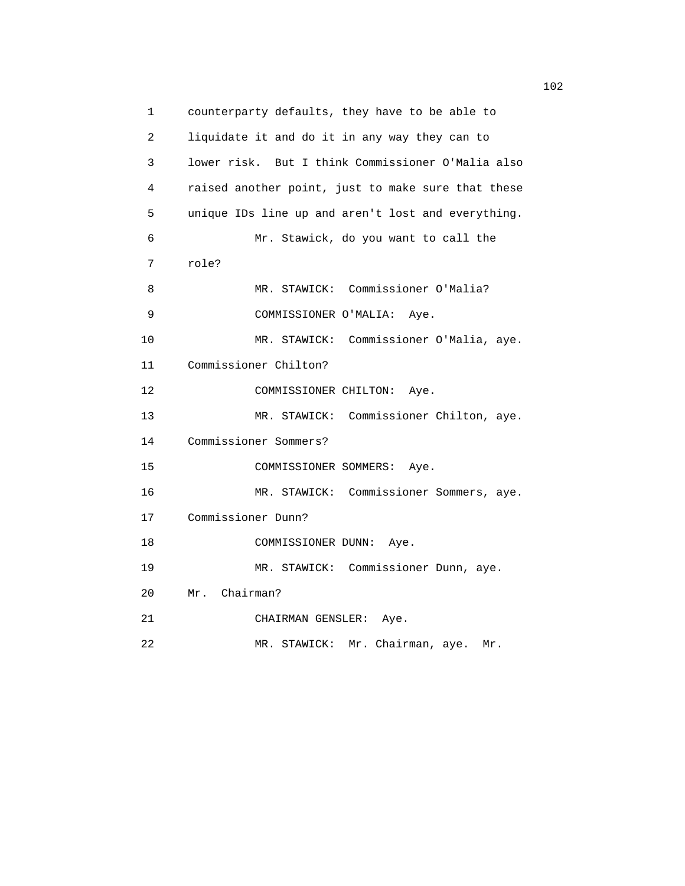counterparty defaults, they have to be able to liquidate it and do it in any way they can to lower risk. But I think Commissioner O'Malia also raised another point, just to make sure that these unique IDs line up and aren't lost and everything.

Mr. Stawick, do you want to call the role?

MR. STAWICK: Commissioner O'Malia?

COMMISSIONER O'MALIA: Aye.

MR. STAWICK: Commissioner O'Malia, aye. Commissioner Chilton?

COMMISSIONER CHILTON: Aye.

MR. STAWICK: Commissioner Chilton, aye. Commissioner Sommers?

COMMISSIONER SOMMERS: Aye.

MR. STAWICK: Commissioner Sommers, aye. Commissioner Dunn?

COMMISSIONER DUNN: Aye.

MR. STAWICK: Commissioner Dunn, aye. Mr. Chairman?

CHAIRMAN GENSLER: Aye.

MR. STAWICK: Mr. Chairman, aye. Mr.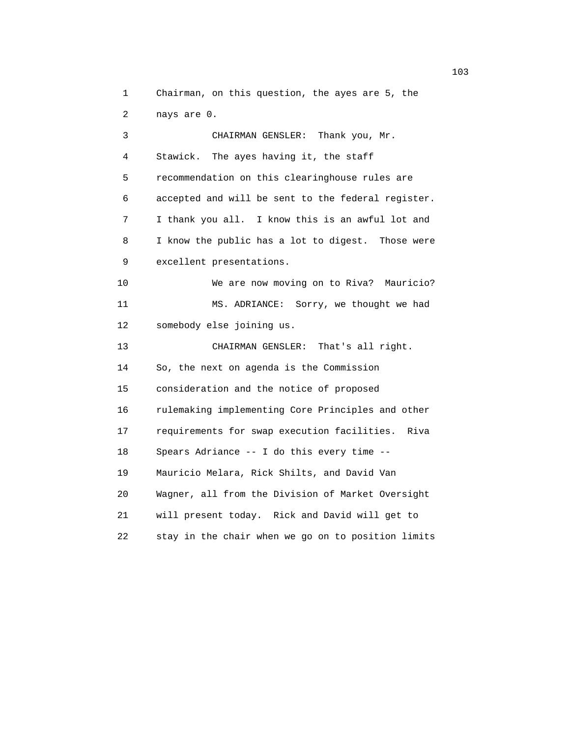1 Chairman, on this question, the ayes are 5, the
2 nays are 0.

3 CHAIRMAN GENSLER: Thank you, Mr.
4 Stawick. The ayes having it, the staff
5 recommendation on this clearinghouse rules are
6 accepted and will be sent to the federal register.
7 I thank you all. I know this is an awful lot and
8 I know the public has a lot to digest. Those were
9 excellent presentations.

10 We are now moving on to Riva? Mauricio?

11 MS. ADRIANCE: Sorry, we thought we had
12 somebody else joining us.

13 CHAIRMAN GENSLER: That's all right.
14 So, the next on agenda is the Commission
15 consideration and the notice of proposed
16 rulemaking implementing Core Principles and other
17 requirements for swap execution facilities. Riva
18 Spears Adriance -- I do this every time --
19 Mauricio Melara, Rick Shilts, and David Van
20 Wagner, all from the Division of Market Oversight
21 will present today. Rick and David will get to
22 stay in the chair when we go on to position limits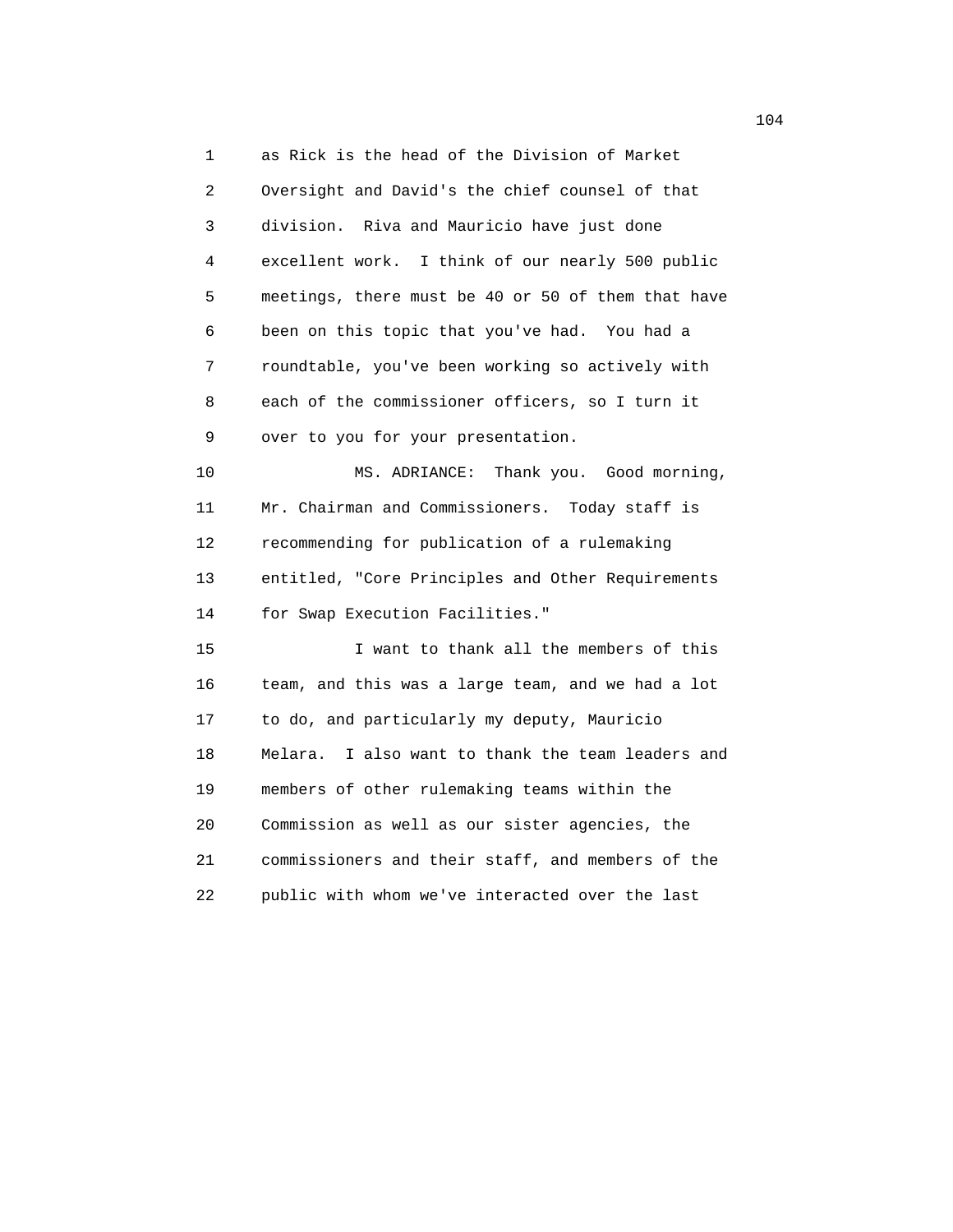as Rick is the head of the Division of Market Oversight and David's the chief counsel of that division. Riva and Mauricio have just done excellent work. I think of our nearly 500 public meetings, there must be 40 or 50 of them that have been on this topic that you've had. You had a roundtable, you've been working so actively with each of the commissioner officers, so I turn it over to you for your presentation.

MS. ADRIANCE: Thank you. Good morning, Mr. Chairman and Commissioners. Today staff is recommending for publication of a rulemaking entitled, "Core Principles and Other Requirements for Swap Execution Facilities."

I want to thank all the members of this team, and this was a large team, and we had a lot to do, and particularly my deputy, Mauricio Melara. I also want to thank the team leaders and members of other rulemaking teams within the Commission as well as our sister agencies, the commissioners and their staff, and members of the public with whom we've interacted over the last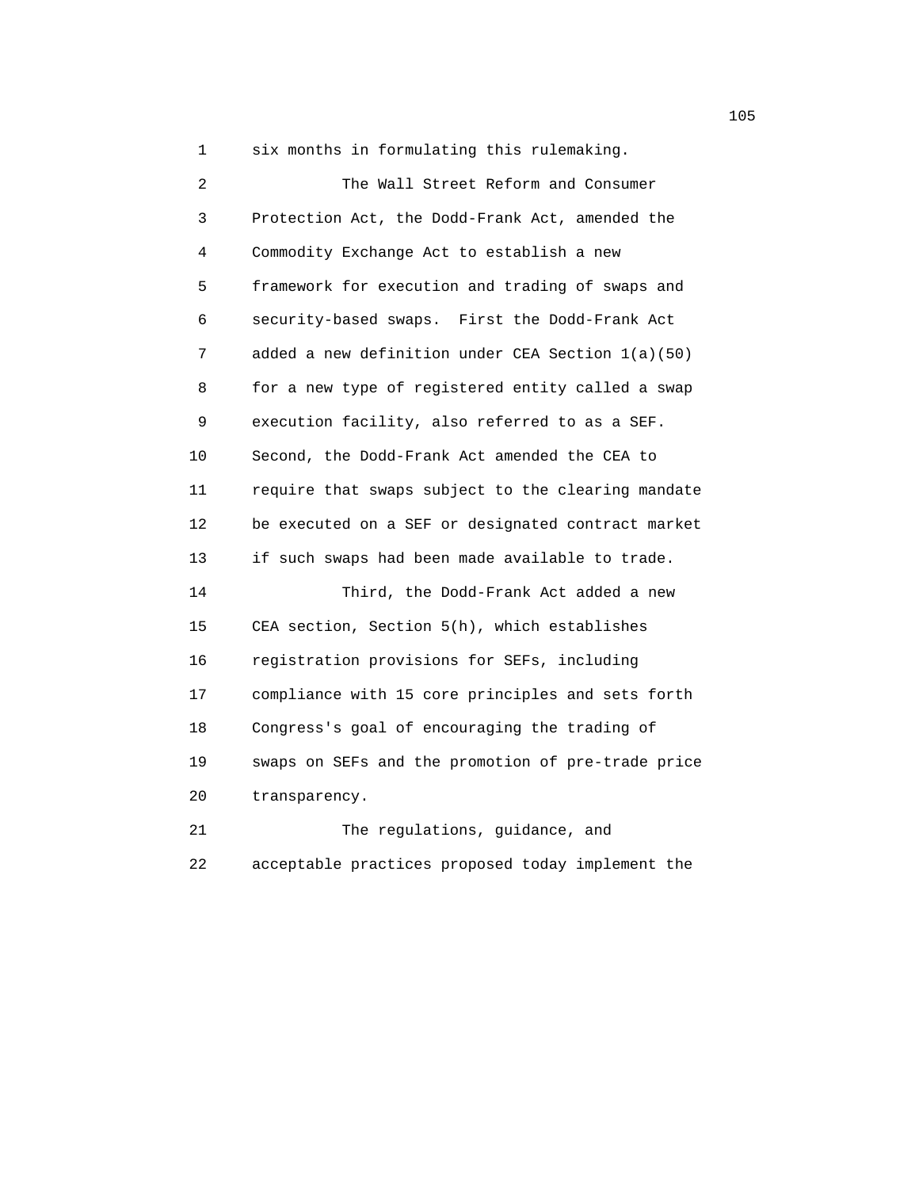six months in formulating this rulemaking.

The Wall Street Reform and Consumer Protection Act, the Dodd-Frank Act, amended the Commodity Exchange Act to establish a new framework for execution and trading of swaps and security-based swaps. First the Dodd-Frank Act added a new definition under CEA Section 1(a)(50) for a new type of registered entity called a swap execution facility, also referred to as a SEF. Second, the Dodd-Frank Act amended the CEA to require that swaps subject to the clearing mandate be executed on a SEF or designated contract market if such swaps had been made available to trade.

Third, the Dodd-Frank Act added a new CEA section, Section 5(h), which establishes registration provisions for SEFs, including compliance with 15 core principles and sets forth Congress's goal of encouraging the trading of swaps on SEFs and the promotion of pre-trade price transparency.

The regulations, guidance, and acceptable practices proposed today implement the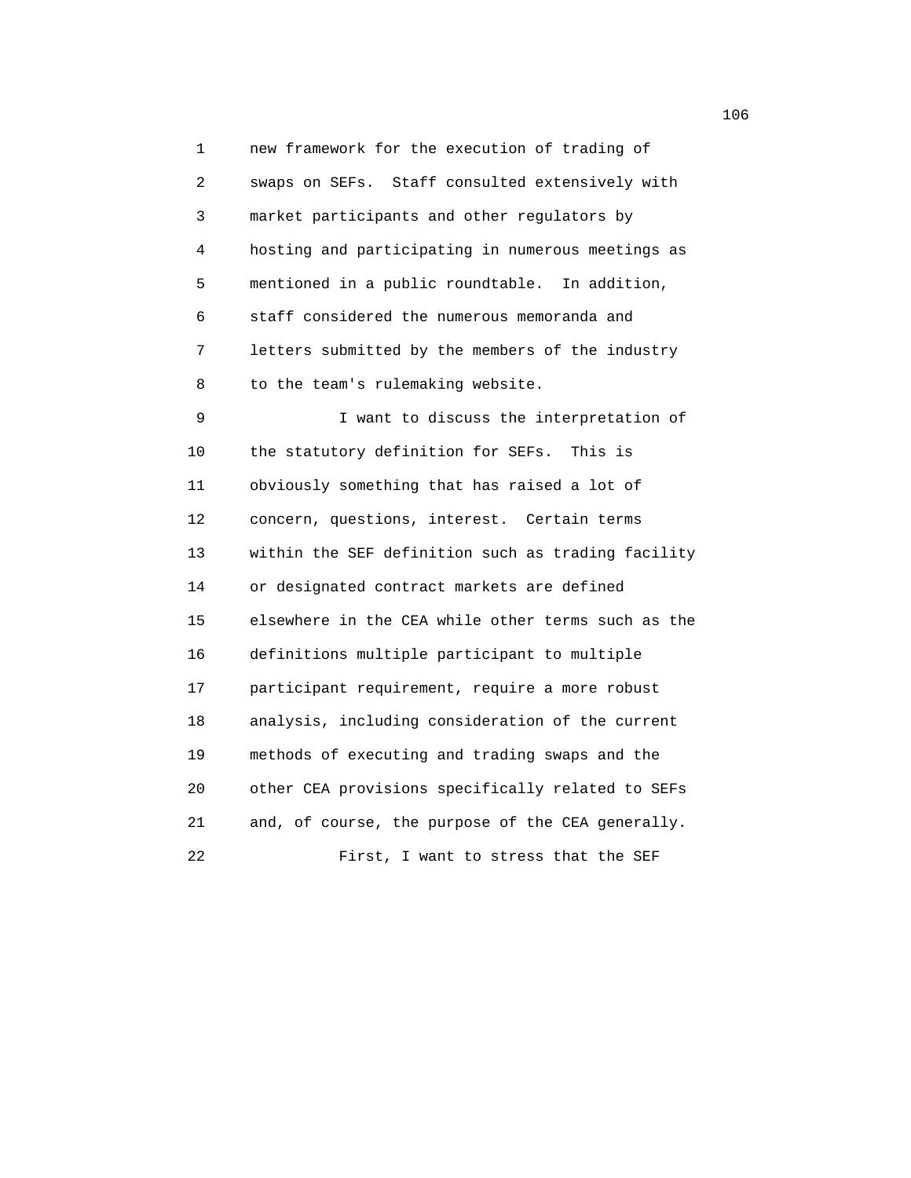new framework for the execution of trading of swaps on SEFs. Staff consulted extensively with market participants and other regulators by hosting and participating in numerous meetings as mentioned in a public roundtable. In addition, staff considered the numerous memoranda and letters submitted by the members of the industry to the team's rulemaking website.

I want to discuss the interpretation of the statutory definition for SEFs. This is obviously something that has raised a lot of concern, questions, interest. Certain terms within the SEF definition such as trading facility or designated contract markets are defined elsewhere in the CEA while other terms such as the definitions multiple participant to multiple participant requirement, require a more robust analysis, including consideration of the current methods of executing and trading swaps and the other CEA provisions specifically related to SEFs and, of course, the purpose of the CEA generally.

First, I want to stress that the SEF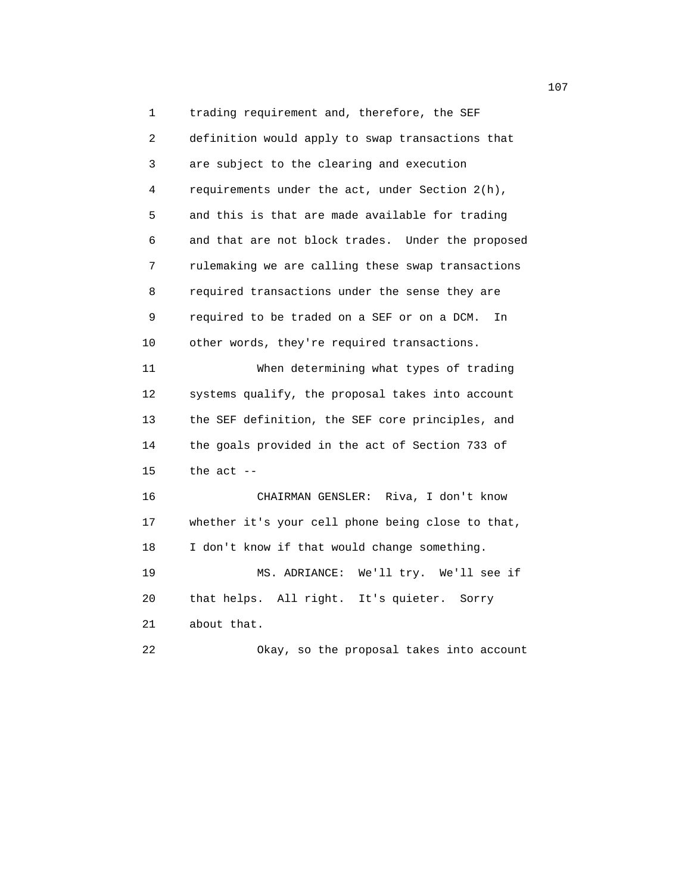trading requirement and, therefore, the SEF definition would apply to swap transactions that are subject to the clearing and execution requirements under the act, under Section 2(h), and this is that are made available for trading and that are not block trades. Under the proposed rulemaking we are calling these swap transactions required transactions under the sense they are required to be traded on a SEF or on a DCM. In other words, they're required transactions.

When determining what types of trading systems qualify, the proposal takes into account the SEF definition, the SEF core principles, and the goals provided in the act of Section 733 of the act --

CHAIRMAN GENSLER: Riva, I don't know whether it's your cell phone being close to that, I don't know if that would change something.

MS. ADRIANCE: We'll try. We'll see if that helps. All right. It's quieter. Sorry about that.

Okay, so the proposal takes into account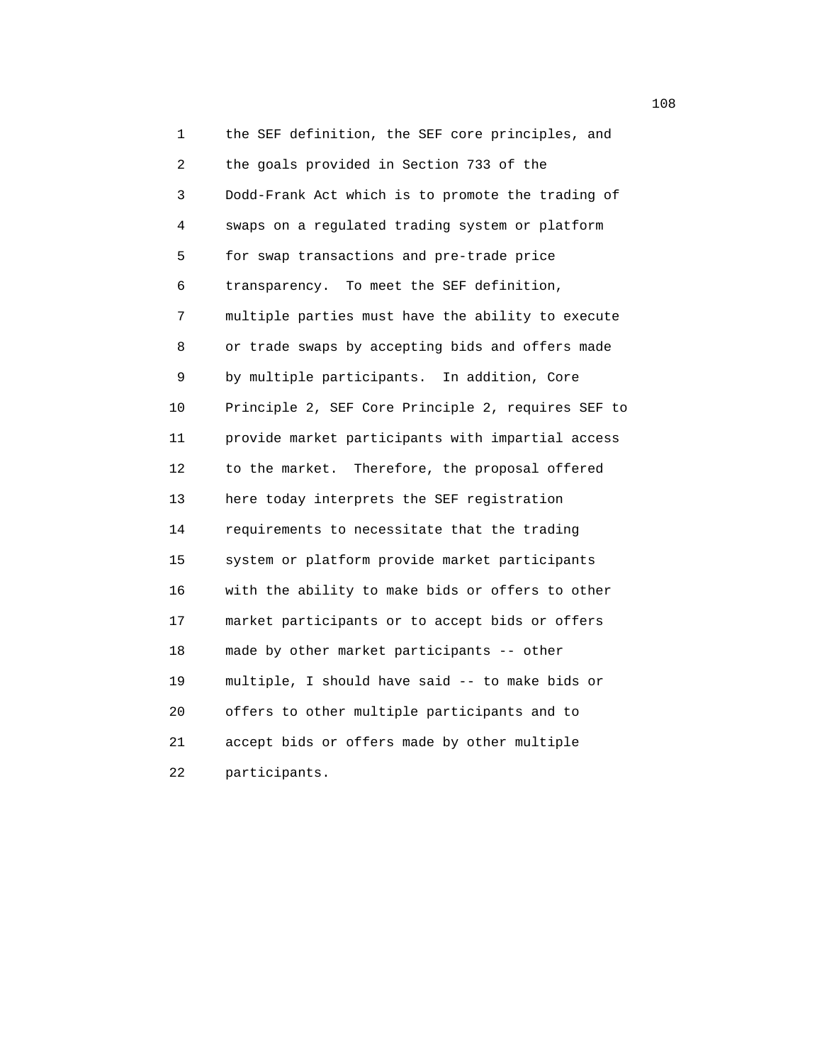the SEF definition, the SEF core principles, and the goals provided in Section 733 of the Dodd-Frank Act which is to promote the trading of swaps on a regulated trading system or platform for swap transactions and pre-trade price transparency. To meet the SEF definition, multiple parties must have the ability to execute or trade swaps by accepting bids and offers made by multiple participants. In addition, Core Principle 2, SEF Core Principle 2, requires SEF to provide market participants with impartial access to the market. Therefore, the proposal offered here today interprets the SEF registration requirements to necessitate that the trading system or platform provide market participants with the ability to make bids or offers to other market participants or to accept bids or offers made by other market participants -- other multiple, I should have said -- to make bids or offers to other multiple participants and to accept bids or offers made by other multiple participants.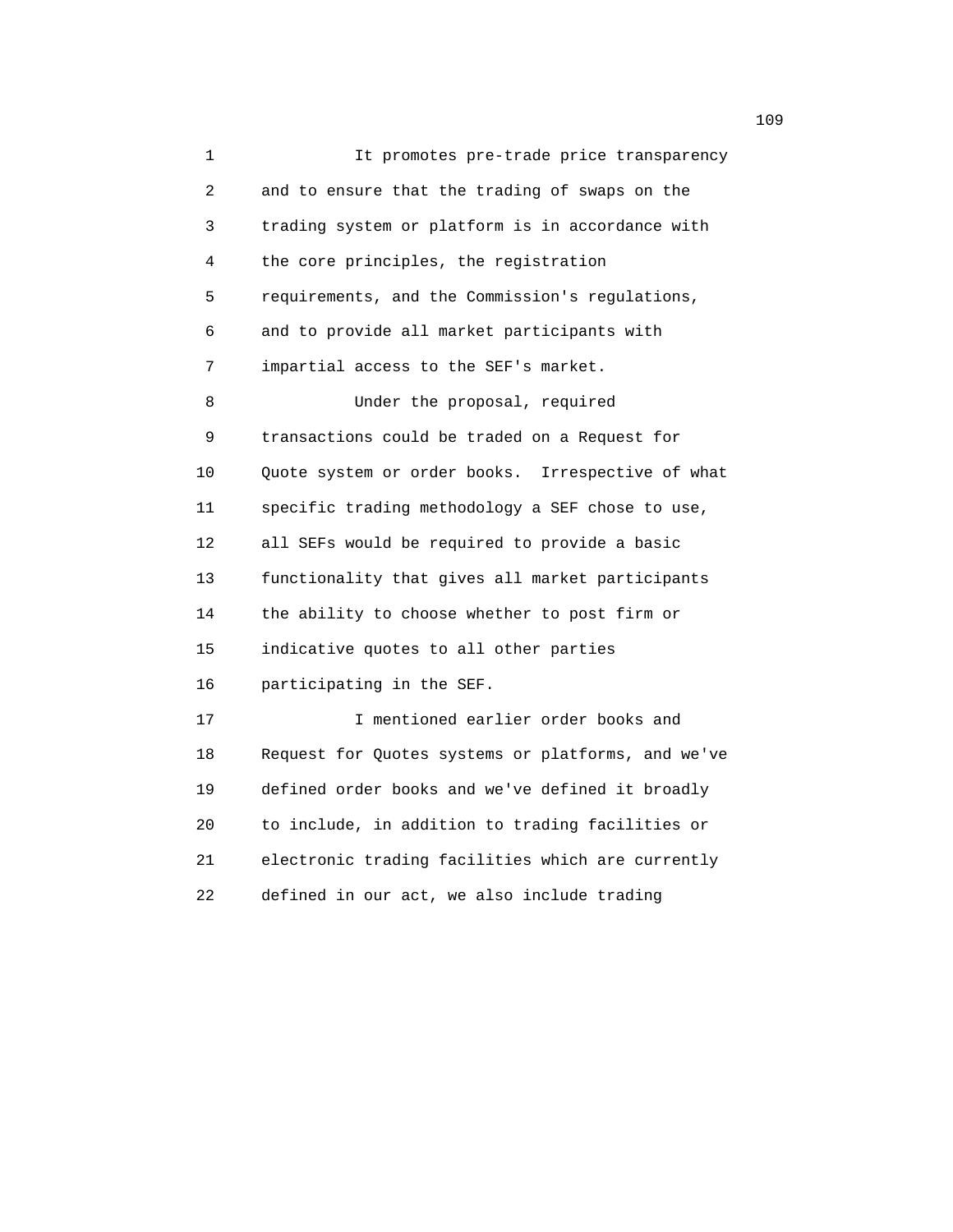It promotes pre-trade price transparency and to ensure that the trading of swaps on the trading system or platform is in accordance with the core principles, the registration requirements, and the Commission's regulations, and to provide all market participants with impartial access to the SEF's market.

Under the proposal, required transactions could be traded on a Request for Quote system or order books. Irrespective of what specific trading methodology a SEF chose to use, all SEFs would be required to provide a basic functionality that gives all market participants the ability to choose whether to post firm or indicative quotes to all other parties participating in the SEF.

I mentioned earlier order books and Request for Quotes systems or platforms, and we've defined order books and we've defined it broadly to include, in addition to trading facilities or electronic trading facilities which are currently defined in our act, we also include trading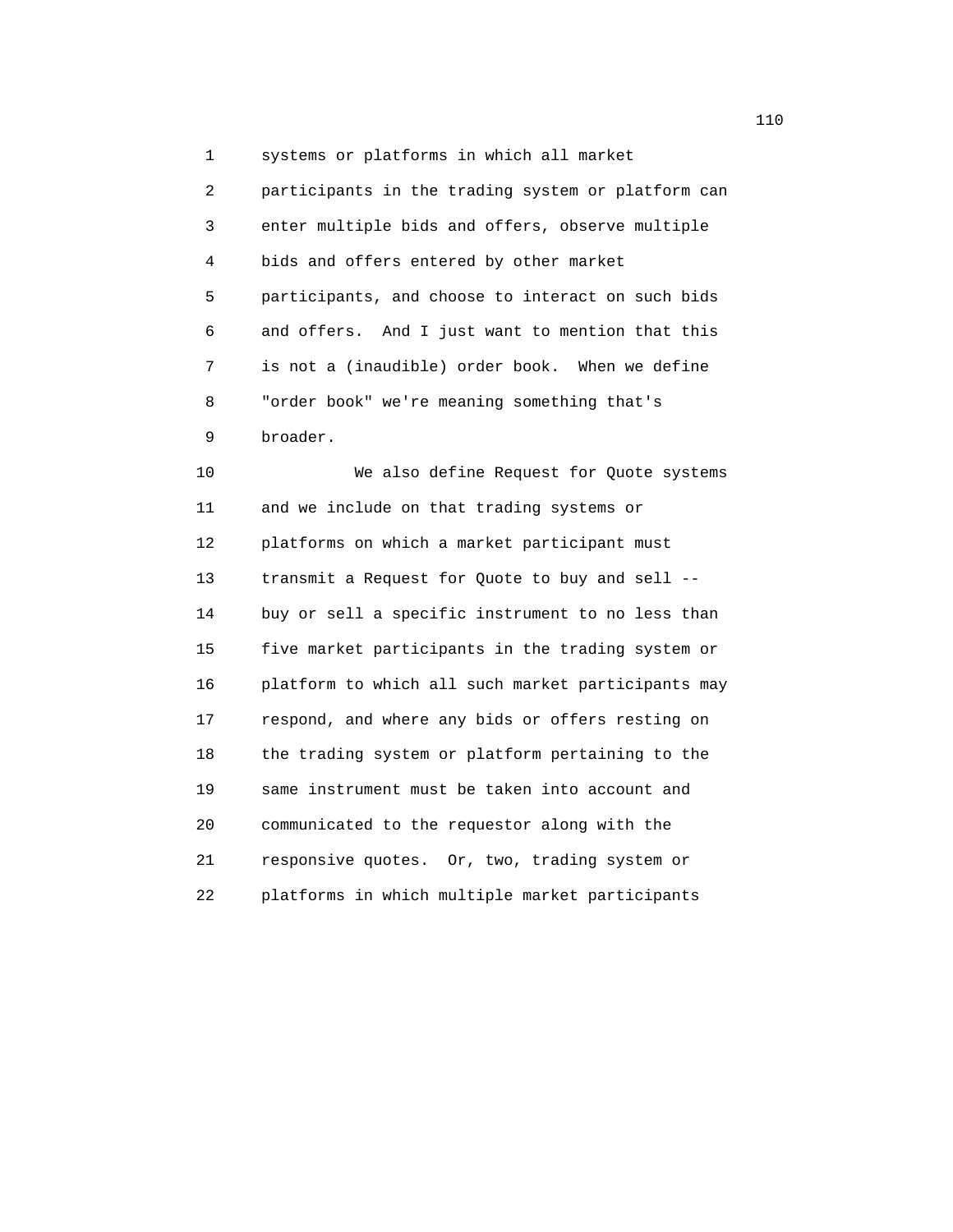systems or platforms in which all market participants in the trading system or platform can enter multiple bids and offers, observe multiple bids and offers entered by other market participants, and choose to interact on such bids and offers. And I just want to mention that this is not a (inaudible) order book. When we define "order book" we're meaning something that's broader.

We also define Request for Quote systems and we include on that trading systems or platforms on which a market participant must transmit a Request for Quote to buy and sell -- buy or sell a specific instrument to no less than five market participants in the trading system or platform to which all such market participants may respond, and where any bids or offers resting on the trading system or platform pertaining to the same instrument must be taken into account and communicated to the requestor along with the responsive quotes. Or, two, trading system or platforms in which multiple market participants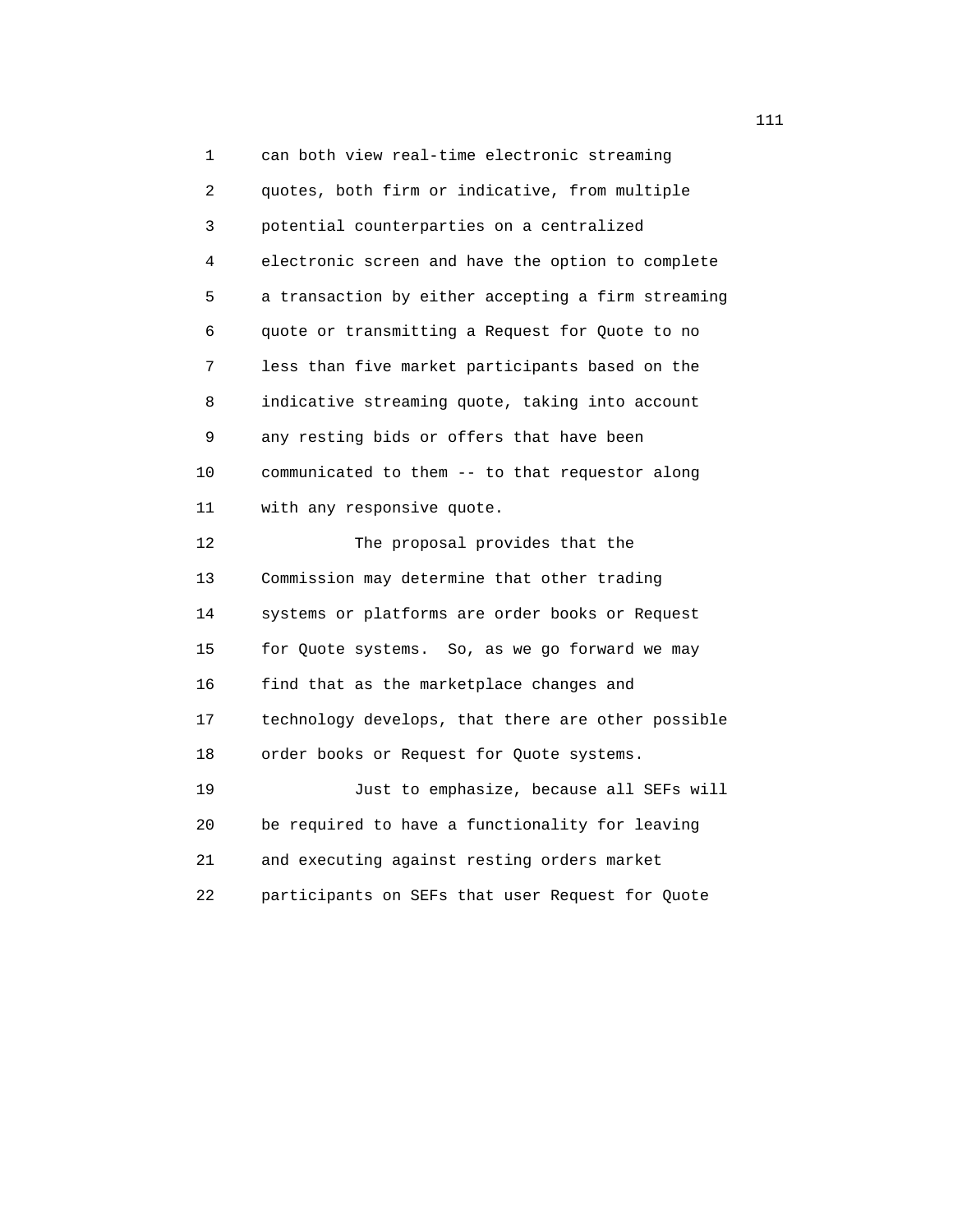can both view real-time electronic streaming quotes, both firm or indicative, from multiple potential counterparties on a centralized electronic screen and have the option to complete a transaction by either accepting a firm streaming quote or transmitting a Request for Quote to no less than five market participants based on the indicative streaming quote, taking into account any resting bids or offers that have been communicated to them -- to that requestor along with any responsive quote.

The proposal provides that the Commission may determine that other trading systems or platforms are order books or Request for Quote systems. So, as we go forward we may find that as the marketplace changes and technology develops, that there are other possible order books or Request for Quote systems.

Just to emphasize, because all SEFs will be required to have a functionality for leaving and executing against resting orders market participants on SEFs that user Request for Quote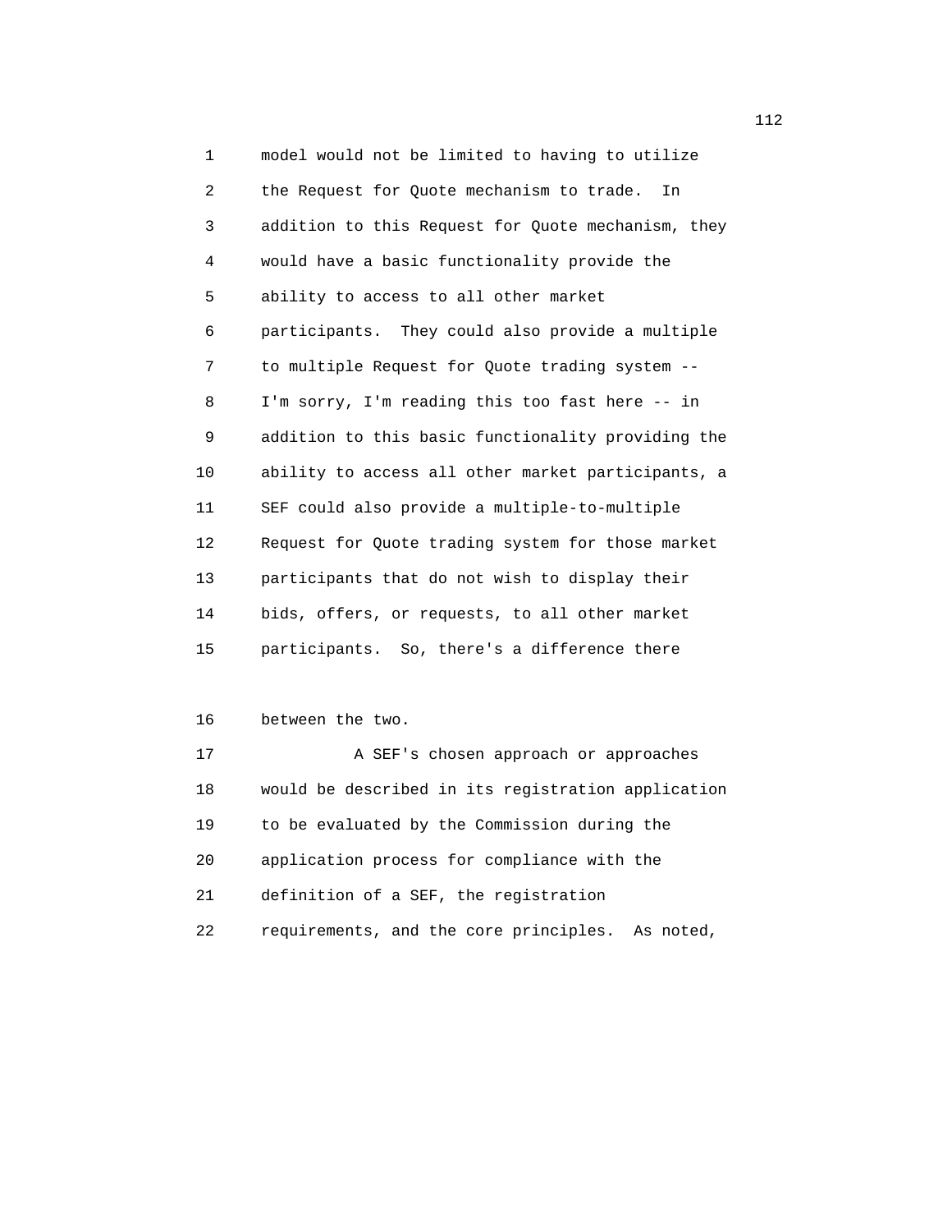model would not be limited to having to utilize the Request for Quote mechanism to trade. In addition to this Request for Quote mechanism, they would have a basic functionality provide the ability to access to all other market participants. They could also provide a multiple to multiple Request for Quote trading system -- I'm sorry, I'm reading this too fast here -- in addition to this basic functionality providing the ability to access all other market participants, a SEF could also provide a multiple-to-multiple Request for Quote trading system for those market participants that do not wish to display their bids, offers, or requests, to all other market participants. So, there's a difference there between the two.

A SEF's chosen approach or approaches would be described in its registration application to be evaluated by the Commission during the application process for compliance with the definition of a SEF, the registration requirements, and the core principles. As noted,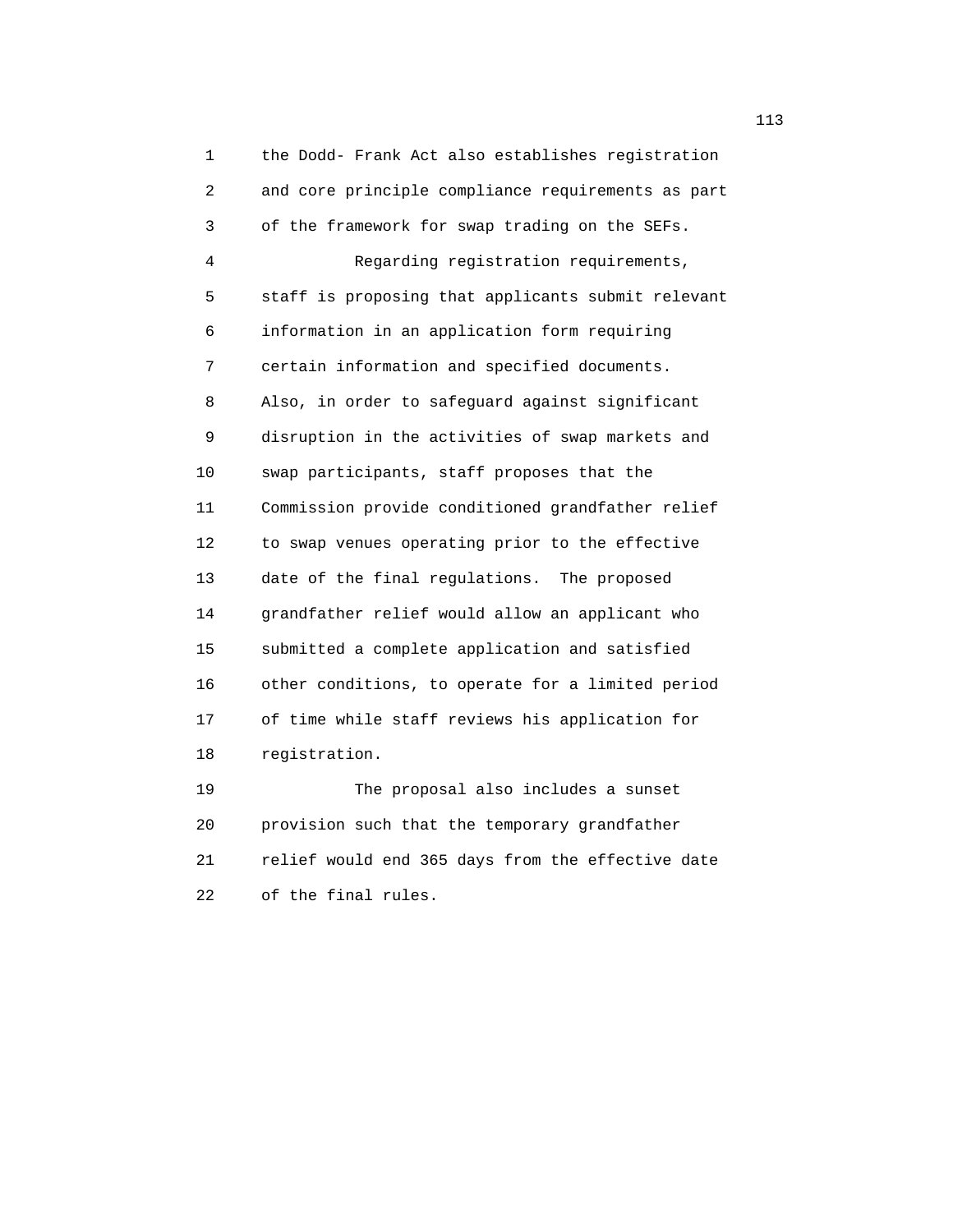the Dodd- Frank Act also establishes registration and core principle compliance requirements as part of the framework for swap trading on the SEFs.

Regarding registration requirements, staff is proposing that applicants submit relevant information in an application form requiring certain information and specified documents. Also, in order to safeguard against significant disruption in the activities of swap markets and swap participants, staff proposes that the Commission provide conditioned grandfather relief to swap venues operating prior to the effective date of the final regulations. The proposed grandfather relief would allow an applicant who submitted a complete application and satisfied other conditions, to operate for a limited period of time while staff reviews his application for registration.

The proposal also includes a sunset provision such that the temporary grandfather relief would end 365 days from the effective date of the final rules.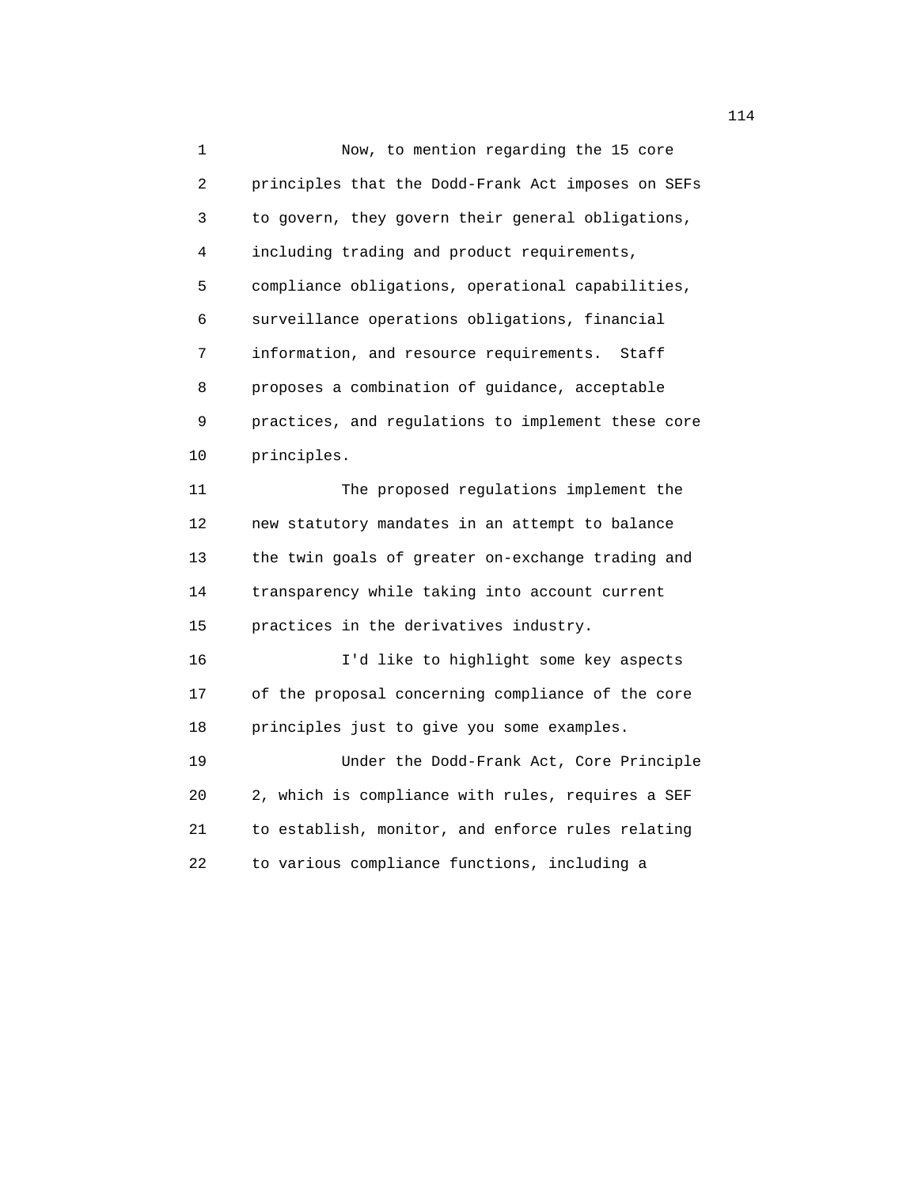Now, to mention regarding the 15 core principles that the Dodd-Frank Act imposes on SEFs to govern, they govern their general obligations, including trading and product requirements, compliance obligations, operational capabilities, surveillance operations obligations, financial information, and resource requirements. Staff proposes a combination of guidance, acceptable practices, and regulations to implement these core principles.

The proposed regulations implement the new statutory mandates in an attempt to balance the twin goals of greater on-exchange trading and transparency while taking into account current practices in the derivatives industry.

I'd like to highlight some key aspects of the proposal concerning compliance of the core principles just to give you some examples.

Under the Dodd-Frank Act, Core Principle 2, which is compliance with rules, requires a SEF to establish, monitor, and enforce rules relating to various compliance functions, including a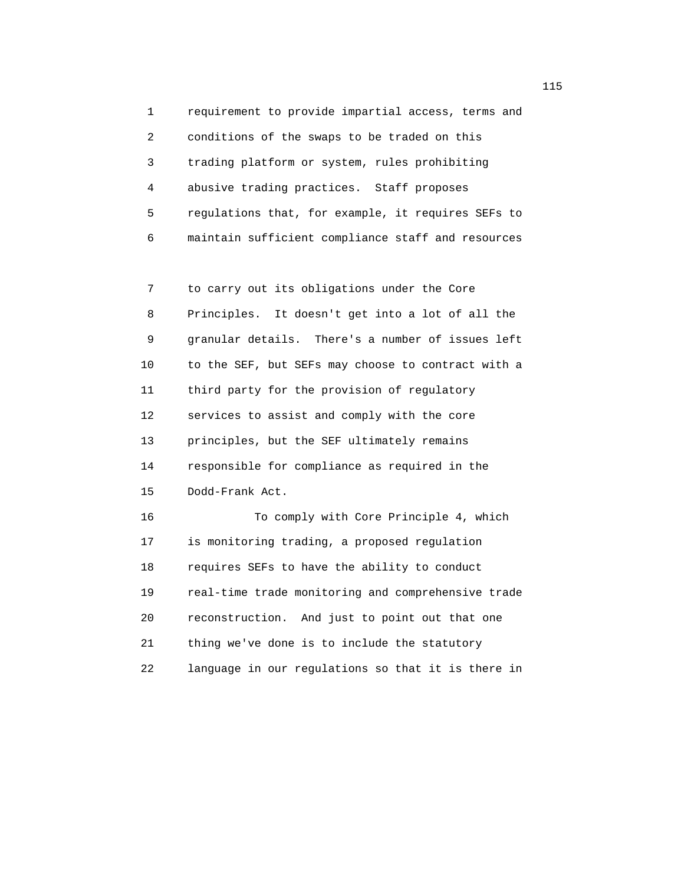requirement to provide impartial access, terms and conditions of the swaps to be traded on this trading platform or system, rules prohibiting abusive trading practices. Staff proposes regulations that, for example, it requires SEFs to maintain sufficient compliance staff and resources to carry out its obligations under the Core Principles. It doesn't get into a lot of all the granular details. There's a number of issues left to the SEF, but SEFs may choose to contract with a third party for the provision of regulatory services to assist and comply with the core principles, but the SEF ultimately remains responsible for compliance as required in the Dodd-Frank Act.

To comply with Core Principle 4, which is monitoring trading, a proposed regulation requires SEFs to have the ability to conduct real-time trade monitoring and comprehensive trade reconstruction. And just to point out that one thing we've done is to include the statutory language in our regulations so that it is there in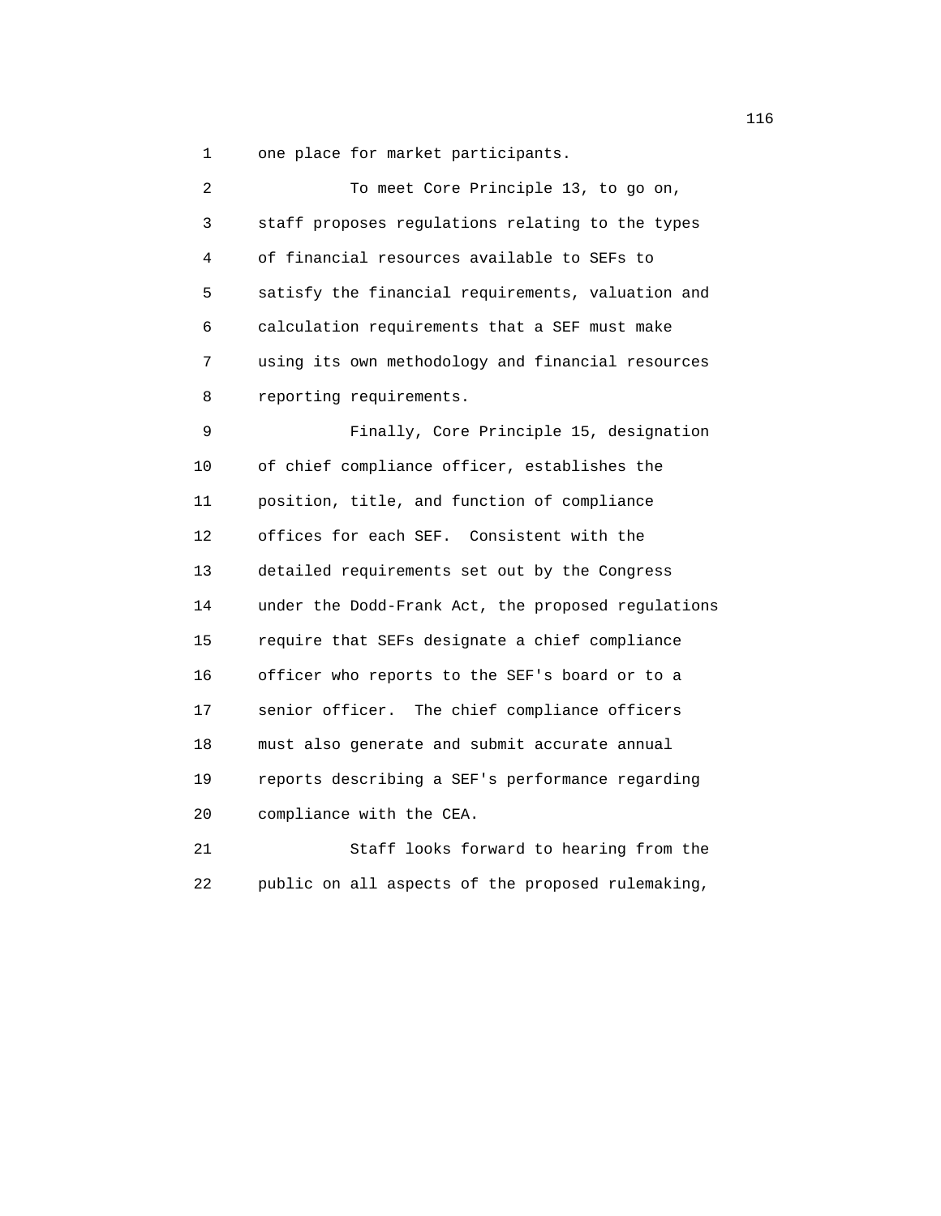one place for market participants.

To meet Core Principle 13, to go on, staff proposes regulations relating to the types of financial resources available to SEFs to satisfy the financial requirements, valuation and calculation requirements that a SEF must make using its own methodology and financial resources reporting requirements.

Finally, Core Principle 15, designation of chief compliance officer, establishes the position, title, and function of compliance offices for each SEF. Consistent with the detailed requirements set out by the Congress under the Dodd-Frank Act, the proposed regulations require that SEFs designate a chief compliance officer who reports to the SEF's board or to a senior officer. The chief compliance officers must also generate and submit accurate annual reports describing a SEF's performance regarding compliance with the CEA.

Staff looks forward to hearing from the public on all aspects of the proposed rulemaking,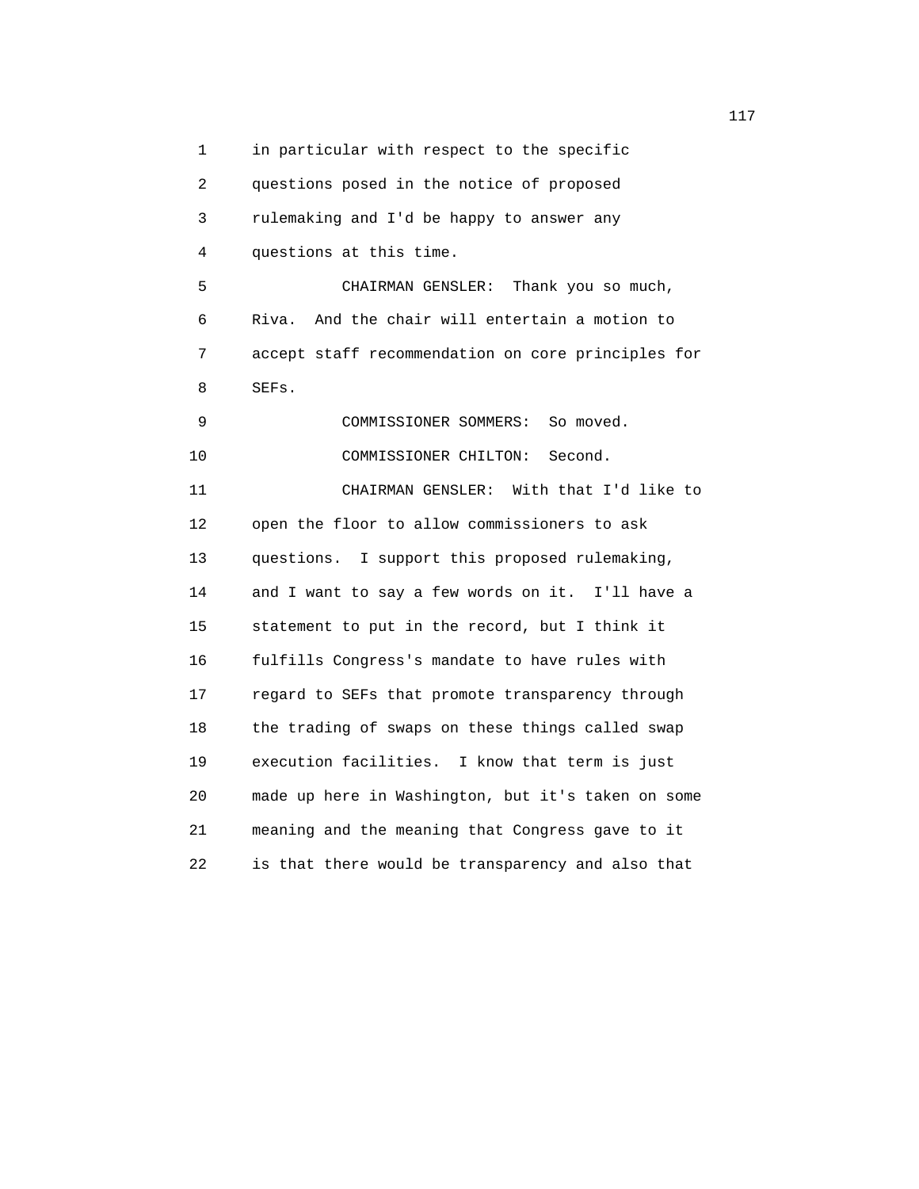in particular with respect to the specific questions posed in the notice of proposed rulemaking and I'd be happy to answer any questions at this time.

CHAIRMAN GENSLER: Thank you so much, Riva. And the chair will entertain a motion to accept staff recommendation on core principles for SEFs.

COMMISSIONER SOMMERS: So moved.

COMMISSIONER CHILTON: Second.

CHAIRMAN GENSLER: With that I'd like to open the floor to allow commissioners to ask questions. I support this proposed rulemaking, and I want to say a few words on it. I'll have a statement to put in the record, but I think it fulfills Congress's mandate to have rules with regard to SEFs that promote transparency through the trading of swaps on these things called swap execution facilities. I know that term is just made up here in Washington, but it's taken on some meaning and the meaning that Congress gave to it is that there would be transparency and also that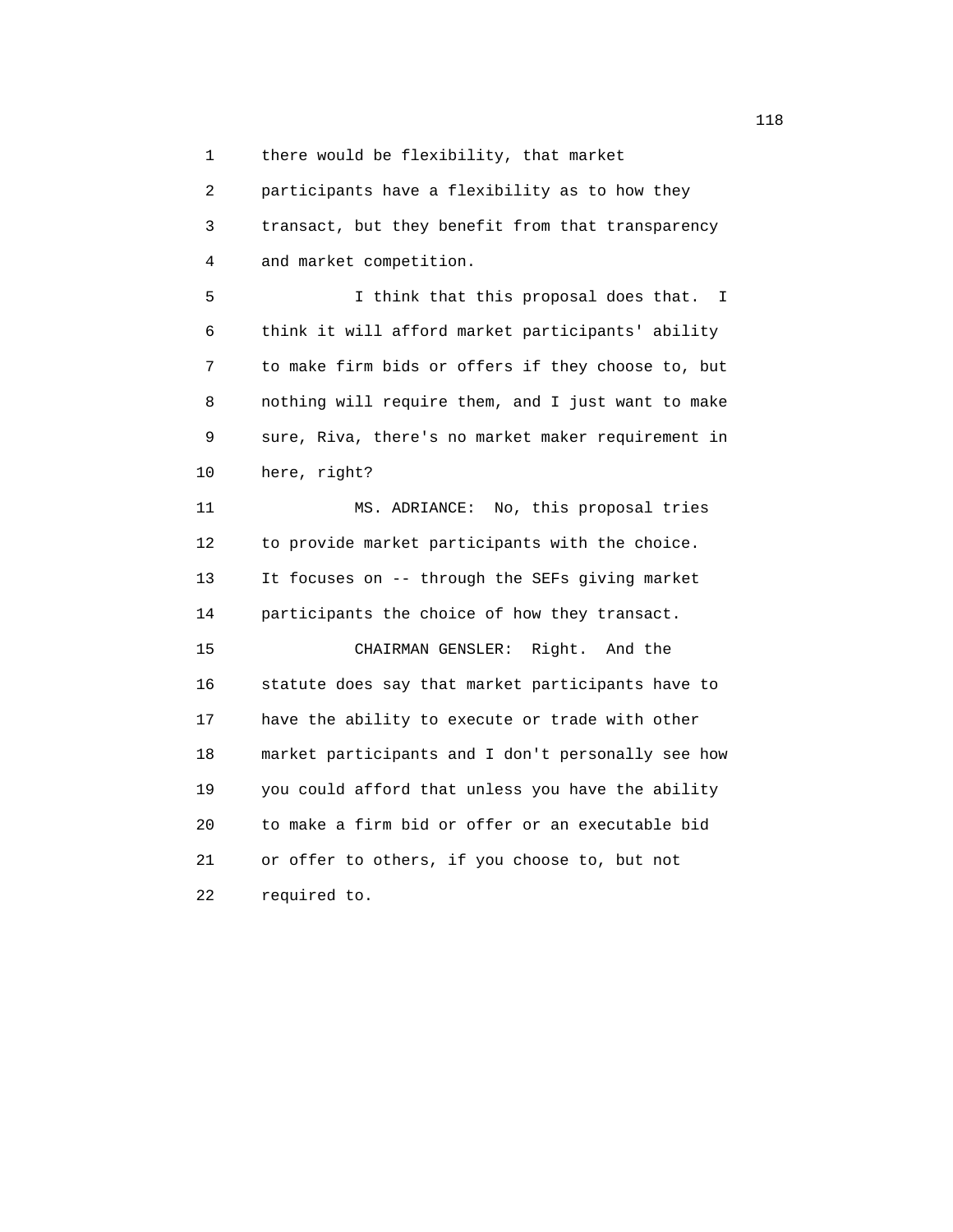there would be flexibility, that market participants have a flexibility as to how they transact, but they benefit from that transparency and market competition.

I think that this proposal does that. I think it will afford market participants' ability to make firm bids or offers if they choose to, but nothing will require them, and I just want to make sure, Riva, there's no market maker requirement in here, right?

MS. ADRIANCE: No, this proposal tries to provide market participants with the choice. It focuses on -- through the SEFs giving market participants the choice of how they transact.

CHAIRMAN GENSLER: Right. And the statute does say that market participants have to have the ability to execute or trade with other market participants and I don't personally see how you could afford that unless you have the ability to make a firm bid or offer or an executable bid or offer to others, if you choose to, but not required to.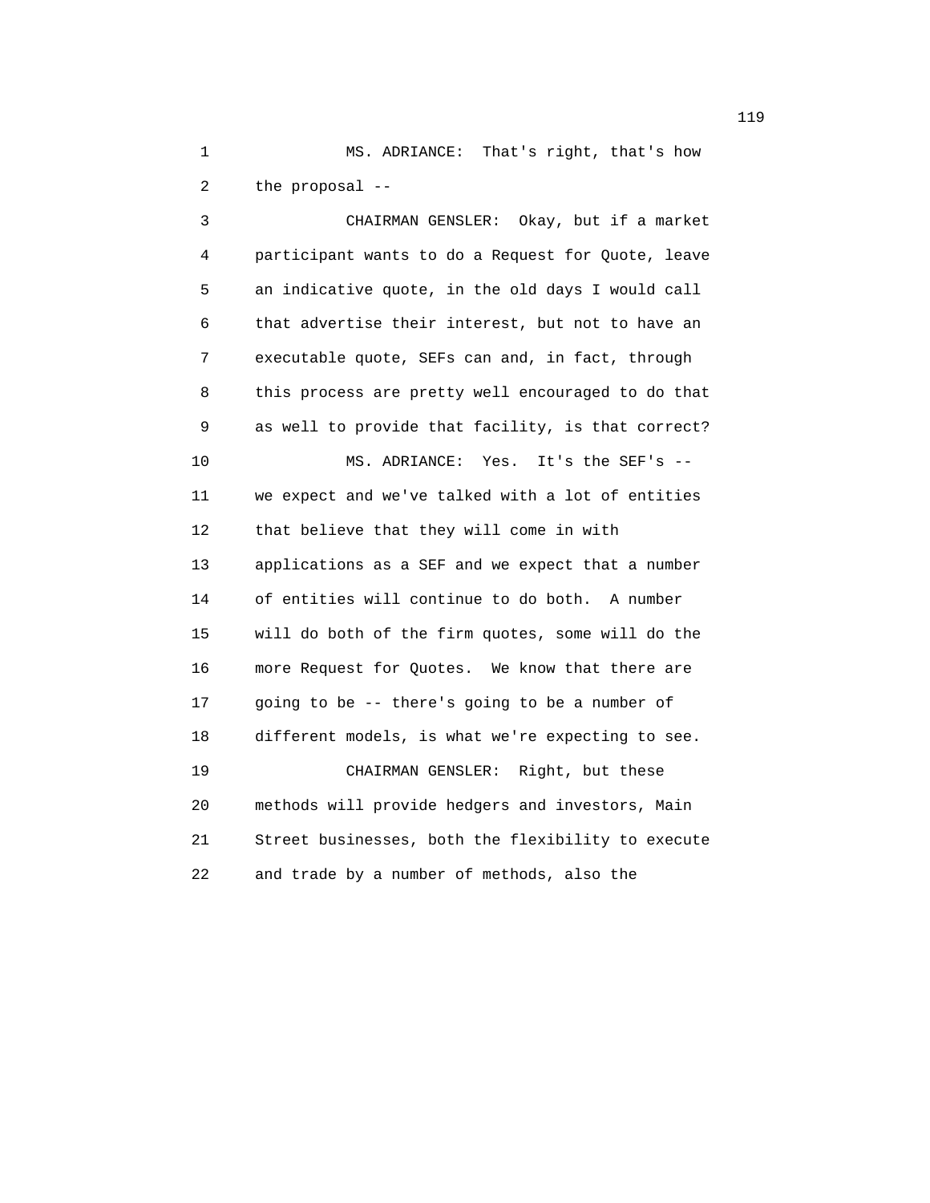MS. ADRIANCE: That's right, that's how the proposal --

CHAIRMAN GENSLER: Okay, but if a market participant wants to do a Request for Quote, leave an indicative quote, in the old days I would call that advertise their interest, but not to have an executable quote, SEFs can and, in fact, through this process are pretty well encouraged to do that as well to provide that facility, is that correct?

MS. ADRIANCE: Yes. It's the SEF's -- we expect and we've talked with a lot of entities that believe that they will come in with applications as a SEF and we expect that a number of entities will continue to do both. A number will do both of the firm quotes, some will do the more Request for Quotes. We know that there are going to be -- there's going to be a number of different models, is what we're expecting to see.

CHAIRMAN GENSLER: Right, but these methods will provide hedgers and investors, Main Street businesses, both the flexibility to execute and trade by a number of methods, also the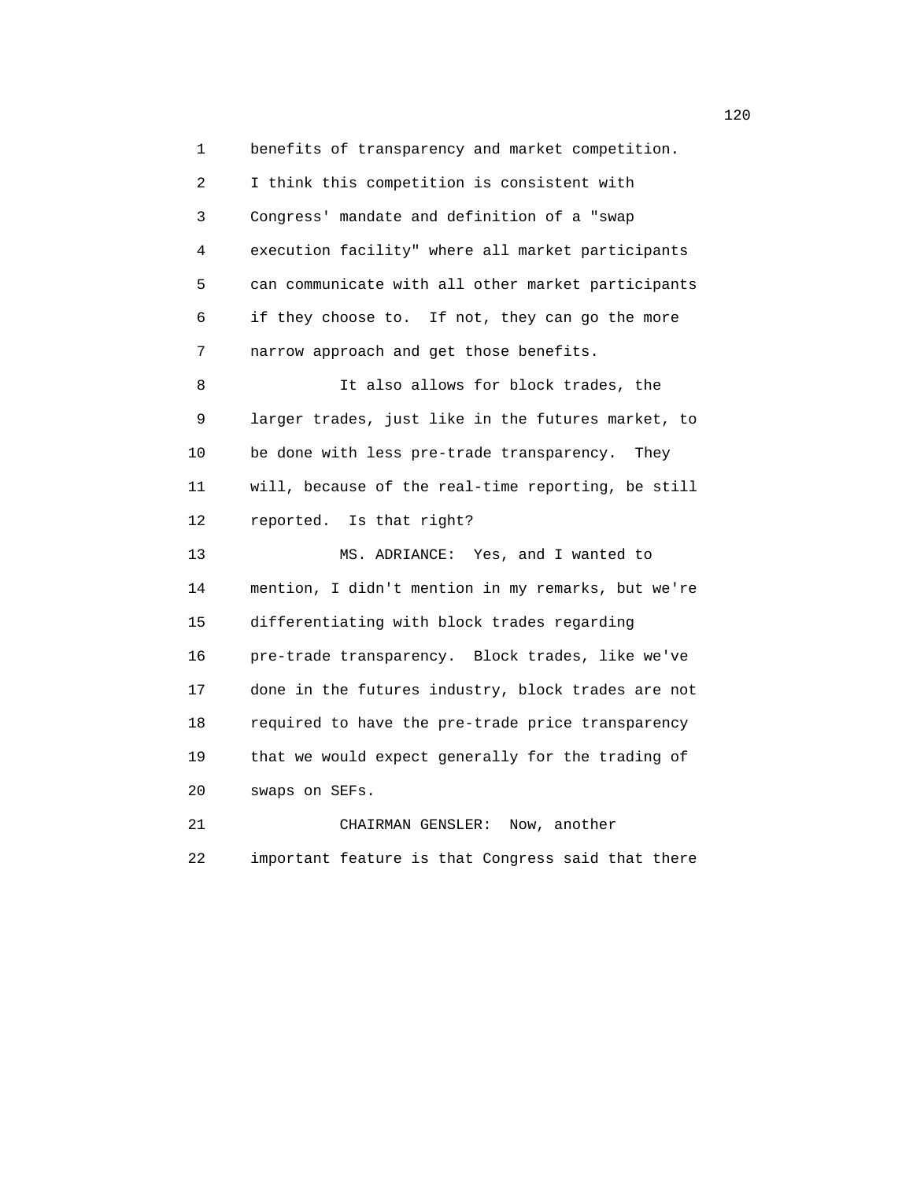benefits of transparency and market competition. I think this competition is consistent with Congress' mandate and definition of a "swap execution facility" where all market participants can communicate with all other market participants if they choose to. If not, they can go the more narrow approach and get those benefits.

It also allows for block trades, the larger trades, just like in the futures market, to be done with less pre-trade transparency. They will, because of the real-time reporting, be still reported. Is that right?

MS. ADRIANCE: Yes, and I wanted to mention, I didn't mention in my remarks, but we're differentiating with block trades regarding pre-trade transparency. Block trades, like we've done in the futures industry, block trades are not required to have the pre-trade price transparency that we would expect generally for the trading of swaps on SEFs.

CHAIRMAN GENSLER: Now, another important feature is that Congress said that there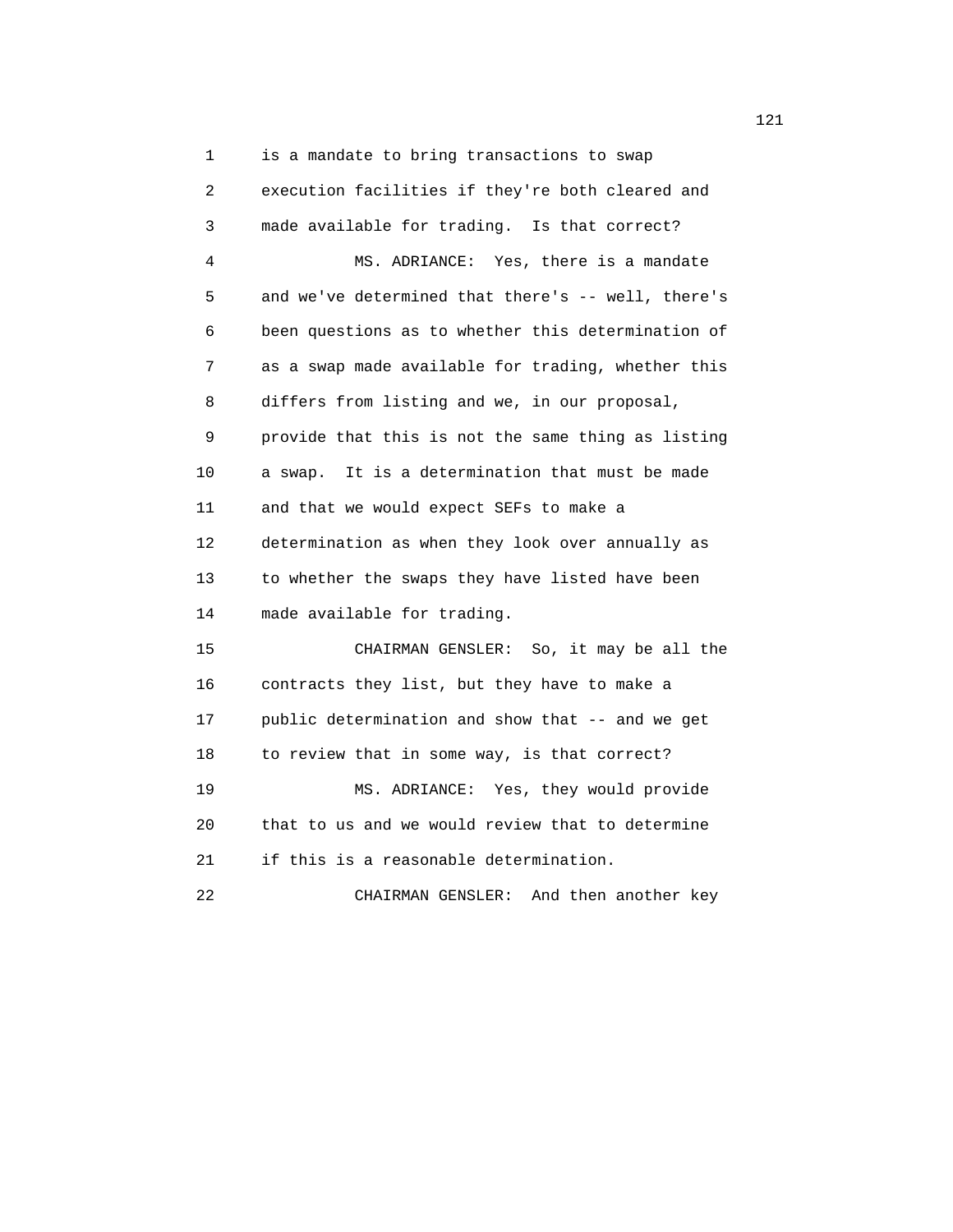is a mandate to bring transactions to swap execution facilities if they're both cleared and made available for trading. Is that correct?

MS. ADRIANCE: Yes, there is a mandate and we've determined that there's -- well, there's been questions as to whether this determination of as a swap made available for trading, whether this differs from listing and we, in our proposal, provide that this is not the same thing as listing a swap. It is a determination that must be made and that we would expect SEFs to make a determination as when they look over annually as to whether the swaps they have listed have been made available for trading.

CHAIRMAN GENSLER: So, it may be all the contracts they list, but they have to make a public determination and show that -- and we get to review that in some way, is that correct?

MS. ADRIANCE: Yes, they would provide that to us and we would review that to determine if this is a reasonable determination.

CHAIRMAN GENSLER: And then another key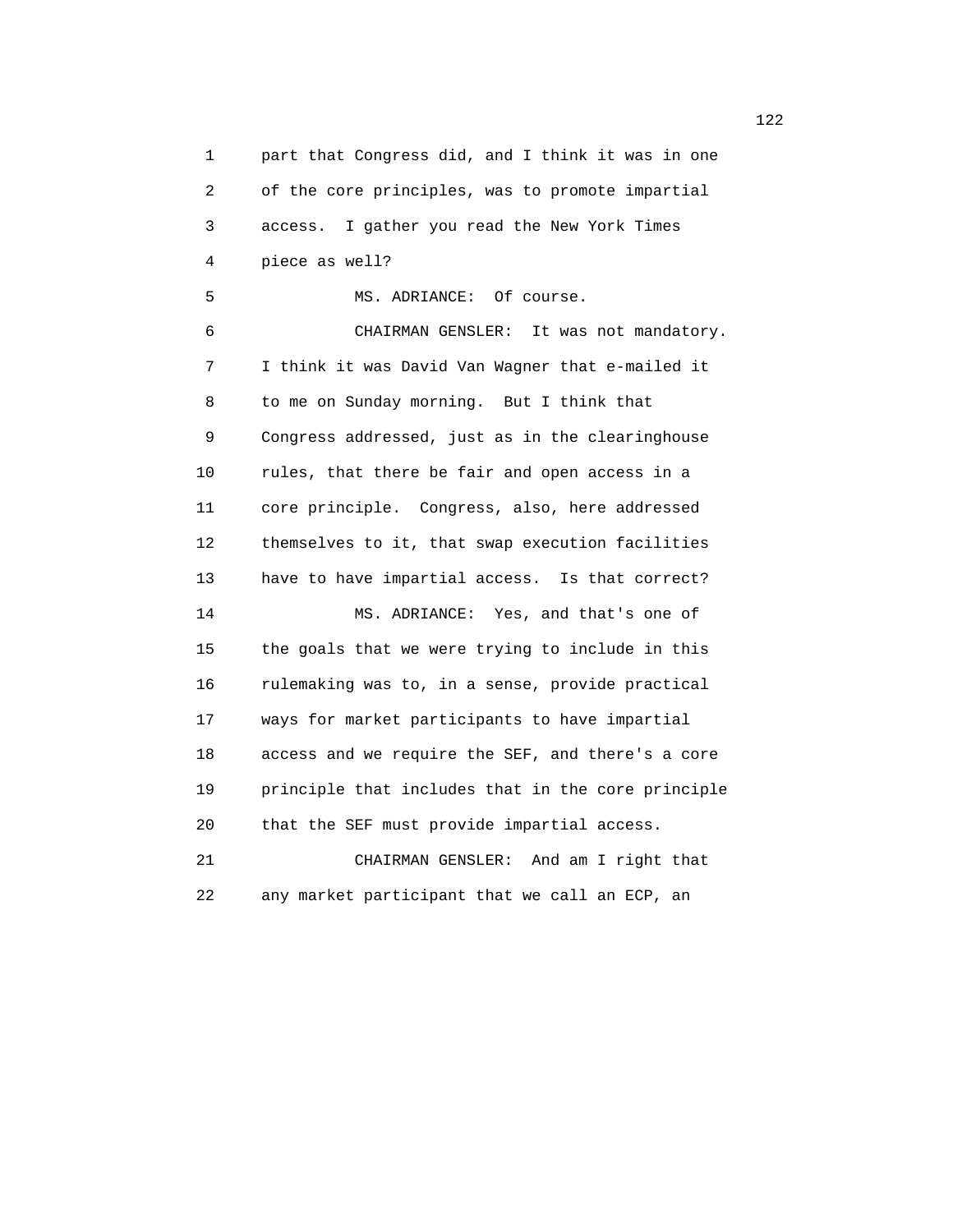part that Congress did, and I think it was in one of the core principles, was to promote impartial access. I gather you read the New York Times piece as well?

MS. ADRIANCE: Of course.

CHAIRMAN GENSLER: It was not mandatory. I think it was David Van Wagner that e-mailed it to me on Sunday morning. But I think that Congress addressed, just as in the clearinghouse rules, that there be fair and open access in a core principle. Congress, also, here addressed themselves to it, that swap execution facilities have to have impartial access. Is that correct?

MS. ADRIANCE: Yes, and that's one of the goals that we were trying to include in this rulemaking was to, in a sense, provide practical ways for market participants to have impartial access and we require the SEF, and there's a core principle that includes that in the core principle that the SEF must provide impartial access.

CHAIRMAN GENSLER: And am I right that any market participant that we call an ECP, an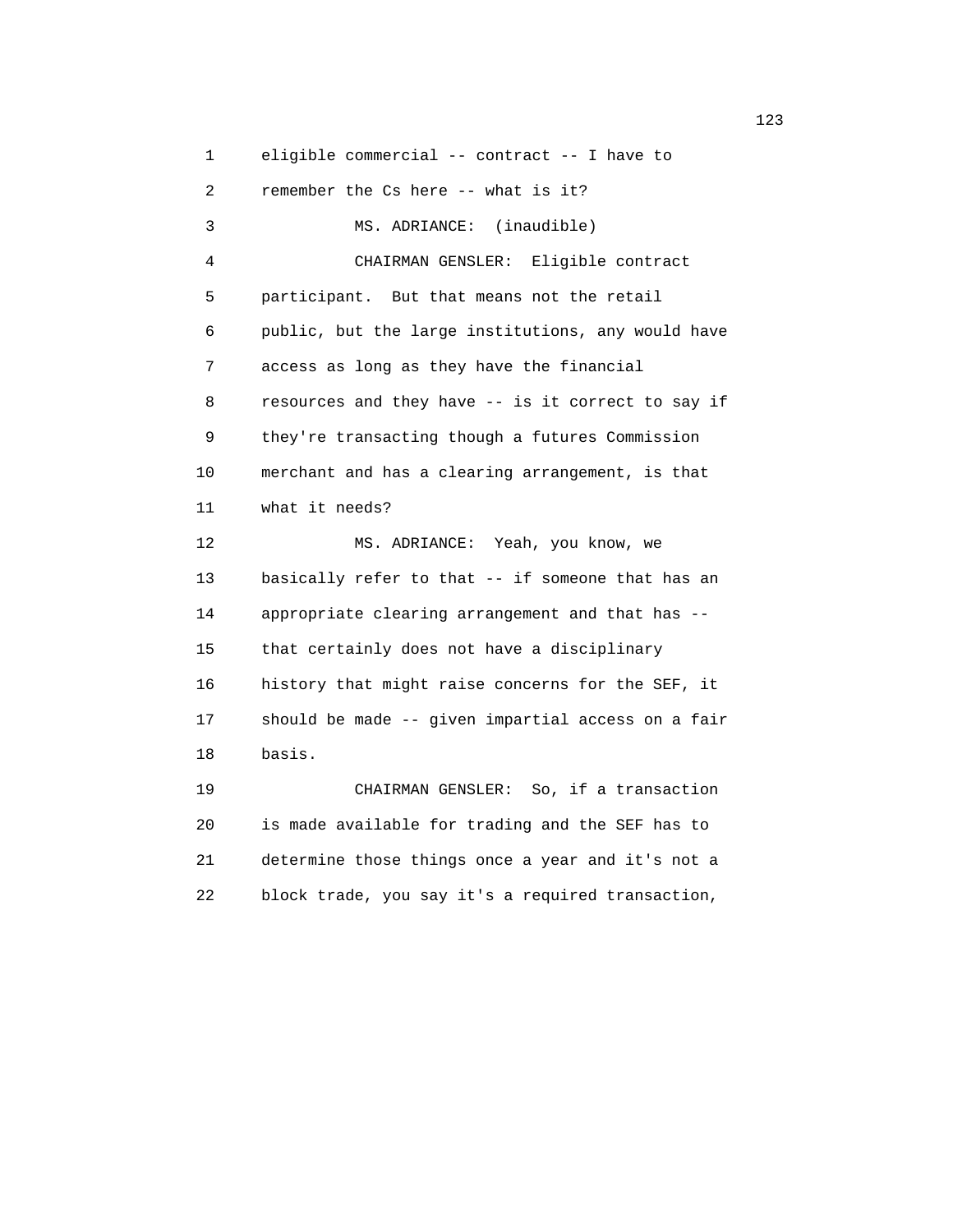eligible commercial -- contract -- I have to remember the Cs here -- what is it?

MS. ADRIANCE: (inaudible)

CHAIRMAN GENSLER: Eligible contract participant. But that means not the retail public, but the large institutions, any would have access as long as they have the financial resources and they have -- is it correct to say if they're transacting though a futures Commission merchant and has a clearing arrangement, is that what it needs?

MS. ADRIANCE: Yeah, you know, we basically refer to that -- if someone that has an appropriate clearing arrangement and that has -- that certainly does not have a disciplinary history that might raise concerns for the SEF, it should be made -- given impartial access on a fair basis.

CHAIRMAN GENSLER: So, if a transaction is made available for trading and the SEF has to determine those things once a year and it's not a block trade, you say it's a required transaction,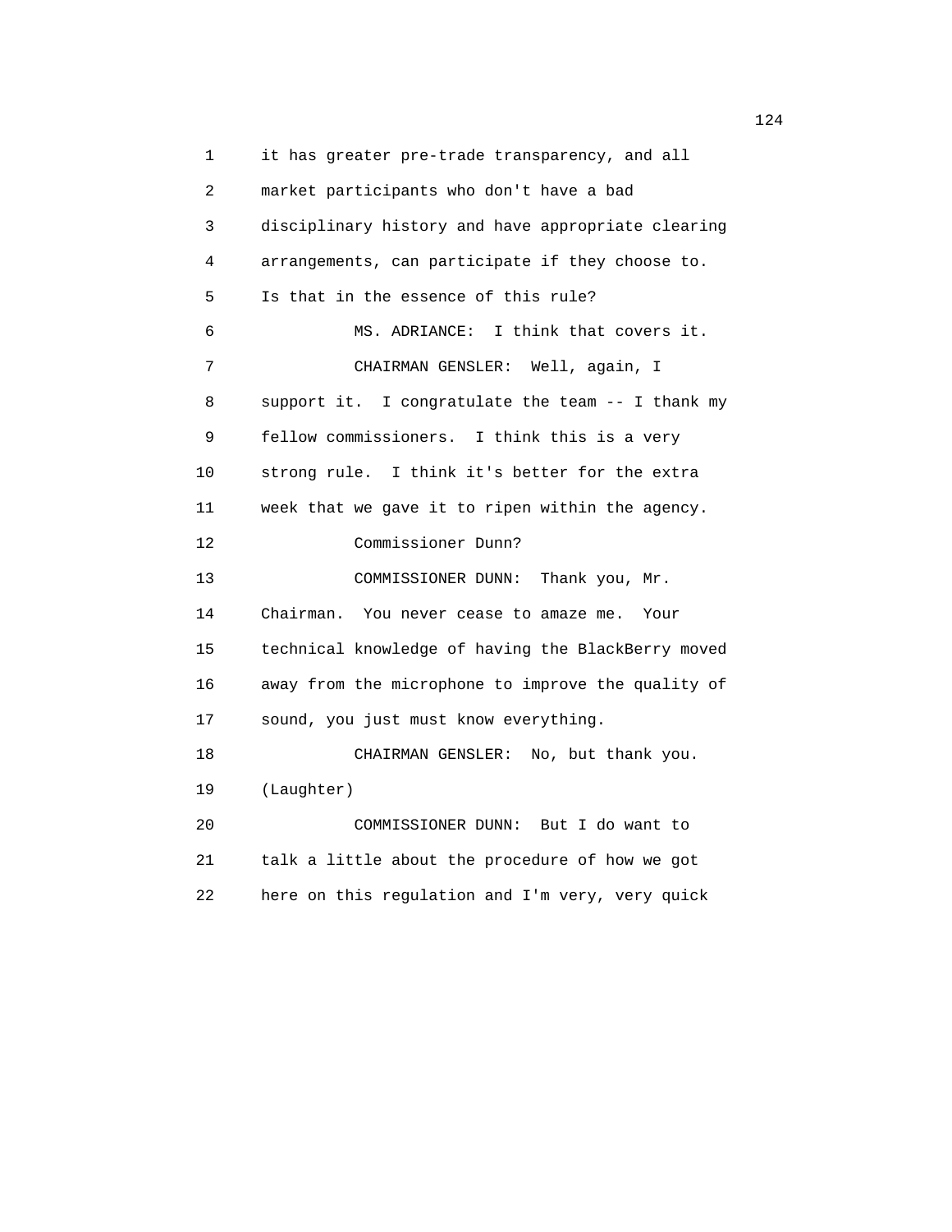it has greater pre-trade transparency, and all market participants who don't have a bad disciplinary history and have appropriate clearing arrangements, can participate if they choose to. Is that in the essence of this rule?

MS. ADRIANCE: I think that covers it.

CHAIRMAN GENSLER: Well, again, I support it. I congratulate the team -- I thank my fellow commissioners. I think this is a very strong rule. I think it's better for the extra week that we gave it to ripen within the agency.

Commissioner Dunn?

COMMISSIONER DUNN: Thank you, Mr. Chairman. You never cease to amaze me. Your technical knowledge of having the BlackBerry moved away from the microphone to improve the quality of sound, you just must know everything.

CHAIRMAN GENSLER: No, but thank you.

(Laughter)

COMMISSIONER DUNN: But I do want to talk a little about the procedure of how we got here on this regulation and I'm very, very quick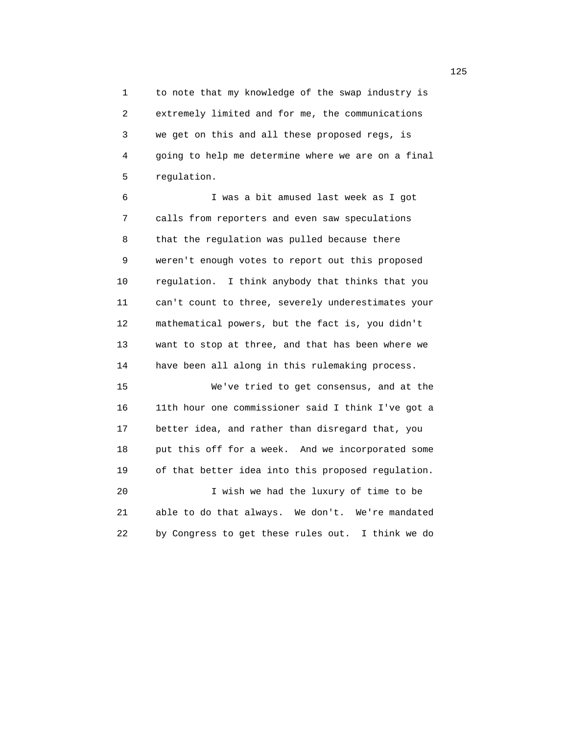to note that my knowledge of the swap industry is extremely limited and for me, the communications we get on this and all these proposed regs, is going to help me determine where we are on a final regulation.

I was a bit amused last week as I got calls from reporters and even saw speculations that the regulation was pulled because there weren't enough votes to report out this proposed regulation. I think anybody that thinks that you can't count to three, severely underestimates your mathematical powers, but the fact is, you didn't want to stop at three, and that has been where we have been all along in this rulemaking process.

We've tried to get consensus, and at the 11th hour one commissioner said I think I've got a better idea, and rather than disregard that, you put this off for a week. And we incorporated some of that better idea into this proposed regulation.

I wish we had the luxury of time to be able to do that always. We don't. We're mandated by Congress to get these rules out. I think we do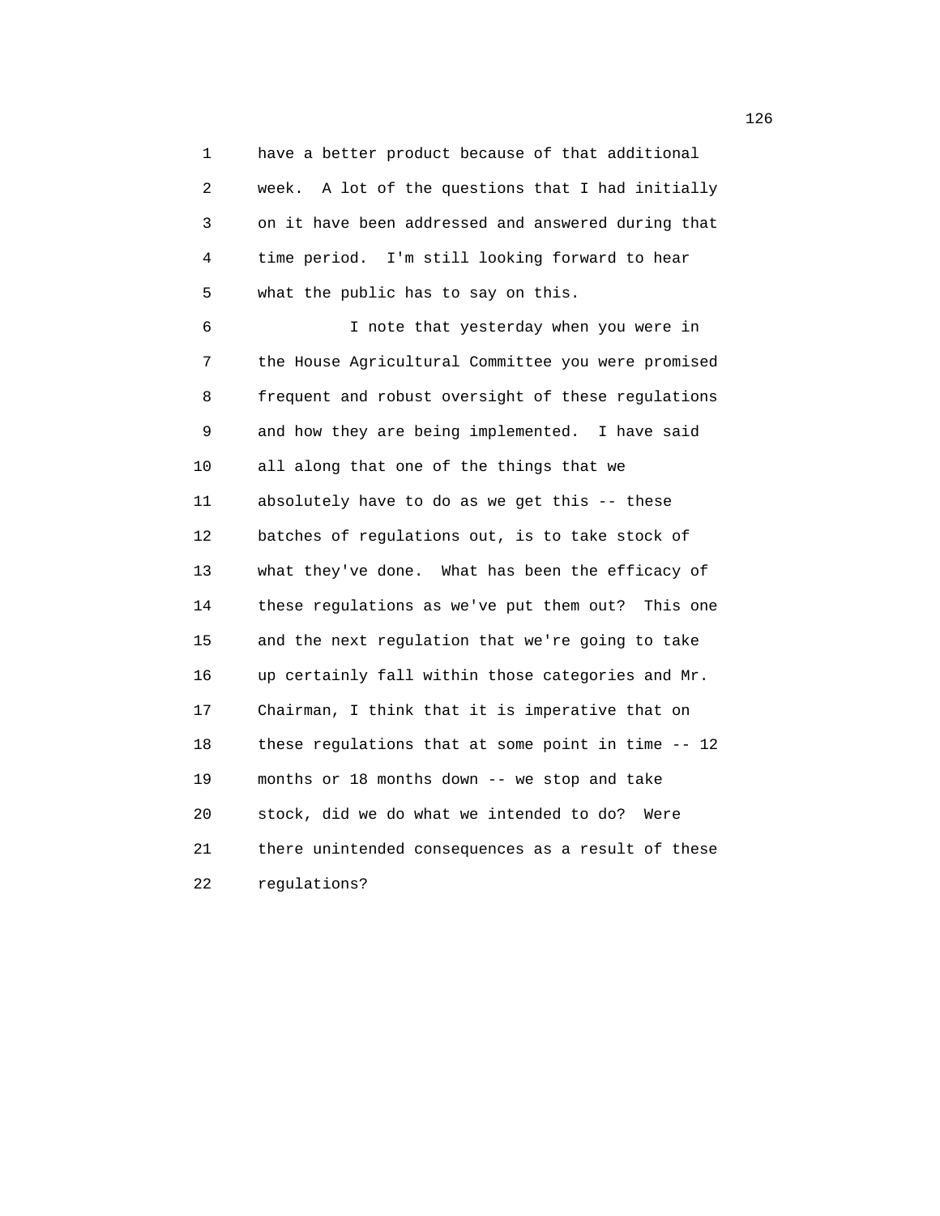have a better product because of that additional week. A lot of the questions that I had initially on it have been addressed and answered during that time period. I'm still looking forward to hear what the public has to say on this.

I note that yesterday when you were in the House Agricultural Committee you were promised frequent and robust oversight of these regulations and how they are being implemented. I have said all along that one of the things that we absolutely have to do as we get this -- these batches of regulations out, is to take stock of what they've done. What has been the efficacy of these regulations as we've put them out? This one and the next regulation that we're going to take up certainly fall within those categories and Mr. Chairman, I think that it is imperative that on these regulations that at some point in time -- 12 months or 18 months down -- we stop and take stock, did we do what we intended to do? Were there unintended consequences as a result of these regulations?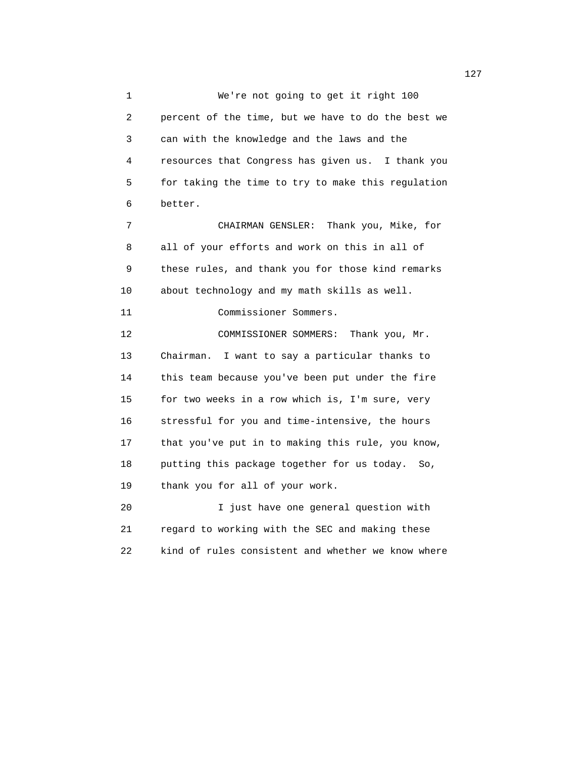We're not going to get it right 100 percent of the time, but we have to do the best we can with the knowledge and the laws and the resources that Congress has given us. I thank you for taking the time to try to make this regulation better.

CHAIRMAN GENSLER: Thank you, Mike, for all of your efforts and work on this in all of these rules, and thank you for those kind remarks about technology and my math skills as well.

Commissioner Sommers.

COMMISSIONER SOMMERS: Thank you, Mr. Chairman. I want to say a particular thanks to this team because you've been put under the fire for two weeks in a row which is, I'm sure, very stressful for you and time-intensive, the hours that you've put in to making this rule, you know, putting this package together for us today. So, thank you for all of your work.

I just have one general question with regard to working with the SEC and making these kind of rules consistent and whether we know where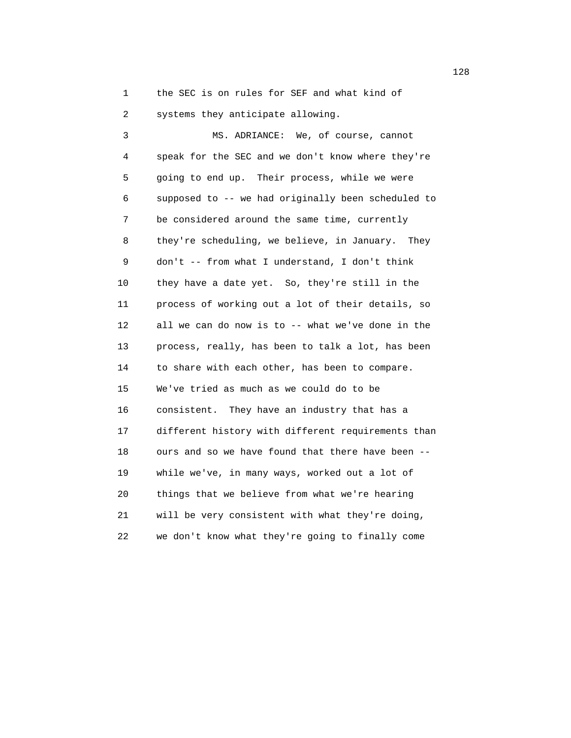the SEC is on rules for SEF and what kind of systems they anticipate allowing.

MS. ADRIANCE: We, of course, cannot speak for the SEC and we don't know where they're going to end up. Their process, while we were supposed to -- we had originally been scheduled to be considered around the same time, currently they're scheduling, we believe, in January. They don't -- from what I understand, I don't think they have a date yet. So, they're still in the process of working out a lot of their details, so all we can do now is to -- what we've done in the process, really, has been to talk a lot, has been to share with each other, has been to compare. We've tried as much as we could do to be consistent. They have an industry that has a different history with different requirements than ours and so we have found that there have been -- while we've, in many ways, worked out a lot of things that we believe from what we're hearing will be very consistent with what they're doing, we don't know what they're going to finally come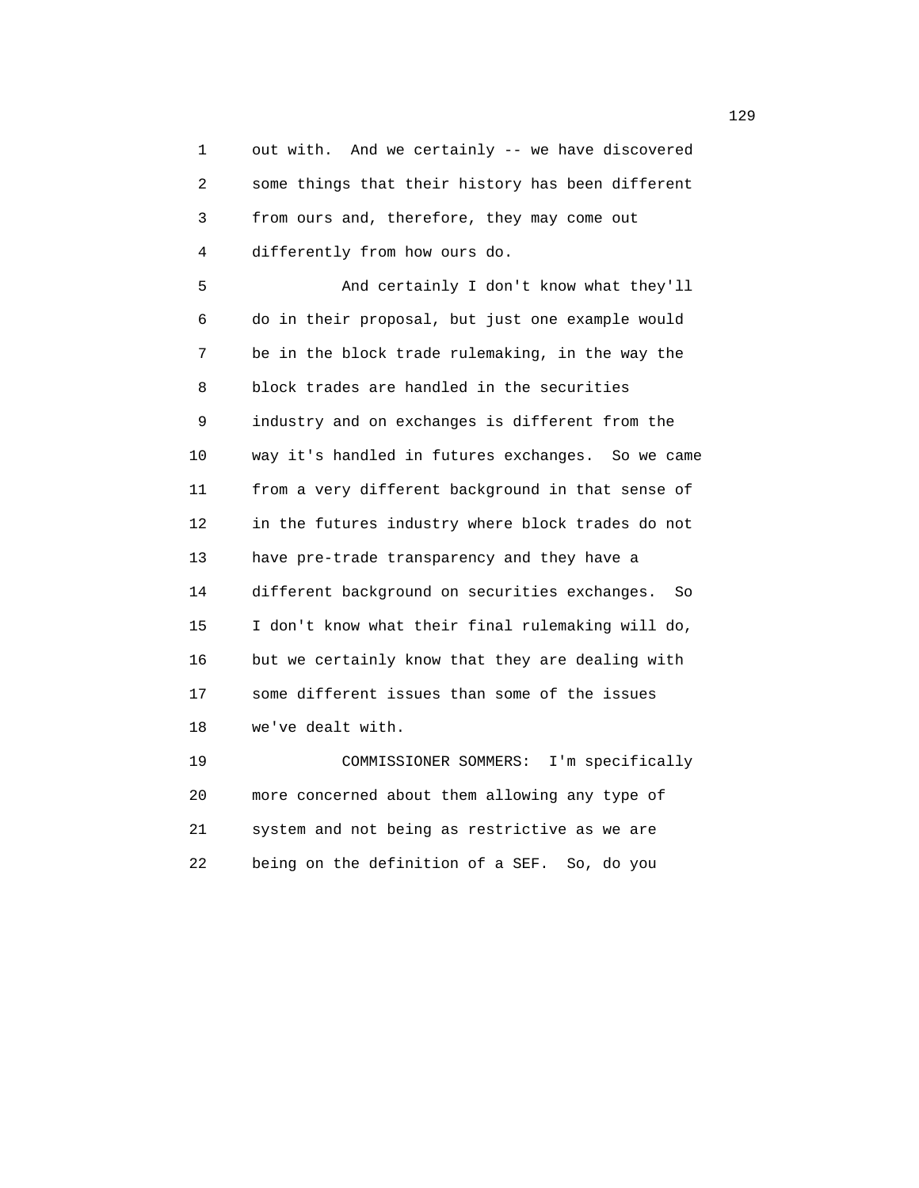out with. And we certainly -- we have discovered some things that their history has been different from ours and, therefore, they may come out differently from how ours do.

And certainly I don't know what they'll do in their proposal, but just one example would be in the block trade rulemaking, in the way the block trades are handled in the securities industry and on exchanges is different from the way it's handled in futures exchanges. So we came from a very different background in that sense of in the futures industry where block trades do not have pre-trade transparency and they have a different background on securities exchanges. So I don't know what their final rulemaking will do, but we certainly know that they are dealing with some different issues than some of the issues we've dealt with.

COMMISSIONER SOMMERS: I'm specifically more concerned about them allowing any type of system and not being as restrictive as we are being on the definition of a SEF. So, do you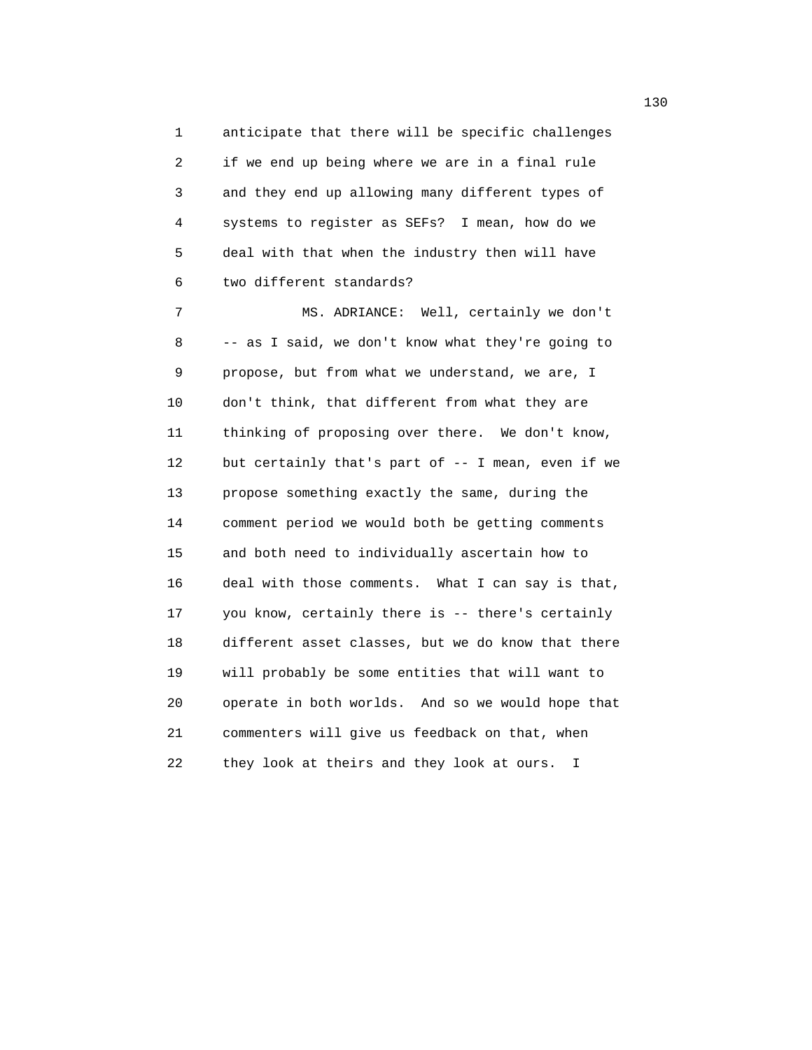anticipate that there will be specific challenges if we end up being where we are in a final rule and they end up allowing many different types of systems to register as SEFs? I mean, how do we deal with that when the industry then will have two different standards?

MS. ADRIANCE: Well, certainly we don't -- as I said, we don't know what they're going to propose, but from what we understand, we are, I don't think, that different from what they are thinking of proposing over there. We don't know, but certainly that's part of -- I mean, even if we propose something exactly the same, during the comment period we would both be getting comments and both need to individually ascertain how to deal with those comments. What I can say is that, you know, certainly there is -- there's certainly different asset classes, but we do know that there will probably be some entities that will want to operate in both worlds. And so we would hope that commenters will give us feedback on that, when they look at theirs and they look at ours. I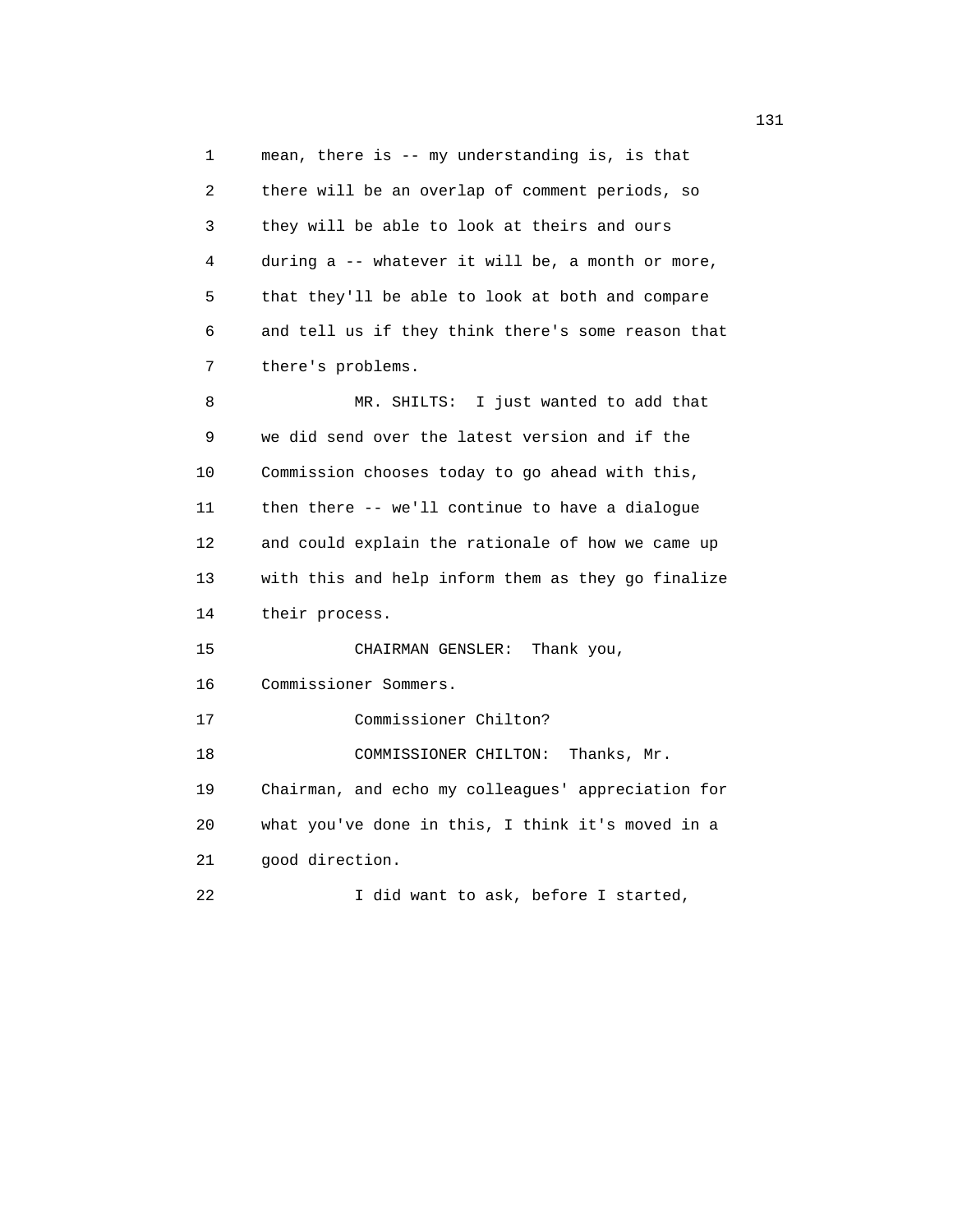mean, there is -- my understanding is, is that there will be an overlap of comment periods, so they will be able to look at theirs and ours during a -- whatever it will be, a month or more, that they'll be able to look at both and compare and tell us if they think there's some reason that there's problems.

MR. SHILTS: I just wanted to add that we did send over the latest version and if the Commission chooses today to go ahead with this, then there -- we'll continue to have a dialogue and could explain the rationale of how we came up with this and help inform them as they go finalize their process.

CHAIRMAN GENSLER: Thank you, Commissioner Sommers.

Commissioner Chilton?

COMMISSIONER CHILTON: Thanks, Mr. Chairman, and echo my colleagues' appreciation for what you've done in this, I think it's moved in a good direction.

I did want to ask, before I started,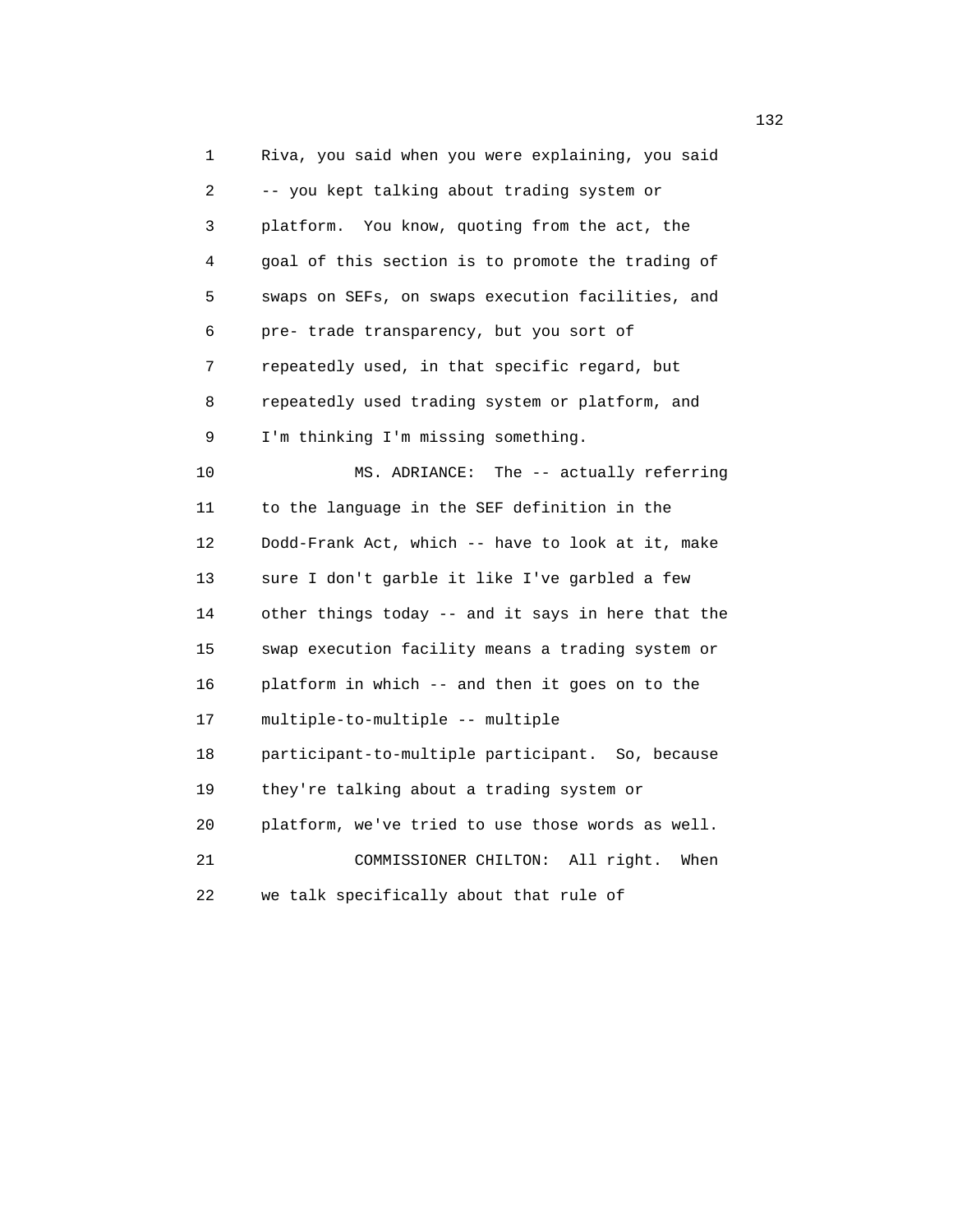Riva, you said when you were explaining, you said -- you kept talking about trading system or platform. You know, quoting from the act, the goal of this section is to promote the trading of swaps on SEFs, on swaps execution facilities, and pre- trade transparency, but you sort of repeatedly used, in that specific regard, but repeatedly used trading system or platform, and I'm thinking I'm missing something.

MS. ADRIANCE: The -- actually referring to the language in the SEF definition in the Dodd-Frank Act, which -- have to look at it, make sure I don't garble it like I've garbled a few other things today -- and it says in here that the swap execution facility means a trading system or platform in which -- and then it goes on to the multiple-to-multiple -- multiple participant-to-multiple participant. So, because they're talking about a trading system or platform, we've tried to use those words as well.

COMMISSIONER CHILTON: All right. When we talk specifically about that rule of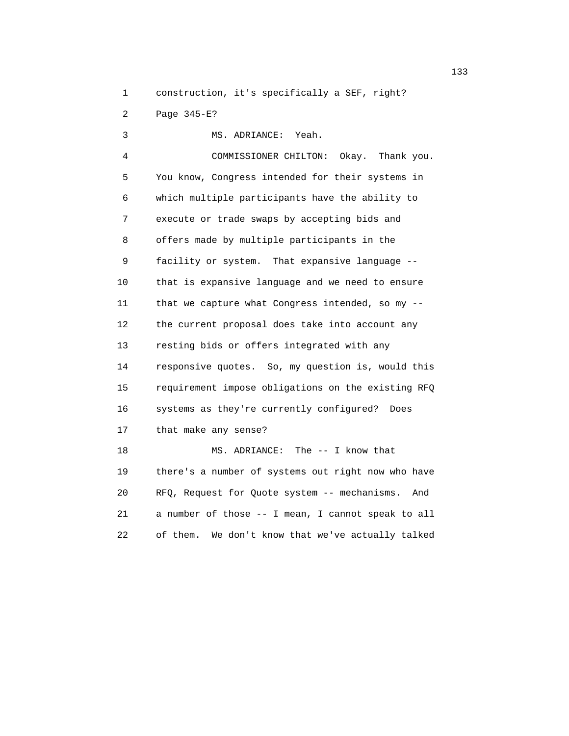construction, it's specifically a SEF, right? Page 345-E?

MS. ADRIANCE: Yeah.

COMMISSIONER CHILTON: Okay. Thank you. You know, Congress intended for their systems in which multiple participants have the ability to execute or trade swaps by accepting bids and offers made by multiple participants in the facility or system. That expansive language -- that is expansive language and we need to ensure that we capture what Congress intended, so my -- the current proposal does take into account any resting bids or offers integrated with any responsive quotes. So, my question is, would this requirement impose obligations on the existing RFQ systems as they're currently configured? Does that make any sense?

MS. ADRIANCE: The -- I know that there's a number of systems out right now who have RFQ, Request for Quote system -- mechanisms. And a number of those -- I mean, I cannot speak to all of them. We don't know that we've actually talked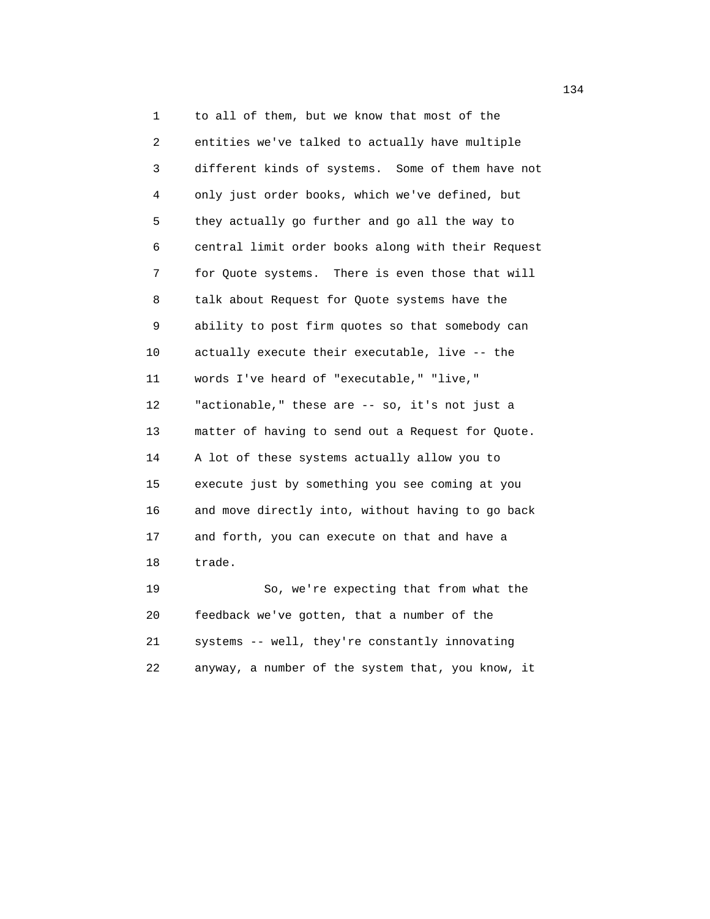to all of them, but we know that most of the entities we've talked to actually have multiple different kinds of systems. Some of them have not only just order books, which we've defined, but they actually go further and go all the way to central limit order books along with their Request for Quote systems. There is even those that will talk about Request for Quote systems have the ability to post firm quotes so that somebody can actually execute their executable, live -- the words I've heard of "executable," "live," "actionable," these are -- so, it's not just a matter of having to send out a Request for Quote. A lot of these systems actually allow you to execute just by something you see coming at you and move directly into, without having to go back and forth, you can execute on that and have a trade.

So, we're expecting that from what the feedback we've gotten, that a number of the systems -- well, they're constantly innovating anyway, a number of the system that, you know, it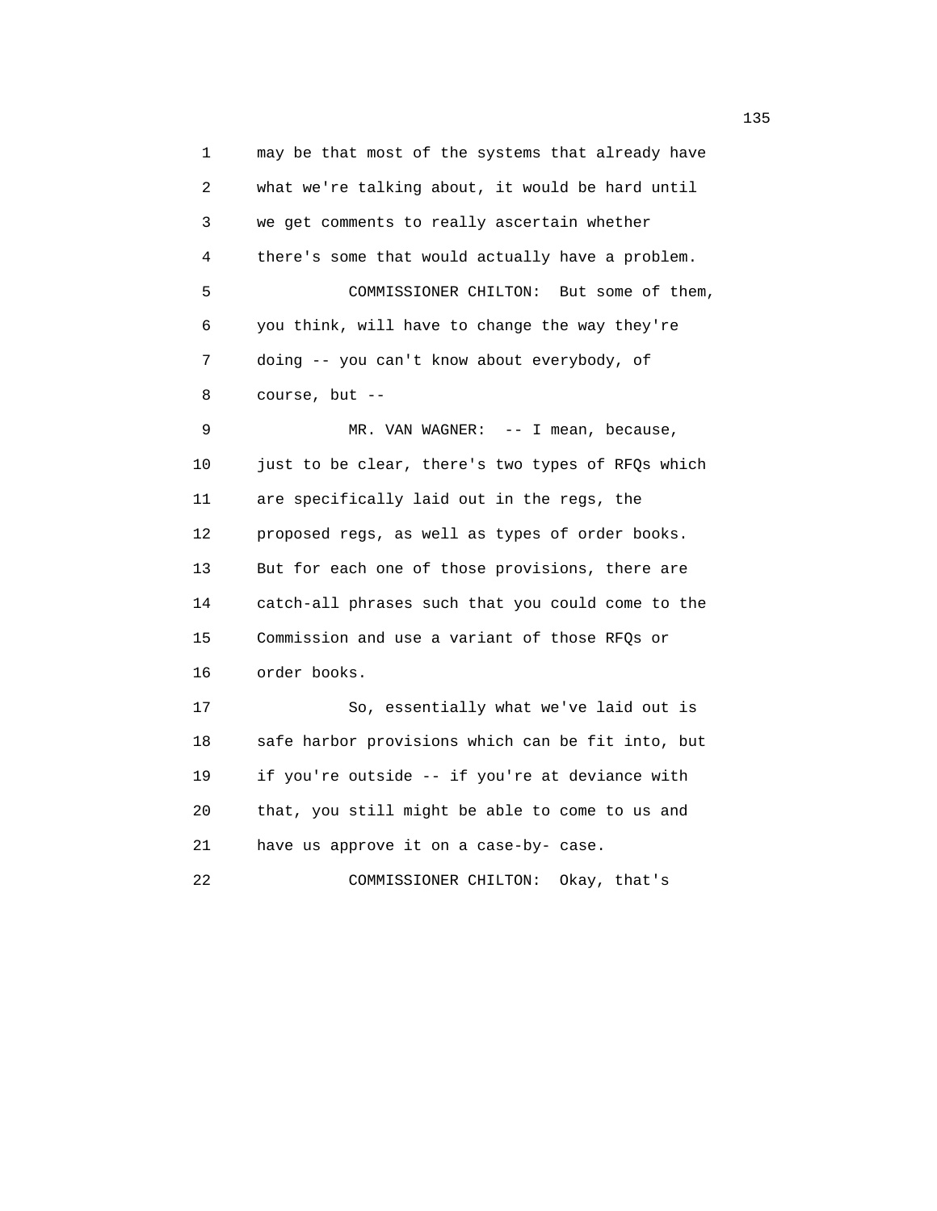may be that most of the systems that already have what we're talking about, it would be hard until we get comments to really ascertain whether there's some that would actually have a problem.

COMMISSIONER CHILTON: But some of them, you think, will have to change the way they're doing -- you can't know about everybody, of course, but --

MR. VAN WAGNER: -- I mean, because, just to be clear, there's two types of RFQs which are specifically laid out in the regs, the proposed regs, as well as types of order books. But for each one of those provisions, there are catch-all phrases such that you could come to the Commission and use a variant of those RFQs or order books.

So, essentially what we've laid out is safe harbor provisions which can be fit into, but if you're outside -- if you're at deviance with that, you still might be able to come to us and have us approve it on a case-by- case.

COMMISSIONER CHILTON: Okay, that's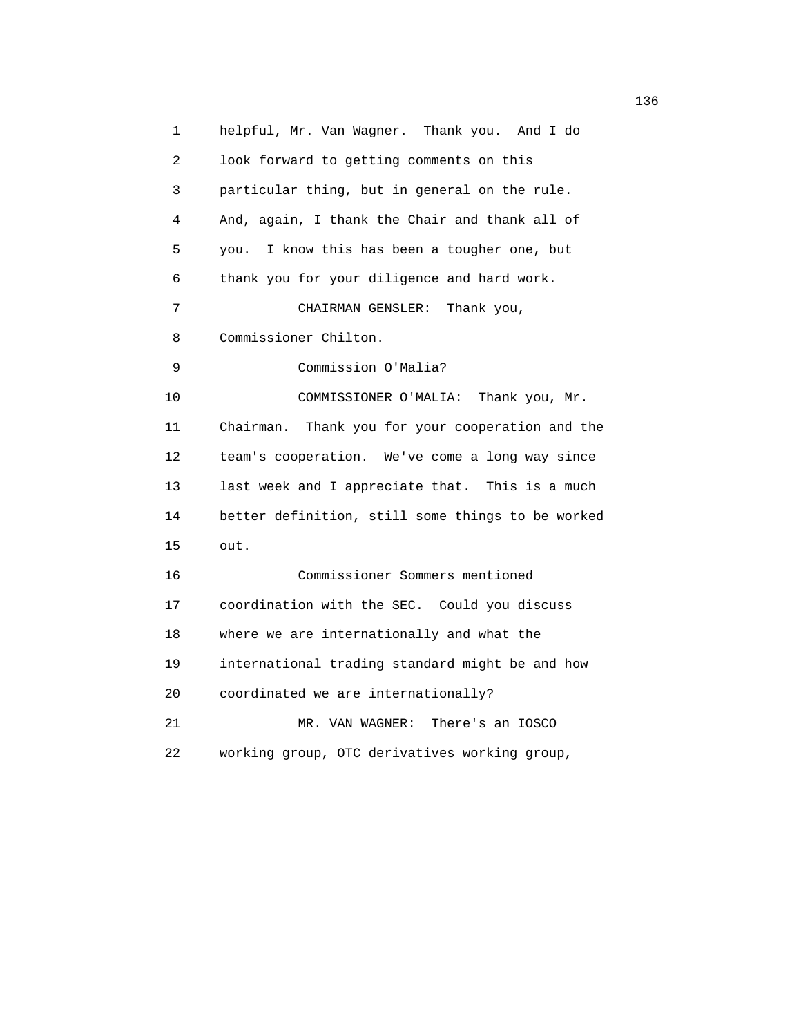helpful, Mr. Van Wagner. Thank you. And I do look forward to getting comments on this particular thing, but in general on the rule. And, again, I thank the Chair and thank all of you. I know this has been a tougher one, but thank you for your diligence and hard work.

CHAIRMAN GENSLER: Thank you, Commissioner Chilton.

Commission O'Malia?

COMMISSIONER O'MALIA: Thank you, Mr. Chairman. Thank you for your cooperation and the team's cooperation. We've come a long way since last week and I appreciate that. This is a much better definition, still some things to be worked out.

Commissioner Sommers mentioned coordination with the SEC. Could you discuss where we are internationally and what the international trading standard might be and how coordinated we are internationally?

MR. VAN WAGNER: There's an IOSCO working group, OTC derivatives working group,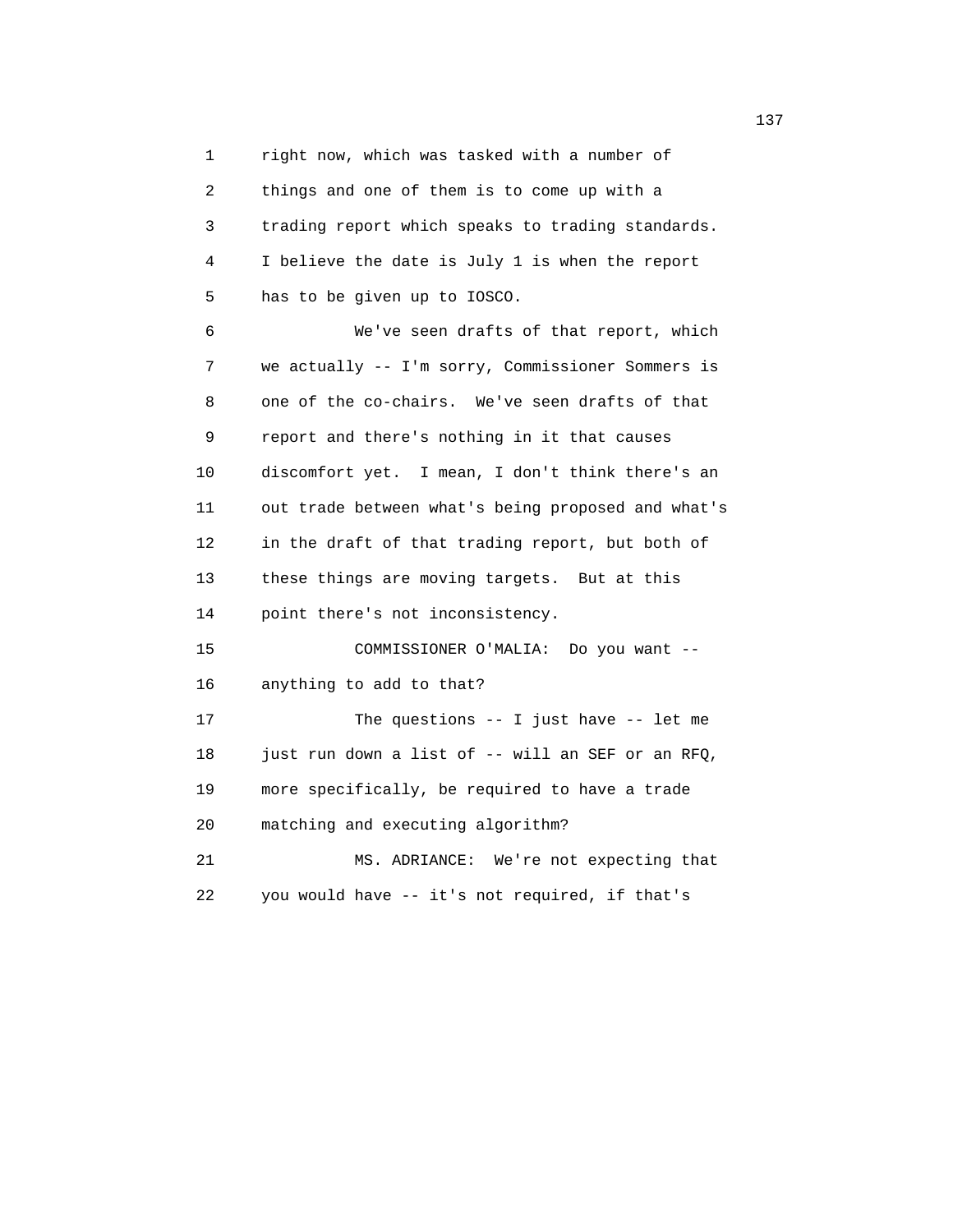right now, which was tasked with a number of things and one of them is to come up with a trading report which speaks to trading standards. I believe the date is July 1 is when the report has to be given up to IOSCO.

We've seen drafts of that report, which we actually -- I'm sorry, Commissioner Sommers is one of the co-chairs. We've seen drafts of that report and there's nothing in it that causes discomfort yet. I mean, I don't think there's an out trade between what's being proposed and what's in the draft of that trading report, but both of these things are moving targets. But at this point there's not inconsistency.

COMMISSIONER O'MALIA: Do you want -- anything to add to that?

The questions -- I just have -- let me just run down a list of -- will an SEF or an RFQ, more specifically, be required to have a trade matching and executing algorithm?

MS. ADRIANCE: We're not expecting that you would have -- it's not required, if that's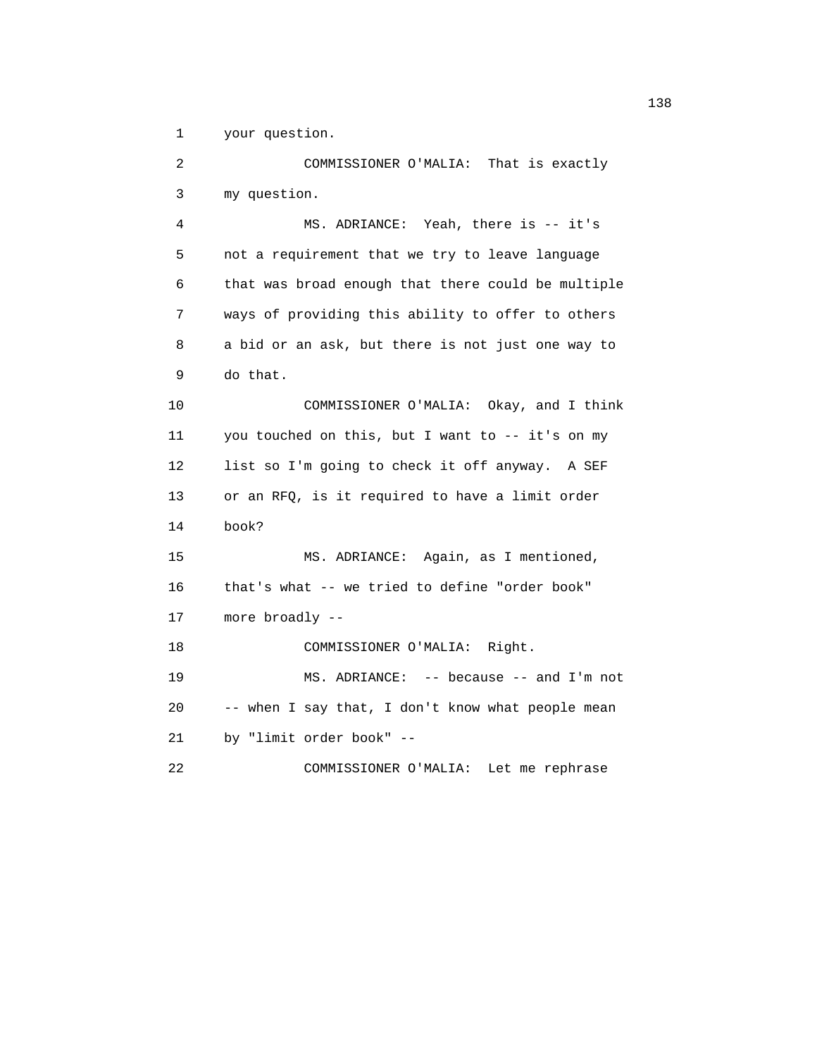your question.

COMMISSIONER O'MALIA: That is exactly my question.

MS. ADRIANCE: Yeah, there is -- it's not a requirement that we try to leave language that was broad enough that there could be multiple ways of providing this ability to offer to others a bid or an ask, but there is not just one way to do that.

COMMISSIONER O'MALIA: Okay, and I think you touched on this, but I want to -- it's on my list so I'm going to check it off anyway. A SEF or an RFQ, is it required to have a limit order book?

MS. ADRIANCE: Again, as I mentioned, that's what -- we tried to define "order book" more broadly --

COMMISSIONER O'MALIA: Right.

MS. ADRIANCE: -- because -- and I'm not -- when I say that, I don't know what people mean by "limit order book" --

COMMISSIONER O'MALIA: Let me rephrase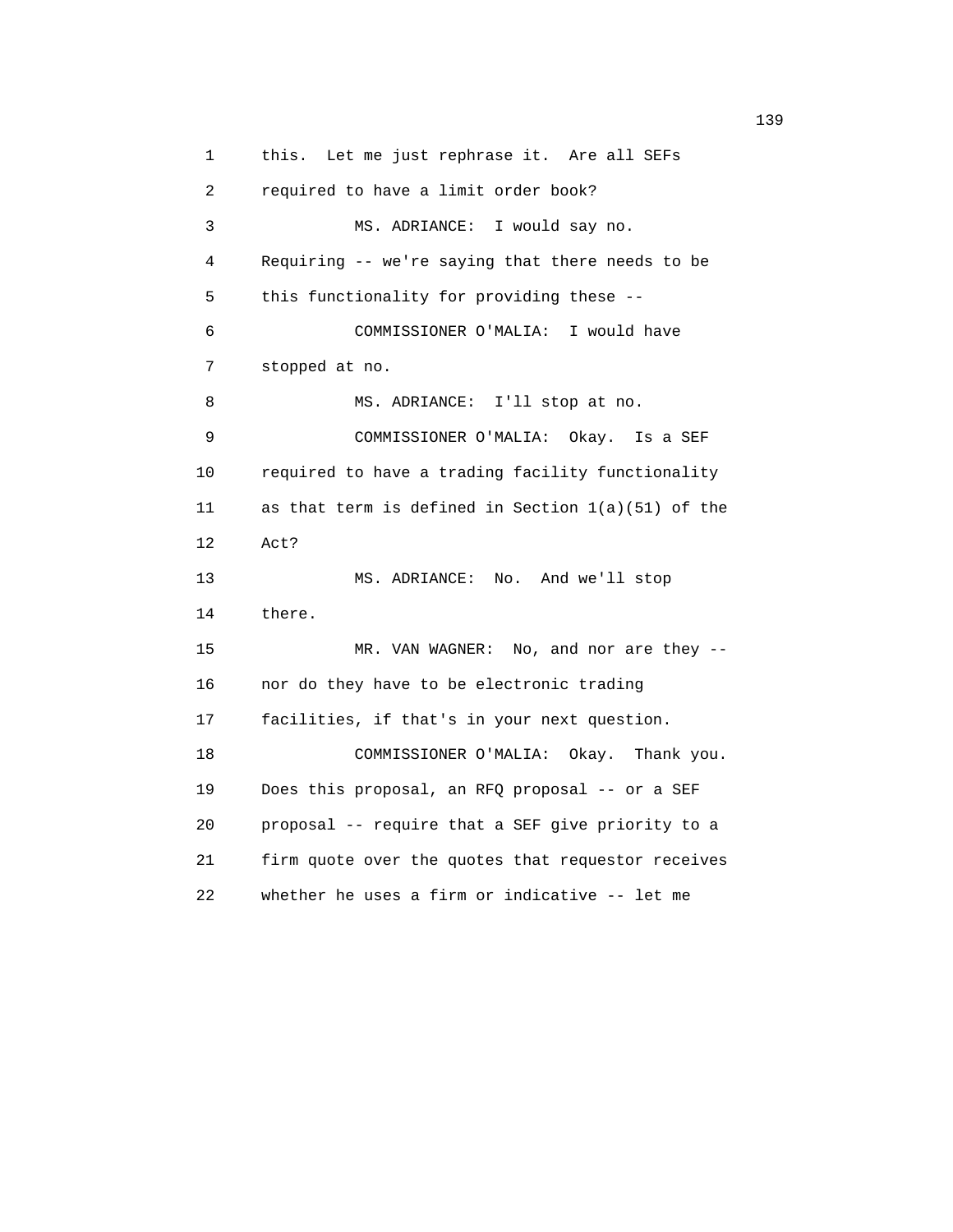this. Let me just rephrase it. Are all SEFs required to have a limit order book?

MS. ADRIANCE: I would say no. Requiring -- we're saying that there needs to be this functionality for providing these --

COMMISSIONER O'MALIA: I would have stopped at no.

MS. ADRIANCE: I'll stop at no.

COMMISSIONER O'MALIA: Okay. Is a SEF required to have a trading facility functionality as that term is defined in Section 1(a)(51) of the Act?

MS. ADRIANCE: No. And we'll stop there.

MR. VAN WAGNER: No, and nor are they -- nor do they have to be electronic trading facilities, if that's in your next question.

COMMISSIONER O'MALIA: Okay. Thank you. Does this proposal, an RFQ proposal -- or a SEF proposal -- require that a SEF give priority to a firm quote over the quotes that requestor receives whether he uses a firm or indicative -- let me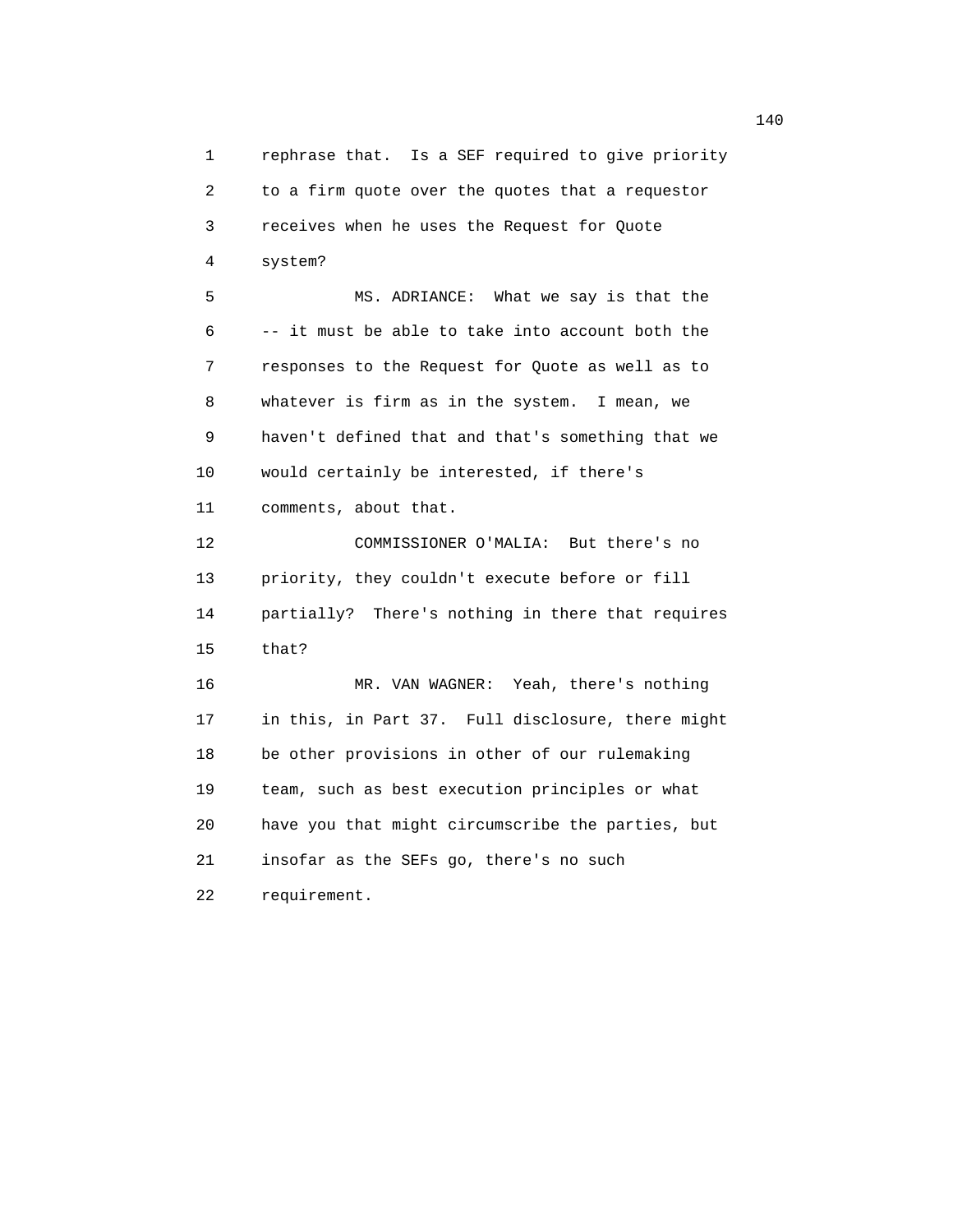rephrase that. Is a SEF required to give priority to a firm quote over the quotes that a requestor receives when he uses the Request for Quote system?

MS. ADRIANCE: What we say is that the -- it must be able to take into account both the responses to the Request for Quote as well as to whatever is firm as in the system. I mean, we haven't defined that and that's something that we would certainly be interested, if there's comments, about that.

COMMISSIONER O'MALIA: But there's no priority, they couldn't execute before or fill partially? There's nothing in there that requires that?

MR. VAN WAGNER: Yeah, there's nothing in this, in Part 37. Full disclosure, there might be other provisions in other of our rulemaking team, such as best execution principles or what have you that might circumscribe the parties, but insofar as the SEFs go, there's no such requirement.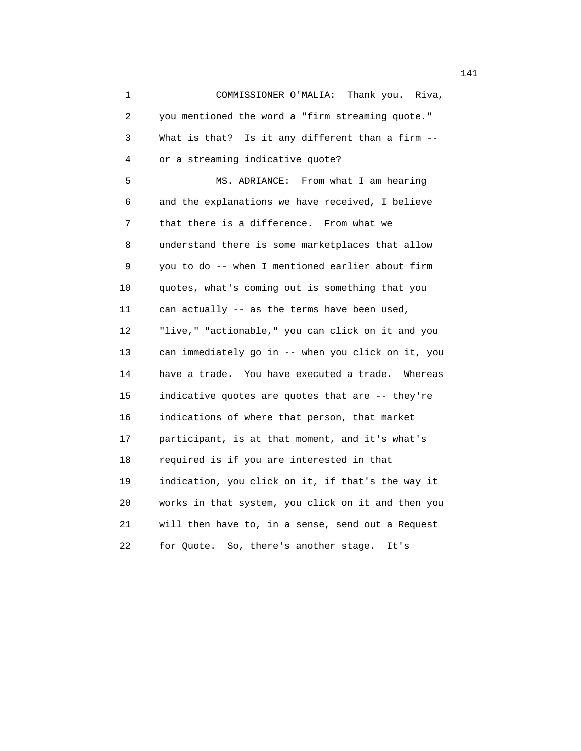COMMISSIONER O'MALIA: Thank you. Riva, you mentioned the word a "firm streaming quote." What is that? Is it any different than a firm -- or a streaming indicative quote?

MS. ADRIANCE: From what I am hearing and the explanations we have received, I believe that there is a difference. From what we understand there is some marketplaces that allow you to do -- when I mentioned earlier about firm quotes, what's coming out is something that you can actually -- as the terms have been used, "live," "actionable," you can click on it and you can immediately go in -- when you click on it, you have a trade. You have executed a trade. Whereas indicative quotes are quotes that are -- they're indications of where that person, that market participant, is at that moment, and it's what's required is if you are interested in that indication, you click on it, if that's the way it works in that system, you click on it and then you will then have to, in a sense, send out a Request for Quote. So, there's another stage. It's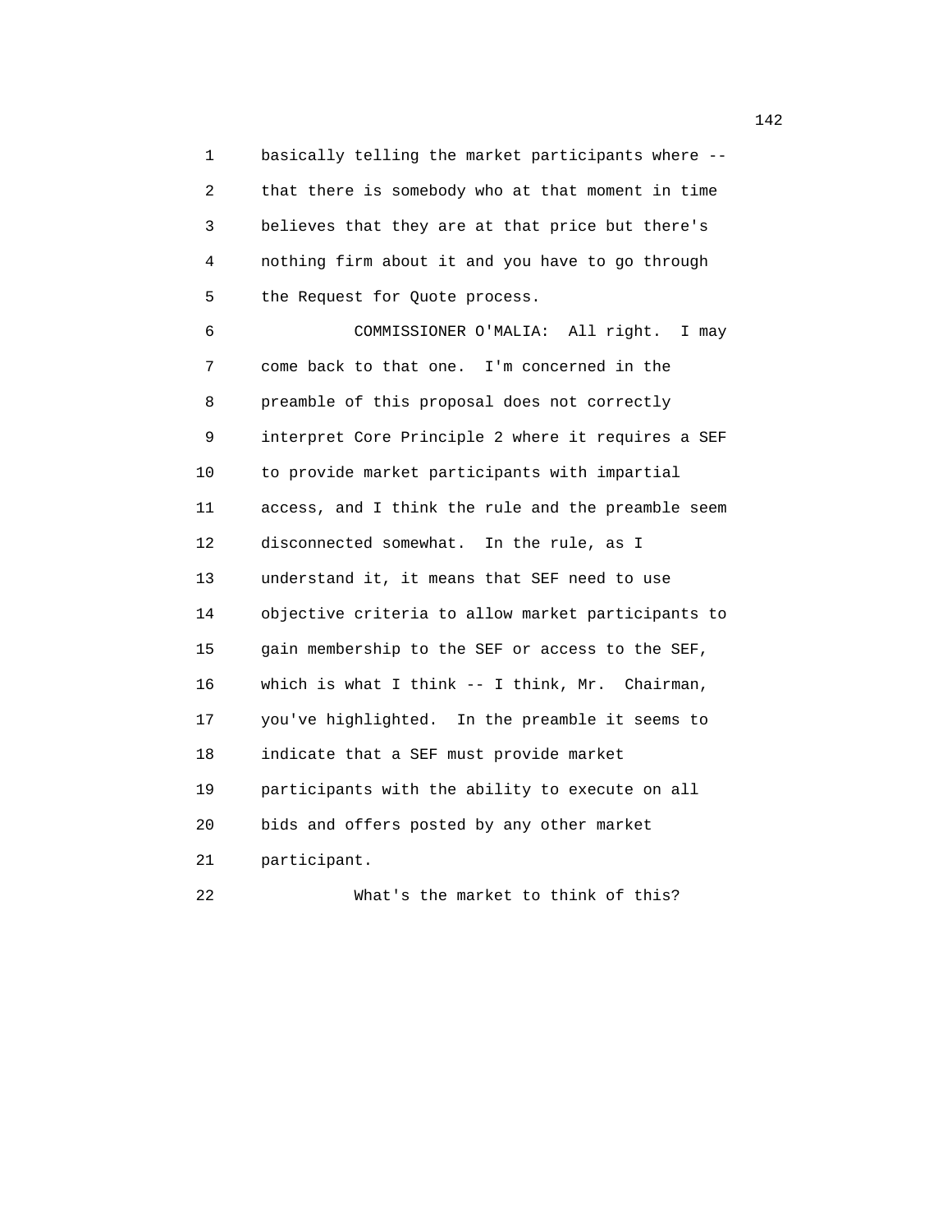basically telling the market participants where -- that there is somebody who at that moment in time believes that they are at that price but there's nothing firm about it and you have to go through the Request for Quote process.

COMMISSIONER O'MALIA: All right. I may come back to that one. I'm concerned in the preamble of this proposal does not correctly interpret Core Principle 2 where it requires a SEF to provide market participants with impartial access, and I think the rule and the preamble seem disconnected somewhat. In the rule, as I understand it, it means that SEF need to use objective criteria to allow market participants to gain membership to the SEF or access to the SEF, which is what I think -- I think, Mr. Chairman, you've highlighted. In the preamble it seems to indicate that a SEF must provide market participants with the ability to execute on all bids and offers posted by any other market participant.

What's the market to think of this?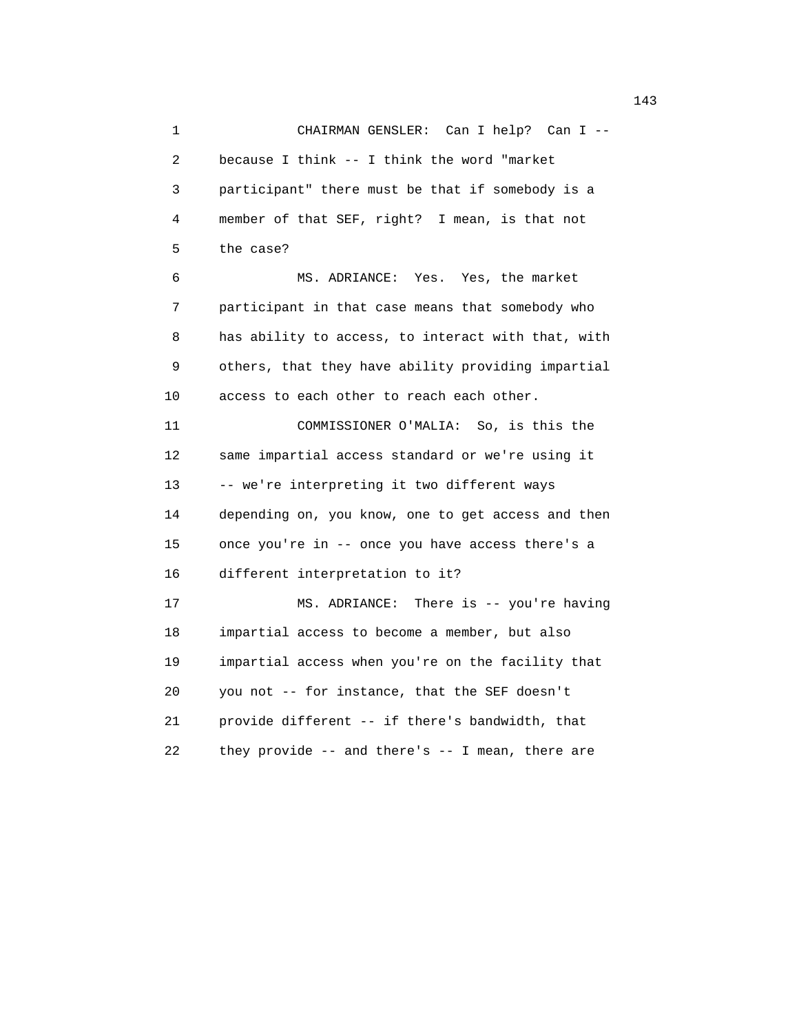CHAIRMAN GENSLER: Can I help? Can I -- because I think -- I think the word "market participant" there must be that if somebody is a member of that SEF, right? I mean, is that not the case?

MS. ADRIANCE: Yes. Yes, the market participant in that case means that somebody who has ability to access, to interact with that, with others, that they have ability providing impartial access to each other to reach each other.

COMMISSIONER O'MALIA: So, is this the same impartial access standard or we're using it -- we're interpreting it two different ways depending on, you know, one to get access and then once you're in -- once you have access there's a different interpretation to it?

MS. ADRIANCE: There is -- you're having impartial access to become a member, but also impartial access when you're on the facility that you not -- for instance, that the SEF doesn't provide different -- if there's bandwidth, that they provide -- and there's -- I mean, there are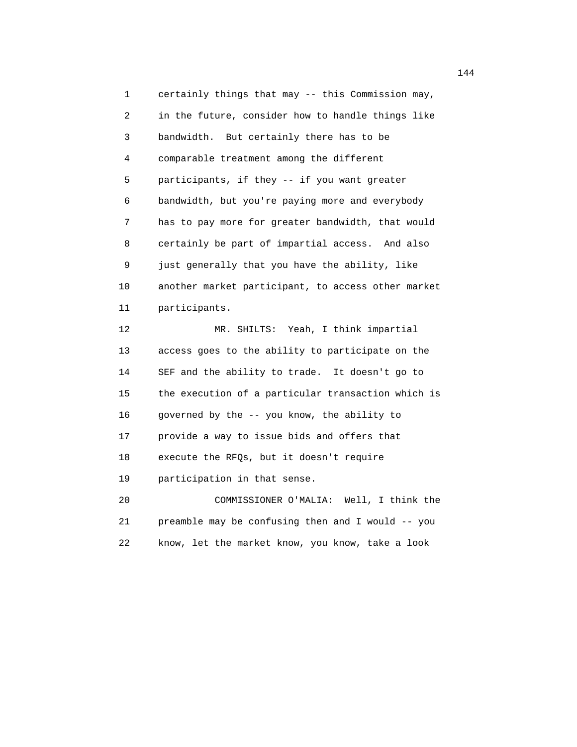certainly things that may -- this Commission may, in the future, consider how to handle things like bandwidth. But certainly there has to be comparable treatment among the different participants, if they -- if you want greater bandwidth, but you're paying more and everybody has to pay more for greater bandwidth, that would certainly be part of impartial access. And also just generally that you have the ability, like another market participant, to access other market participants.

MR. SHILTS: Yeah, I think impartial access goes to the ability to participate on the SEF and the ability to trade. It doesn't go to the execution of a particular transaction which is governed by the -- you know, the ability to provide a way to issue bids and offers that execute the RFQs, but it doesn't require participation in that sense.

COMMISSIONER O'MALIA: Well, I think the preamble may be confusing then and I would -- you know, let the market know, you know, take a look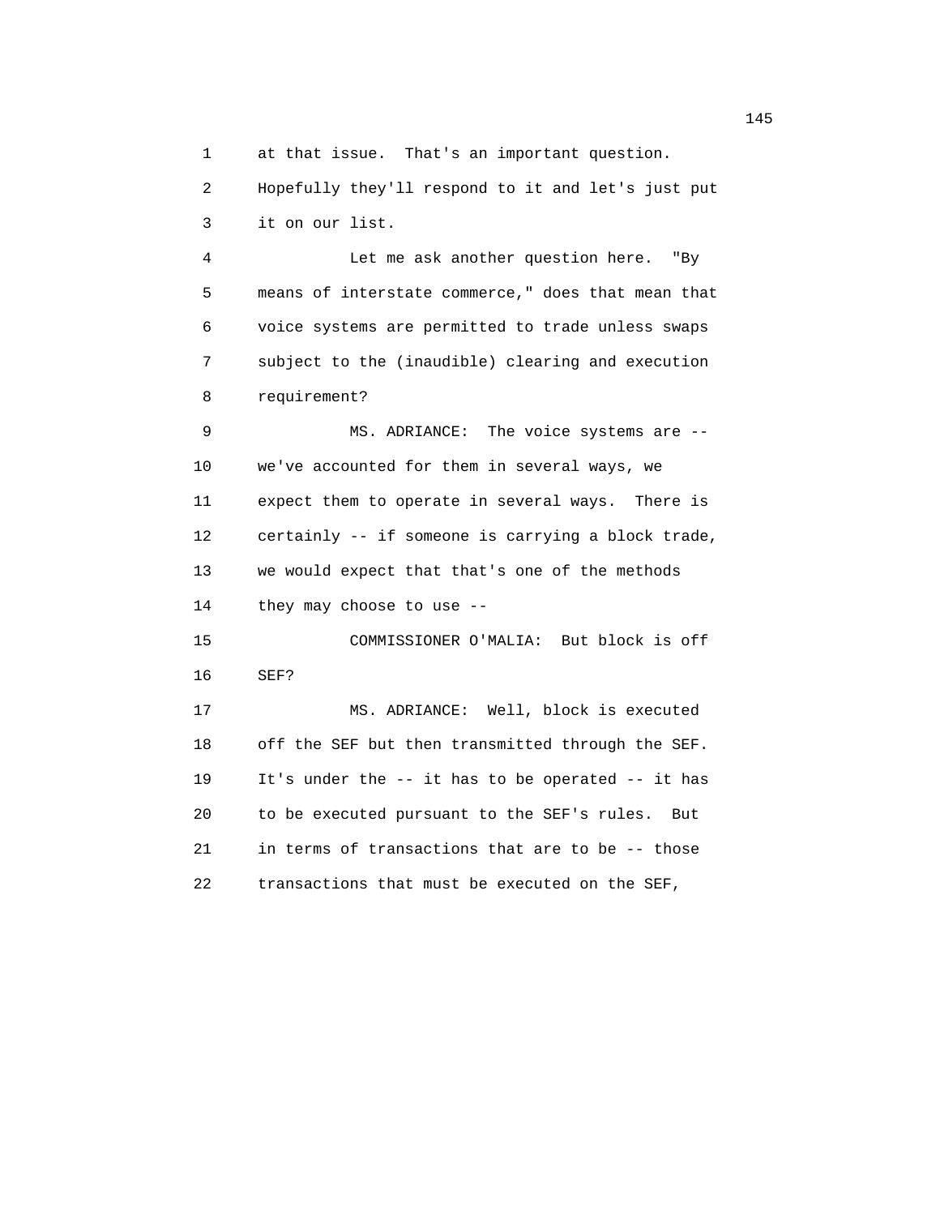at that issue. That's an important question. Hopefully they'll respond to it and let's just put it on our list.

Let me ask another question here. "By means of interstate commerce," does that mean that voice systems are permitted to trade unless swaps subject to the (inaudible) clearing and execution requirement?

MS. ADRIANCE: The voice systems are -- we've accounted for them in several ways, we expect them to operate in several ways. There is certainly -- if someone is carrying a block trade, we would expect that that's one of the methods they may choose to use --

COMMISSIONER O'MALIA: But block is off SEF?

MS. ADRIANCE: Well, block is executed off the SEF but then transmitted through the SEF. It's under the -- it has to be operated -- it has to be executed pursuant to the SEF's rules. But in terms of transactions that are to be -- those transactions that must be executed on the SEF,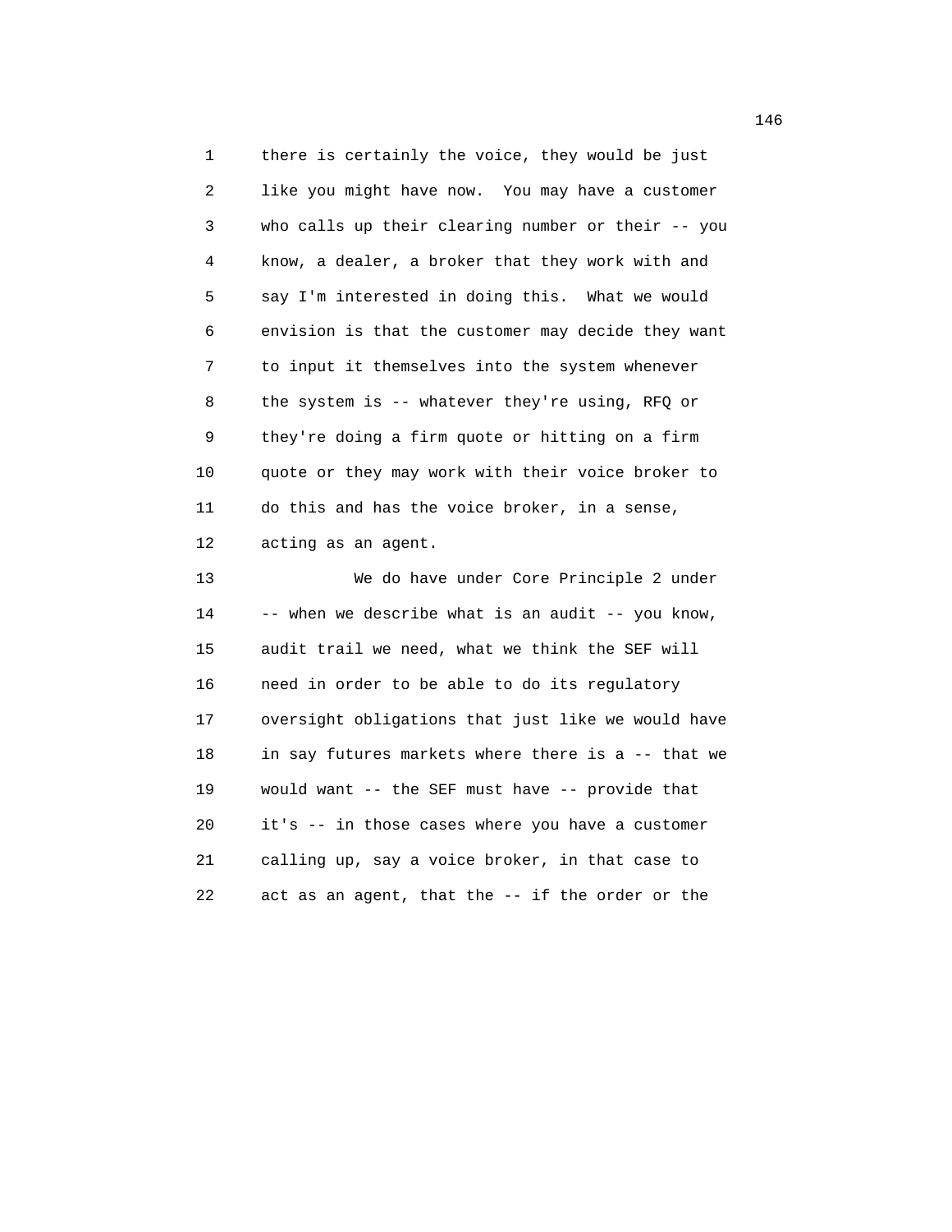there is certainly the voice, they would be just like you might have now. You may have a customer who calls up their clearing number or their -- you know, a dealer, a broker that they work with and say I'm interested in doing this. What we would envision is that the customer may decide they want to input it themselves into the system whenever the system is -- whatever they're using, RFQ or they're doing a firm quote or hitting on a firm quote or they may work with their voice broker to do this and has the voice broker, in a sense, acting as an agent.

We do have under Core Principle 2 under -- when we describe what is an audit -- you know, audit trail we need, what we think the SEF will need in order to be able to do its regulatory oversight obligations that just like we would have in say futures markets where there is a -- that we would want -- the SEF must have -- provide that it's -- in those cases where you have a customer calling up, say a voice broker, in that case to act as an agent, that the -- if the order or the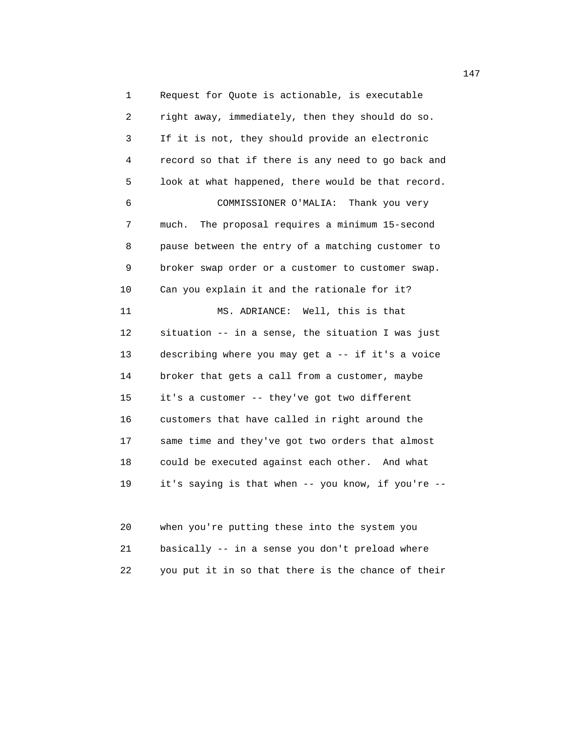Request for Quote is actionable, is executable right away, immediately, then they should do so. If it is not, they should provide an electronic record so that if there is any need to go back and look at what happened, there would be that record.

COMMISSIONER O'MALIA: Thank you very much. The proposal requires a minimum 15-second pause between the entry of a matching customer to broker swap order or a customer to customer swap. Can you explain it and the rationale for it?

MS. ADRIANCE: Well, this is that situation -- in a sense, the situation I was just describing where you may get a -- if it's a voice broker that gets a call from a customer, maybe it's a customer -- they've got two different customers that have called in right around the same time and they've got two orders that almost could be executed against each other. And what it's saying is that when -- you know, if you're -- when you're putting these into the system you basically -- in a sense you don't preload where you put it in so that there is the chance of their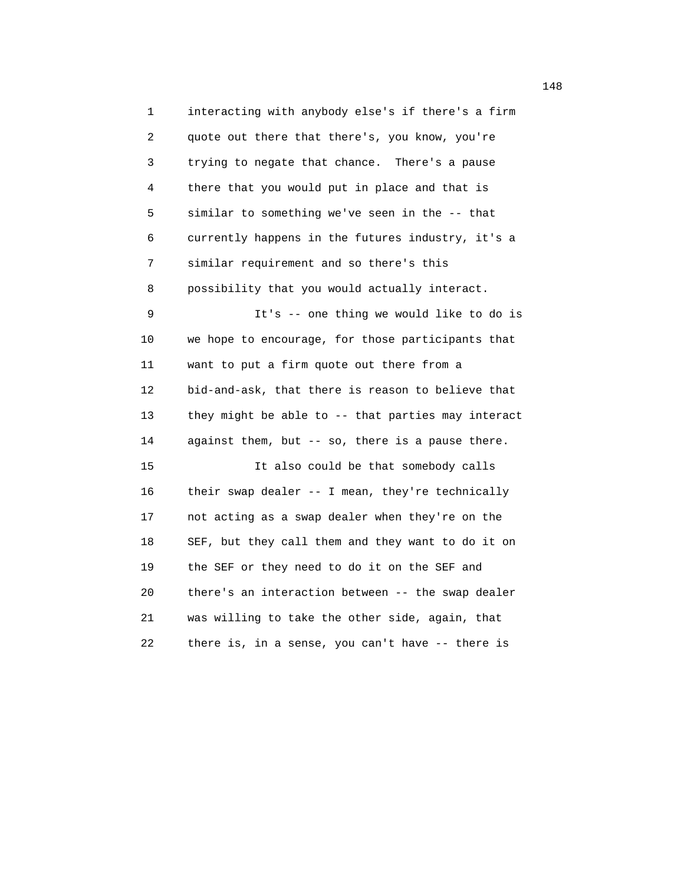interacting with anybody else's if there's a firm quote out there that there's, you know, you're trying to negate that chance. There's a pause there that you would put in place and that is similar to something we've seen in the -- that currently happens in the futures industry, it's a similar requirement and so there's this possibility that you would actually interact.

It's -- one thing we would like to do is we hope to encourage, for those participants that want to put a firm quote out there from a bid-and-ask, that there is reason to believe that they might be able to -- that parties may interact against them, but -- so, there is a pause there.

It also could be that somebody calls their swap dealer -- I mean, they're technically not acting as a swap dealer when they're on the SEF, but they call them and they want to do it on the SEF or they need to do it on the SEF and there's an interaction between -- the swap dealer was willing to take the other side, again, that there is, in a sense, you can't have -- there is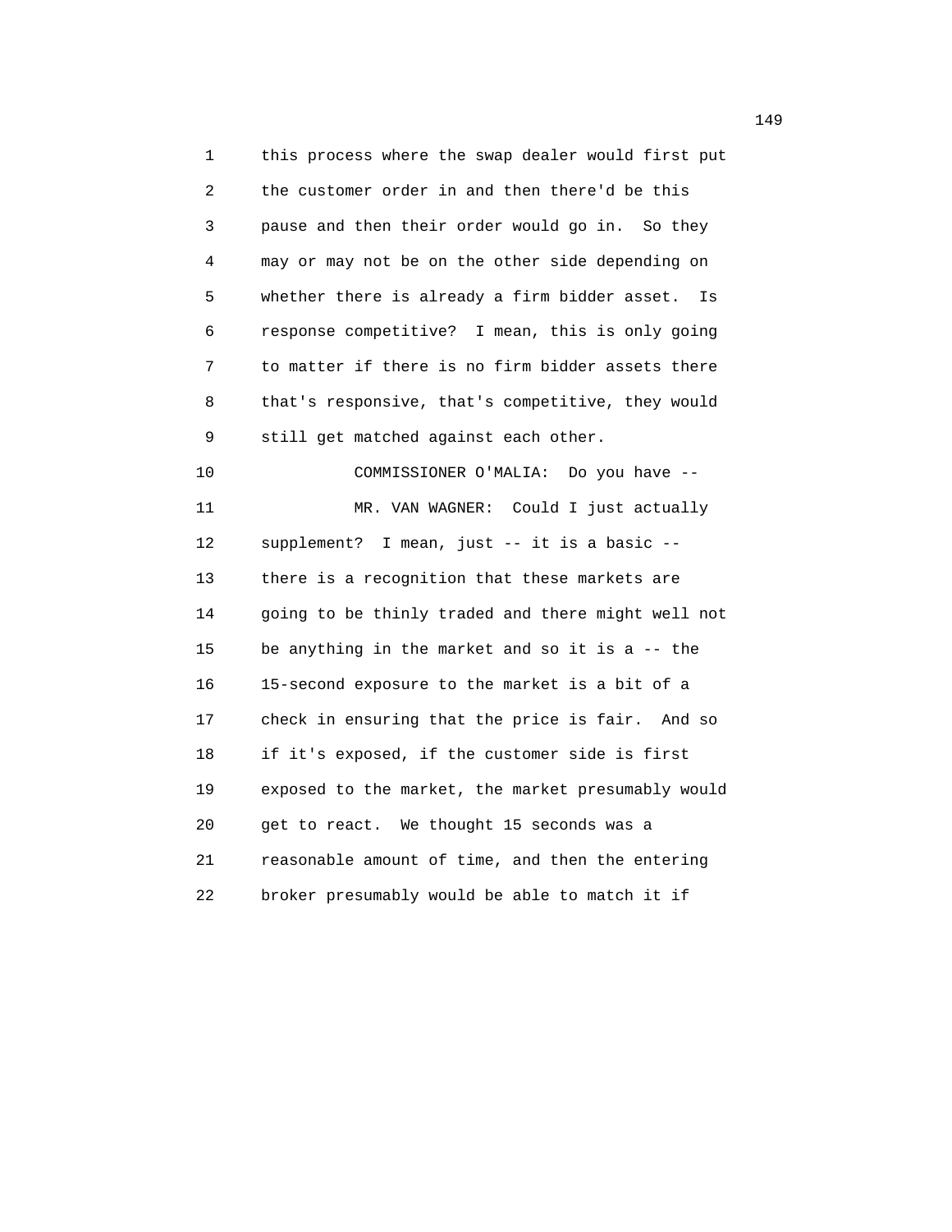this process where the swap dealer would first put the customer order in and then there'd be this pause and then their order would go in. So they may or may not be on the other side depending on whether there is already a firm bidder asset. Is response competitive? I mean, this is only going to matter if there is no firm bidder assets there that's responsive, that's competitive, they would still get matched against each other.

COMMISSIONER O'MALIA: Do you have --

MR. VAN WAGNER: Could I just actually supplement? I mean, just -- it is a basic -- there is a recognition that these markets are going to be thinly traded and there might well not be anything in the market and so it is a -- the 15-second exposure to the market is a bit of a check in ensuring that the price is fair. And so if it's exposed, if the customer side is first exposed to the market, the market presumably would get to react. We thought 15 seconds was a reasonable amount of time, and then the entering broker presumably would be able to match it if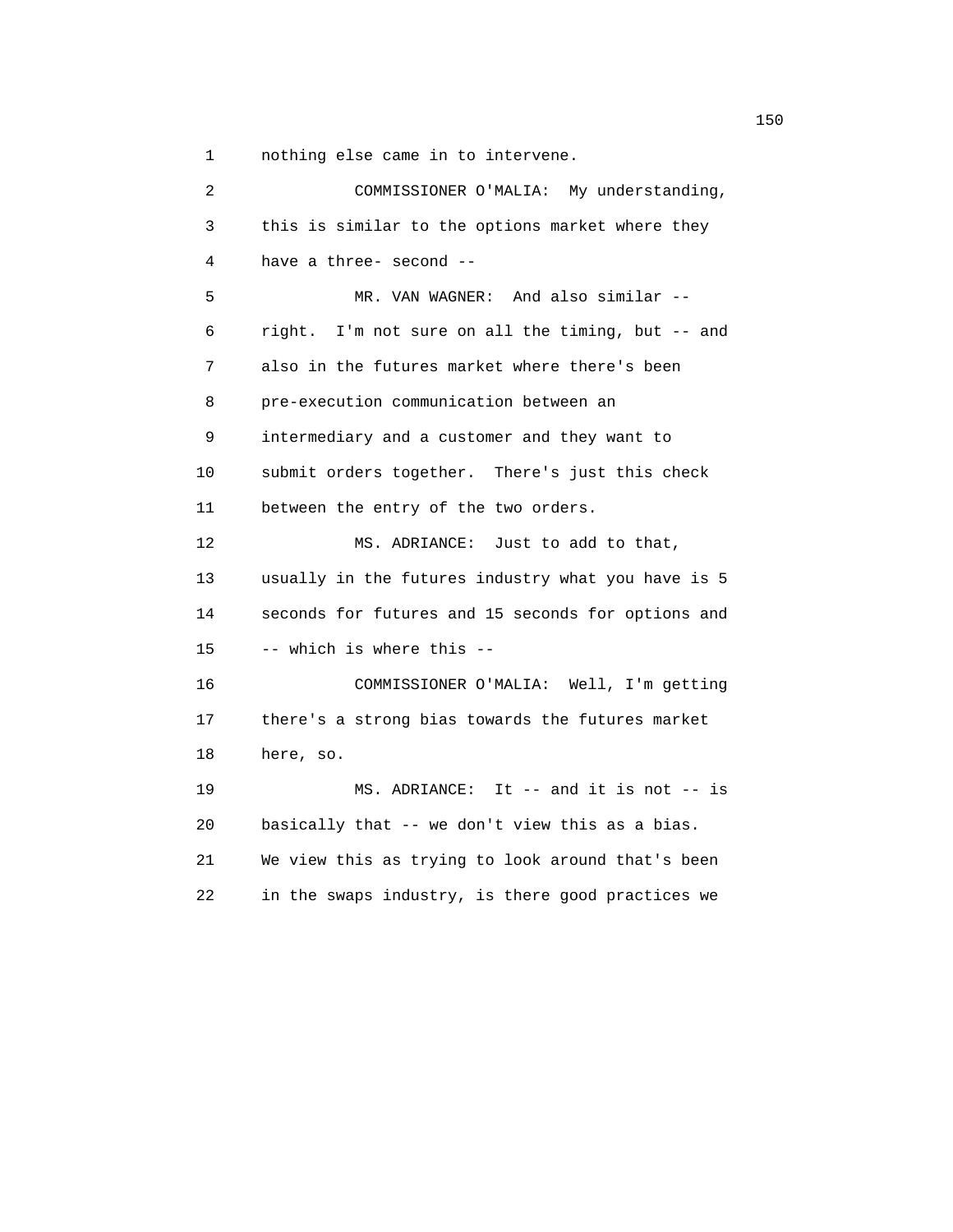nothing else came in to intervene.

COMMISSIONER O'MALIA: My understanding, this is similar to the options market where they have a three- second --

MR. VAN WAGNER: And also similar -- right. I'm not sure on all the timing, but -- and also in the futures market where there's been pre-execution communication between an intermediary and a customer and they want to submit orders together. There's just this check between the entry of the two orders.

MS. ADRIANCE: Just to add to that, usually in the futures industry what you have is 5 seconds for futures and 15 seconds for options and -- which is where this --

COMMISSIONER O'MALIA: Well, I'm getting there's a strong bias towards the futures market here, so.

MS. ADRIANCE: It -- and it is not -- is basically that -- we don't view this as a bias. We view this as trying to look around that's been in the swaps industry, is there good practices we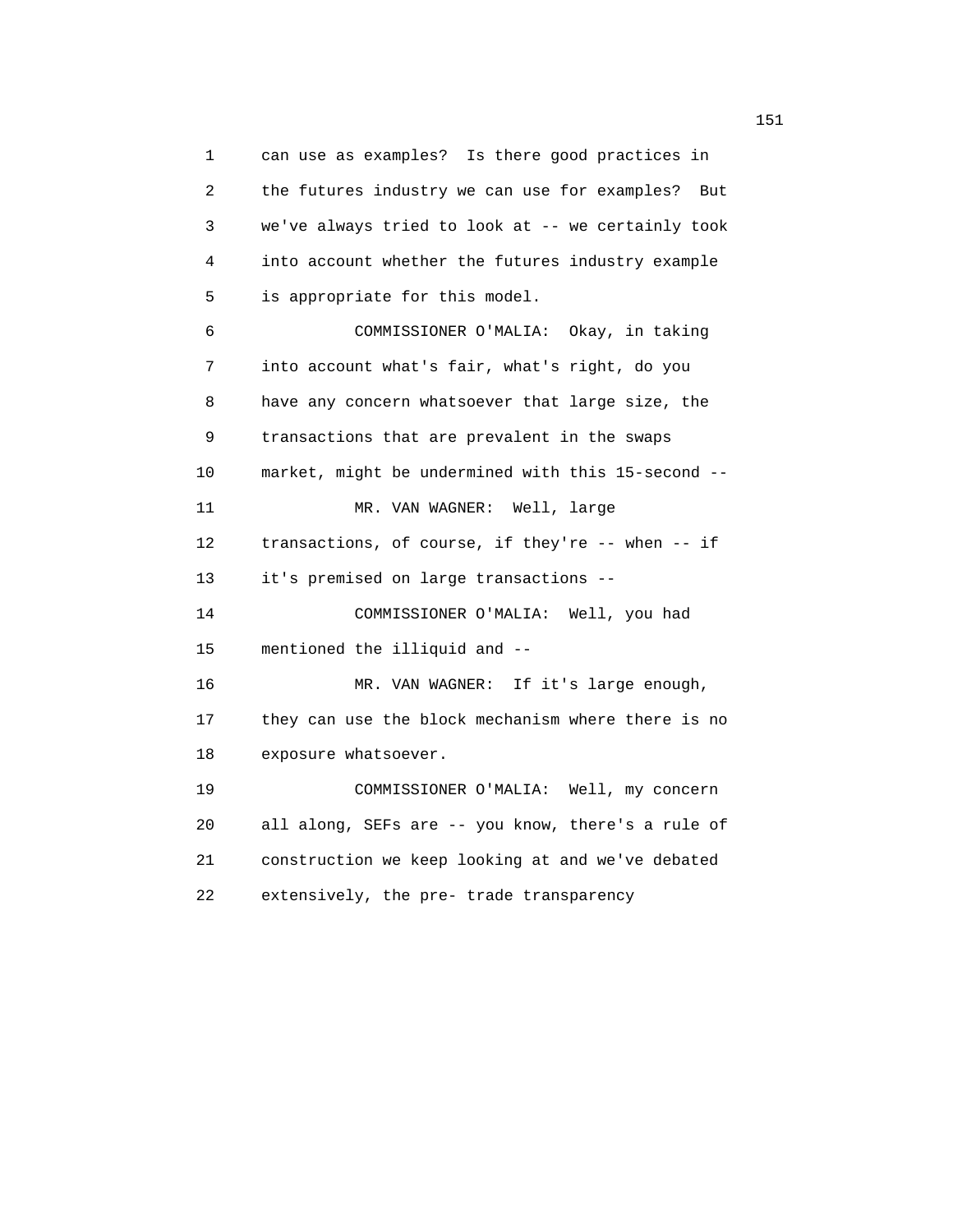1 can use as examples? Is there good practices in
2 the futures industry we can use for examples? But
3 we've always tried to look at -- we certainly took
4 into account whether the futures industry example
5 is appropriate for this model.
6 COMMISSIONER O'MALIA: Okay, in taking
7 into account what's fair, what's right, do you
8 have any concern whatsoever that large size, the
9 transactions that are prevalent in the swaps
10 market, might be undermined with this 15-second --
11 MR. VAN WAGNER: Well, large
12 transactions, of course, if they're -- when -- if
13 it's premised on large transactions --
14 COMMISSIONER O'MALIA: Well, you had
15 mentioned the illiquid and --
16 MR. VAN WAGNER: If it's large enough,
17 they can use the block mechanism where there is no
18 exposure whatsoever.
19 COMMISSIONER O'MALIA: Well, my concern
20 all along, SEFs are -- you know, there's a rule of
21 construction we keep looking at and we've debated
22 extensively, the pre- trade transparency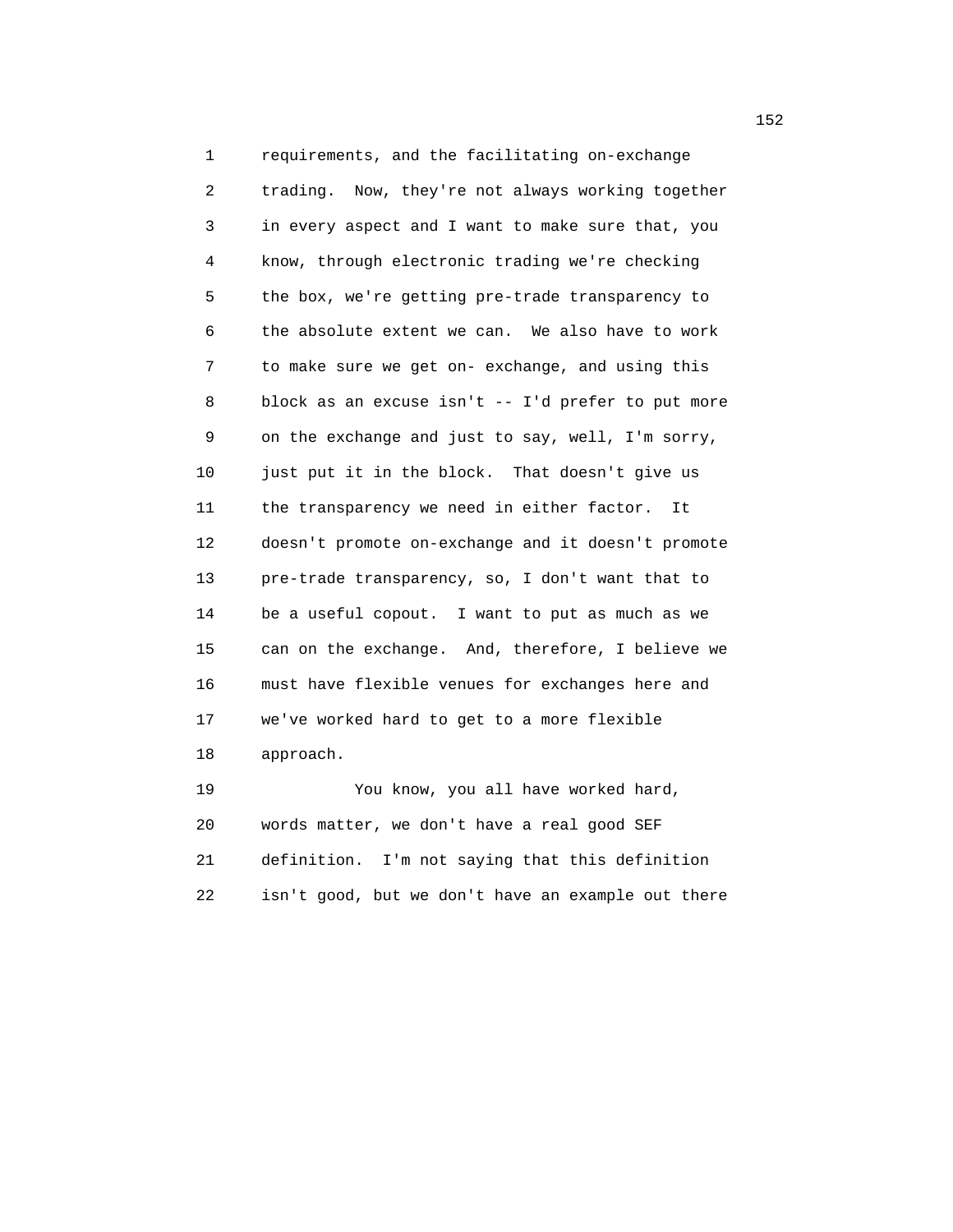requirements, and the facilitating on-exchange trading. Now, they're not always working together in every aspect and I want to make sure that, you know, through electronic trading we're checking the box, we're getting pre-trade transparency to the absolute extent we can. We also have to work to make sure we get on- exchange, and using this block as an excuse isn't -- I'd prefer to put more on the exchange and just to say, well, I'm sorry, just put it in the block. That doesn't give us the transparency we need in either factor. It doesn't promote on-exchange and it doesn't promote pre-trade transparency, so, I don't want that to be a useful copout. I want to put as much as we can on the exchange. And, therefore, I believe we must have flexible venues for exchanges here and we've worked hard to get to a more flexible approach.

You know, you all have worked hard, words matter, we don't have a real good SEF definition. I'm not saying that this definition isn't good, but we don't have an example out there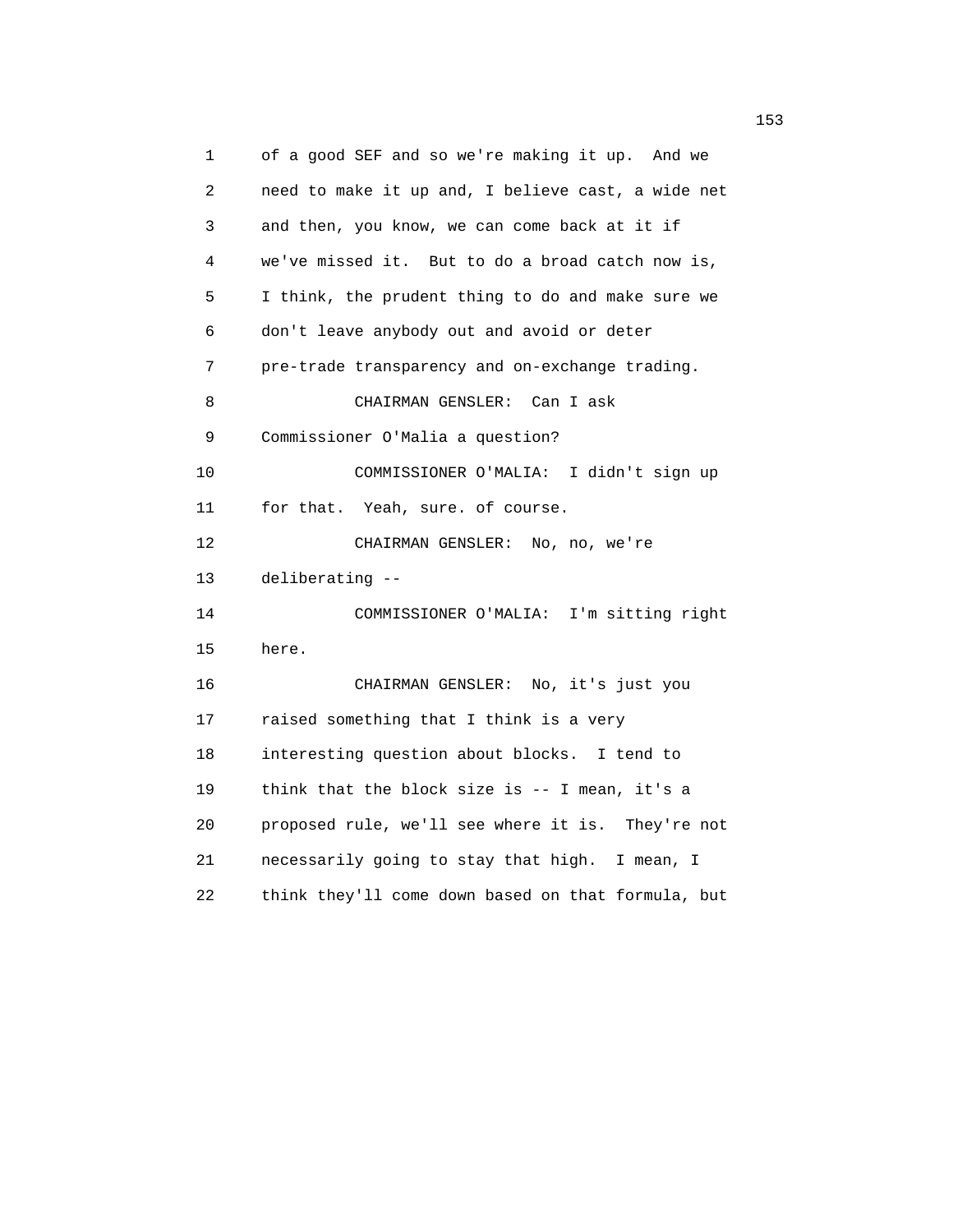of a good SEF and so we're making it up. And we need to make it up and, I believe cast, a wide net and then, you know, we can come back at it if we've missed it. But to do a broad catch now is, I think, the prudent thing to do and make sure we don't leave anybody out and avoid or deter pre-trade transparency and on-exchange trading.

CHAIRMAN GENSLER: Can I ask Commissioner O'Malia a question?

COMMISSIONER O'MALIA: I didn't sign up for that. Yeah, sure. of course.

CHAIRMAN GENSLER: No, no, we're deliberating --

COMMISSIONER O'MALIA: I'm sitting right here.

CHAIRMAN GENSLER: No, it's just you raised something that I think is a very interesting question about blocks. I tend to think that the block size is -- I mean, it's a proposed rule, we'll see where it is. They're not necessarily going to stay that high. I mean, I think they'll come down based on that formula, but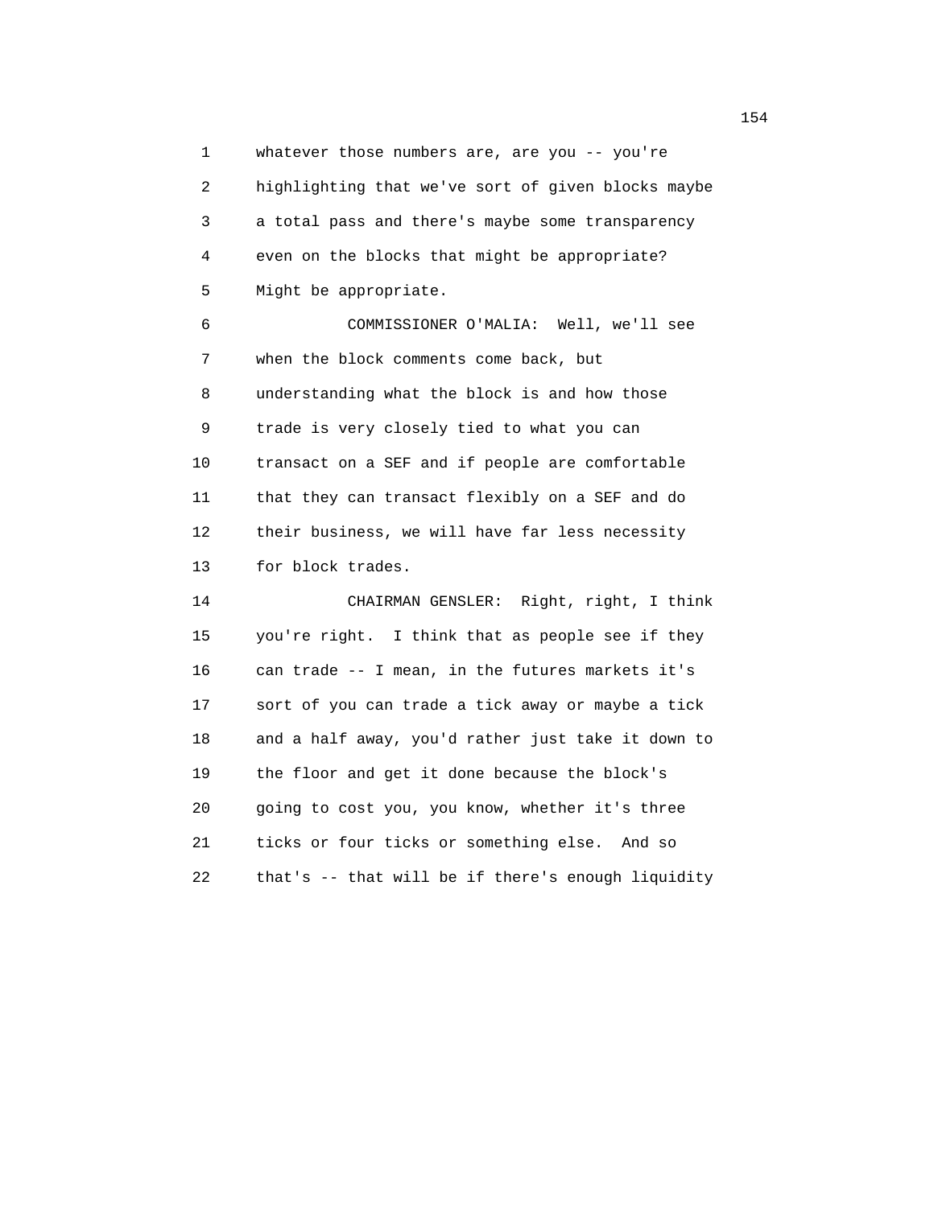whatever those numbers are, are you -- you're highlighting that we've sort of given blocks maybe a total pass and there's maybe some transparency even on the blocks that might be appropriate? Might be appropriate.

COMMISSIONER O'MALIA: Well, we'll see when the block comments come back, but understanding what the block is and how those trade is very closely tied to what you can transact on a SEF and if people are comfortable that they can transact flexibly on a SEF and do their business, we will have far less necessity for block trades.

CHAIRMAN GENSLER: Right, right, I think you're right. I think that as people see if they can trade -- I mean, in the futures markets it's sort of you can trade a tick away or maybe a tick and a half away, you'd rather just take it down to the floor and get it done because the block's going to cost you, you know, whether it's three ticks or four ticks or something else. And so that's -- that will be if there's enough liquidity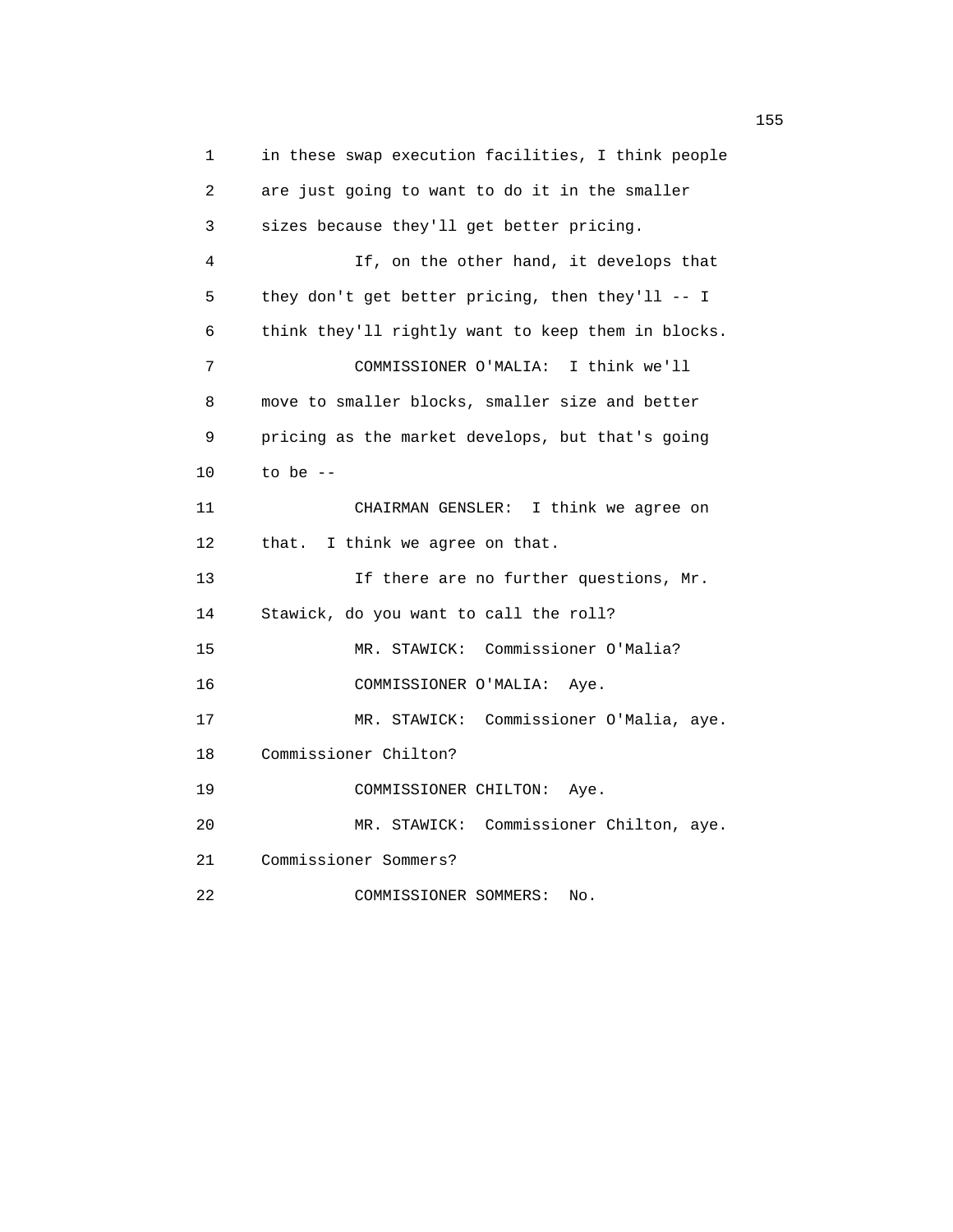in these swap execution facilities, I think people are just going to want to do it in the smaller sizes because they'll get better pricing.

If, on the other hand, it develops that they don't get better pricing, then they'll -- I think they'll rightly want to keep them in blocks.

COMMISSIONER O'MALIA: I think we'll move to smaller blocks, smaller size and better pricing as the market develops, but that's going to be --

CHAIRMAN GENSLER: I think we agree on that. I think we agree on that.

If there are no further questions, Mr. Stawick, do you want to call the roll?

MR. STAWICK: Commissioner O'Malia?

COMMISSIONER O'MALIA: Aye.

MR. STAWICK: Commissioner O'Malia, aye. Commissioner Chilton?

COMMISSIONER CHILTON: Aye.

MR. STAWICK: Commissioner Chilton, aye. Commissioner Sommers?

COMMISSIONER SOMMERS: No.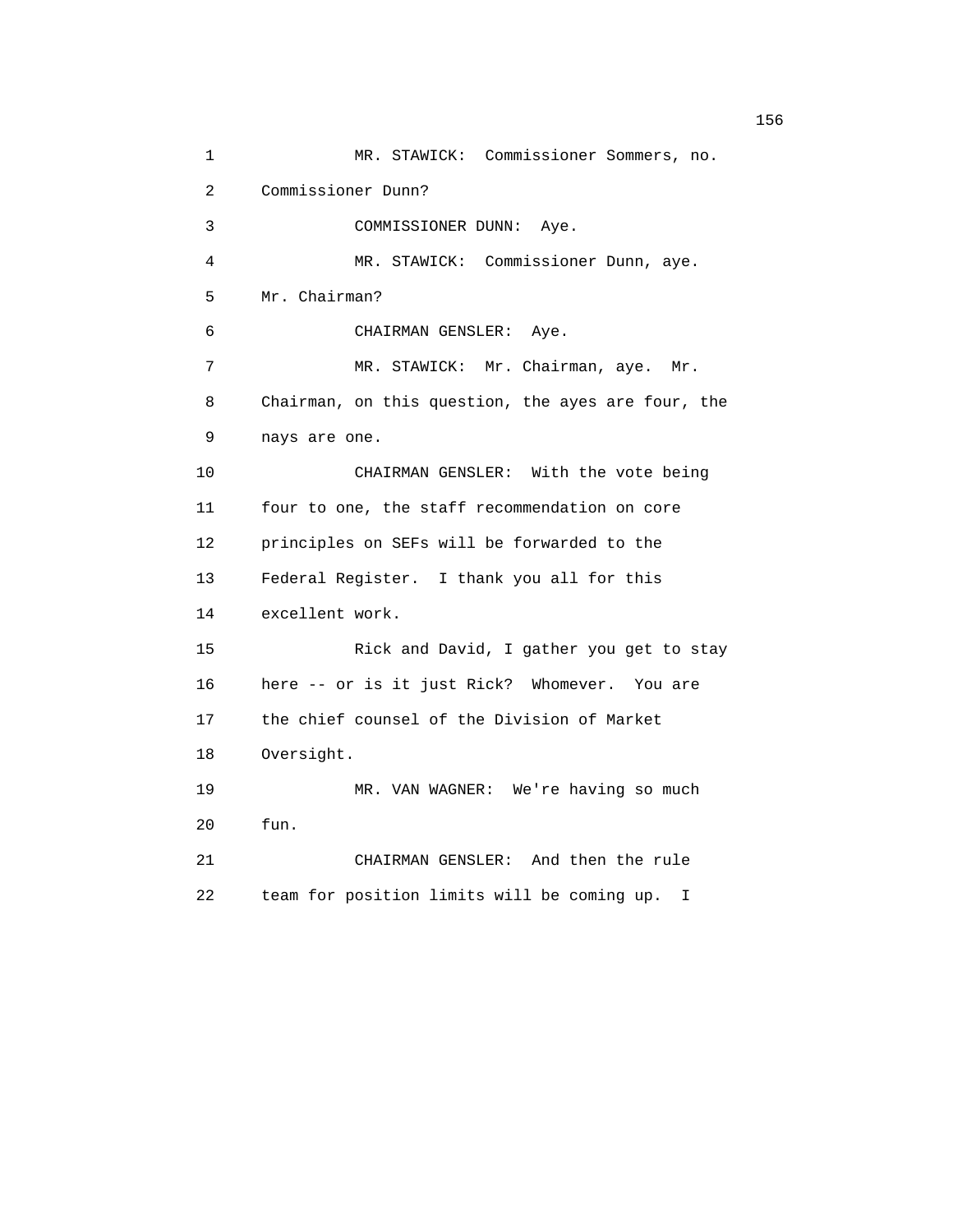1 MR. STAWICK: Commissioner Sommers, no.
2 Commissioner Dunn?
3 COMMISSIONER DUNN: Aye.
4 MR. STAWICK: Commissioner Dunn, aye.
5 Mr. Chairman?
6 CHAIRMAN GENSLER: Aye.
7 MR. STAWICK: Mr. Chairman, aye. Mr.
8 Chairman, on this question, the ayes are four, the
9 nays are one.
10 CHAIRMAN GENSLER: With the vote being
11 four to one, the staff recommendation on core
12 principles on SEFs will be forwarded to the
13 Federal Register. I thank you all for this
14 excellent work.
15 Rick and David, I gather you get to stay
16 here -- or is it just Rick? Whomever. You are
17 the chief counsel of the Division of Market
18 Oversight.
19 MR. VAN WAGNER: We're having so much
20 fun.
21 CHAIRMAN GENSLER: And then the rule
22 team for position limits will be coming up. I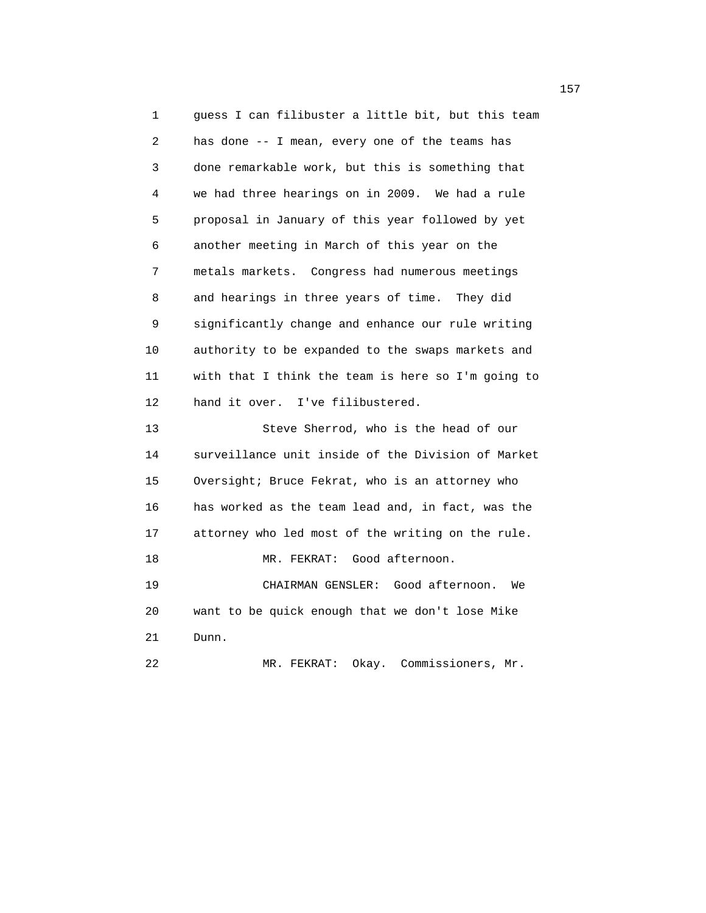guess I can filibuster a little bit, but this team has done -- I mean, every one of the teams has done remarkable work, but this is something that we had three hearings on in 2009. We had a rule proposal in January of this year followed by yet another meeting in March of this year on the metals markets. Congress had numerous meetings and hearings in three years of time. They did significantly change and enhance our rule writing authority to be expanded to the swaps markets and with that I think the team is here so I'm going to hand it over. I've filibustered.

Steve Sherrod, who is the head of our surveillance unit inside of the Division of Market Oversight; Bruce Fekrat, who is an attorney who has worked as the team lead and, in fact, was the attorney who led most of the writing on the rule.

MR. FEKRAT: Good afternoon.

CHAIRMAN GENSLER: Good afternoon. We want to be quick enough that we don't lose Mike Dunn.

MR. FEKRAT: Okay. Commissioners, Mr.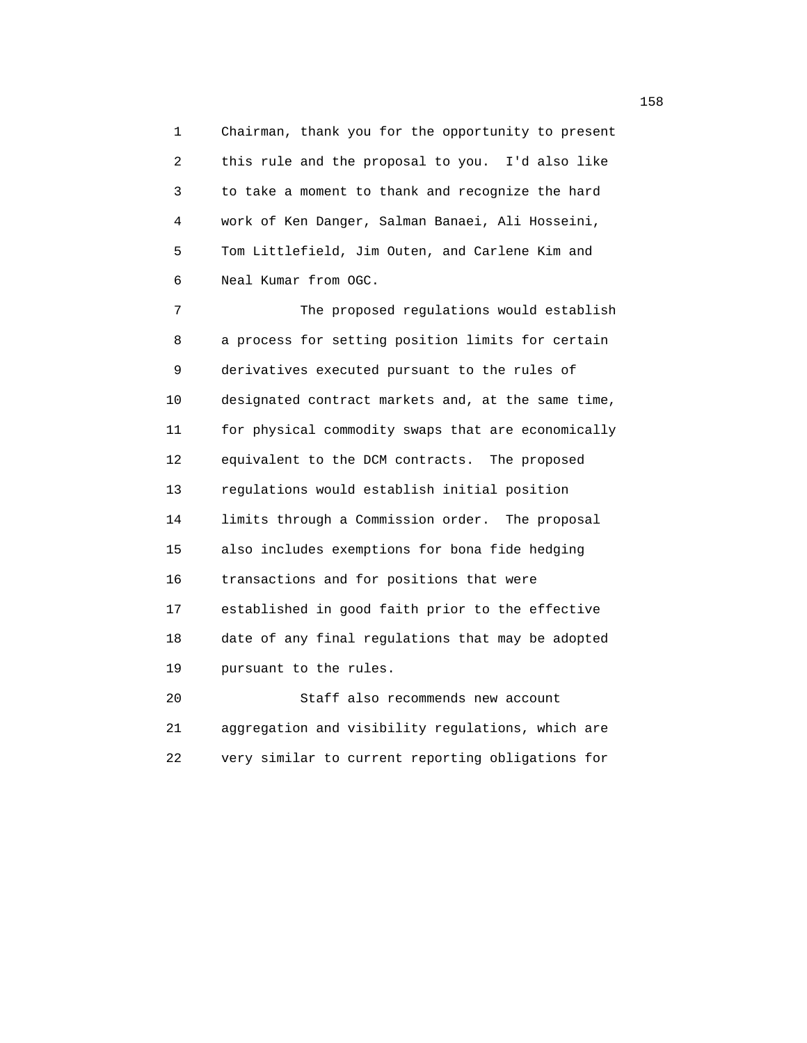Chairman, thank you for the opportunity to present this rule and the proposal to you. I'd also like to take a moment to thank and recognize the hard work of Ken Danger, Salman Banaei, Ali Hosseini, Tom Littlefield, Jim Outen, and Carlene Kim and Neal Kumar from OGC.

The proposed regulations would establish a process for setting position limits for certain derivatives executed pursuant to the rules of designated contract markets and, at the same time, for physical commodity swaps that are economically equivalent to the DCM contracts. The proposed regulations would establish initial position limits through a Commission order. The proposal also includes exemptions for bona fide hedging transactions and for positions that were established in good faith prior to the effective date of any final regulations that may be adopted pursuant to the rules.

Staff also recommends new account aggregation and visibility regulations, which are very similar to current reporting obligations for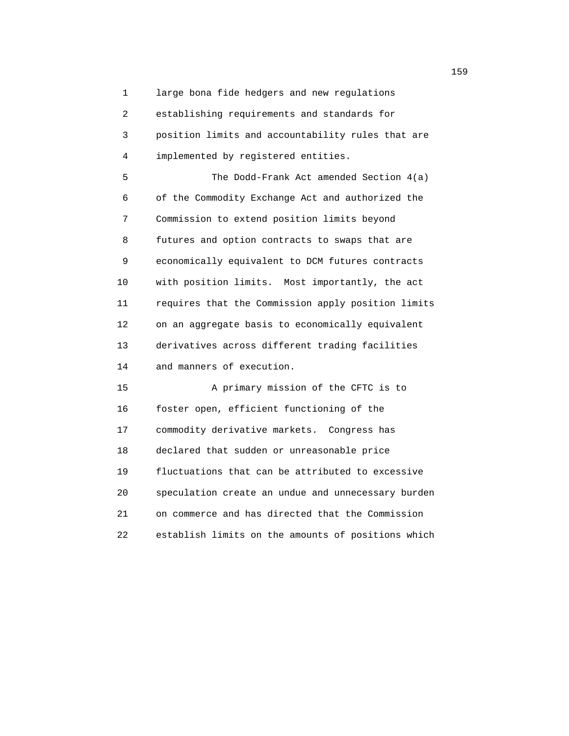large bona fide hedgers and new regulations establishing requirements and standards for position limits and accountability rules that are implemented by registered entities.

The Dodd-Frank Act amended Section 4(a) of the Commodity Exchange Act and authorized the Commission to extend position limits beyond futures and option contracts to swaps that are economically equivalent to DCM futures contracts with position limits. Most importantly, the act requires that the Commission apply position limits on an aggregate basis to economically equivalent derivatives across different trading facilities and manners of execution.

A primary mission of the CFTC is to foster open, efficient functioning of the commodity derivative markets. Congress has declared that sudden or unreasonable price fluctuations that can be attributed to excessive speculation create an undue and unnecessary burden on commerce and has directed that the Commission establish limits on the amounts of positions which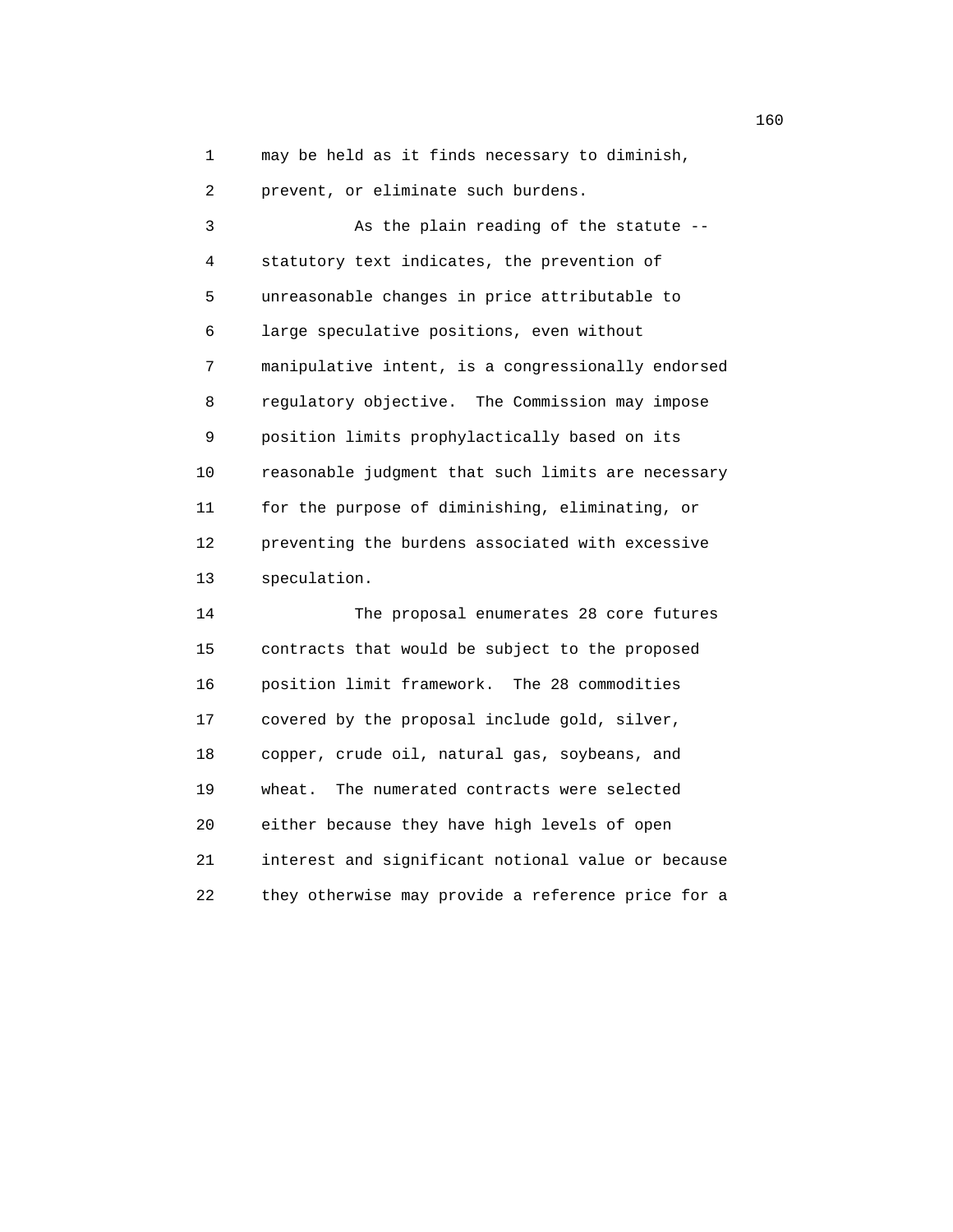may be held as it finds necessary to diminish, prevent, or eliminate such burdens.

As the plain reading of the statute -- statutory text indicates, the prevention of unreasonable changes in price attributable to large speculative positions, even without manipulative intent, is a congressionally endorsed regulatory objective. The Commission may impose position limits prophylactically based on its reasonable judgment that such limits are necessary for the purpose of diminishing, eliminating, or preventing the burdens associated with excessive speculation.

The proposal enumerates 28 core futures contracts that would be subject to the proposed position limit framework. The 28 commodities covered by the proposal include gold, silver, copper, crude oil, natural gas, soybeans, and wheat. The numerated contracts were selected either because they have high levels of open interest and significant notional value or because they otherwise may provide a reference price for a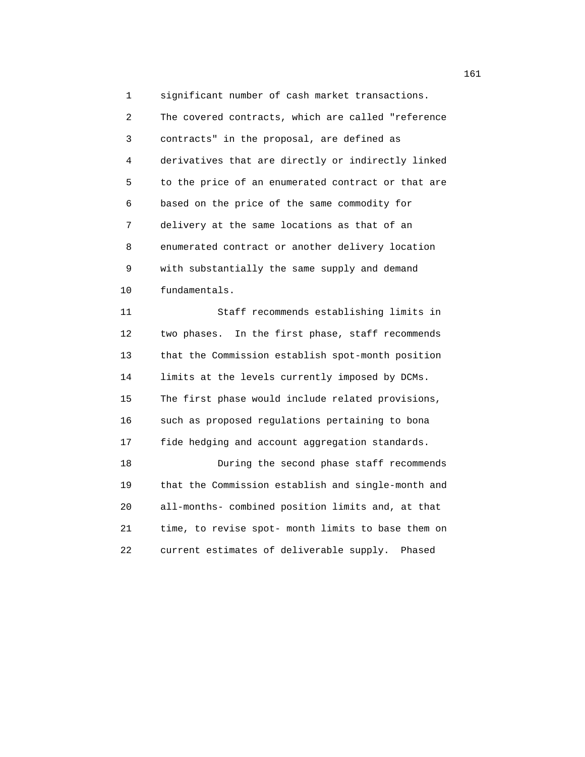significant number of cash market transactions. The covered contracts, which are called "reference contracts" in the proposal, are defined as derivatives that are directly or indirectly linked to the price of an enumerated contract or that are based on the price of the same commodity for delivery at the same locations as that of an enumerated contract or another delivery location with substantially the same supply and demand fundamentals.

Staff recommends establishing limits in two phases. In the first phase, staff recommends that the Commission establish spot-month position limits at the levels currently imposed by DCMs. The first phase would include related provisions, such as proposed regulations pertaining to bona fide hedging and account aggregation standards.

During the second phase staff recommends that the Commission establish and single-month and all-months- combined position limits and, at that time, to revise spot- month limits to base them on current estimates of deliverable supply. Phased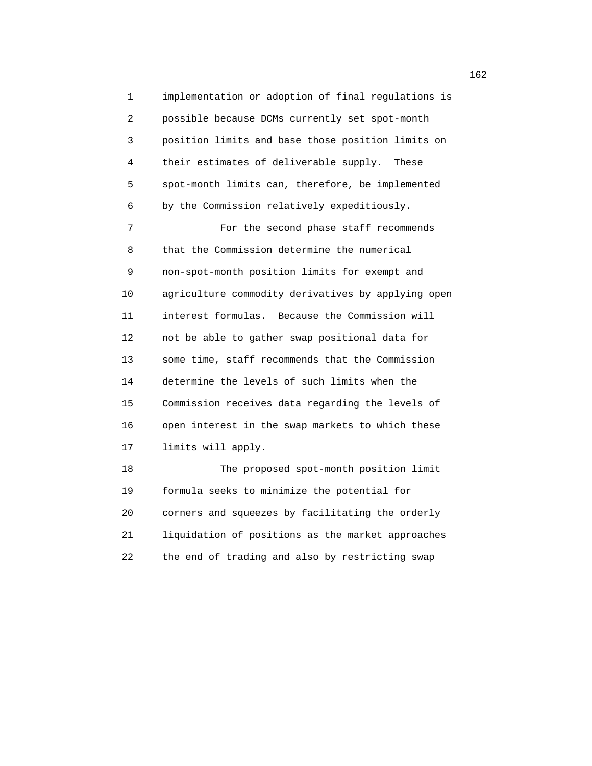implementation or adoption of final regulations is possible because DCMs currently set spot-month position limits and base those position limits on their estimates of deliverable supply. These spot-month limits can, therefore, be implemented by the Commission relatively expeditiously.

For the second phase staff recommends that the Commission determine the numerical non-spot-month position limits for exempt and agriculture commodity derivatives by applying open interest formulas. Because the Commission will not be able to gather swap positional data for some time, staff recommends that the Commission determine the levels of such limits when the Commission receives data regarding the levels of open interest in the swap markets to which these limits will apply.

The proposed spot-month position limit formula seeks to minimize the potential for corners and squeezes by facilitating the orderly liquidation of positions as the market approaches the end of trading and also by restricting swap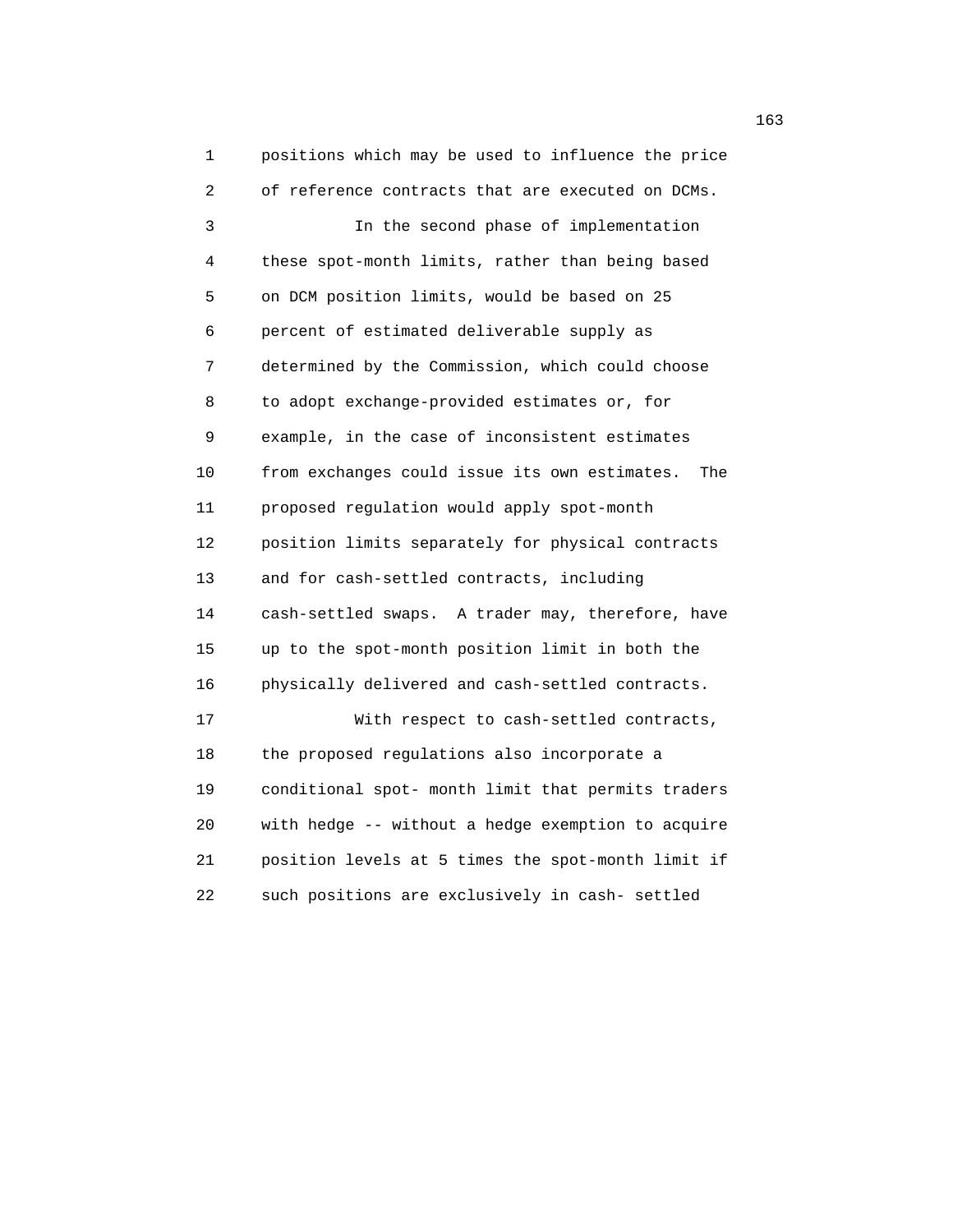positions which may be used to influence the price of reference contracts that are executed on DCMs.

In the second phase of implementation these spot-month limits, rather than being based on DCM position limits, would be based on 25 percent of estimated deliverable supply as determined by the Commission, which could choose to adopt exchange-provided estimates or, for example, in the case of inconsistent estimates from exchanges could issue its own estimates. The proposed regulation would apply spot-month position limits separately for physical contracts and for cash-settled contracts, including cash-settled swaps. A trader may, therefore, have up to the spot-month position limit in both the physically delivered and cash-settled contracts.

With respect to cash-settled contracts, the proposed regulations also incorporate a conditional spot- month limit that permits traders with hedge -- without a hedge exemption to acquire position levels at 5 times the spot-month limit if such positions are exclusively in cash- settled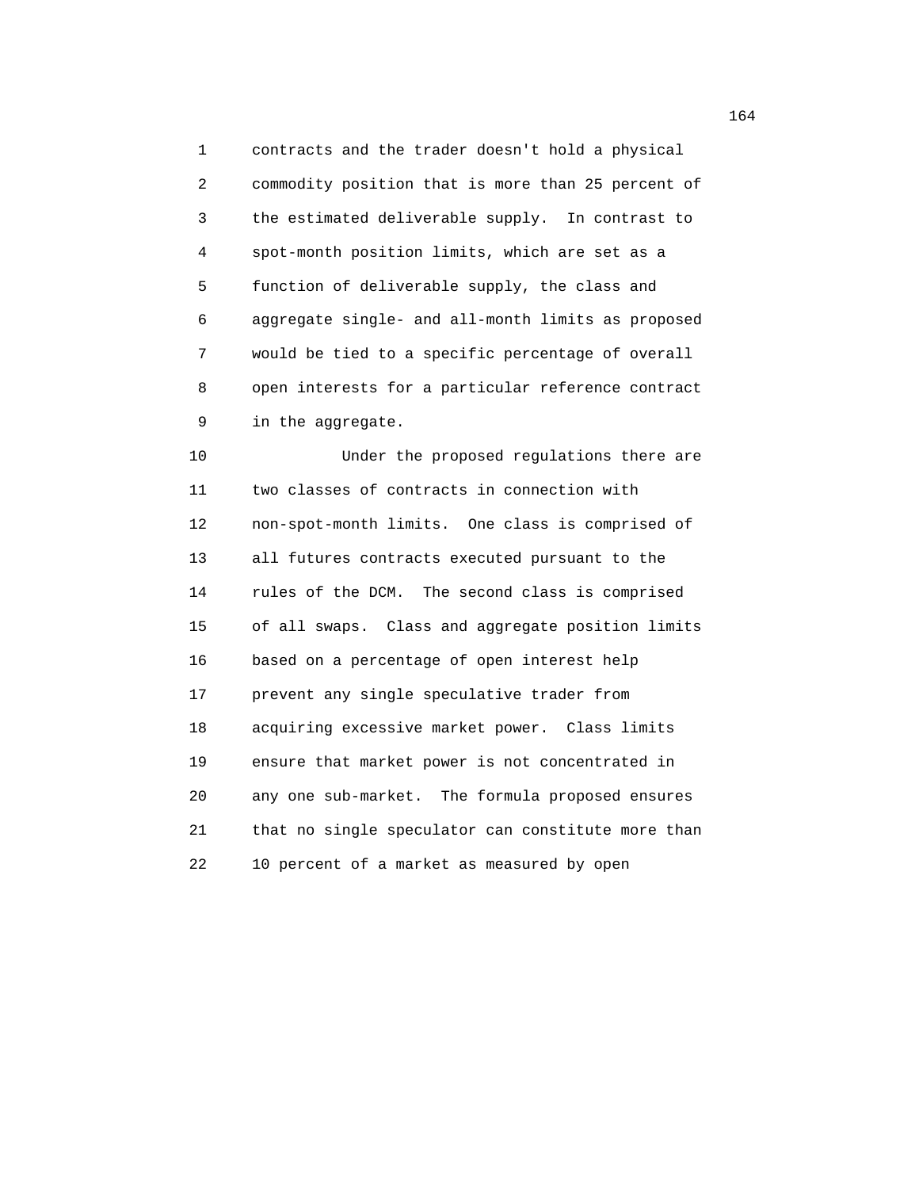contracts and the trader doesn't hold a physical commodity position that is more than 25 percent of the estimated deliverable supply. In contrast to spot-month position limits, which are set as a function of deliverable supply, the class and aggregate single- and all-month limits as proposed would be tied to a specific percentage of overall open interests for a particular reference contract in the aggregate.

Under the proposed regulations there are two classes of contracts in connection with non-spot-month limits. One class is comprised of all futures contracts executed pursuant to the rules of the DCM. The second class is comprised of all swaps. Class and aggregate position limits based on a percentage of open interest help prevent any single speculative trader from acquiring excessive market power. Class limits ensure that market power is not concentrated in any one sub-market. The formula proposed ensures that no single speculator can constitute more than 10 percent of a market as measured by open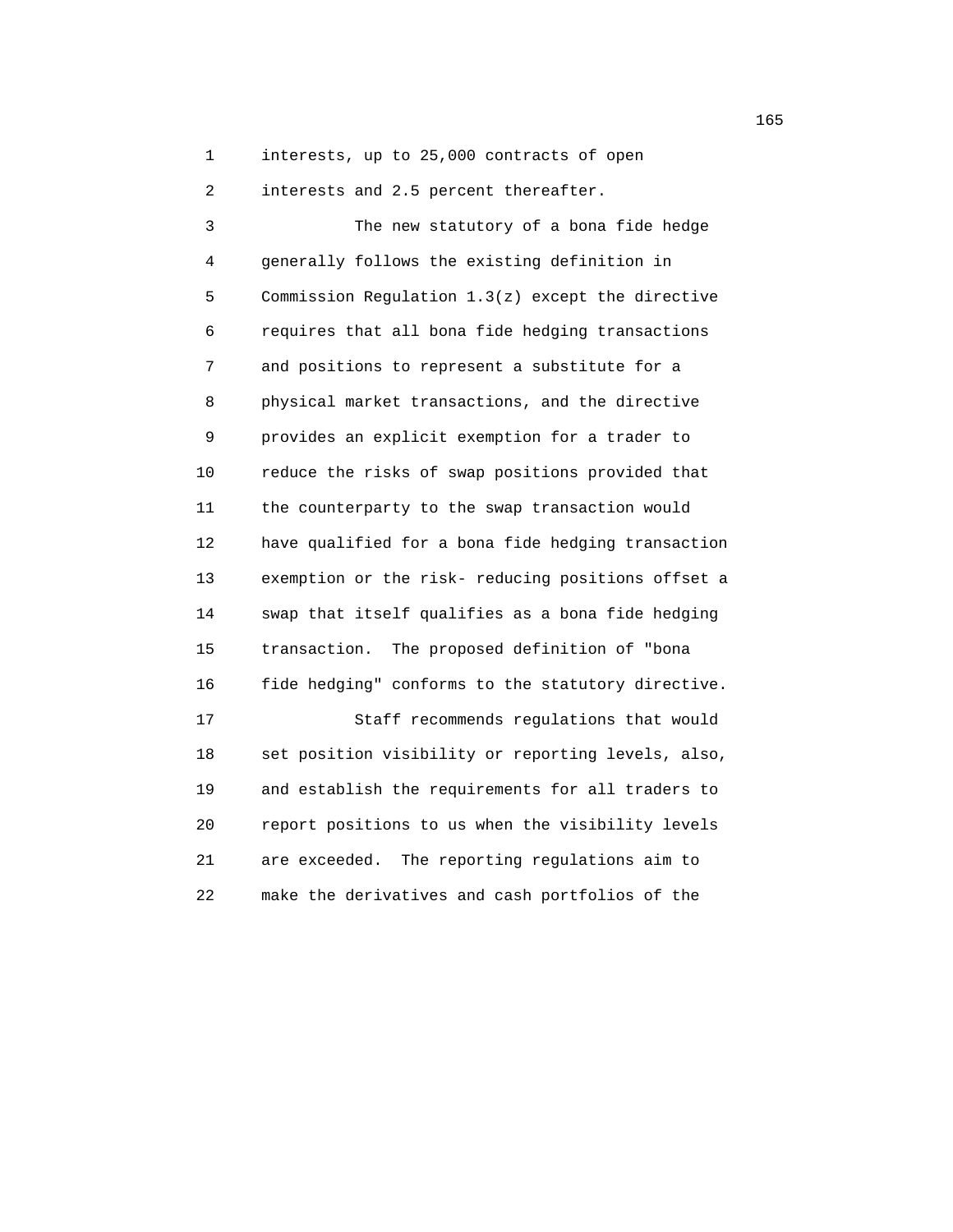interests, up to 25,000 contracts of open interests and 2.5 percent thereafter.

The new statutory of a bona fide hedge generally follows the existing definition in Commission Regulation 1.3(z) except the directive requires that all bona fide hedging transactions and positions to represent a substitute for a physical market transactions, and the directive provides an explicit exemption for a trader to reduce the risks of swap positions provided that the counterparty to the swap transaction would have qualified for a bona fide hedging transaction exemption or the risk- reducing positions offset a swap that itself qualifies as a bona fide hedging transaction. The proposed definition of "bona fide hedging" conforms to the statutory directive.

Staff recommends regulations that would set position visibility or reporting levels, also, and establish the requirements for all traders to report positions to us when the visibility levels are exceeded. The reporting regulations aim to make the derivatives and cash portfolios of the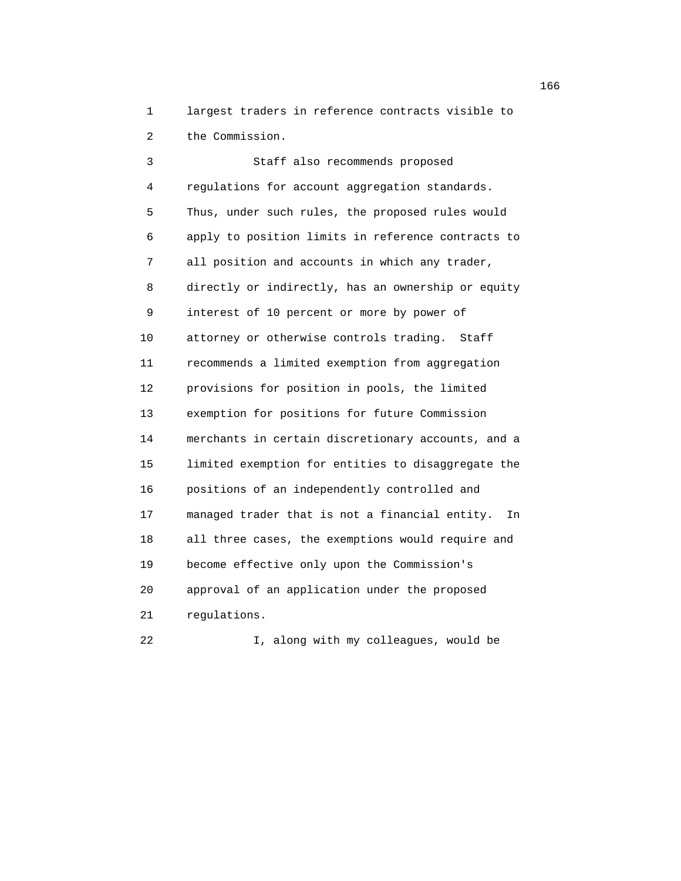largest traders in reference contracts visible to the Commission.

Staff also recommends proposed regulations for account aggregation standards. Thus, under such rules, the proposed rules would apply to position limits in reference contracts to all position and accounts in which any trader, directly or indirectly, has an ownership or equity interest of 10 percent or more by power of attorney or otherwise controls trading. Staff recommends a limited exemption from aggregation provisions for position in pools, the limited exemption for positions for future Commission merchants in certain discretionary accounts, and a limited exemption for entities to disaggregate the positions of an independently controlled and managed trader that is not a financial entity. In all three cases, the exemptions would require and become effective only upon the Commission's approval of an application under the proposed regulations.

I, along with my colleagues, would be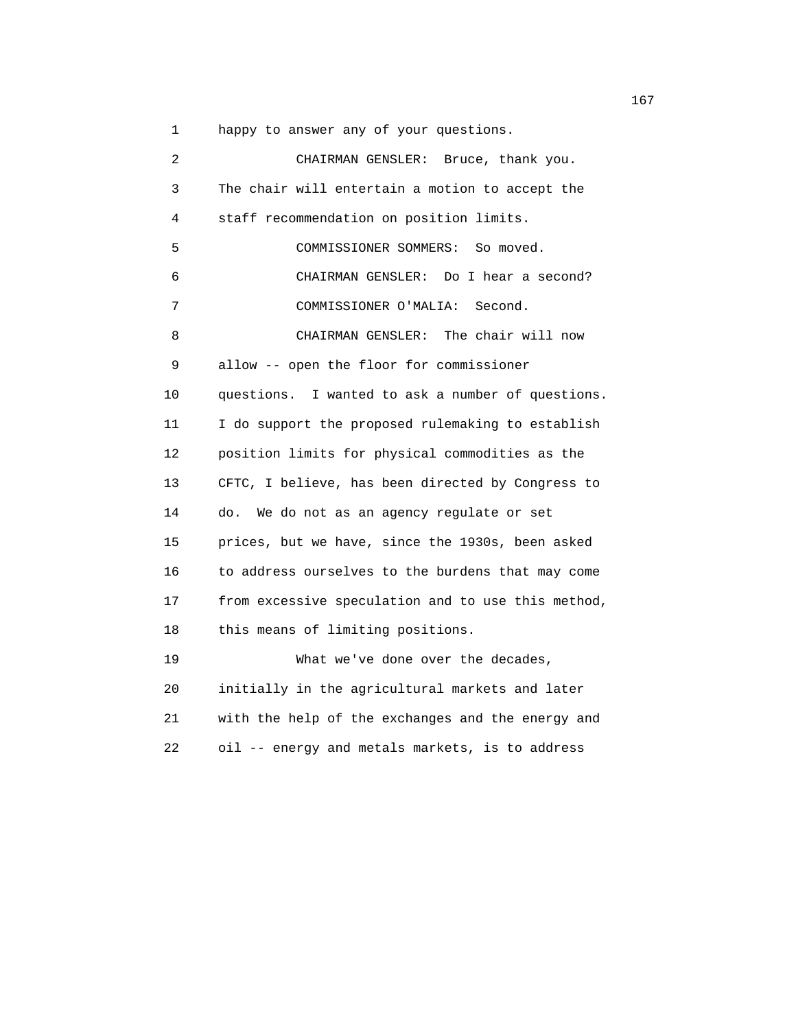happy to answer any of your questions.

CHAIRMAN GENSLER: Bruce, thank you. The chair will entertain a motion to accept the staff recommendation on position limits.

COMMISSIONER SOMMERS: So moved.

CHAIRMAN GENSLER: Do I hear a second?

COMMISSIONER O'MALIA: Second.

CHAIRMAN GENSLER: The chair will now allow -- open the floor for commissioner questions. I wanted to ask a number of questions. I do support the proposed rulemaking to establish position limits for physical commodities as the CFTC, I believe, has been directed by Congress to do. We do not as an agency regulate or set prices, but we have, since the 1930s, been asked to address ourselves to the burdens that may come from excessive speculation and to use this method, this means of limiting positions.

What we've done over the decades, initially in the agricultural markets and later with the help of the exchanges and the energy and oil -- energy and metals markets, is to address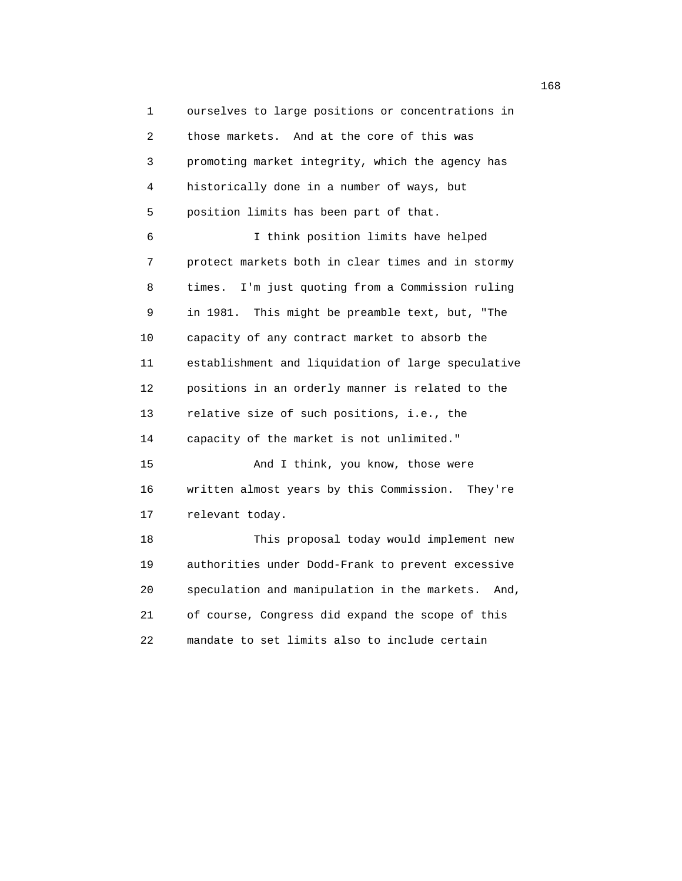ourselves to large positions or concentrations in those markets. And at the core of this was promoting market integrity, which the agency has historically done in a number of ways, but position limits has been part of that.

I think position limits have helped protect markets both in clear times and in stormy times. I'm just quoting from a Commission ruling in 1981. This might be preamble text, but, "The capacity of any contract market to absorb the establishment and liquidation of large speculative positions in an orderly manner is related to the relative size of such positions, i.e., the capacity of the market is not unlimited."

And I think, you know, those were written almost years by this Commission. They're relevant today.

This proposal today would implement new authorities under Dodd-Frank to prevent excessive speculation and manipulation in the markets. And, of course, Congress did expand the scope of this mandate to set limits also to include certain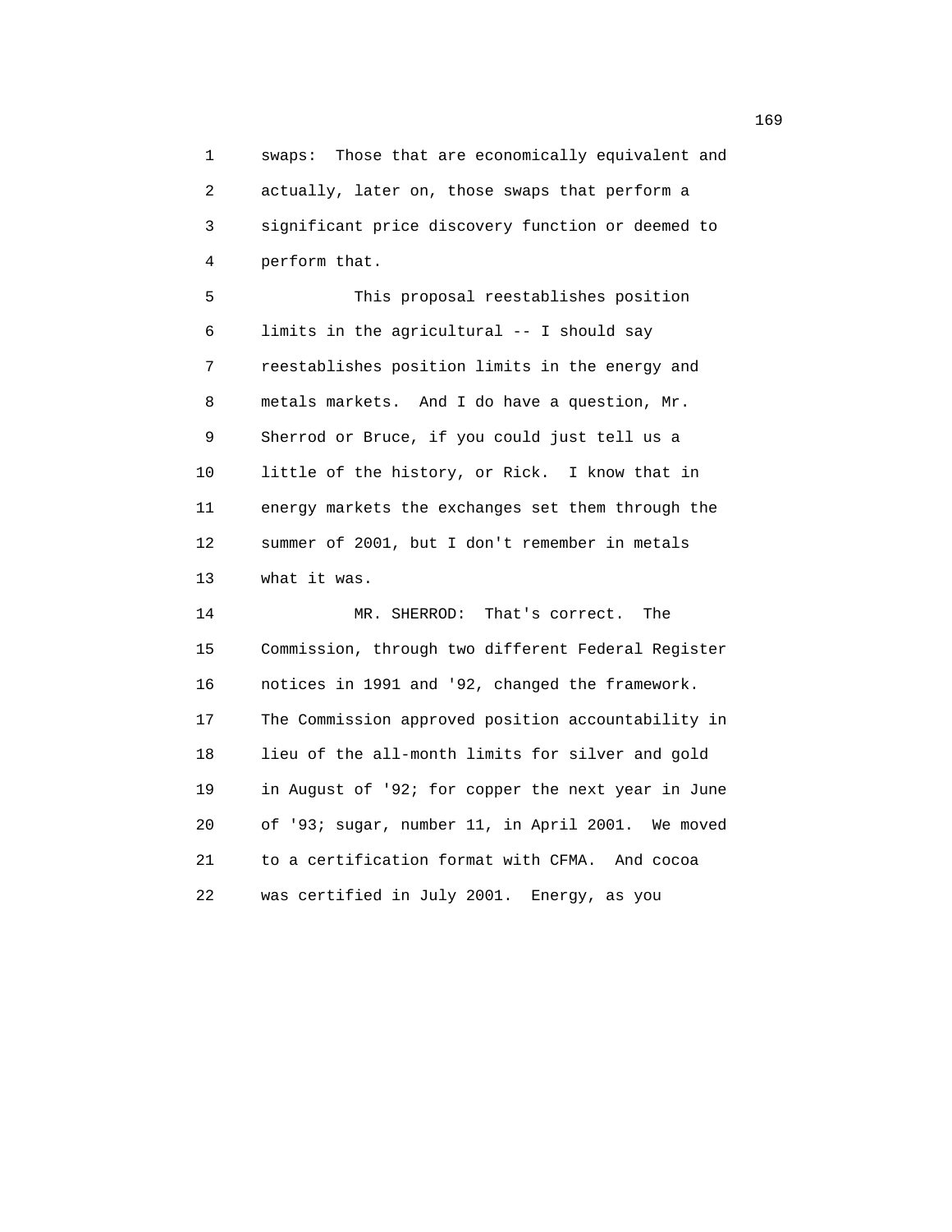swaps: Those that are economically equivalent and actually, later on, those swaps that perform a significant price discovery function or deemed to perform that.

This proposal reestablishes position limits in the agricultural -- I should say reestablishes position limits in the energy and metals markets. And I do have a question, Mr. Sherrod or Bruce, if you could just tell us a little of the history, or Rick. I know that in energy markets the exchanges set them through the summer of 2001, but I don't remember in metals what it was.

MR. SHERROD: That's correct. The Commission, through two different Federal Register notices in 1991 and '92, changed the framework. The Commission approved position accountability in lieu of the all-month limits for silver and gold in August of '92; for copper the next year in June of '93; sugar, number 11, in April 2001. We moved to a certification format with CFMA. And cocoa was certified in July 2001. Energy, as you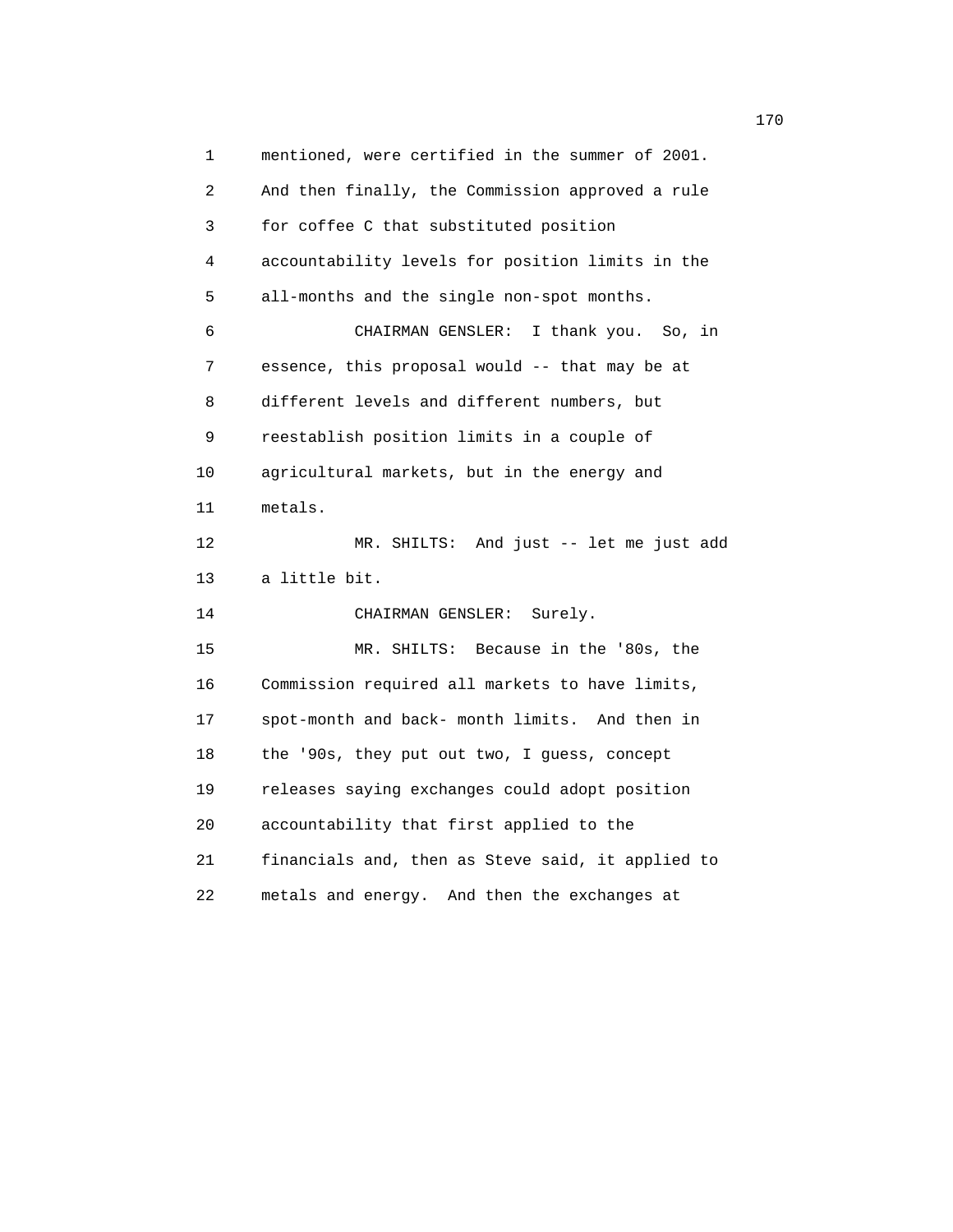mentioned, were certified in the summer of 2001. And then finally, the Commission approved a rule for coffee C that substituted position accountability levels for position limits in the all-months and the single non-spot months.

CHAIRMAN GENSLER: I thank you. So, in essence, this proposal would -- that may be at different levels and different numbers, but reestablish position limits in a couple of agricultural markets, but in the energy and metals.

MR. SHILTS: And just -- let me just add a little bit.

CHAIRMAN GENSLER: Surely.

MR. SHILTS: Because in the '80s, the Commission required all markets to have limits, spot-month and back- month limits. And then in the '90s, they put out two, I guess, concept releases saying exchanges could adopt position accountability that first applied to the financials and, then as Steve said, it applied to metals and energy. And then the exchanges at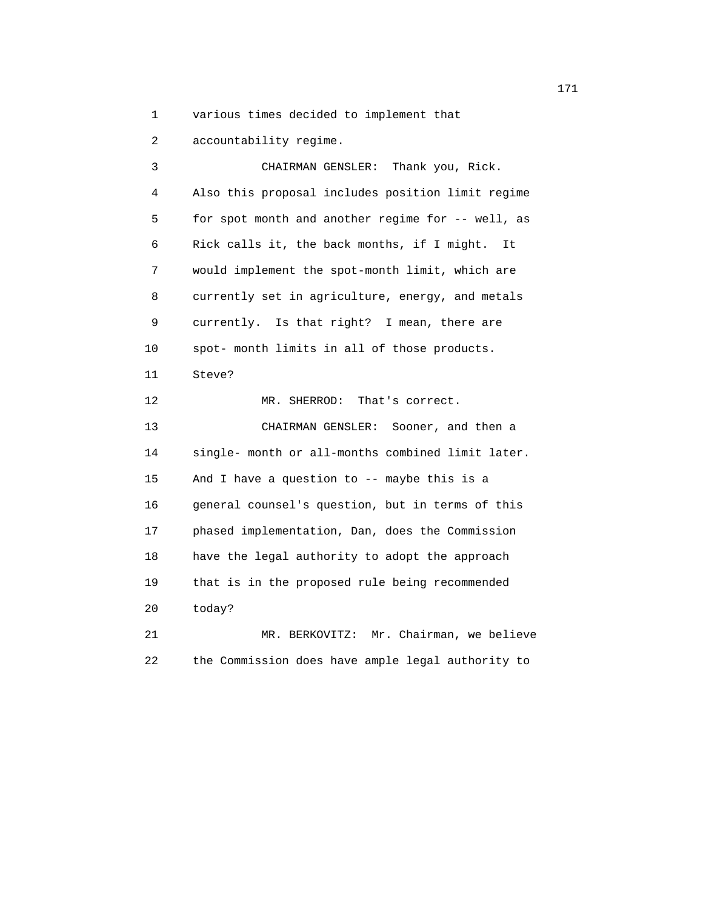various times decided to implement that accountability regime.

CHAIRMAN GENSLER: Thank you, Rick. Also this proposal includes position limit regime for spot month and another regime for -- well, as Rick calls it, the back months, if I might. It would implement the spot-month limit, which are currently set in agriculture, energy, and metals currently. Is that right? I mean, there are spot- month limits in all of those products. Steve?

MR. SHERROD: That's correct.

CHAIRMAN GENSLER: Sooner, and then a single- month or all-months combined limit later. And I have a question to -- maybe this is a general counsel's question, but in terms of this phased implementation, Dan, does the Commission have the legal authority to adopt the approach that is in the proposed rule being recommended today?

MR. BERKOVITZ: Mr. Chairman, we believe the Commission does have ample legal authority to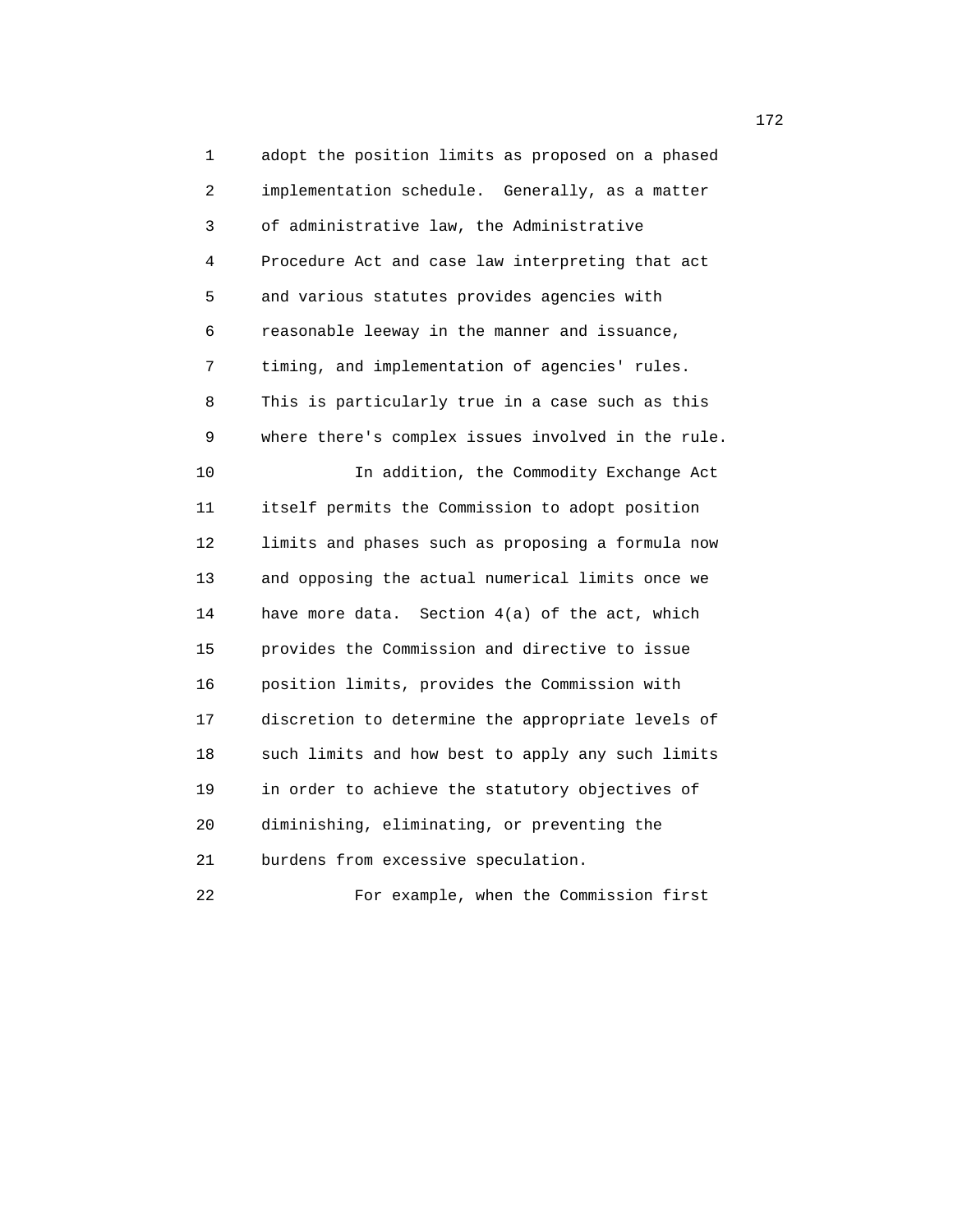adopt the position limits as proposed on a phased implementation schedule. Generally, as a matter of administrative law, the Administrative Procedure Act and case law interpreting that act and various statutes provides agencies with reasonable leeway in the manner and issuance, timing, and implementation of agencies' rules. This is particularly true in a case such as this where there's complex issues involved in the rule.

In addition, the Commodity Exchange Act itself permits the Commission to adopt position limits and phases such as proposing a formula now and opposing the actual numerical limits once we have more data. Section 4(a) of the act, which provides the Commission and directive to issue position limits, provides the Commission with discretion to determine the appropriate levels of such limits and how best to apply any such limits in order to achieve the statutory objectives of diminishing, eliminating, or preventing the burdens from excessive speculation.

For example, when the Commission first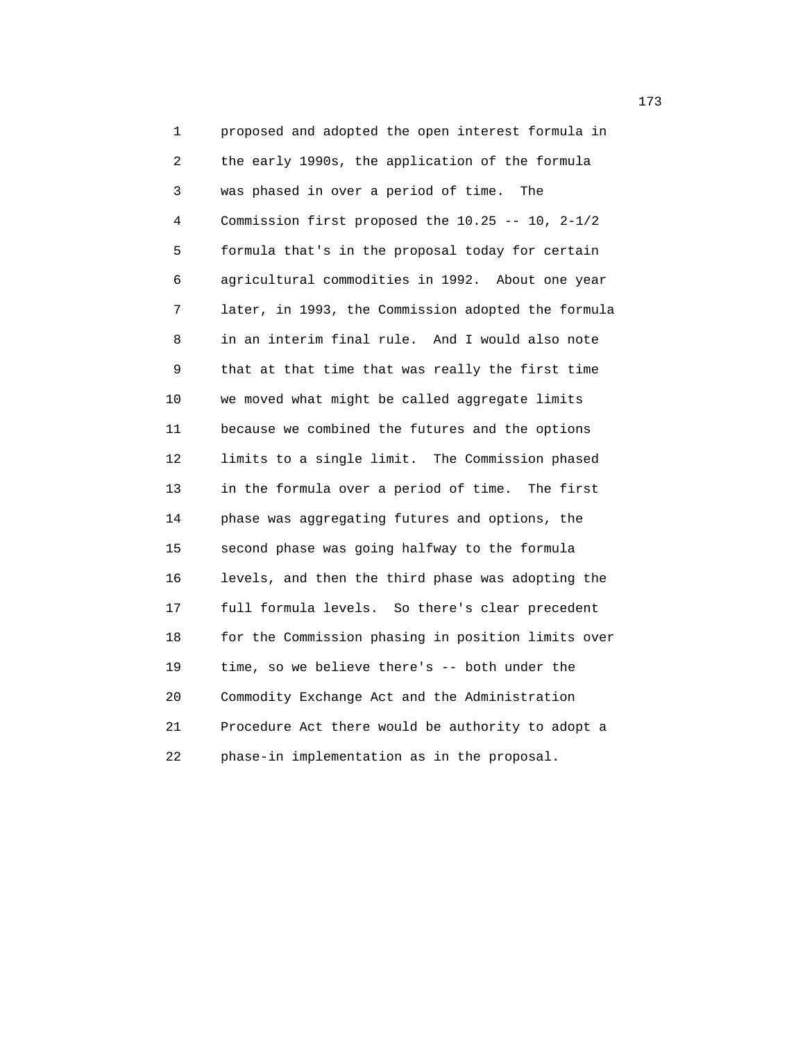proposed and adopted the open interest formula in the early 1990s, the application of the formula was phased in over a period of time. The Commission first proposed the 10.25 -- 10, 2-1/2 formula that's in the proposal today for certain agricultural commodities in 1992. About one year later, in 1993, the Commission adopted the formula in an interim final rule. And I would also note that at that time that was really the first time we moved what might be called aggregate limits because we combined the futures and the options limits to a single limit. The Commission phased in the formula over a period of time. The first phase was aggregating futures and options, the second phase was going halfway to the formula levels, and then the third phase was adopting the full formula levels. So there's clear precedent for the Commission phasing in position limits over time, so we believe there's -- both under the Commodity Exchange Act and the Administration Procedure Act there would be authority to adopt a phase-in implementation as in the proposal.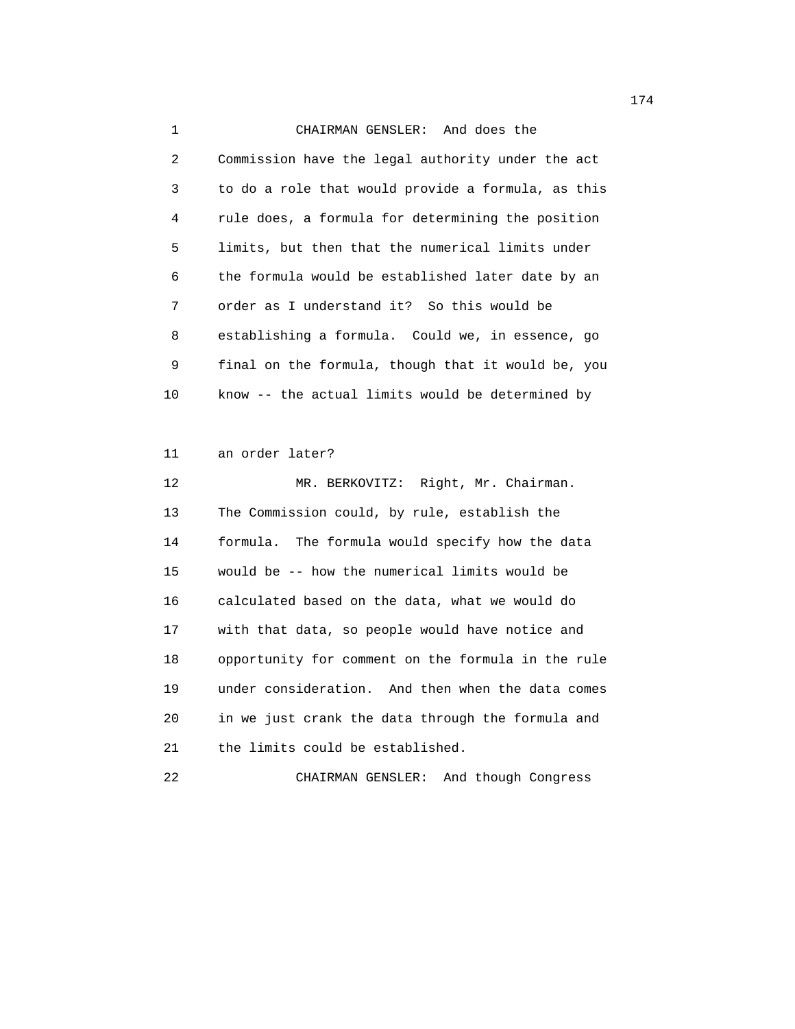CHAIRMAN GENSLER: And does the Commission have the legal authority under the act to do a role that would provide a formula, as this rule does, a formula for determining the position limits, but then that the numerical limits under the formula would be established later date by an order as I understand it? So this would be establishing a formula. Could we, in essence, go final on the formula, though that it would be, you know -- the actual limits would be determined by an order later?

MR. BERKOVITZ: Right, Mr. Chairman. The Commission could, by rule, establish the formula. The formula would specify how the data would be -- how the numerical limits would be calculated based on the data, what we would do with that data, so people would have notice and opportunity for comment on the formula in the rule under consideration. And then when the data comes in we just crank the data through the formula and the limits could be established.

CHAIRMAN GENSLER: And though Congress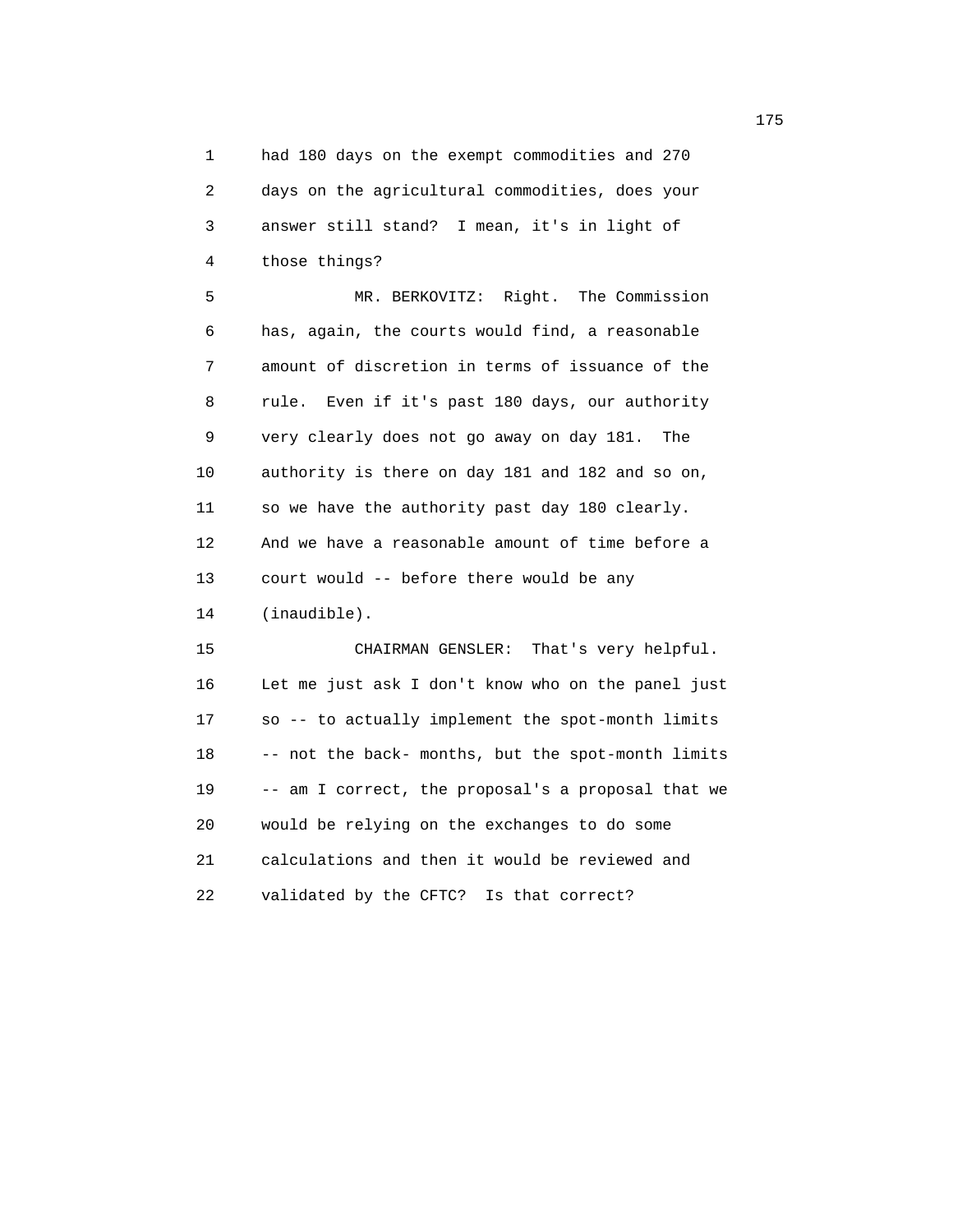had 180 days on the exempt commodities and 270 days on the agricultural commodities, does your answer still stand? I mean, it's in light of those things?

MR. BERKOVITZ: Right. The Commission has, again, the courts would find, a reasonable amount of discretion in terms of issuance of the rule. Even if it's past 180 days, our authority very clearly does not go away on day 181. The authority is there on day 181 and 182 and so on, so we have the authority past day 180 clearly. And we have a reasonable amount of time before a court would -- before there would be any (inaudible).

CHAIRMAN GENSLER: That's very helpful. Let me just ask I don't know who on the panel just so -- to actually implement the spot-month limits -- not the back- months, but the spot-month limits -- am I correct, the proposal's a proposal that we would be relying on the exchanges to do some calculations and then it would be reviewed and validated by the CFTC? Is that correct?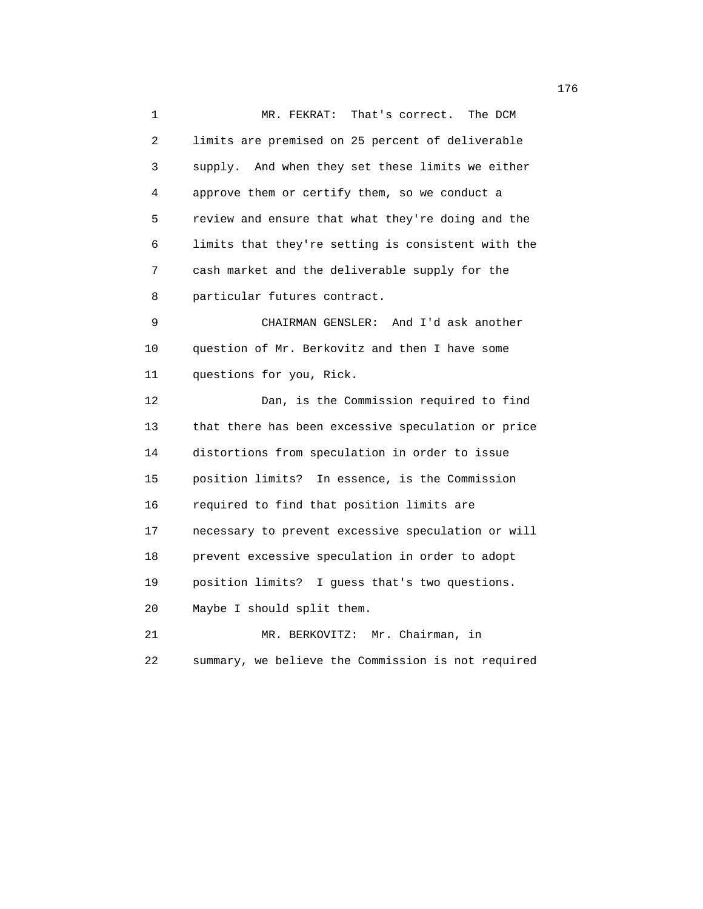MR. FEKRAT: That's correct. The DCM limits are premised on 25 percent of deliverable supply. And when they set these limits we either approve them or certify them, so we conduct a review and ensure that what they're doing and the limits that they're setting is consistent with the cash market and the deliverable supply for the particular futures contract.

CHAIRMAN GENSLER: And I'd ask another question of Mr. Berkovitz and then I have some questions for you, Rick.

Dan, is the Commission required to find that there has been excessive speculation or price distortions from speculation in order to issue position limits? In essence, is the Commission required to find that position limits are necessary to prevent excessive speculation or will prevent excessive speculation in order to adopt position limits? I guess that's two questions. Maybe I should split them.

MR. BERKOVITZ: Mr. Chairman, in summary, we believe the Commission is not required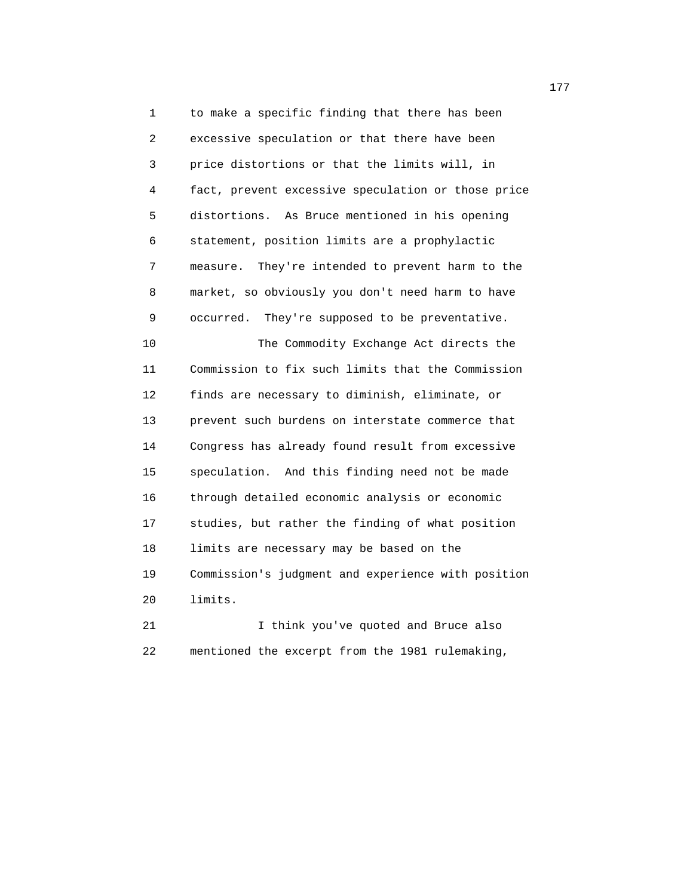to make a specific finding that there has been excessive speculation or that there have been price distortions or that the limits will, in fact, prevent excessive speculation or those price distortions. As Bruce mentioned in his opening statement, position limits are a prophylactic measure. They're intended to prevent harm to the market, so obviously you don't need harm to have occurred. They're supposed to be preventative.

The Commodity Exchange Act directs the Commission to fix such limits that the Commission finds are necessary to diminish, eliminate, or prevent such burdens on interstate commerce that Congress has already found result from excessive speculation. And this finding need not be made through detailed economic analysis or economic studies, but rather the finding of what position limits are necessary may be based on the Commission's judgment and experience with position limits.

I think you've quoted and Bruce also mentioned the excerpt from the 1981 rulemaking,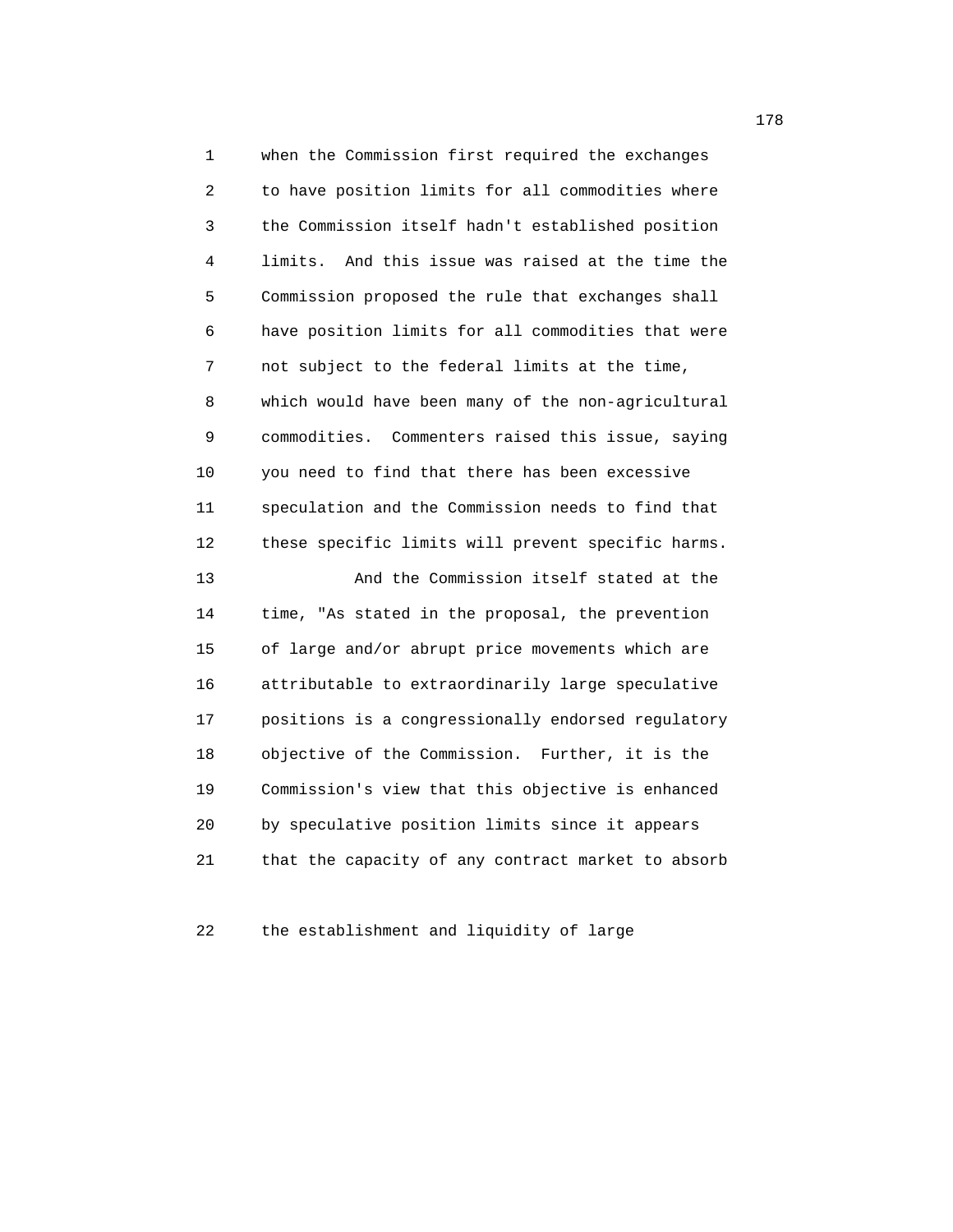when the Commission first required the exchanges to have position limits for all commodities where the Commission itself hadn't established position limits. And this issue was raised at the time the Commission proposed the rule that exchanges shall have position limits for all commodities that were not subject to the federal limits at the time, which would have been many of the non-agricultural commodities. Commenters raised this issue, saying you need to find that there has been excessive speculation and the Commission needs to find that these specific limits will prevent specific harms.

And the Commission itself stated at the time, "As stated in the proposal, the prevention of large and/or abrupt price movements which are attributable to extraordinarily large speculative positions is a congressionally endorsed regulatory objective of the Commission. Further, it is the Commission's view that this objective is enhanced by speculative position limits since it appears that the capacity of any contract market to absorb the establishment and liquidity of large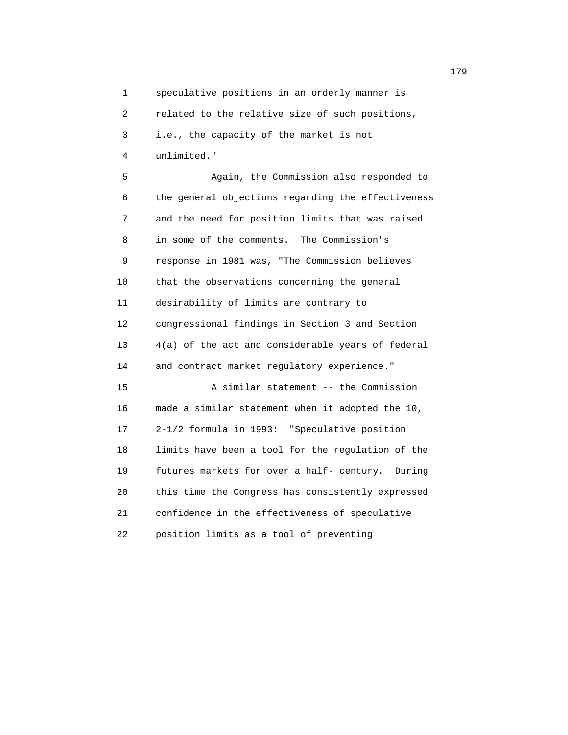speculative positions in an orderly manner is related to the relative size of such positions, i.e., the capacity of the market is not unlimited."

Again, the Commission also responded to the general objections regarding the effectiveness and the need for position limits that was raised in some of the comments. The Commission's response in 1981 was, "The Commission believes that the observations concerning the general desirability of limits are contrary to congressional findings in Section 3 and Section 4(a) of the act and considerable years of federal and contract market regulatory experience."

A similar statement -- the Commission made a similar statement when it adopted the 10, 2-1/2 formula in 1993: "Speculative position limits have been a tool for the regulation of the futures markets for over a half- century. During this time the Congress has consistently expressed confidence in the effectiveness of speculative position limits as a tool of preventing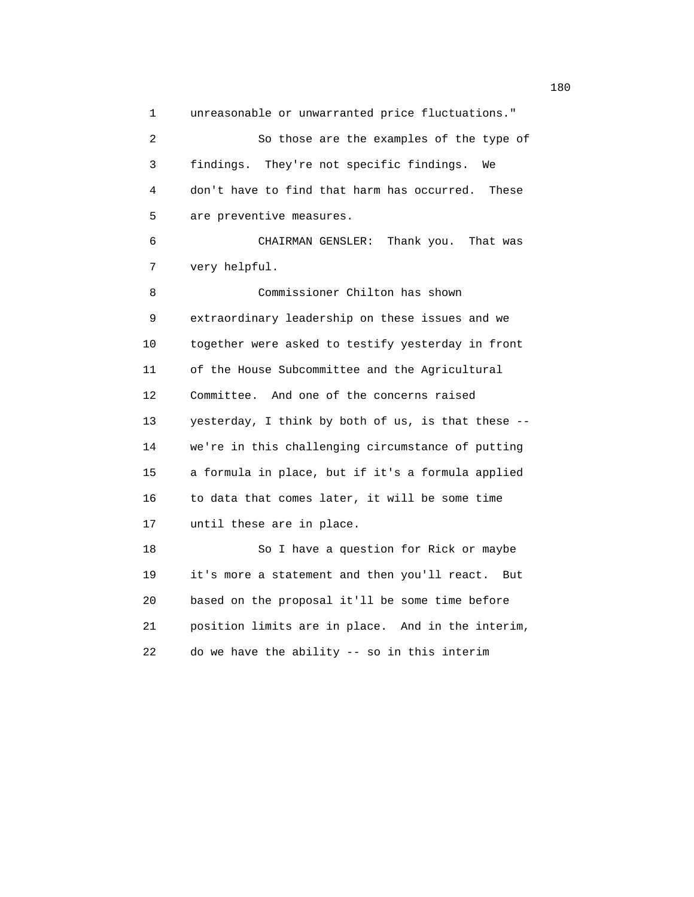unreasonable or unwarranted price fluctuations."

So those are the examples of the type of findings. They're not specific findings. We don't have to find that harm has occurred. These are preventive measures.

CHAIRMAN GENSLER: Thank you. That was very helpful.

Commissioner Chilton has shown extraordinary leadership on these issues and we together were asked to testify yesterday in front of the House Subcommittee and the Agricultural Committee. And one of the concerns raised yesterday, I think by both of us, is that these -- we're in this challenging circumstance of putting a formula in place, but if it's a formula applied to data that comes later, it will be some time until these are in place.

So I have a question for Rick or maybe it's more a statement and then you'll react. But based on the proposal it'll be some time before position limits are in place. And in the interim, do we have the ability -- so in this interim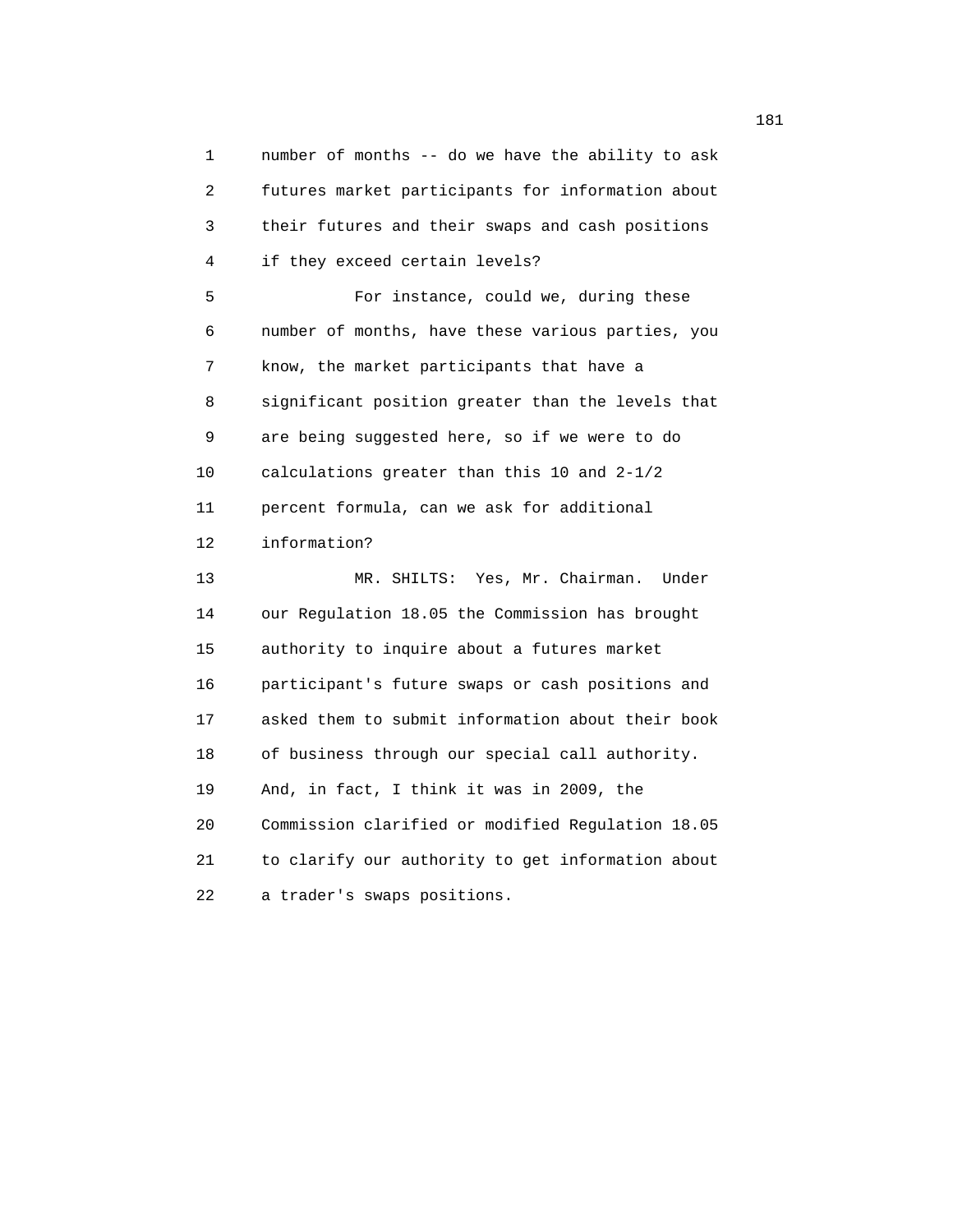number of months -- do we have the ability to ask futures market participants for information about their futures and their swaps and cash positions if they exceed certain levels?

For instance, could we, during these number of months, have these various parties, you know, the market participants that have a significant position greater than the levels that are being suggested here, so if we were to do calculations greater than this 10 and 2-1/2 percent formula, can we ask for additional information?

MR. SHILTS: Yes, Mr. Chairman. Under our Regulation 18.05 the Commission has brought authority to inquire about a futures market participant's future swaps or cash positions and asked them to submit information about their book of business through our special call authority. And, in fact, I think it was in 2009, the Commission clarified or modified Regulation 18.05 to clarify our authority to get information about a trader's swaps positions.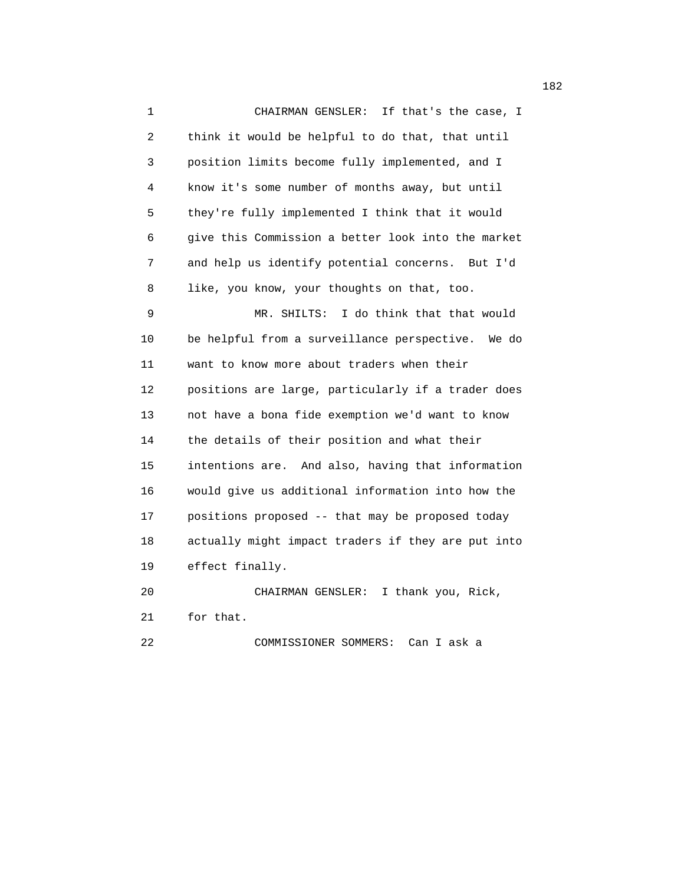CHAIRMAN GENSLER: If that's the case, I think it would be helpful to do that, that until position limits become fully implemented, and I know it's some number of months away, but until they're fully implemented I think that it would give this Commission a better look into the market and help us identify potential concerns. But I'd like, you know, your thoughts on that, too.

MR. SHILTS: I do think that that would be helpful from a surveillance perspective. We do want to know more about traders when their positions are large, particularly if a trader does not have a bona fide exemption we'd want to know the details of their position and what their intentions are. And also, having that information would give us additional information into how the positions proposed -- that may be proposed today actually might impact traders if they are put into effect finally.

CHAIRMAN GENSLER: I thank you, Rick, for that.

COMMISSIONER SOMMERS: Can I ask a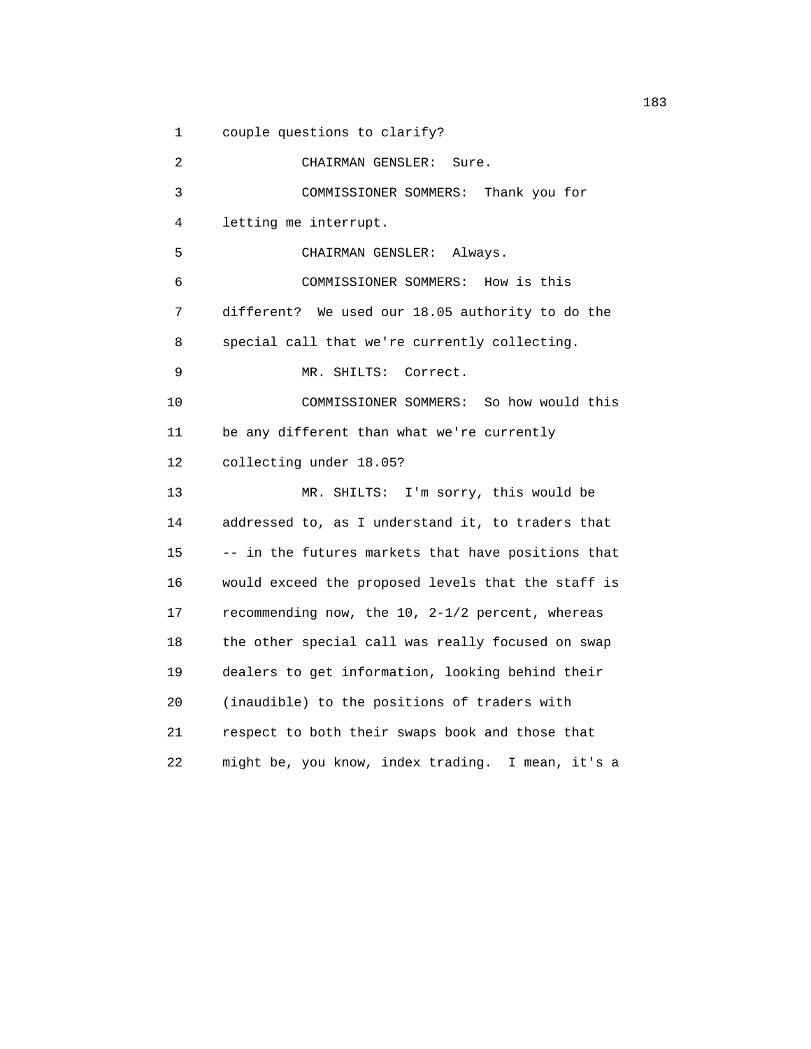couple questions to clarify?

CHAIRMAN GENSLER: Sure.

COMMISSIONER SOMMERS: Thank you for letting me interrupt.

CHAIRMAN GENSLER: Always.

COMMISSIONER SOMMERS: How is this different? We used our 18.05 authority to do the special call that we're currently collecting.

MR. SHILTS: Correct.

COMMISSIONER SOMMERS: So how would this be any different than what we're currently collecting under 18.05?

MR. SHILTS: I'm sorry, this would be addressed to, as I understand it, to traders that -- in the futures markets that have positions that would exceed the proposed levels that the staff is recommending now, the 10, 2-1/2 percent, whereas the other special call was really focused on swap dealers to get information, looking behind their (inaudible) to the positions of traders with respect to both their swaps book and those that might be, you know, index trading. I mean, it's a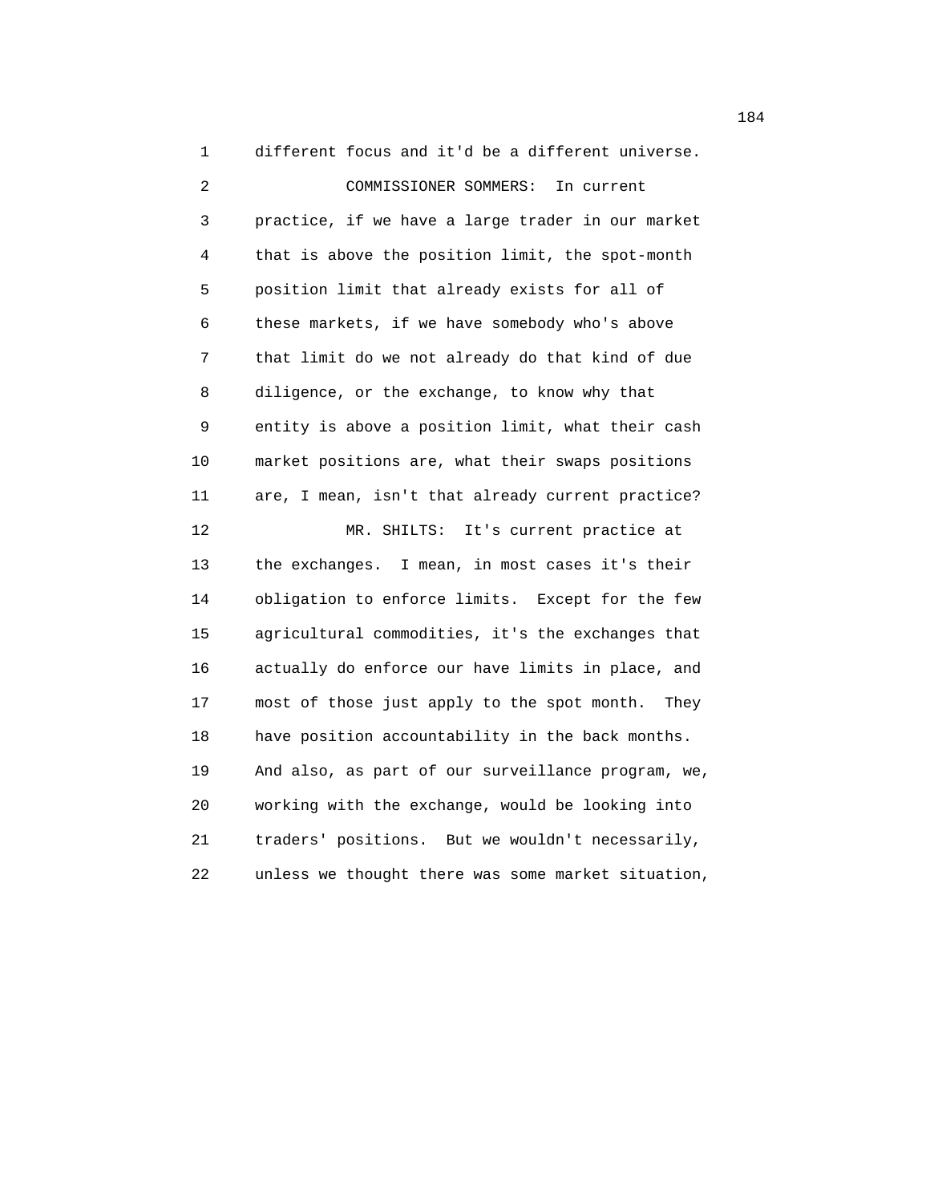different focus and it'd be a different universe.

COMMISSIONER SOMMERS: In current practice, if we have a large trader in our market that is above the position limit, the spot-month position limit that already exists for all of these markets, if we have somebody who's above that limit do we not already do that kind of due diligence, or the exchange, to know why that entity is above a position limit, what their cash market positions are, what their swaps positions are, I mean, isn't that already current practice?

MR. SHILTS: It's current practice at the exchanges. I mean, in most cases it's their obligation to enforce limits. Except for the few agricultural commodities, it's the exchanges that actually do enforce our have limits in place, and most of those just apply to the spot month. They have position accountability in the back months. And also, as part of our surveillance program, we, working with the exchange, would be looking into traders' positions. But we wouldn't necessarily, unless we thought there was some market situation,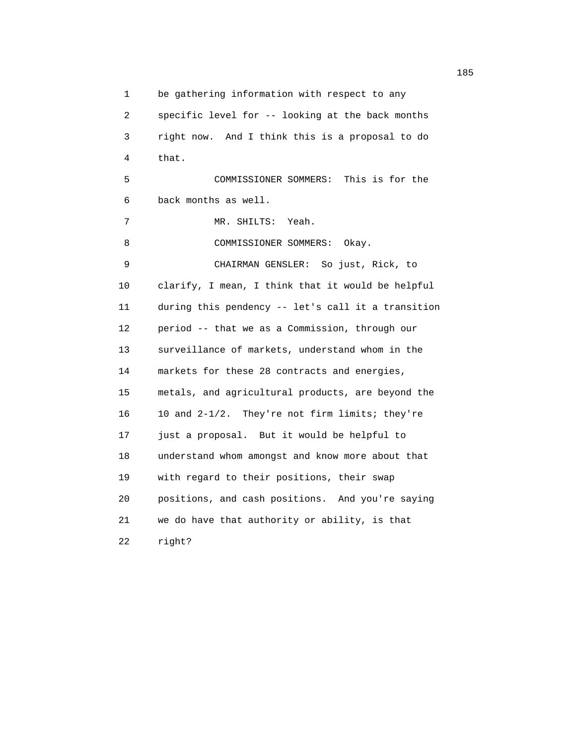be gathering information with respect to any specific level for -- looking at the back months right now. And I think this is a proposal to do that.

COMMISSIONER SOMMERS: This is for the back months as well.

MR. SHILTS: Yeah.

COMMISSIONER SOMMERS: Okay.

CHAIRMAN GENSLER: So just, Rick, to clarify, I mean, I think that it would be helpful during this pendency -- let's call it a transition period -- that we as a Commission, through our surveillance of markets, understand whom in the markets for these 28 contracts and energies, metals, and agricultural products, are beyond the 10 and 2-1/2. They're not firm limits; they're just a proposal. But it would be helpful to understand whom amongst and know more about that with regard to their positions, their swap positions, and cash positions. And you're saying we do have that authority or ability, is that right?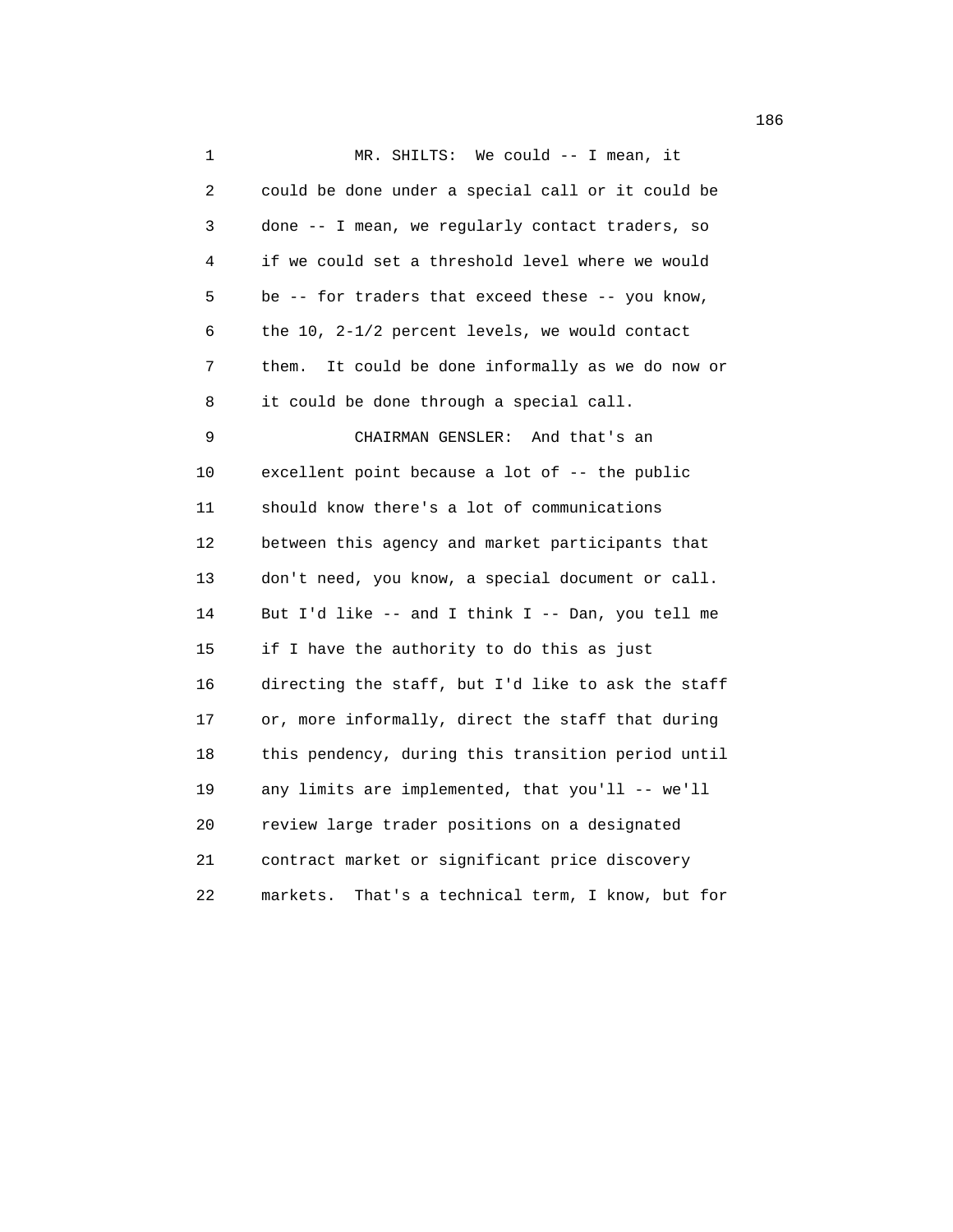MR. SHILTS: We could -- I mean, it could be done under a special call or it could be done -- I mean, we regularly contact traders, so if we could set a threshold level where we would be -- for traders that exceed these -- you know, the 10, 2-1/2 percent levels, we would contact them. It could be done informally as we do now or it could be done through a special call.

CHAIRMAN GENSLER: And that's an excellent point because a lot of -- the public should know there's a lot of communications between this agency and market participants that don't need, you know, a special document or call. But I'd like -- and I think I -- Dan, you tell me if I have the authority to do this as just directing the staff, but I'd like to ask the staff or, more informally, direct the staff that during this pendency, during this transition period until any limits are implemented, that you'll -- we'll review large trader positions on a designated contract market or significant price discovery markets. That's a technical term, I know, but for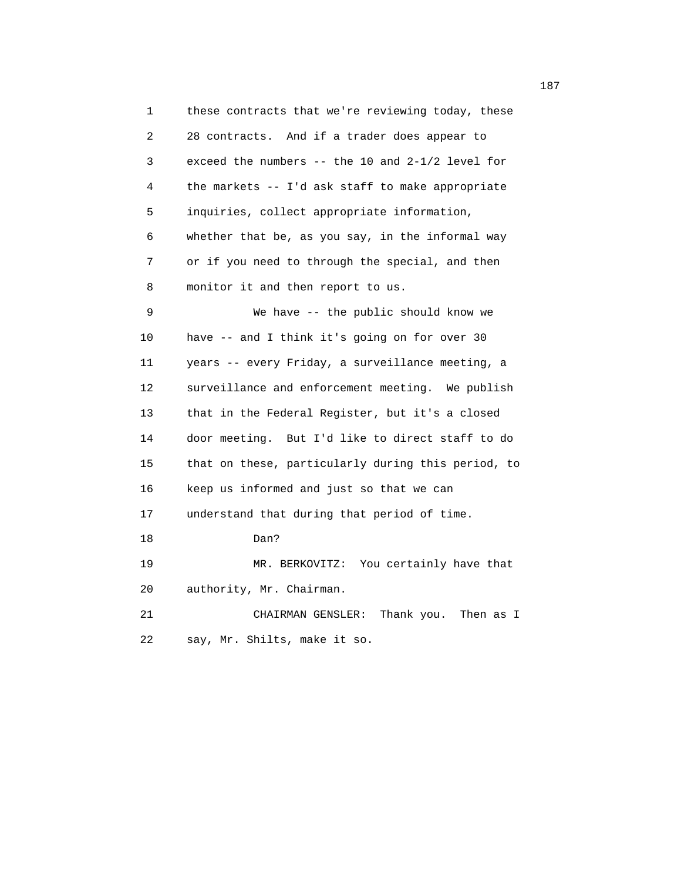these contracts that we're reviewing today, these 28 contracts. And if a trader does appear to exceed the numbers -- the 10 and 2-1/2 level for the markets -- I'd ask staff to make appropriate inquiries, collect appropriate information, whether that be, as you say, in the informal way or if you need to through the special, and then monitor it and then report to us.

We have -- the public should know we have -- and I think it's going on for over 30 years -- every Friday, a surveillance meeting, a surveillance and enforcement meeting. We publish that in the Federal Register, but it's a closed door meeting. But I'd like to direct staff to do that on these, particularly during this period, to keep us informed and just so that we can understand that during that period of time.

Dan?

MR. BERKOVITZ: You certainly have that authority, Mr. Chairman.

CHAIRMAN GENSLER: Thank you. Then as I say, Mr. Shilts, make it so.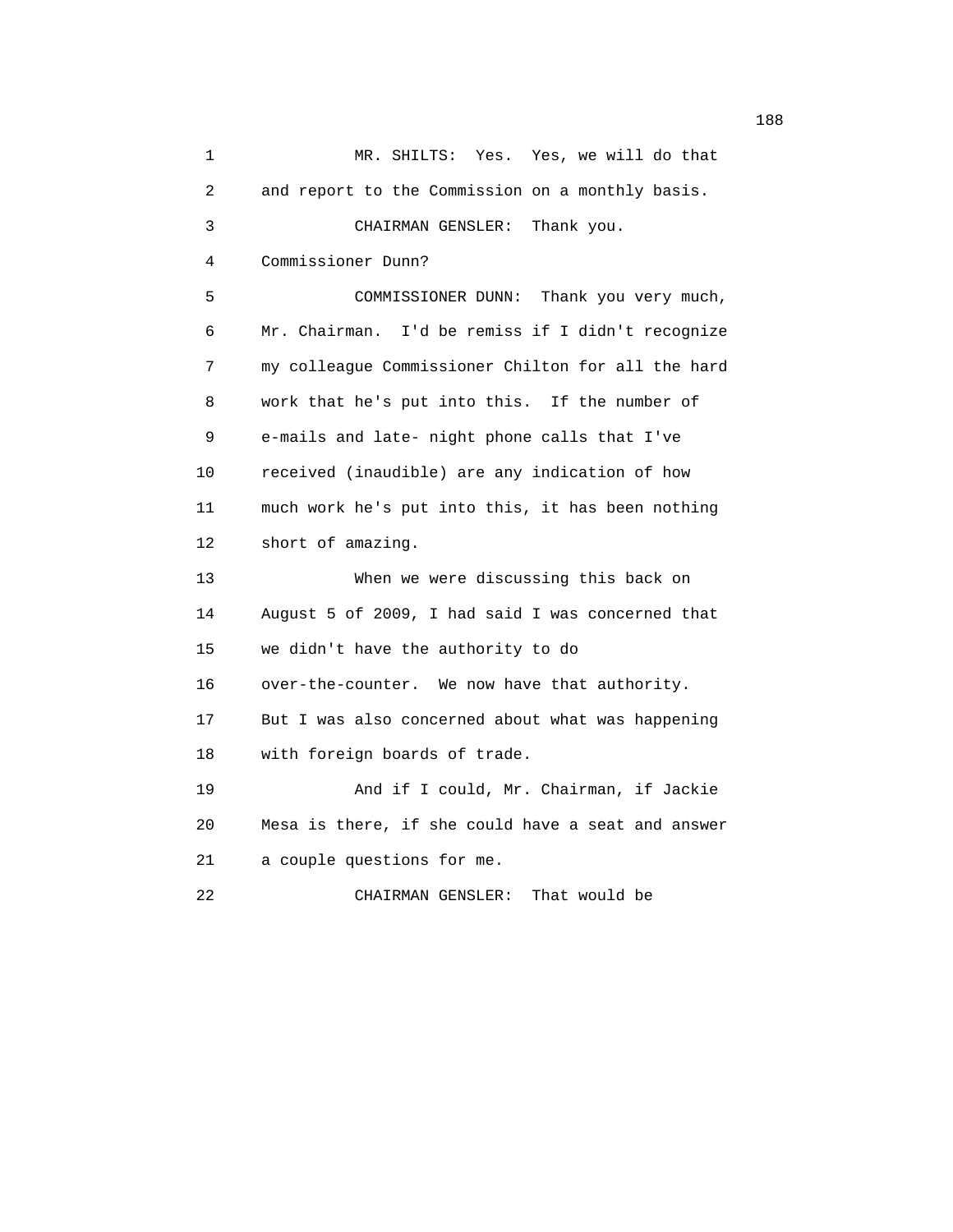MR. SHILTS: Yes. Yes, we will do that and report to the Commission on a monthly basis.

CHAIRMAN GENSLER: Thank you. Commissioner Dunn?

COMMISSIONER DUNN: Thank you very much, Mr. Chairman. I'd be remiss if I didn't recognize my colleague Commissioner Chilton for all the hard work that he's put into this. If the number of e-mails and late- night phone calls that I've received (inaudible) are any indication of how much work he's put into this, it has been nothing short of amazing.

When we were discussing this back on August 5 of 2009, I had said I was concerned that we didn't have the authority to do over-the-counter. We now have that authority. But I was also concerned about what was happening with foreign boards of trade.

And if I could, Mr. Chairman, if Jackie Mesa is there, if she could have a seat and answer a couple questions for me.

CHAIRMAN GENSLER: That would be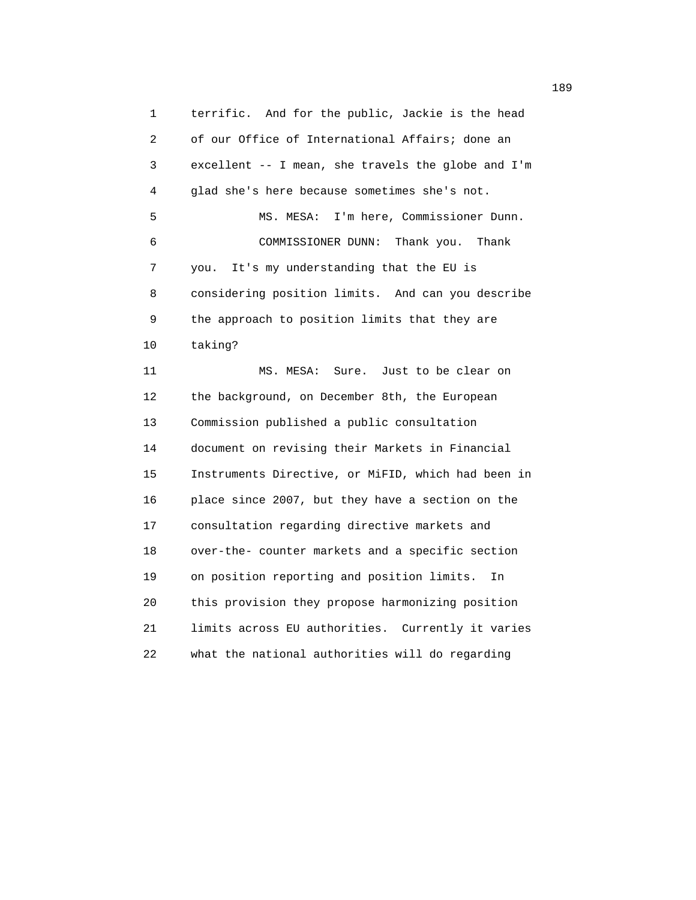terrific. And for the public, Jackie is the head of our Office of International Affairs; done an excellent -- I mean, she travels the globe and I'm glad she's here because sometimes she's not.

MS. MESA: I'm here, Commissioner Dunn.

COMMISSIONER DUNN: Thank you. Thank you. It's my understanding that the EU is considering position limits. And can you describe the approach to position limits that they are taking?

MS. MESA: Sure. Just to be clear on the background, on December 8th, the European Commission published a public consultation document on revising their Markets in Financial Instruments Directive, or MiFID, which had been in place since 2007, but they have a section on the consultation regarding directive markets and over-the- counter markets and a specific section on position reporting and position limits. In this provision they propose harmonizing position limits across EU authorities. Currently it varies what the national authorities will do regarding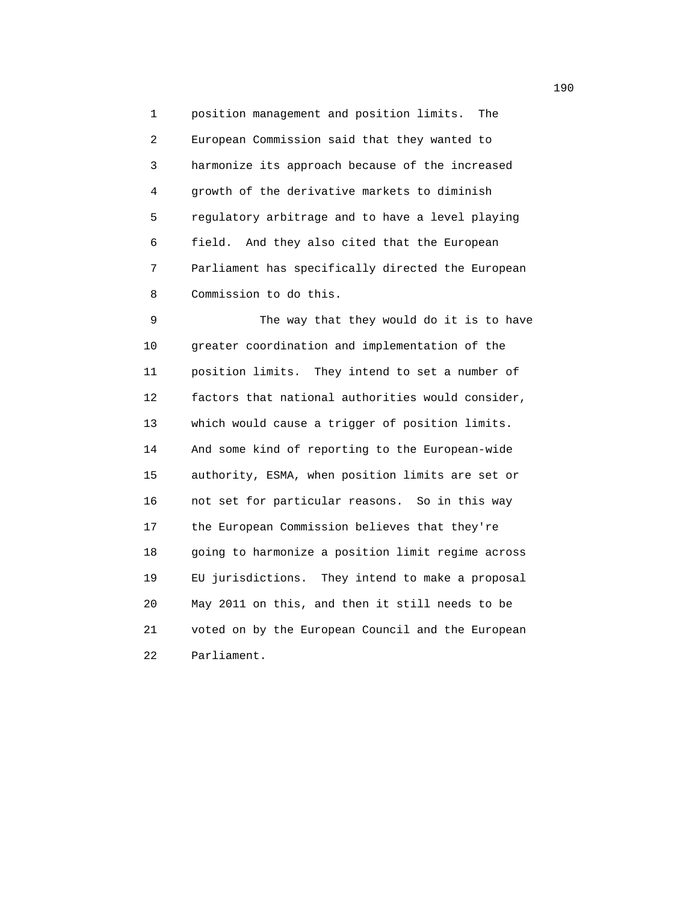position management and position limits. The European Commission said that they wanted to harmonize its approach because of the increased growth of the derivative markets to diminish regulatory arbitrage and to have a level playing field. And they also cited that the European Parliament has specifically directed the European Commission to do this.

The way that they would do it is to have greater coordination and implementation of the position limits. They intend to set a number of factors that national authorities would consider, which would cause a trigger of position limits. And some kind of reporting to the European-wide authority, ESMA, when position limits are set or not set for particular reasons. So in this way the European Commission believes that they're going to harmonize a position limit regime across EU jurisdictions. They intend to make a proposal May 2011 on this, and then it still needs to be voted on by the European Council and the European Parliament.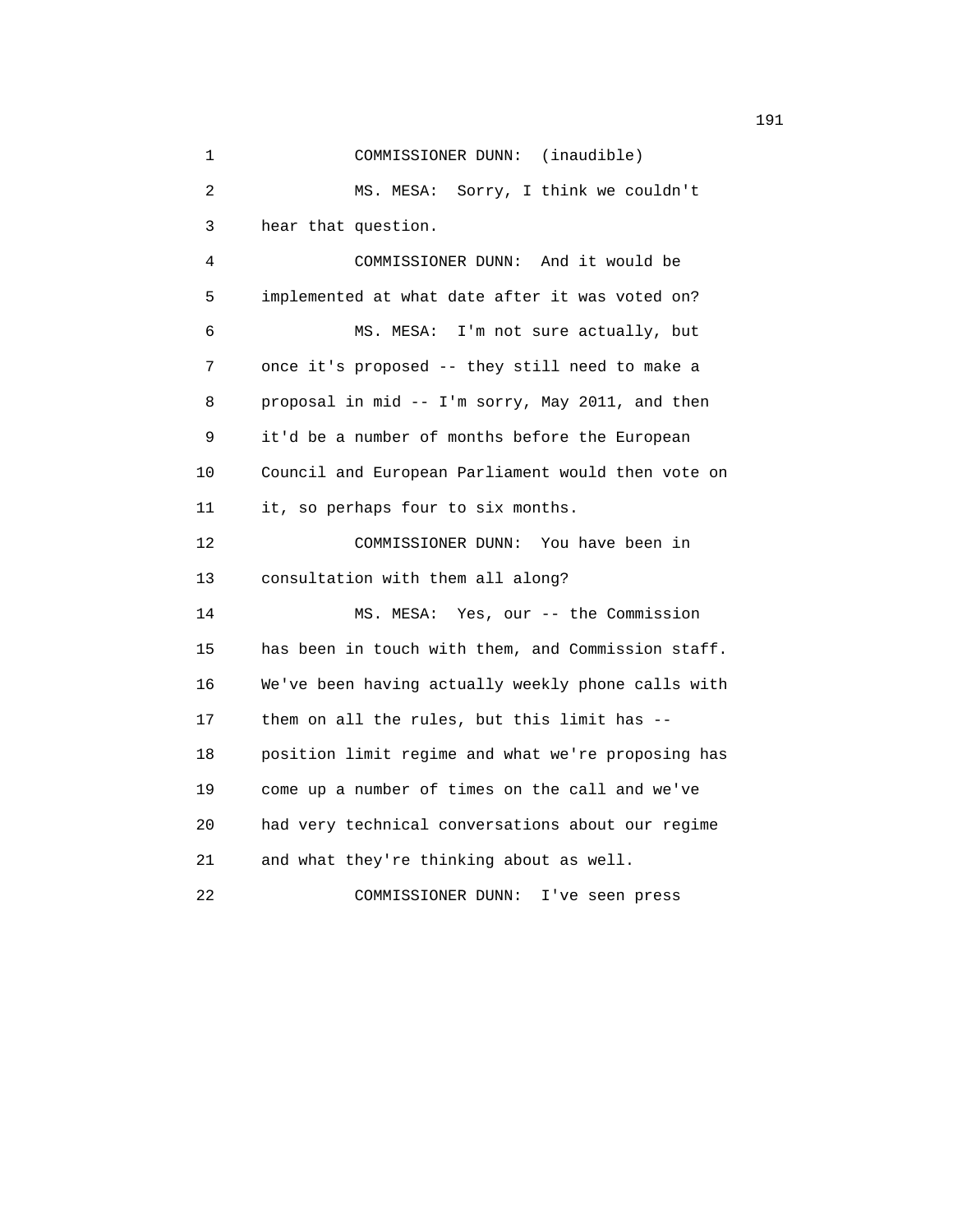COMMISSIONER DUNN: (inaudible)

MS. MESA: Sorry, I think we couldn't hear that question.

COMMISSIONER DUNN: And it would be implemented at what date after it was voted on?

MS. MESA: I'm not sure actually, but once it's proposed -- they still need to make a proposal in mid -- I'm sorry, May 2011, and then it'd be a number of months before the European Council and European Parliament would then vote on it, so perhaps four to six months.

COMMISSIONER DUNN: You have been in consultation with them all along?

MS. MESA: Yes, our -- the Commission has been in touch with them, and Commission staff. We've been having actually weekly phone calls with them on all the rules, but this limit has -- position limit regime and what we're proposing has come up a number of times on the call and we've had very technical conversations about our regime and what they're thinking about as well.

COMMISSIONER DUNN: I've seen press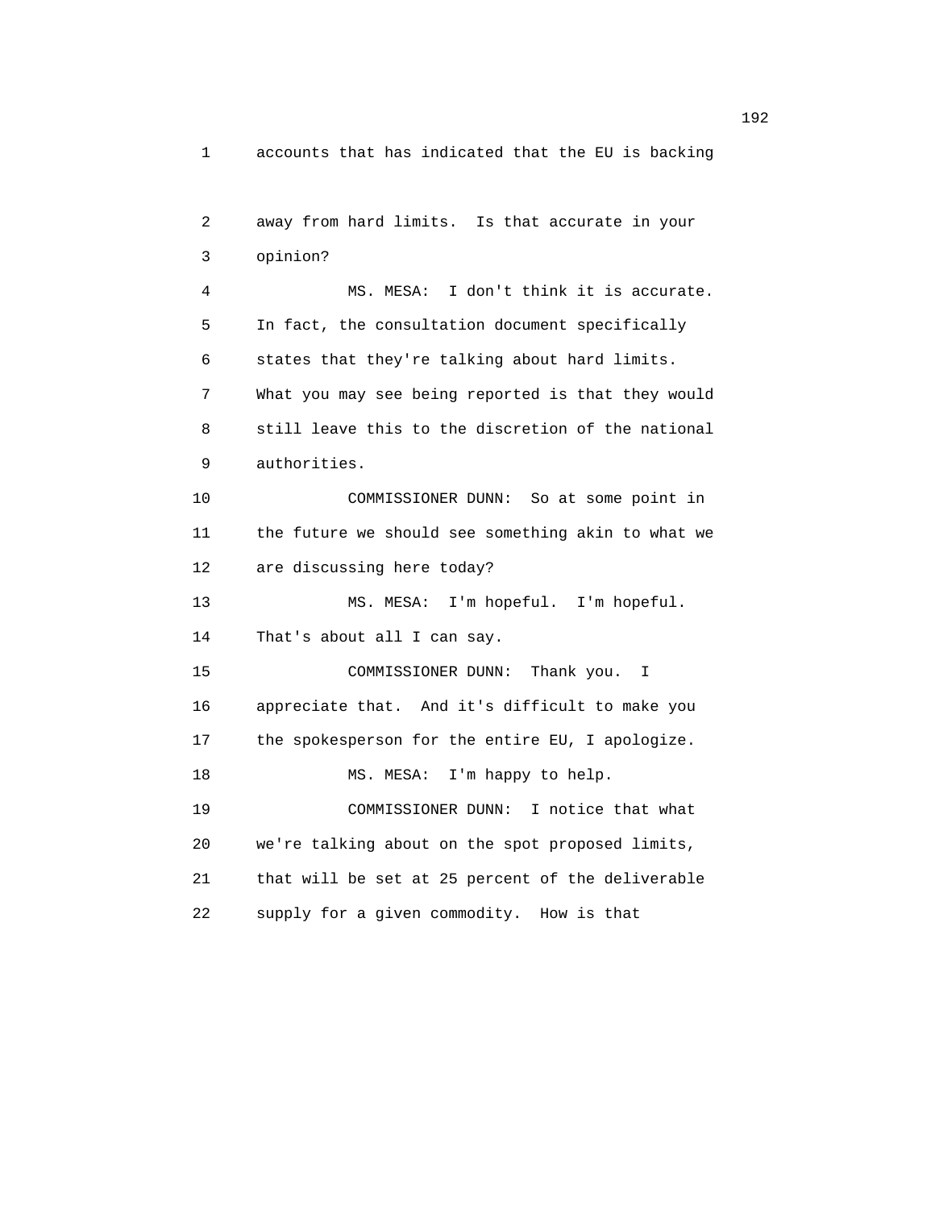1 accounts that has indicated that the EU is backing

2 away from hard limits. Is that accurate in your
3 opinion?

4 MS. MESA: I don't think it is accurate.
5 In fact, the consultation document specifically
6 states that they're talking about hard limits.
7 What you may see being reported is that they would
8 still leave this to the discretion of the national
9 authorities.

10 COMMISSIONER DUNN: So at some point in
11 the future we should see something akin to what we
12 are discussing here today?

13 MS. MESA: I'm hopeful. I'm hopeful.
14 That's about all I can say.

15 COMMISSIONER DUNN: Thank you. I
16 appreciate that. And it's difficult to make you
17 the spokesperson for the entire EU, I apologize.

18 MS. MESA: I'm happy to help.

19 COMMISSIONER DUNN: I notice that what
20 we're talking about on the spot proposed limits,
21 that will be set at 25 percent of the deliverable
22 supply for a given commodity. How is that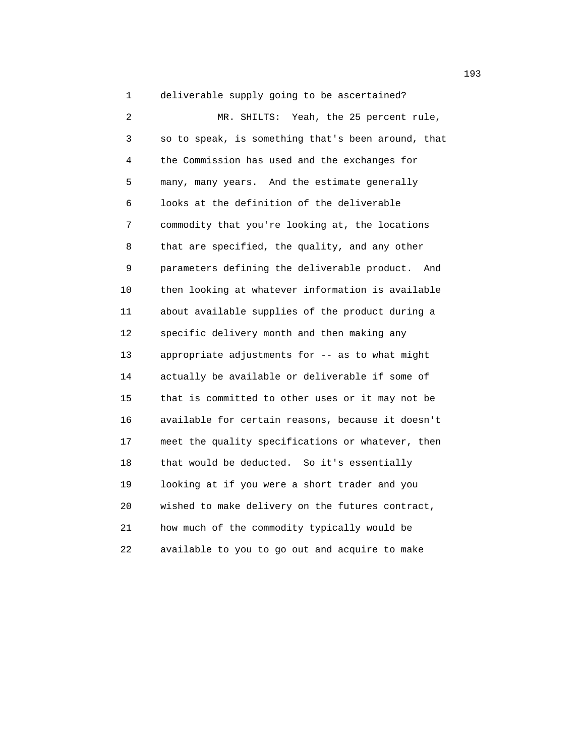deliverable supply going to be ascertained?

MR. SHILTS: Yeah, the 25 percent rule, so to speak, is something that's been around, that the Commission has used and the exchanges for many, many years. And the estimate generally looks at the definition of the deliverable commodity that you're looking at, the locations that are specified, the quality, and any other parameters defining the deliverable product. And then looking at whatever information is available about available supplies of the product during a specific delivery month and then making any appropriate adjustments for -- as to what might actually be available or deliverable if some of that is committed to other uses or it may not be available for certain reasons, because it doesn't meet the quality specifications or whatever, then that would be deducted. So it's essentially looking at if you were a short trader and you wished to make delivery on the futures contract, how much of the commodity typically would be available to you to go out and acquire to make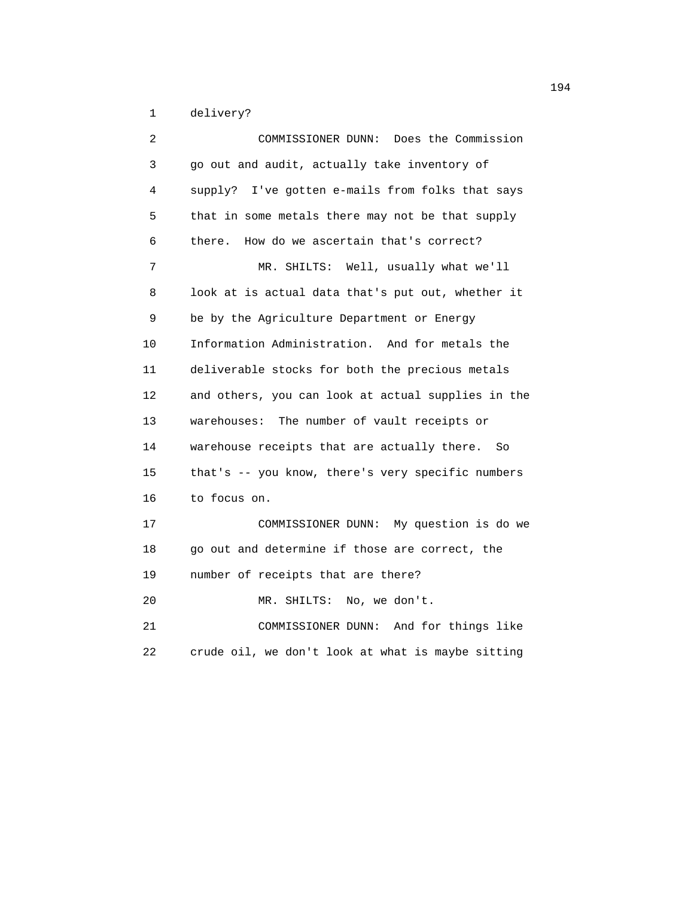delivery?

COMMISSIONER DUNN: Does the Commission go out and audit, actually take inventory of supply? I've gotten e-mails from folks that says that in some metals there may not be that supply there. How do we ascertain that's correct?

MR. SHILTS: Well, usually what we'll look at is actual data that's put out, whether it be by the Agriculture Department or Energy Information Administration. And for metals the deliverable stocks for both the precious metals and others, you can look at actual supplies in the warehouses: The number of vault receipts or warehouse receipts that are actually there. So that's -- you know, there's very specific numbers to focus on.

COMMISSIONER DUNN: My question is do we go out and determine if those are correct, the number of receipts that are there?

MR. SHILTS: No, we don't.

COMMISSIONER DUNN: And for things like crude oil, we don't look at what is maybe sitting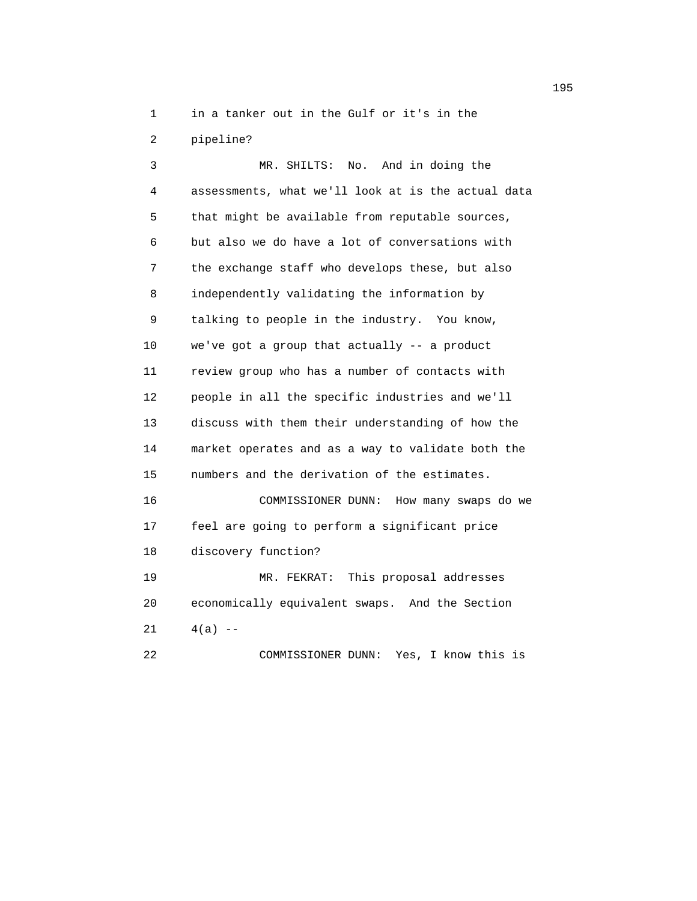1 in a tanker out in the Gulf or it's in the
2 pipeline?
3 MR. SHILTS: No. And in doing the
4 assessments, what we'll look at is the actual data
5 that might be available from reputable sources,
6 but also we do have a lot of conversations with
7 the exchange staff who develops these, but also
8 independently validating the information by
9 talking to people in the industry. You know,
10 we've got a group that actually -- a product
11 review group who has a number of contacts with
12 people in all the specific industries and we'll
13 discuss with them their understanding of how the
14 market operates and as a way to validate both the
15 numbers and the derivation of the estimates.
16 COMMISSIONER DUNN: How many swaps do we
17 feel are going to perform a significant price
18 discovery function?
19 MR. FEKRAT: This proposal addresses
20 economically equivalent swaps. And the Section
21 4(a) --
22 COMMISSIONER DUNN: Yes, I know this is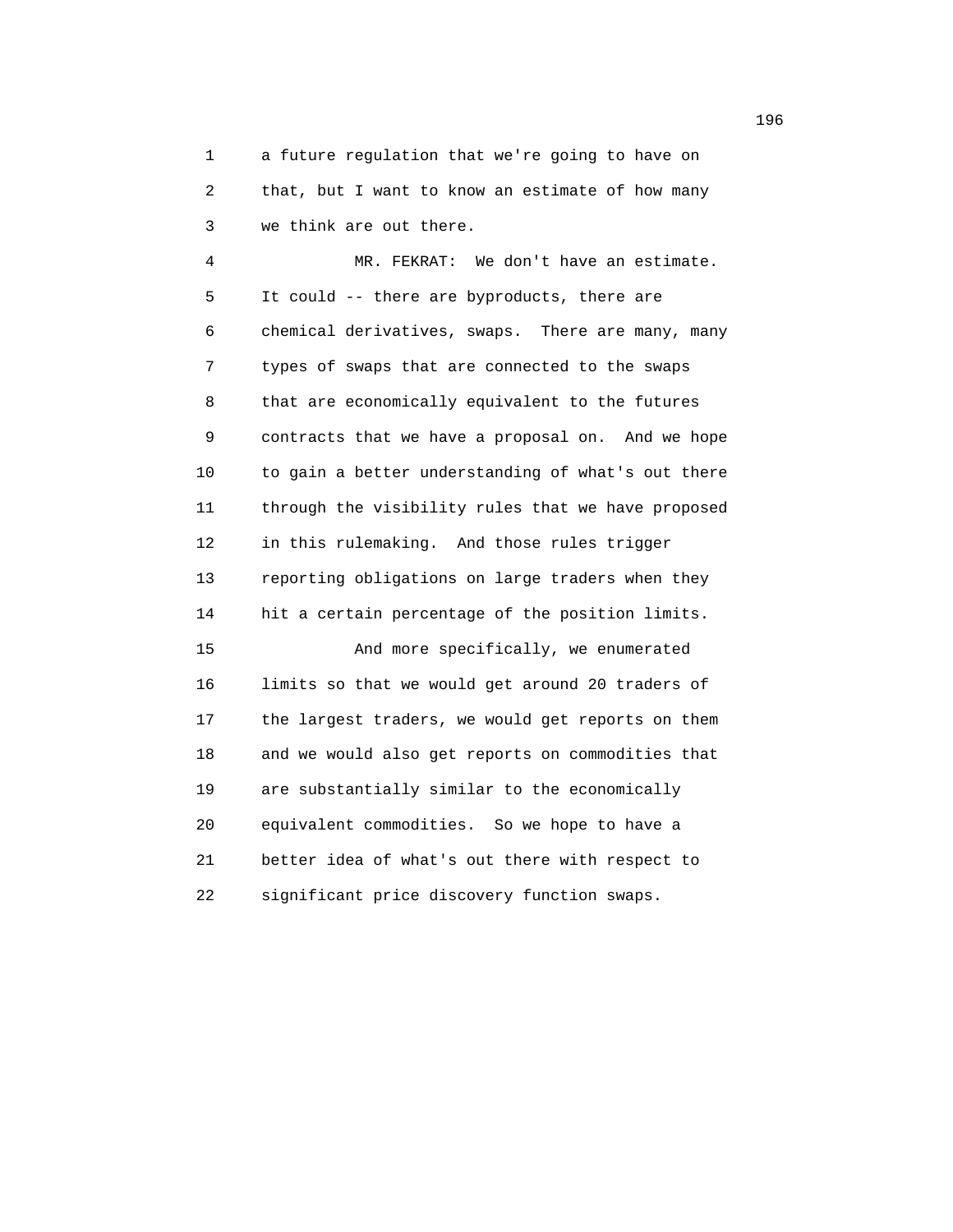a future regulation that we're going to have on that, but I want to know an estimate of how many we think are out there.

MR. FEKRAT: We don't have an estimate. It could -- there are byproducts, there are chemical derivatives, swaps. There are many, many types of swaps that are connected to the swaps that are economically equivalent to the futures contracts that we have a proposal on. And we hope to gain a better understanding of what's out there through the visibility rules that we have proposed in this rulemaking. And those rules trigger reporting obligations on large traders when they hit a certain percentage of the position limits.

And more specifically, we enumerated limits so that we would get around 20 traders of the largest traders, we would get reports on them and we would also get reports on commodities that are substantially similar to the economically equivalent commodities. So we hope to have a better idea of what's out there with respect to significant price discovery function swaps.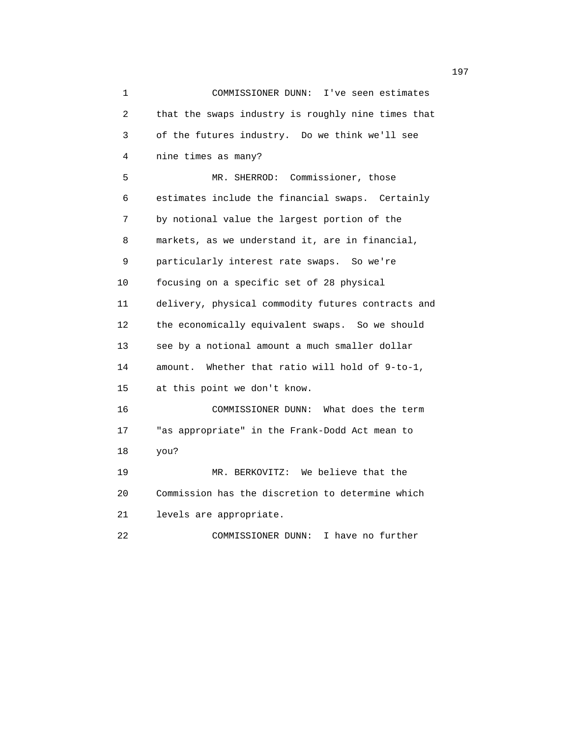COMMISSIONER DUNN: I've seen estimates that the swaps industry is roughly nine times that of the futures industry. Do we think we'll see nine times as many?

MR. SHERROD: Commissioner, those estimates include the financial swaps. Certainly by notional value the largest portion of the markets, as we understand it, are in financial, particularly interest rate swaps. So we're focusing on a specific set of 28 physical delivery, physical commodity futures contracts and the economically equivalent swaps. So we should see by a notional amount a much smaller dollar amount. Whether that ratio will hold of 9-to-1, at this point we don't know.

COMMISSIONER DUNN: What does the term "as appropriate" in the Frank-Dodd Act mean to you?

MR. BERKOVITZ: We believe that the Commission has the discretion to determine which levels are appropriate.

COMMISSIONER DUNN: I have no further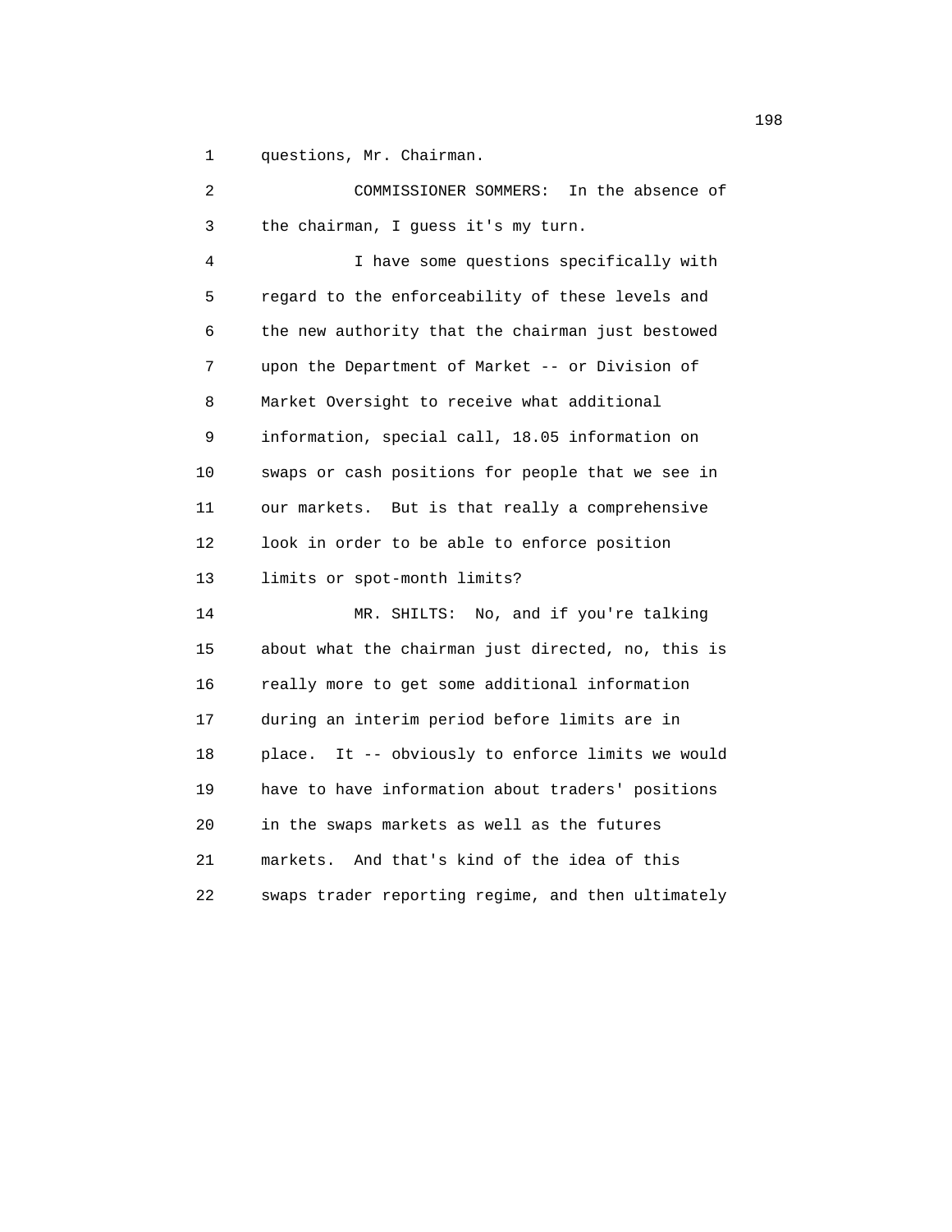questions, Mr. Chairman.

COMMISSIONER SOMMERS: In the absence of the chairman, I guess it's my turn.

I have some questions specifically with regard to the enforceability of these levels and the new authority that the chairman just bestowed upon the Department of Market -- or Division of Market Oversight to receive what additional information, special call, 18.05 information on swaps or cash positions for people that we see in our markets. But is that really a comprehensive look in order to be able to enforce position limits or spot-month limits?

MR. SHILTS: No, and if you're talking about what the chairman just directed, no, this is really more to get some additional information during an interim period before limits are in place. It -- obviously to enforce limits we would have to have information about traders' positions in the swaps markets as well as the futures markets. And that's kind of the idea of this swaps trader reporting regime, and then ultimately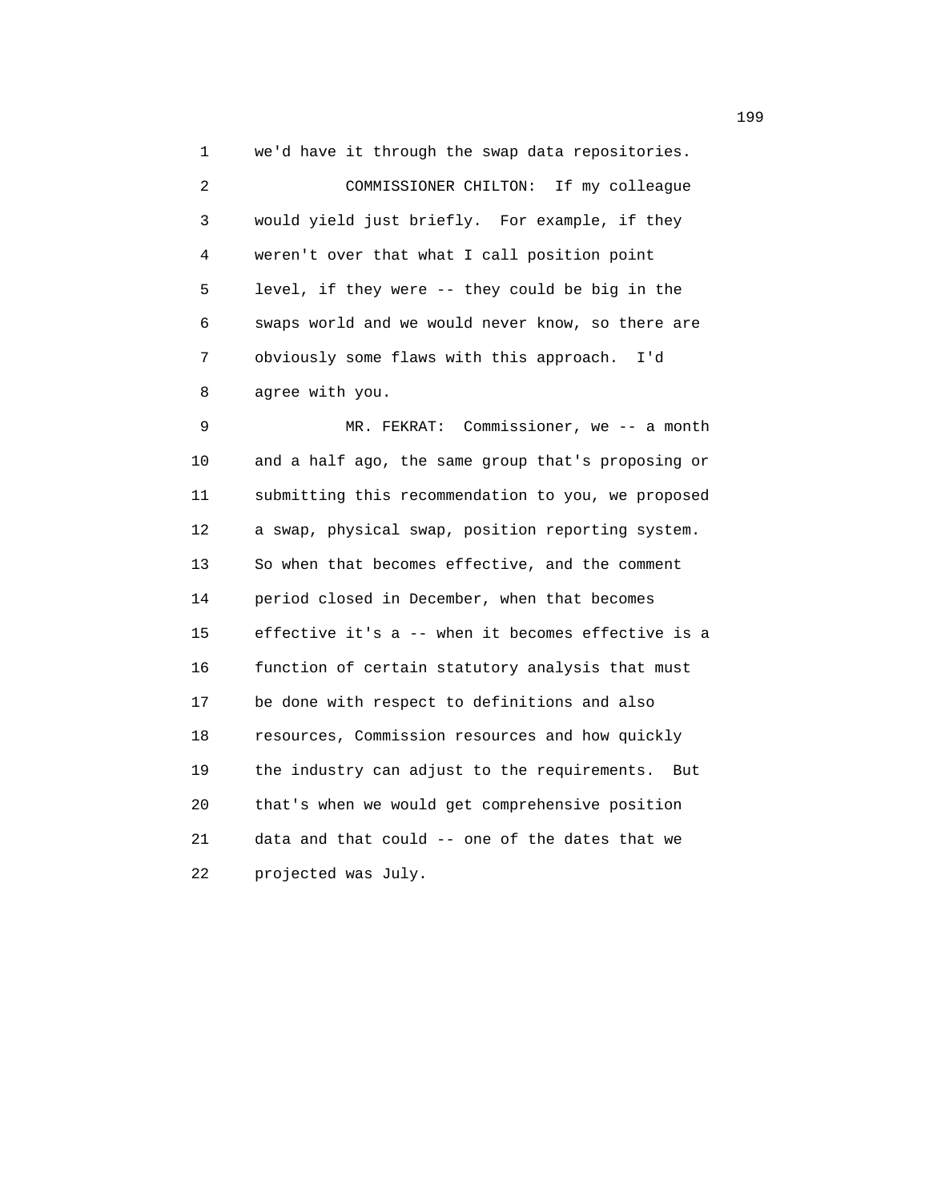we'd have it through the swap data repositories.

COMMISSIONER CHILTON: If my colleague would yield just briefly. For example, if they weren't over that what I call position point level, if they were -- they could be big in the swaps world and we would never know, so there are obviously some flaws with this approach. I'd agree with you.

MR. FEKRAT: Commissioner, we -- a month and a half ago, the same group that's proposing or submitting this recommendation to you, we proposed a swap, physical swap, position reporting system. So when that becomes effective, and the comment period closed in December, when that becomes effective it's a -- when it becomes effective is a function of certain statutory analysis that must be done with respect to definitions and also resources, Commission resources and how quickly the industry can adjust to the requirements. But that's when we would get comprehensive position data and that could -- one of the dates that we projected was July.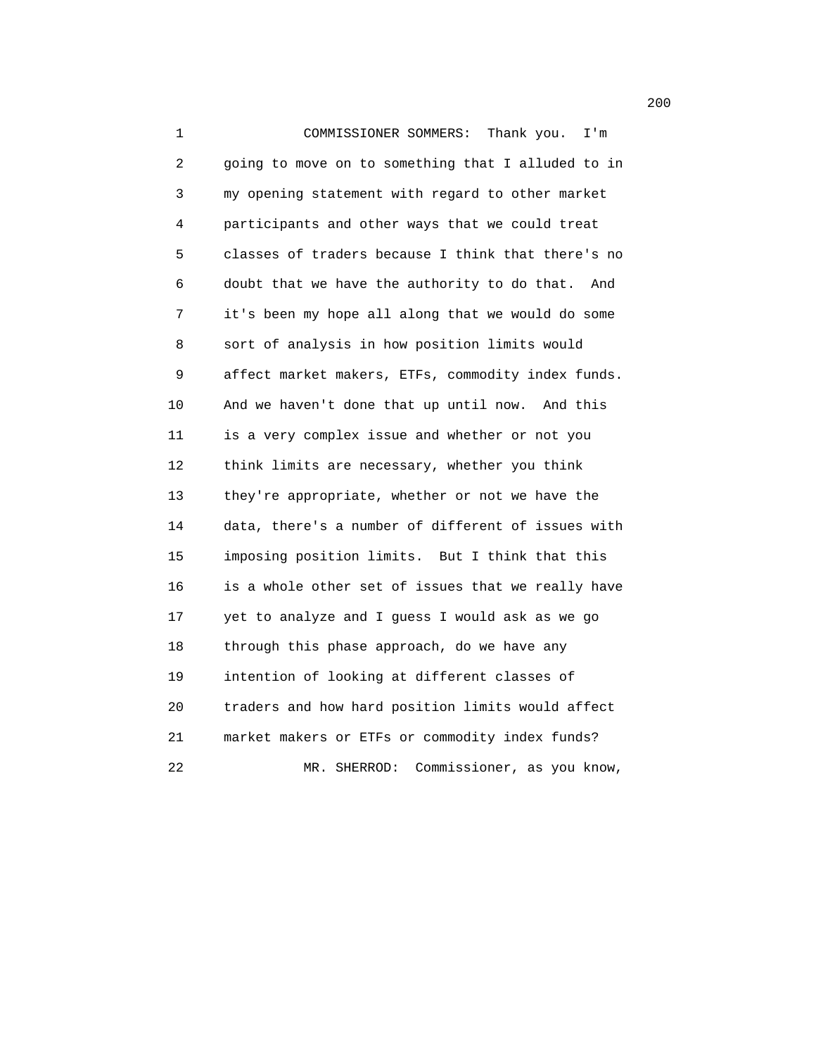COMMISSIONER SOMMERS: Thank you. I'm going to move on to something that I alluded to in my opening statement with regard to other market participants and other ways that we could treat classes of traders because I think that there's no doubt that we have the authority to do that. And it's been my hope all along that we would do some sort of analysis in how position limits would affect market makers, ETFs, commodity index funds. And we haven't done that up until now. And this is a very complex issue and whether or not you think limits are necessary, whether you think they're appropriate, whether or not we have the data, there's a number of different of issues with imposing position limits. But I think that this is a whole other set of issues that we really have yet to analyze and I guess I would ask as we go through this phase approach, do we have any intention of looking at different classes of traders and how hard position limits would affect market makers or ETFs or commodity index funds?

MR. SHERROD: Commissioner, as you know,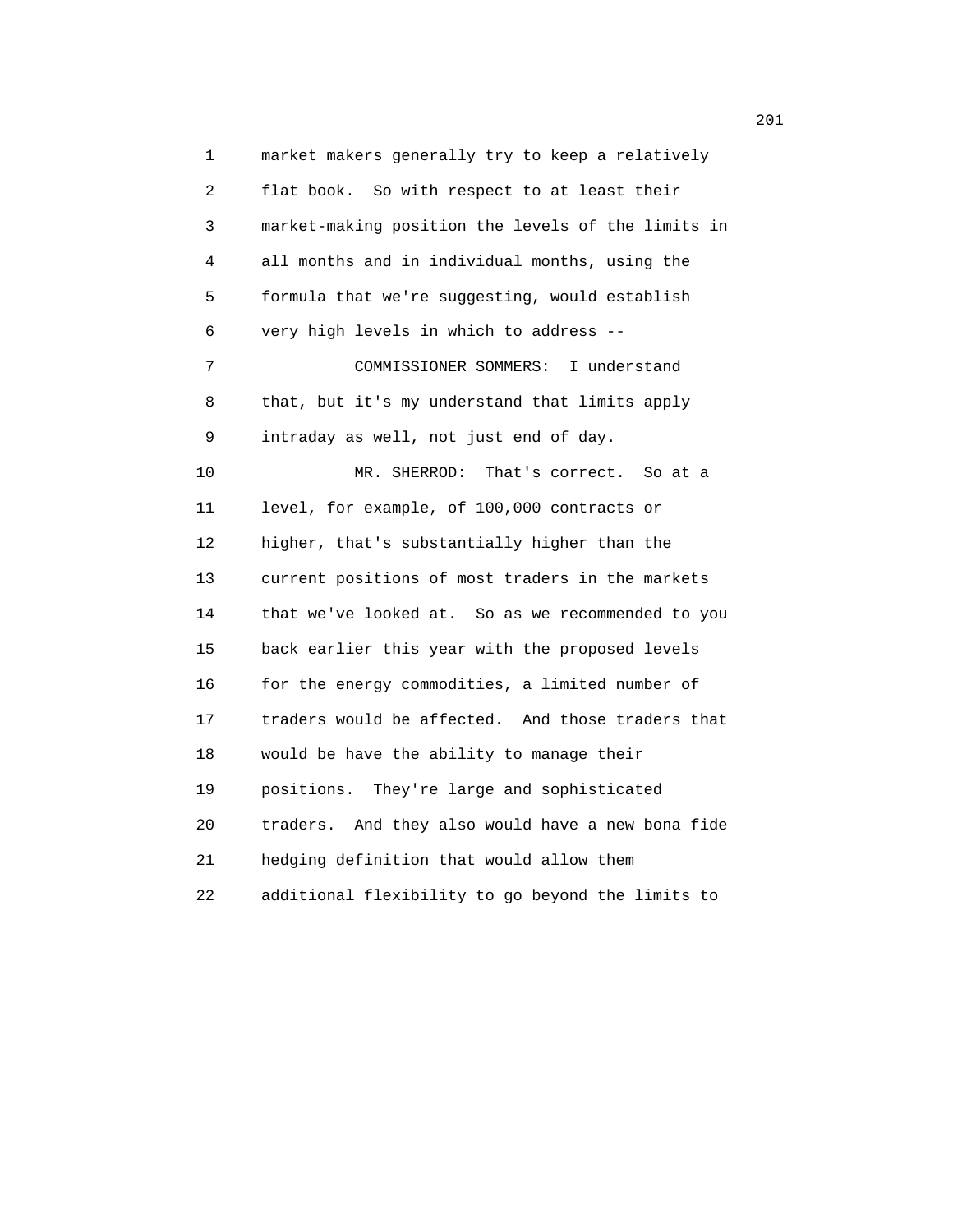market makers generally try to keep a relatively flat book. So with respect to at least their market-making position the levels of the limits in all months and in individual months, using the formula that we're suggesting, would establish very high levels in which to address --

COMMISSIONER SOMMERS: I understand that, but it's my understand that limits apply intraday as well, not just end of day.

MR. SHERROD: That's correct. So at a level, for example, of 100,000 contracts or higher, that's substantially higher than the current positions of most traders in the markets that we've looked at. So as we recommended to you back earlier this year with the proposed levels for the energy commodities, a limited number of traders would be affected. And those traders that would be have the ability to manage their positions. They're large and sophisticated traders. And they also would have a new bona fide hedging definition that would allow them additional flexibility to go beyond the limits to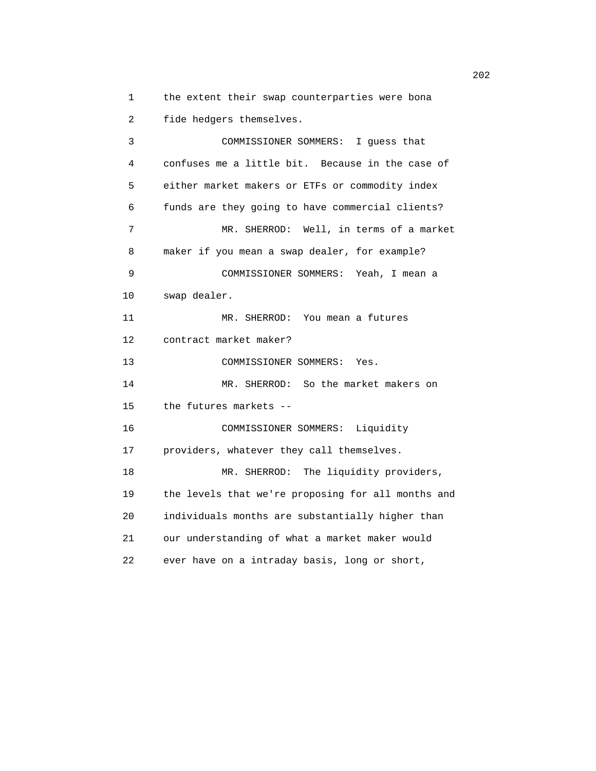the extent their swap counterparties were bona fide hedgers themselves.

COMMISSIONER SOMMERS: I guess that confuses me a little bit. Because in the case of either market makers or ETFs or commodity index funds are they going to have commercial clients?

MR. SHERROD: Well, in terms of a market maker if you mean a swap dealer, for example?

COMMISSIONER SOMMERS: Yeah, I mean a swap dealer.

MR. SHERROD: You mean a futures contract market maker?

COMMISSIONER SOMMERS: Yes.

MR. SHERROD: So the market makers on the futures markets --

COMMISSIONER SOMMERS: Liquidity providers, whatever they call themselves.

MR. SHERROD: The liquidity providers, the levels that we're proposing for all months and individuals months are substantially higher than our understanding of what a market maker would ever have on a intraday basis, long or short,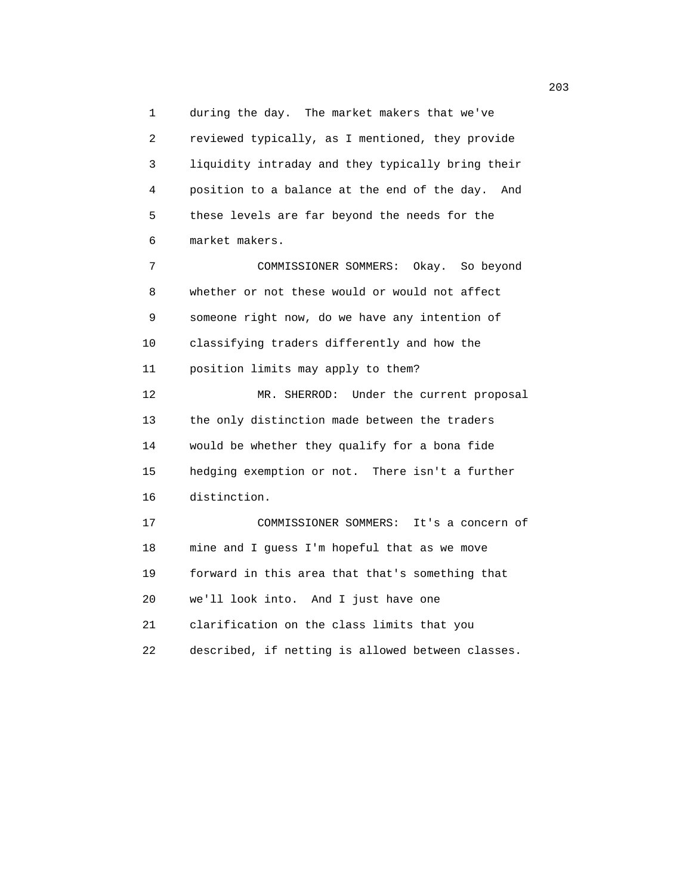during the day. The market makers that we've reviewed typically, as I mentioned, they provide liquidity intraday and they typically bring their position to a balance at the end of the day. And these levels are far beyond the needs for the market makers.

COMMISSIONER SOMMERS: Okay. So beyond whether or not these would or would not affect someone right now, do we have any intention of classifying traders differently and how the position limits may apply to them?

MR. SHERROD: Under the current proposal the only distinction made between the traders would be whether they qualify for a bona fide hedging exemption or not. There isn't a further distinction.

COMMISSIONER SOMMERS: It's a concern of mine and I guess I'm hopeful that as we move forward in this area that that's something that we'll look into. And I just have one clarification on the class limits that you described, if netting is allowed between classes.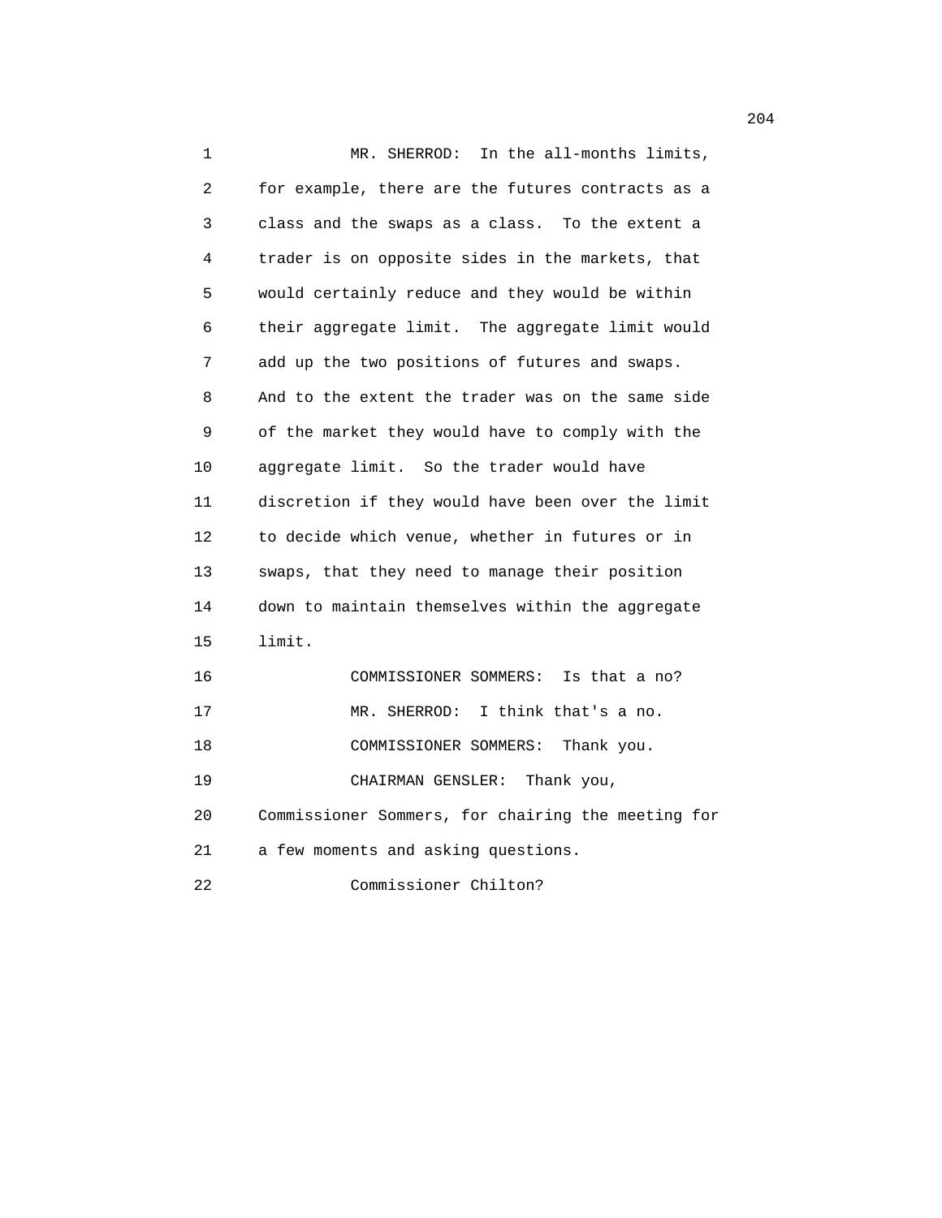MR. SHERROD: In the all-months limits, for example, there are the futures contracts as a class and the swaps as a class. To the extent a trader is on opposite sides in the markets, that would certainly reduce and they would be within their aggregate limit. The aggregate limit would add up the two positions of futures and swaps. And to the extent the trader was on the same side of the market they would have to comply with the aggregate limit. So the trader would have discretion if they would have been over the limit to decide which venue, whether in futures or in swaps, that they need to manage their position down to maintain themselves within the aggregate limit.

COMMISSIONER SOMMERS: Is that a no?

MR. SHERROD: I think that's a no.

COMMISSIONER SOMMERS: Thank you.

CHAIRMAN GENSLER: Thank you, Commissioner Sommers, for chairing the meeting for a few moments and asking questions.

Commissioner Chilton?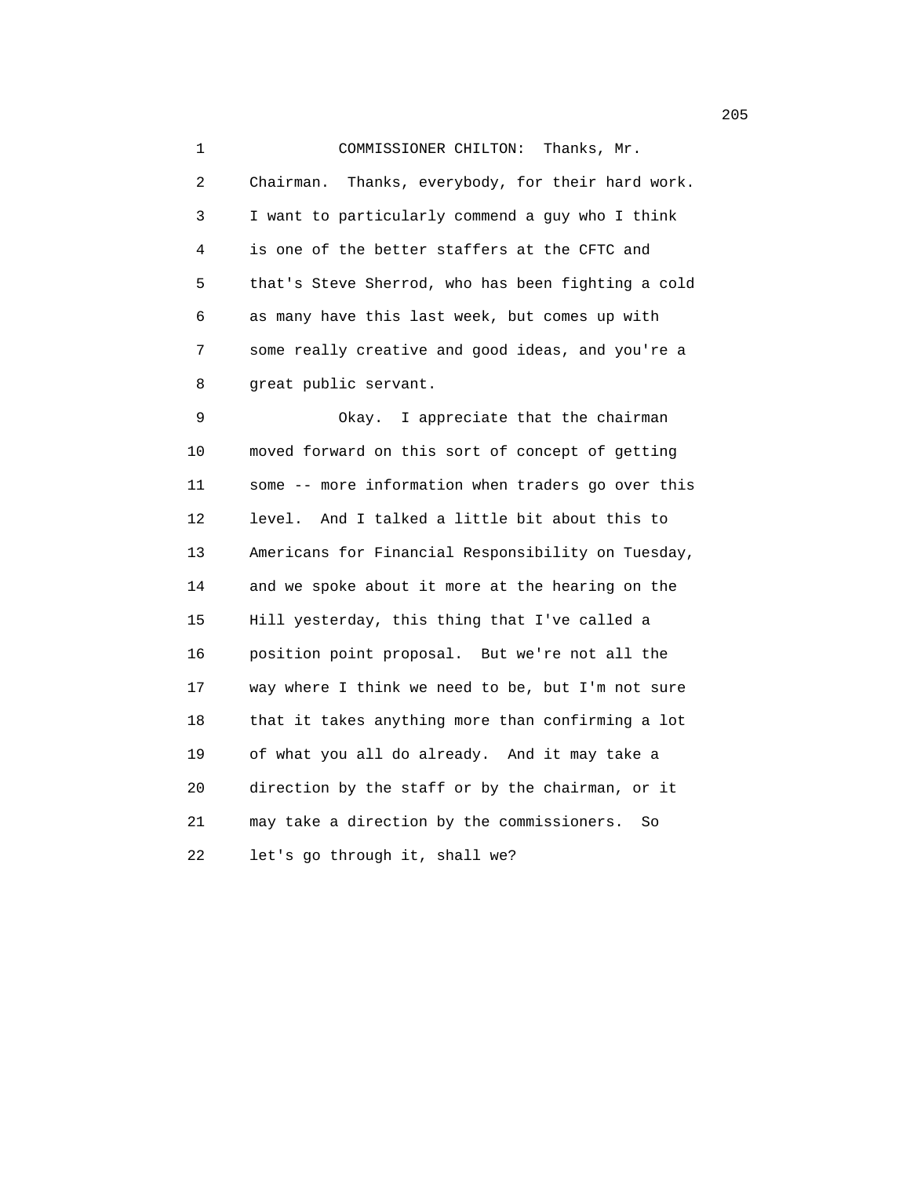COMMISSIONER CHILTON: Thanks, Mr. Chairman. Thanks, everybody, for their hard work. I want to particularly commend a guy who I think is one of the better staffers at the CFTC and that's Steve Sherrod, who has been fighting a cold as many have this last week, but comes up with some really creative and good ideas, and you're a great public servant.

Okay. I appreciate that the chairman moved forward on this sort of concept of getting some -- more information when traders go over this level. And I talked a little bit about this to Americans for Financial Responsibility on Tuesday, and we spoke about it more at the hearing on the Hill yesterday, this thing that I've called a position point proposal. But we're not all the way where I think we need to be, but I'm not sure that it takes anything more than confirming a lot of what you all do already. And it may take a direction by the staff or by the chairman, or it may take a direction by the commissioners. So let's go through it, shall we?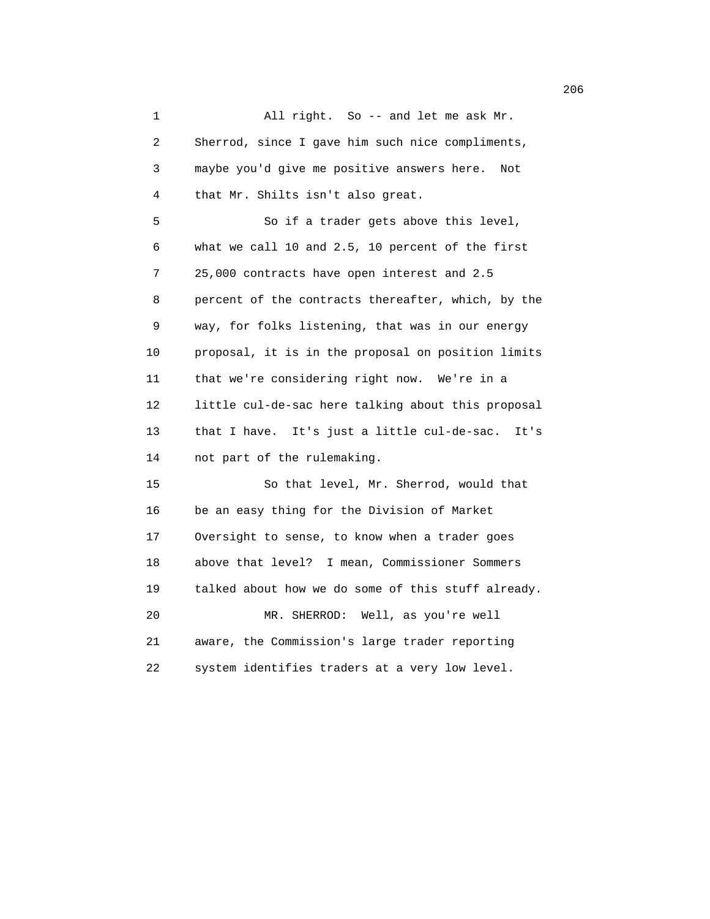All right. So -- and let me ask Mr. Sherrod, since I gave him such nice compliments, maybe you'd give me positive answers here. Not that Mr. Shilts isn't also great.

So if a trader gets above this level, what we call 10 and 2.5, 10 percent of the first 25,000 contracts have open interest and 2.5 percent of the contracts thereafter, which, by the way, for folks listening, that was in our energy proposal, it is in the proposal on position limits that we're considering right now. We're in a little cul-de-sac here talking about this proposal that I have. It's just a little cul-de-sac. It's not part of the rulemaking.

So that level, Mr. Sherrod, would that be an easy thing for the Division of Market Oversight to sense, to know when a trader goes above that level? I mean, Commissioner Sommers talked about how we do some of this stuff already.

MR. SHERROD: Well, as you're well aware, the Commission's large trader reporting system identifies traders at a very low level.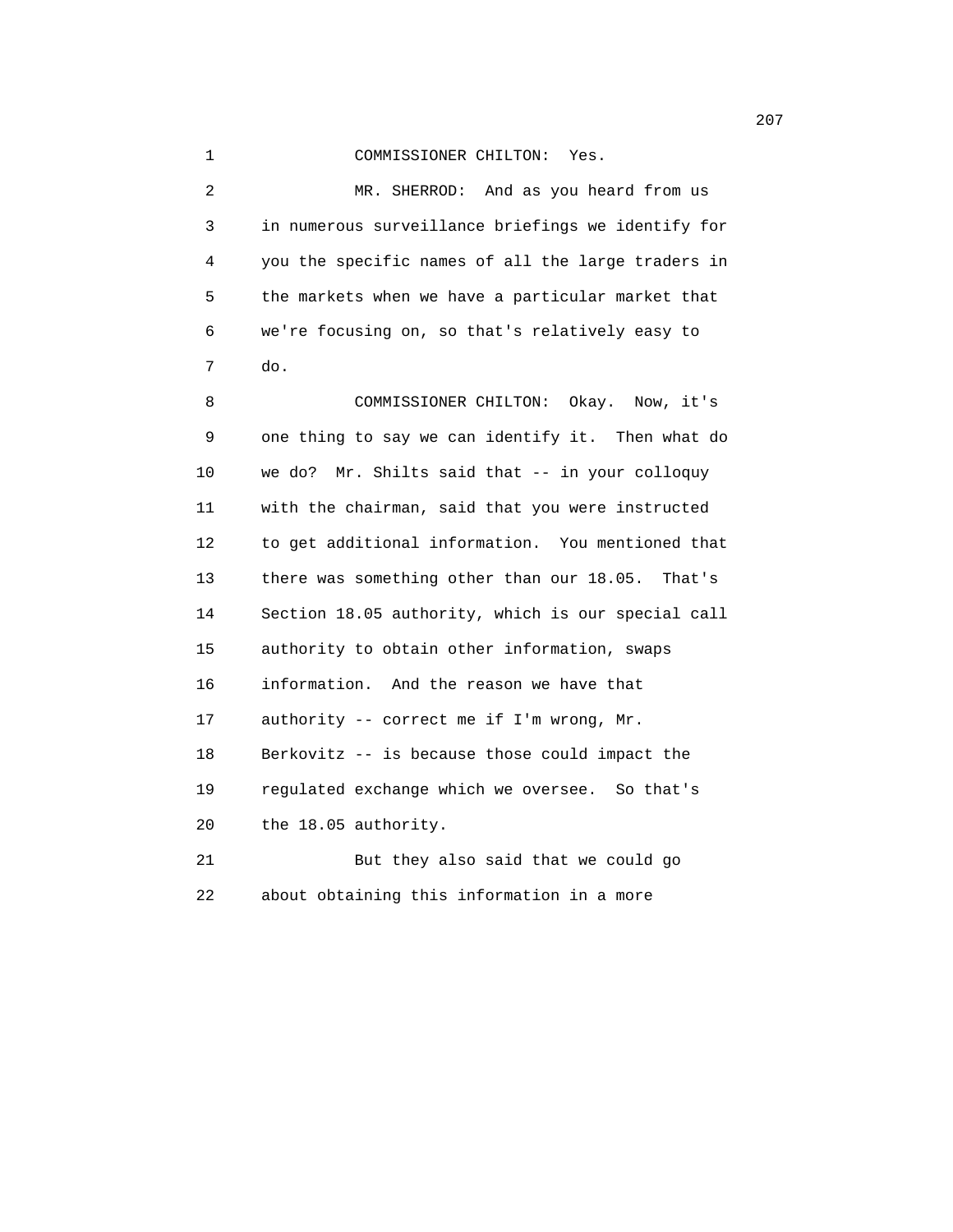COMMISSIONER CHILTON: Yes.

MR. SHERROD: And as you heard from us in numerous surveillance briefings we identify for you the specific names of all the large traders in the markets when we have a particular market that we're focusing on, so that's relatively easy to do.

COMMISSIONER CHILTON: Okay. Now, it's one thing to say we can identify it. Then what do we do? Mr. Shilts said that -- in your colloquy with the chairman, said that you were instructed to get additional information. You mentioned that there was something other than our 18.05. That's Section 18.05 authority, which is our special call authority to obtain other information, swaps information. And the reason we have that authority -- correct me if I'm wrong, Mr. Berkovitz -- is because those could impact the regulated exchange which we oversee. So that's the 18.05 authority.

But they also said that we could go about obtaining this information in a more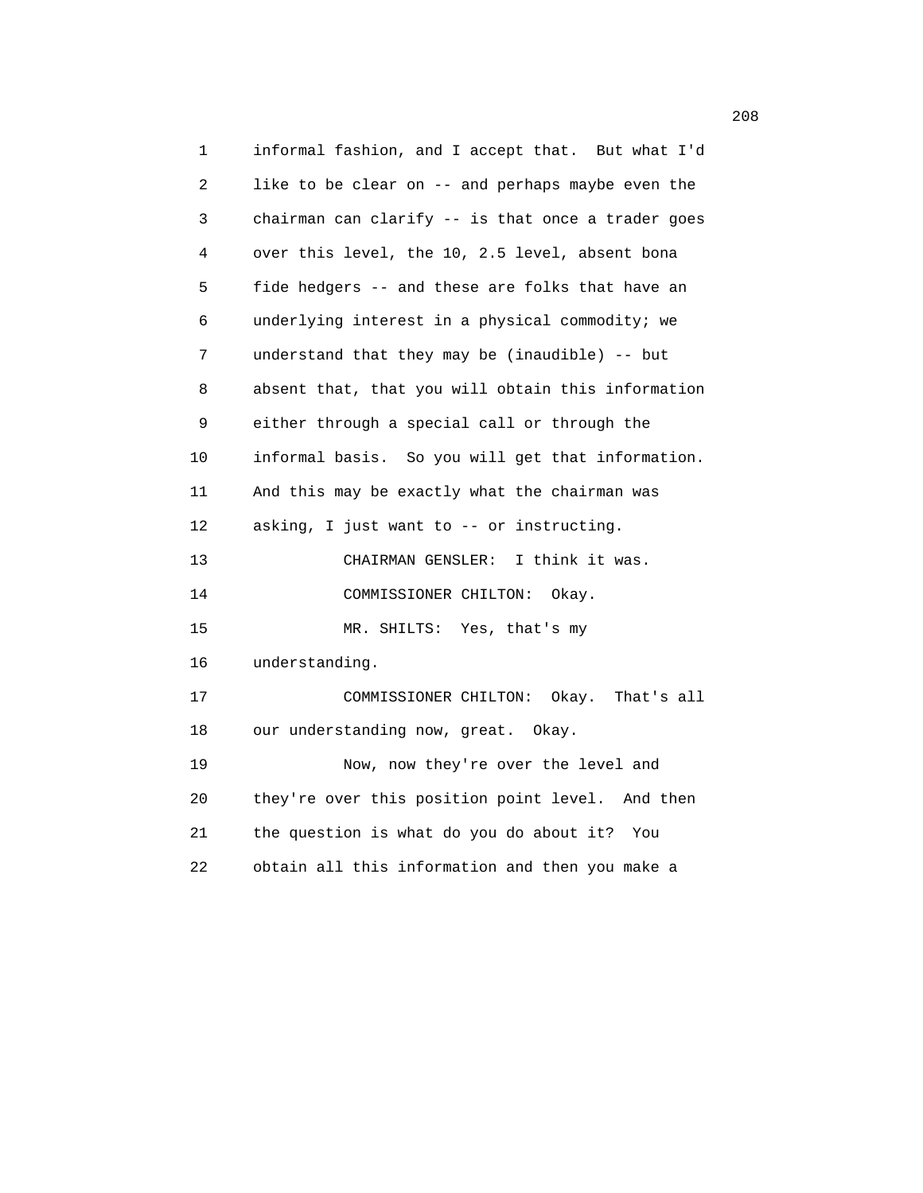informal fashion, and I accept that. But what I'd like to be clear on -- and perhaps maybe even the chairman can clarify -- is that once a trader goes over this level, the 10, 2.5 level, absent bona fide hedgers -- and these are folks that have an underlying interest in a physical commodity; we understand that they may be (inaudible) -- but absent that, that you will obtain this information either through a special call or through the informal basis. So you will get that information. And this may be exactly what the chairman was asking, I just want to -- or instructing.

CHAIRMAN GENSLER: I think it was.

COMMISSIONER CHILTON: Okay.

MR. SHILTS: Yes, that's my understanding.

COMMISSIONER CHILTON: Okay. That's all our understanding now, great. Okay.

Now, now they're over the level and they're over this position point level. And then the question is what do you do about it? You obtain all this information and then you make a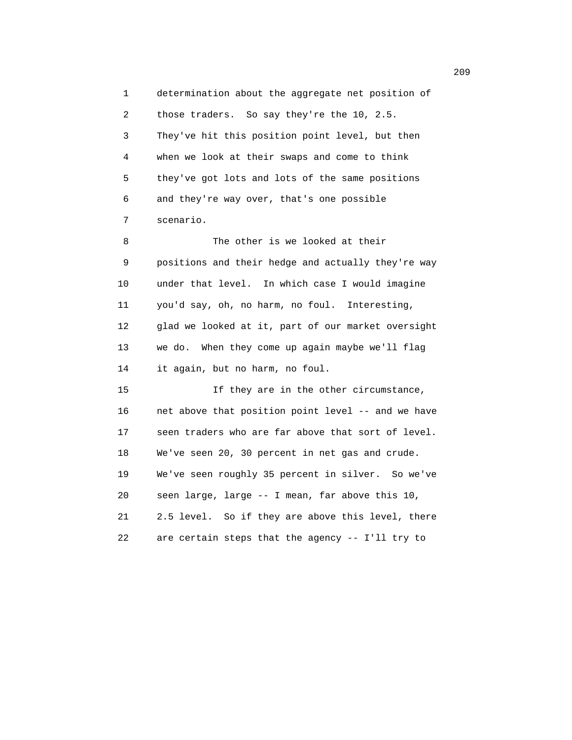determination about the aggregate net position of those traders. So say they're the 10, 2.5. They've hit this position point level, but then when we look at their swaps and come to think they've got lots and lots of the same positions and they're way over, that's one possible scenario.

The other is we looked at their positions and their hedge and actually they're way under that level. In which case I would imagine you'd say, oh, no harm, no foul. Interesting, glad we looked at it, part of our market oversight we do. When they come up again maybe we'll flag it again, but no harm, no foul.

If they are in the other circumstance, net above that position point level -- and we have seen traders who are far above that sort of level. We've seen 20, 30 percent in net gas and crude. We've seen roughly 35 percent in silver. So we've seen large, large -- I mean, far above this 10, 2.5 level. So if they are above this level, there are certain steps that the agency -- I'll try to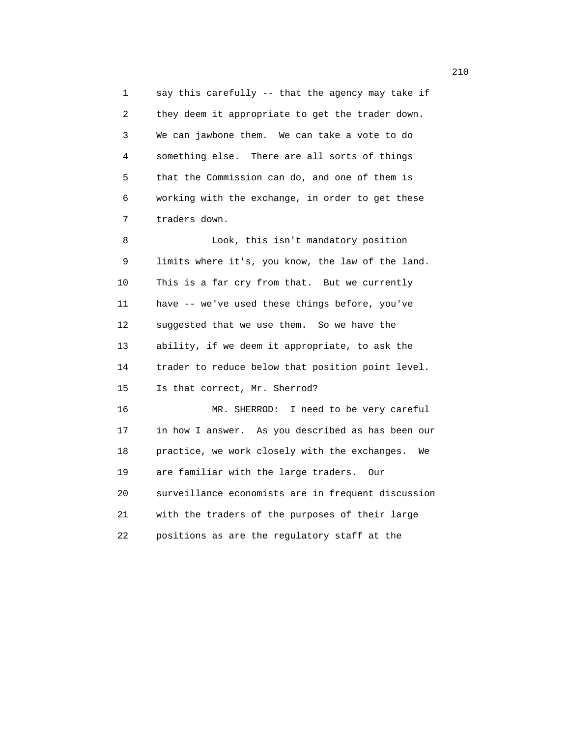say this carefully -- that the agency may take if they deem it appropriate to get the trader down. We can jawbone them. We can take a vote to do something else. There are all sorts of things that the Commission can do, and one of them is working with the exchange, in order to get these traders down.

Look, this isn't mandatory position limits where it's, you know, the law of the land. This is a far cry from that. But we currently have -- we've used these things before, you've suggested that we use them. So we have the ability, if we deem it appropriate, to ask the trader to reduce below that position point level. Is that correct, Mr. Sherrod?

MR. SHERROD: I need to be very careful in how I answer. As you described as has been our practice, we work closely with the exchanges. We are familiar with the large traders. Our surveillance economists are in frequent discussion with the traders of the purposes of their large positions as are the regulatory staff at the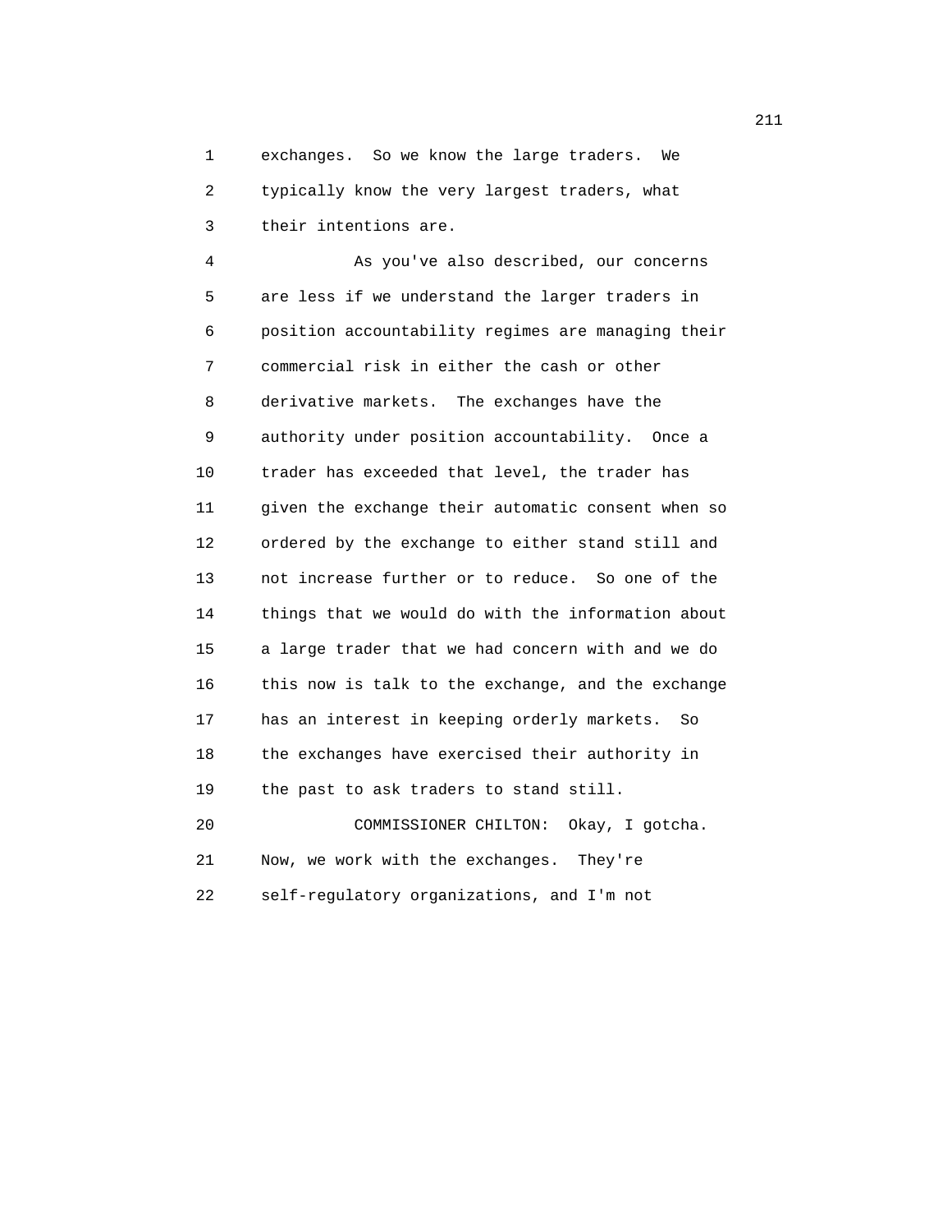exchanges. So we know the large traders. We typically know the very largest traders, what their intentions are.

As you've also described, our concerns are less if we understand the larger traders in position accountability regimes are managing their commercial risk in either the cash or other derivative markets. The exchanges have the authority under position accountability. Once a trader has exceeded that level, the trader has given the exchange their automatic consent when so ordered by the exchange to either stand still and not increase further or to reduce. So one of the things that we would do with the information about a large trader that we had concern with and we do this now is talk to the exchange, and the exchange has an interest in keeping orderly markets. So the exchanges have exercised their authority in the past to ask traders to stand still.

COMMISSIONER CHILTON: Okay, I gotcha. Now, we work with the exchanges. They're self-regulatory organizations, and I'm not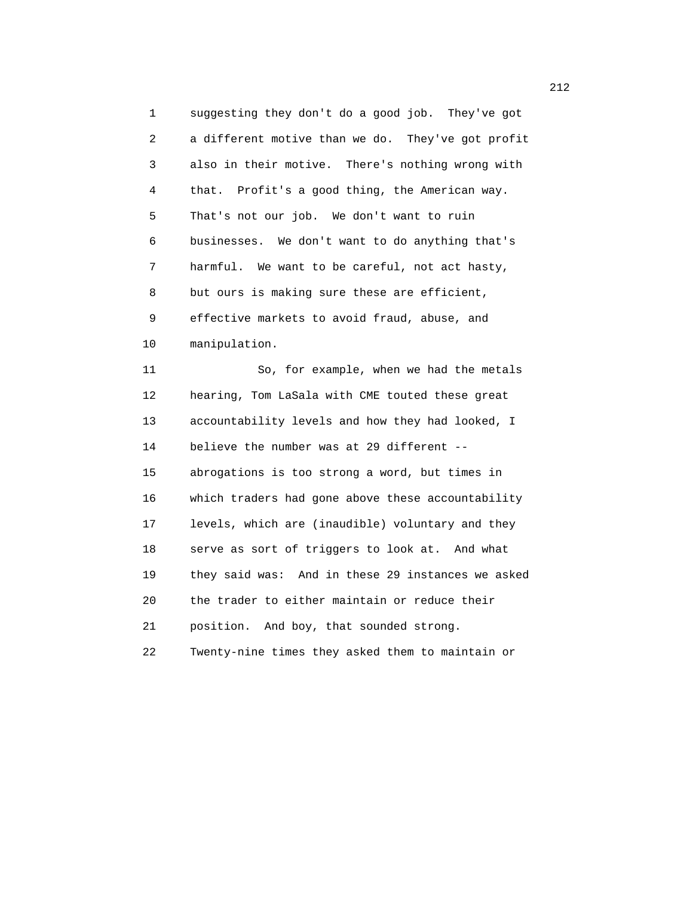suggesting they don't do a good job. They've got a different motive than we do. They've got profit also in their motive. There's nothing wrong with that. Profit's a good thing, the American way. That's not our job. We don't want to ruin businesses. We don't want to do anything that's harmful. We want to be careful, not act hasty, but ours is making sure these are efficient, effective markets to avoid fraud, abuse, and manipulation.

So, for example, when we had the metals hearing, Tom LaSala with CME touted these great accountability levels and how they had looked, I believe the number was at 29 different -- abrogations is too strong a word, but times in which traders had gone above these accountability levels, which are (inaudible) voluntary and they serve as sort of triggers to look at. And what they said was: And in these 29 instances we asked the trader to either maintain or reduce their position. And boy, that sounded strong. Twenty-nine times they asked them to maintain or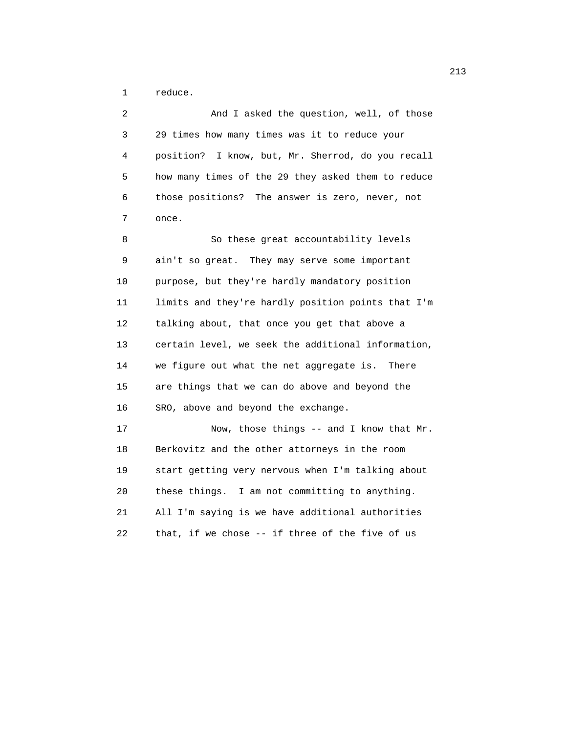reduce.

And I asked the question, well, of those 29 times how many times was it to reduce your position? I know, but, Mr. Sherrod, do you recall how many times of the 29 they asked them to reduce those positions? The answer is zero, never, not once.

So these great accountability levels ain't so great. They may serve some important purpose, but they're hardly mandatory position limits and they're hardly position points that I'm talking about, that once you get that above a certain level, we seek the additional information, we figure out what the net aggregate is. There are things that we can do above and beyond the SRO, above and beyond the exchange.

Now, those things -- and I know that Mr. Berkovitz and the other attorneys in the room start getting very nervous when I'm talking about these things. I am not committing to anything. All I'm saying is we have additional authorities that, if we chose -- if three of the five of us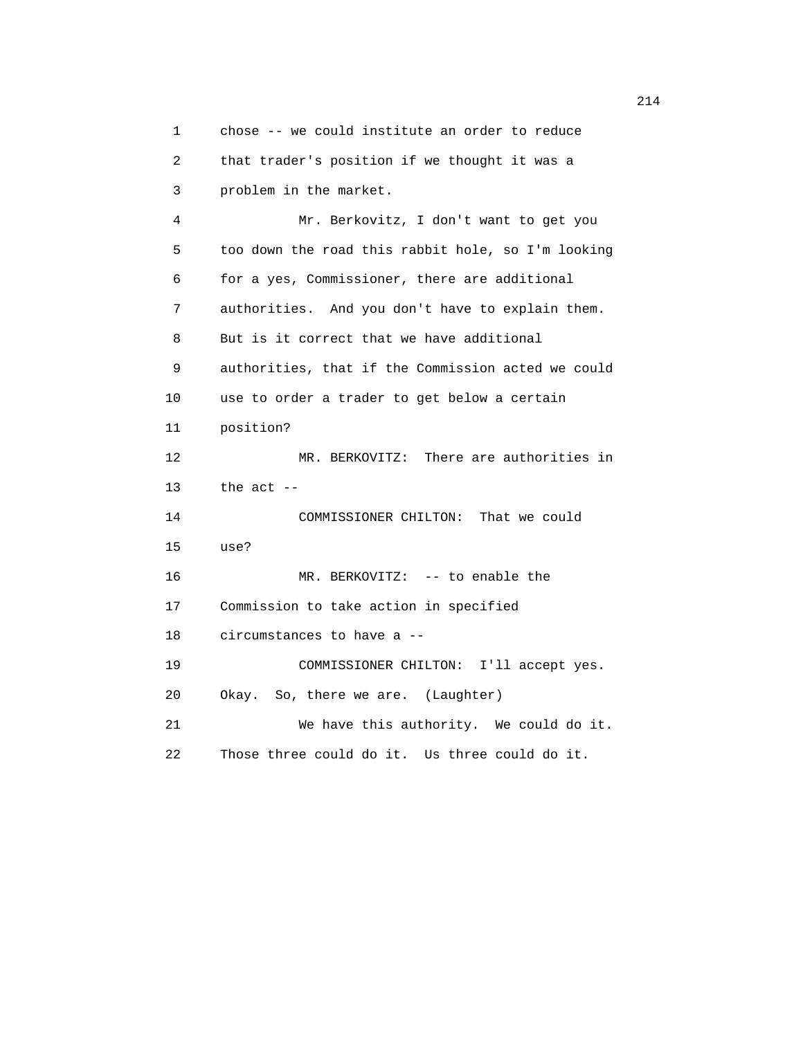chose -- we could institute an order to reduce that trader's position if we thought it was a problem in the market.

Mr. Berkovitz, I don't want to get you too down the road this rabbit hole, so I'm looking for a yes, Commissioner, there are additional authorities. And you don't have to explain them. But is it correct that we have additional authorities, that if the Commission acted we could use to order a trader to get below a certain position?

MR. BERKOVITZ: There are authorities in the act --

COMMISSIONER CHILTON: That we could use?

MR. BERKOVITZ: -- to enable the Commission to take action in specified circumstances to have a --

COMMISSIONER CHILTON: I'll accept yes. Okay. So, there we are. (Laughter)

We have this authority. We could do it. Those three could do it. Us three could do it.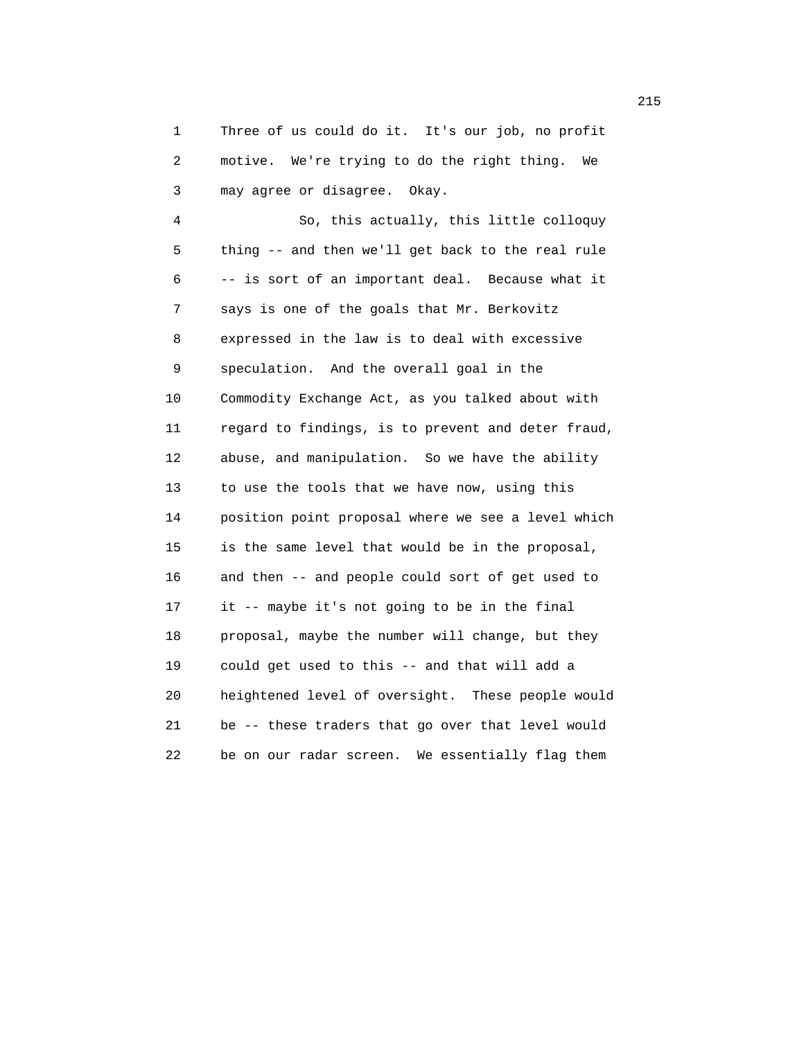Three of us could do it. It's our job, no profit motive. We're trying to do the right thing. We may agree or disagree. Okay.

So, this actually, this little colloquy thing -- and then we'll get back to the real rule -- is sort of an important deal. Because what it says is one of the goals that Mr. Berkovitz expressed in the law is to deal with excessive speculation. And the overall goal in the Commodity Exchange Act, as you talked about with regard to findings, is to prevent and deter fraud, abuse, and manipulation. So we have the ability to use the tools that we have now, using this position point proposal where we see a level which is the same level that would be in the proposal, and then -- and people could sort of get used to it -- maybe it's not going to be in the final proposal, maybe the number will change, but they could get used to this -- and that will add a heightened level of oversight. These people would be -- these traders that go over that level would be on our radar screen. We essentially flag them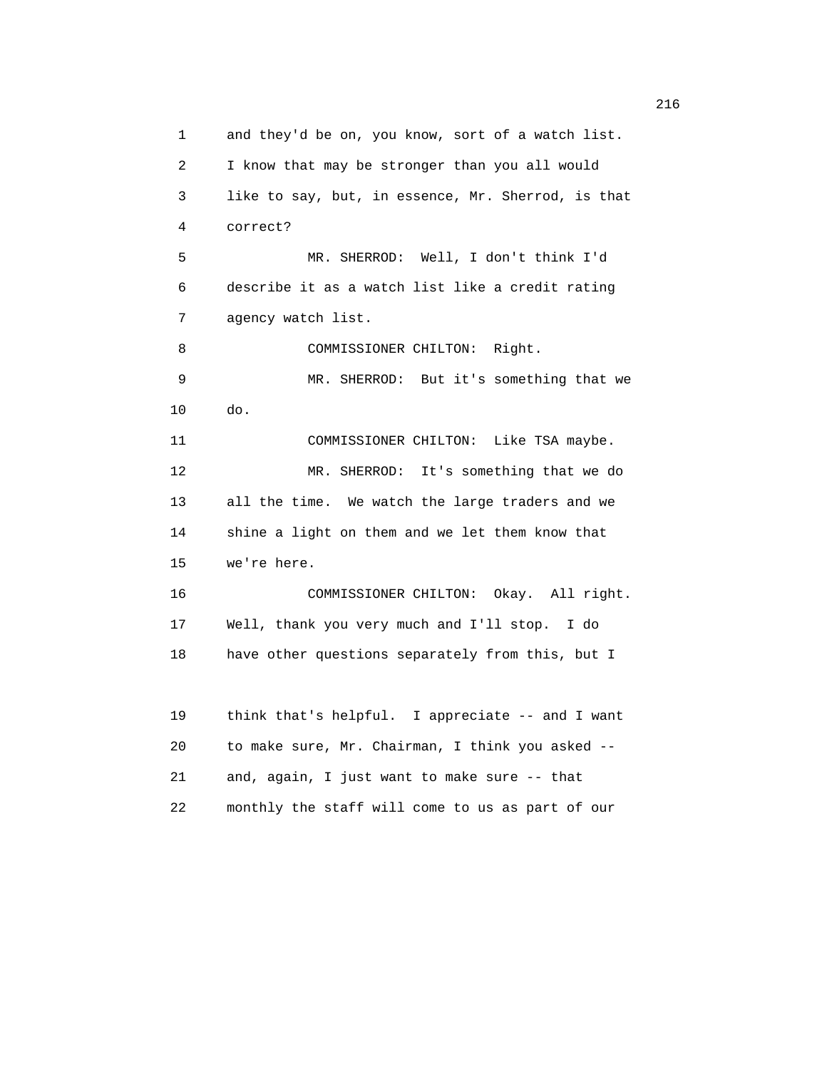and they'd be on, you know, sort of a watch list. I know that may be stronger than you all would like to say, but, in essence, Mr. Sherrod, is that correct?

MR. SHERROD: Well, I don't think I'd describe it as a watch list like a credit rating agency watch list.

COMMISSIONER CHILTON: Right.

MR. SHERROD: But it's something that we do.

COMMISSIONER CHILTON: Like TSA maybe.

MR. SHERROD: It's something that we do all the time. We watch the large traders and we shine a light on them and we let them know that we're here.

COMMISSIONER CHILTON: Okay. All right. Well, thank you very much and I'll stop. I do have other questions separately from this, but I think that's helpful. I appreciate -- and I want to make sure, Mr. Chairman, I think you asked -- and, again, I just want to make sure -- that monthly the staff will come to us as part of our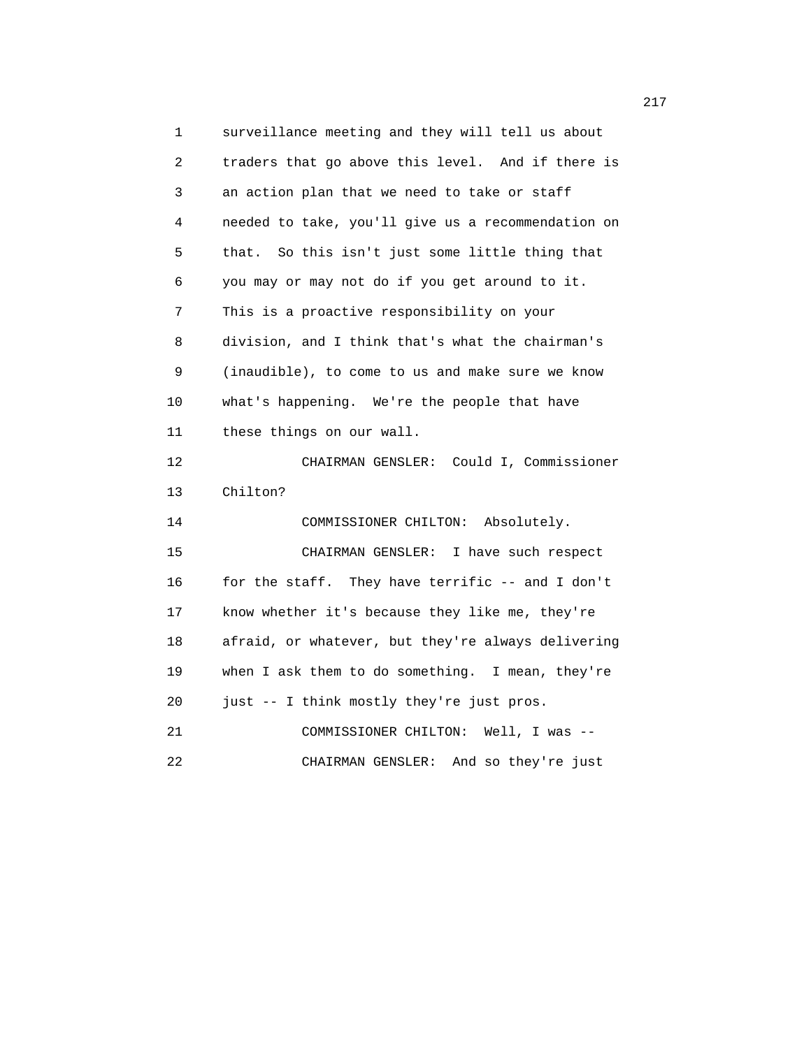surveillance meeting and they will tell us about traders that go above this level. And if there is an action plan that we need to take or staff needed to take, you'll give us a recommendation on that. So this isn't just some little thing that you may or may not do if you get around to it. This is a proactive responsibility on your division, and I think that's what the chairman's (inaudible), to come to us and make sure we know what's happening. We're the people that have these things on our wall.

CHAIRMAN GENSLER: Could I, Commissioner Chilton?

COMMISSIONER CHILTON: Absolutely.

CHAIRMAN GENSLER: I have such respect for the staff. They have terrific -- and I don't know whether it's because they like me, they're afraid, or whatever, but they're always delivering when I ask them to do something. I mean, they're just -- I think mostly they're just pros.

COMMISSIONER CHILTON: Well, I was --

CHAIRMAN GENSLER: And so they're just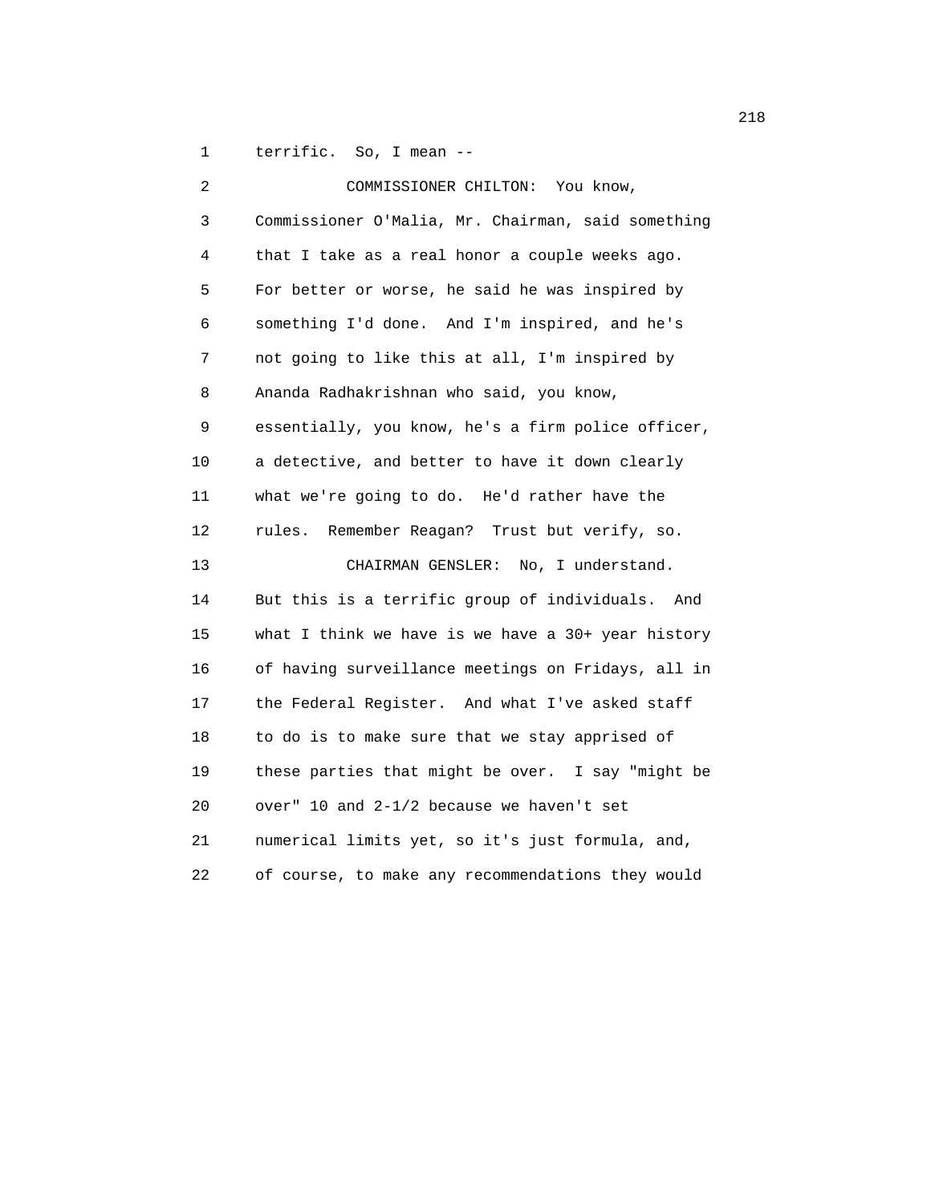terrific. So, I mean --

COMMISSIONER CHILTON: You know, Commissioner O'Malia, Mr. Chairman, said something that I take as a real honor a couple weeks ago. For better or worse, he said he was inspired by something I'd done. And I'm inspired, and he's not going to like this at all, I'm inspired by Ananda Radhakrishnan who said, you know, essentially, you know, he's a firm police officer, a detective, and better to have it down clearly what we're going to do. He'd rather have the rules. Remember Reagan? Trust but verify, so.

CHAIRMAN GENSLER: No, I understand. But this is a terrific group of individuals. And what I think we have is we have a 30+ year history of having surveillance meetings on Fridays, all in the Federal Register. And what I've asked staff to do is to make sure that we stay apprised of these parties that might be over. I say "might be over" 10 and 2-1/2 because we haven't set numerical limits yet, so it's just formula, and, of course, to make any recommendations they would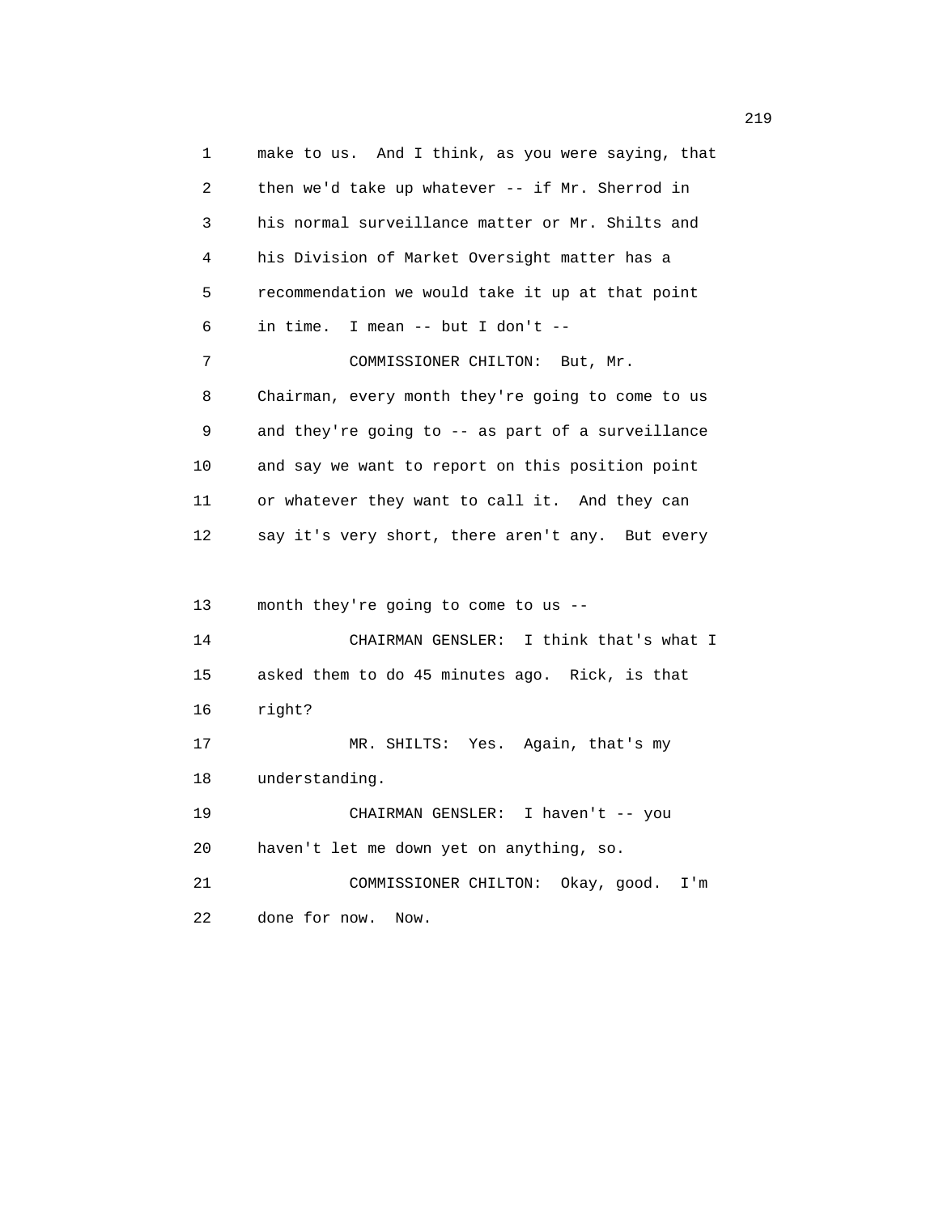make to us. And I think, as you were saying, that then we'd take up whatever -- if Mr. Sherrod in his normal surveillance matter or Mr. Shilts and his Division of Market Oversight matter has a recommendation we would take it up at that point in time. I mean -- but I don't --

COMMISSIONER CHILTON: But, Mr. Chairman, every month they're going to come to us and they're going to -- as part of a surveillance and say we want to report on this position point or whatever they want to call it. And they can say it's very short, there aren't any. But every month they're going to come to us --

CHAIRMAN GENSLER: I think that's what I asked them to do 45 minutes ago. Rick, is that right?

MR. SHILTS: Yes. Again, that's my understanding.

CHAIRMAN GENSLER: I haven't -- you haven't let me down yet on anything, so.

COMMISSIONER CHILTON: Okay, good. I'm done for now. Now.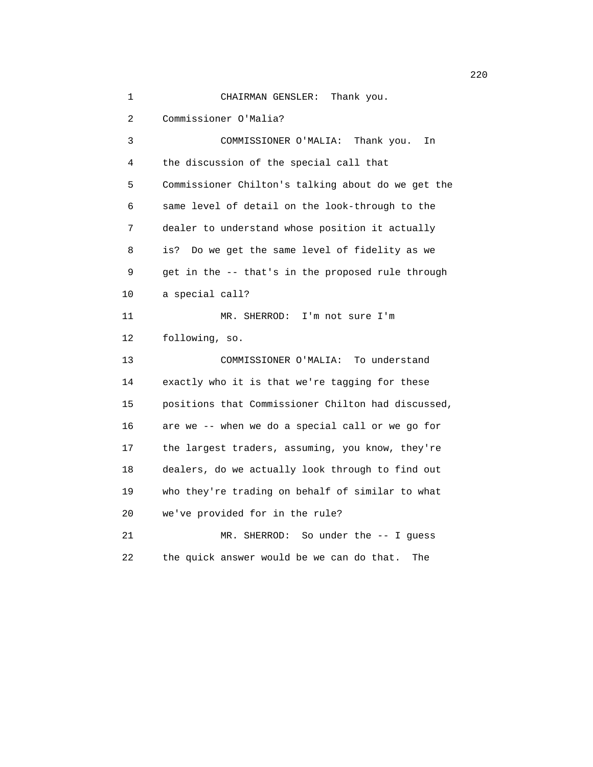CHAIRMAN GENSLER: Thank you. Commissioner O'Malia?

COMMISSIONER O'MALIA: Thank you. In the discussion of the special call that Commissioner Chilton's talking about do we get the same level of detail on the look-through to the dealer to understand whose position it actually is? Do we get the same level of fidelity as we get in the -- that's in the proposed rule through a special call?

MR. SHERROD: I'm not sure I'm following, so.

COMMISSIONER O'MALIA: To understand exactly who it is that we're tagging for these positions that Commissioner Chilton had discussed, are we -- when we do a special call or we go for the largest traders, assuming, you know, they're dealers, do we actually look through to find out who they're trading on behalf of similar to what we've provided for in the rule?

MR. SHERROD: So under the -- I guess the quick answer would be we can do that. The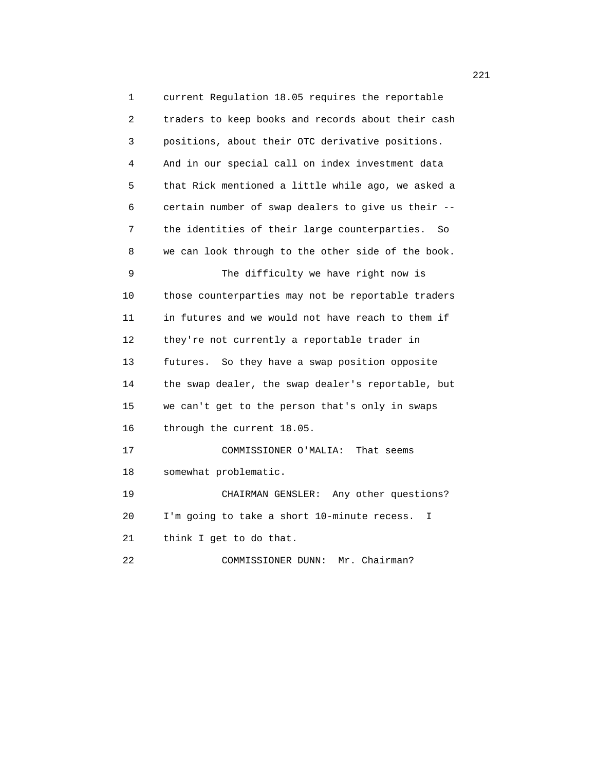current Regulation 18.05 requires the reportable traders to keep books and records about their cash positions, about their OTC derivative positions. And in our special call on index investment data that Rick mentioned a little while ago, we asked a certain number of swap dealers to give us their -- the identities of their large counterparties. So we can look through to the other side of the book.

The difficulty we have right now is those counterparties may not be reportable traders in futures and we would not have reach to them if they're not currently a reportable trader in futures. So they have a swap position opposite the swap dealer, the swap dealer's reportable, but we can't get to the person that's only in swaps through the current 18.05.

COMMISSIONER O'MALIA: That seems somewhat problematic.

CHAIRMAN GENSLER: Any other questions? I'm going to take a short 10-minute recess. I think I get to do that.

COMMISSIONER DUNN: Mr. Chairman?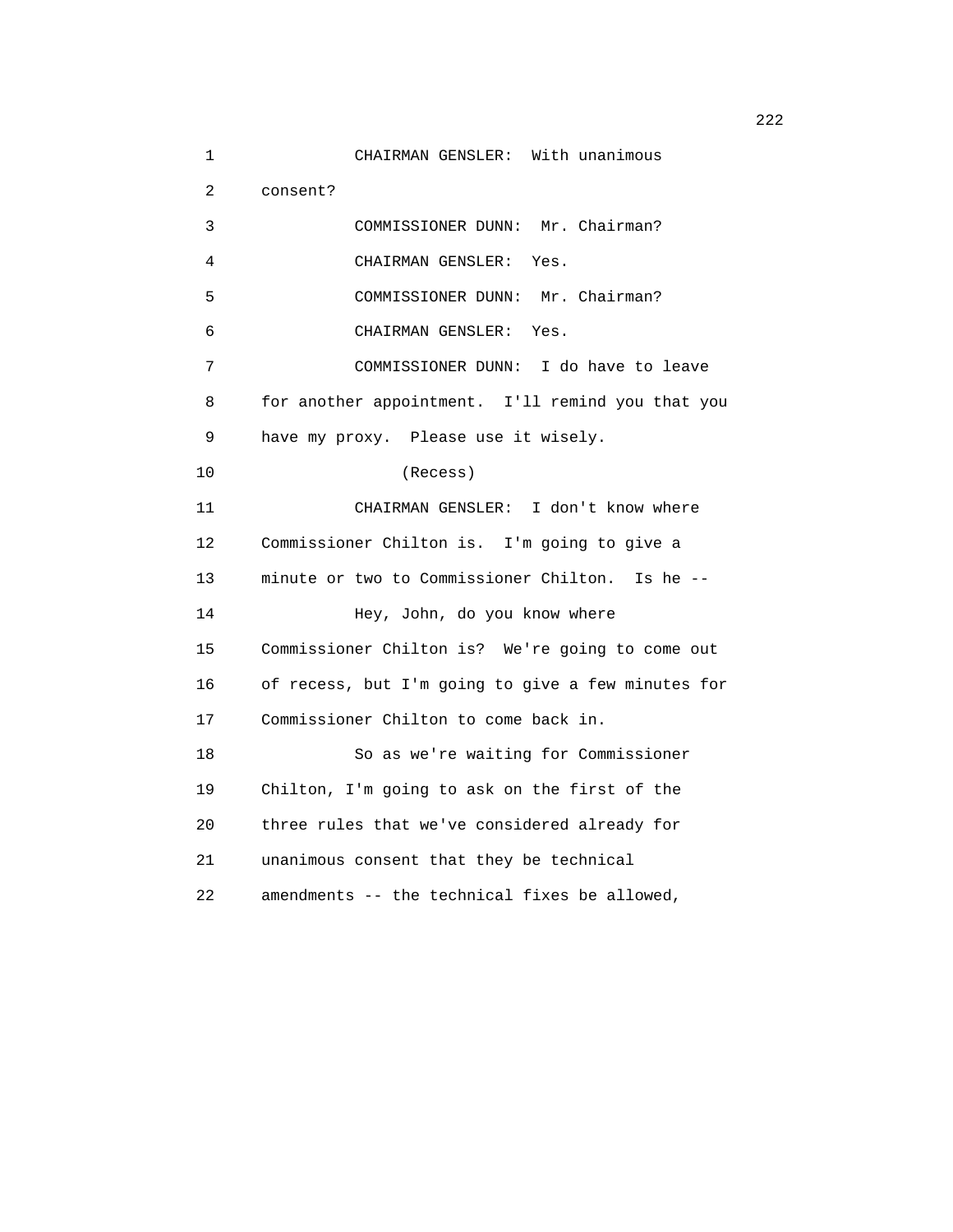1 CHAIRMAN GENSLER: With unanimous
2 consent?
3 COMMISSIONER DUNN: Mr. Chairman?
4 CHAIRMAN GENSLER: Yes.
5 COMMISSIONER DUNN: Mr. Chairman?
6 CHAIRMAN GENSLER: Yes.
7 COMMISSIONER DUNN: I do have to leave
8 for another appointment. I'll remind you that you
9 have my proxy. Please use it wisely.
10 (Recess)
11 CHAIRMAN GENSLER: I don't know where
12 Commissioner Chilton is. I'm going to give a
13 minute or two to Commissioner Chilton. Is he --
14 Hey, John, do you know where
15 Commissioner Chilton is? We're going to come out
16 of recess, but I'm going to give a few minutes for
17 Commissioner Chilton to come back in.
18 So as we're waiting for Commissioner
19 Chilton, I'm going to ask on the first of the
20 three rules that we've considered already for
21 unanimous consent that they be technical
22 amendments -- the technical fixes be allowed,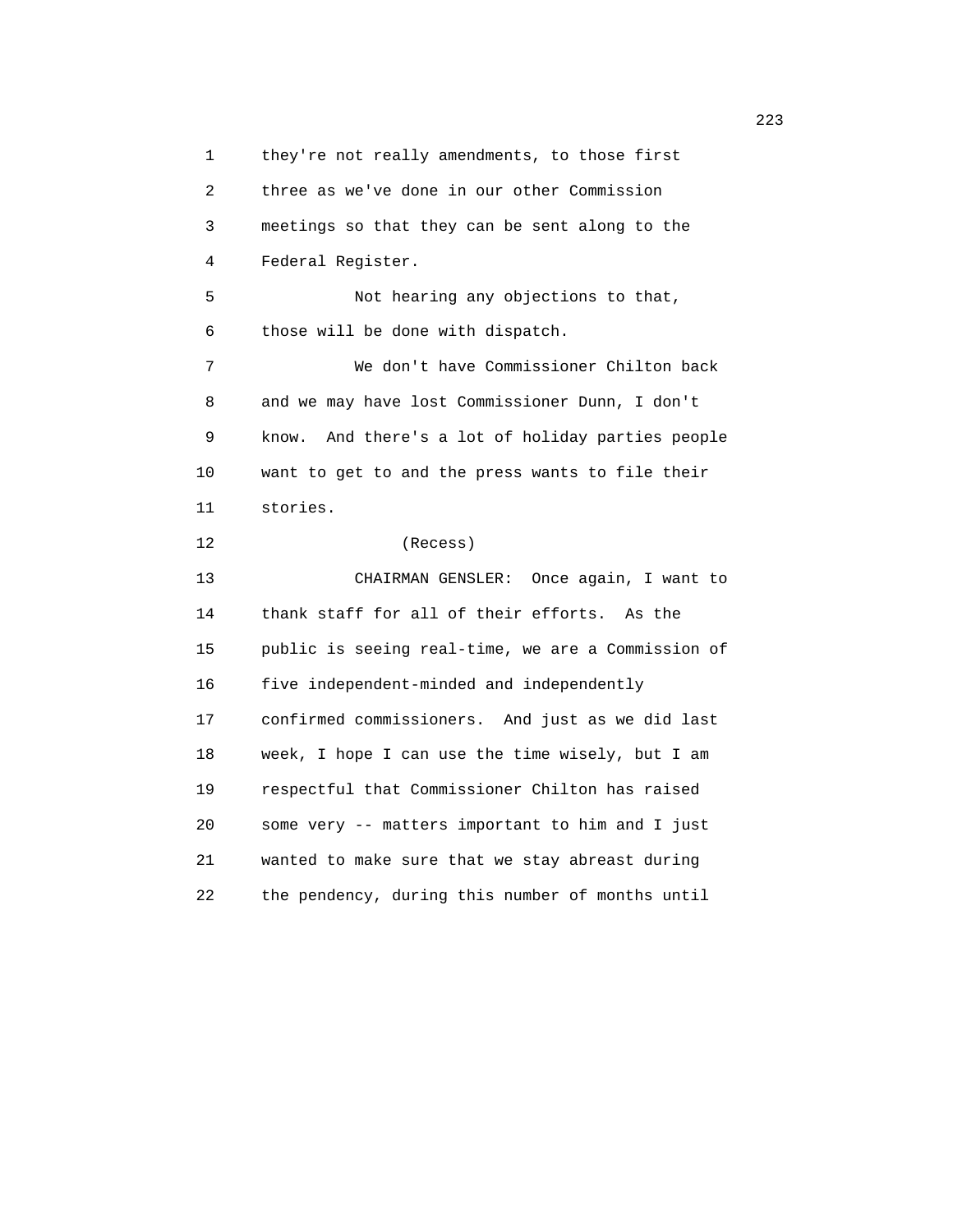they're not really amendments, to those first three as we've done in our other Commission meetings so that they can be sent along to the Federal Register.

Not hearing any objections to that, those will be done with dispatch.

We don't have Commissioner Chilton back and we may have lost Commissioner Dunn, I don't know. And there's a lot of holiday parties people want to get to and the press wants to file their stories.

(Recess)

CHAIRMAN GENSLER: Once again, I want to thank staff for all of their efforts. As the public is seeing real-time, we are a Commission of five independent-minded and independently confirmed commissioners. And just as we did last week, I hope I can use the time wisely, but I am respectful that Commissioner Chilton has raised some very -- matters important to him and I just wanted to make sure that we stay abreast during the pendency, during this number of months until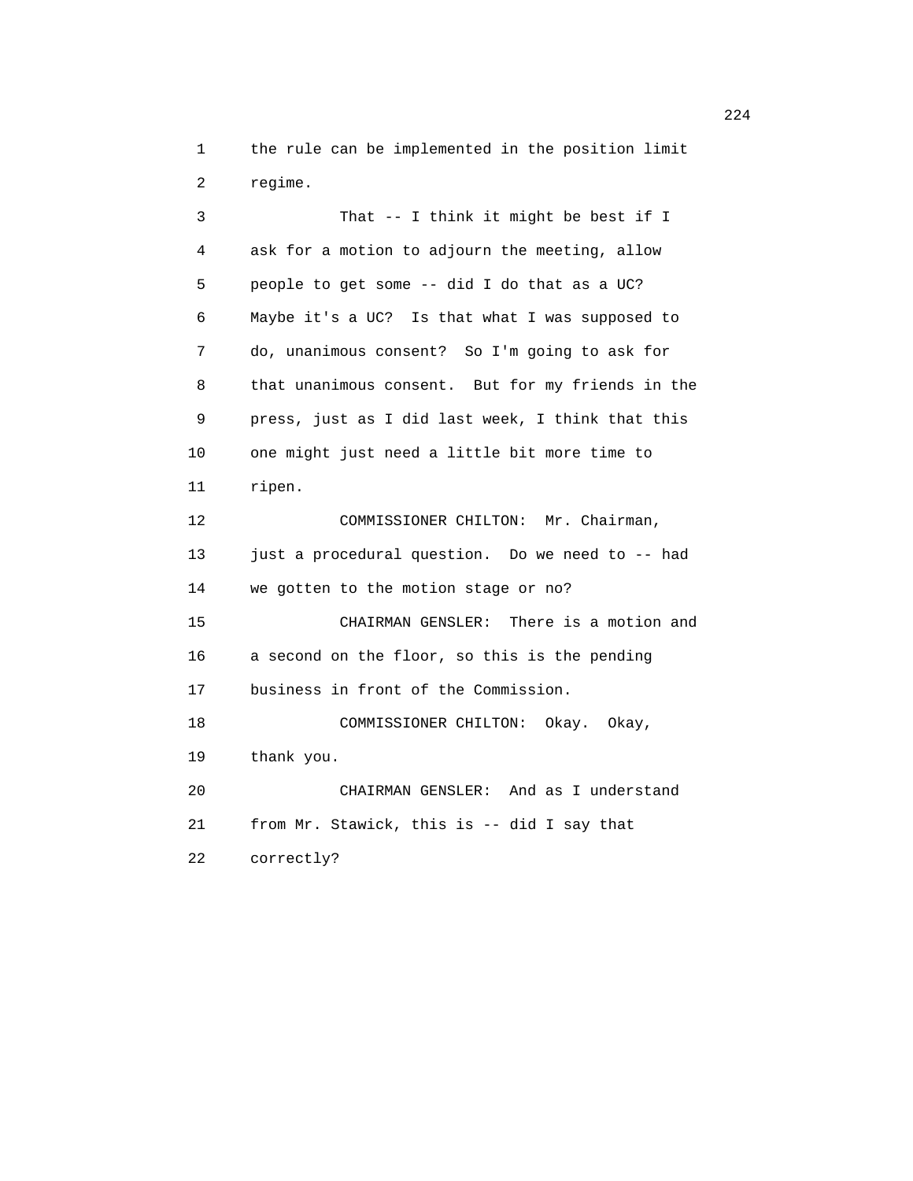the rule can be implemented in the position limit regime.

That -- I think it might be best if I ask for a motion to adjourn the meeting, allow people to get some -- did I do that as a UC? Maybe it's a UC? Is that what I was supposed to do, unanimous consent? So I'm going to ask for that unanimous consent. But for my friends in the press, just as I did last week, I think that this one might just need a little bit more time to ripen.

COMMISSIONER CHILTON: Mr. Chairman, just a procedural question. Do we need to -- had we gotten to the motion stage or no?

CHAIRMAN GENSLER: There is a motion and a second on the floor, so this is the pending business in front of the Commission.

COMMISSIONER CHILTON: Okay. Okay, thank you.

CHAIRMAN GENSLER: And as I understand from Mr. Stawick, this is -- did I say that correctly?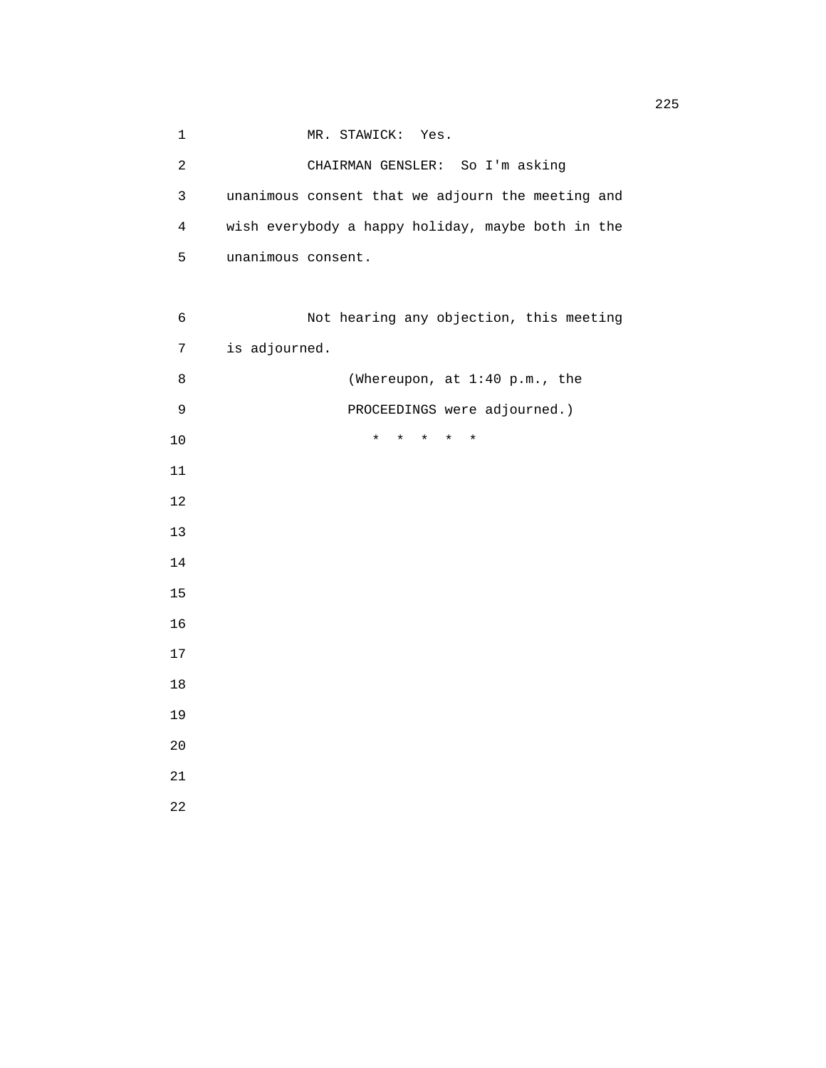MR. STAWICK: Yes.

CHAIRMAN GENSLER: So I'm asking unanimous consent that we adjourn the meeting and wish everybody a happy holiday, maybe both in the unanimous consent.

Not hearing any objection, this meeting is adjourned.

(Whereupon, at 1:40 p.m., the PROCEEDINGS were adjourned.)

* * * * *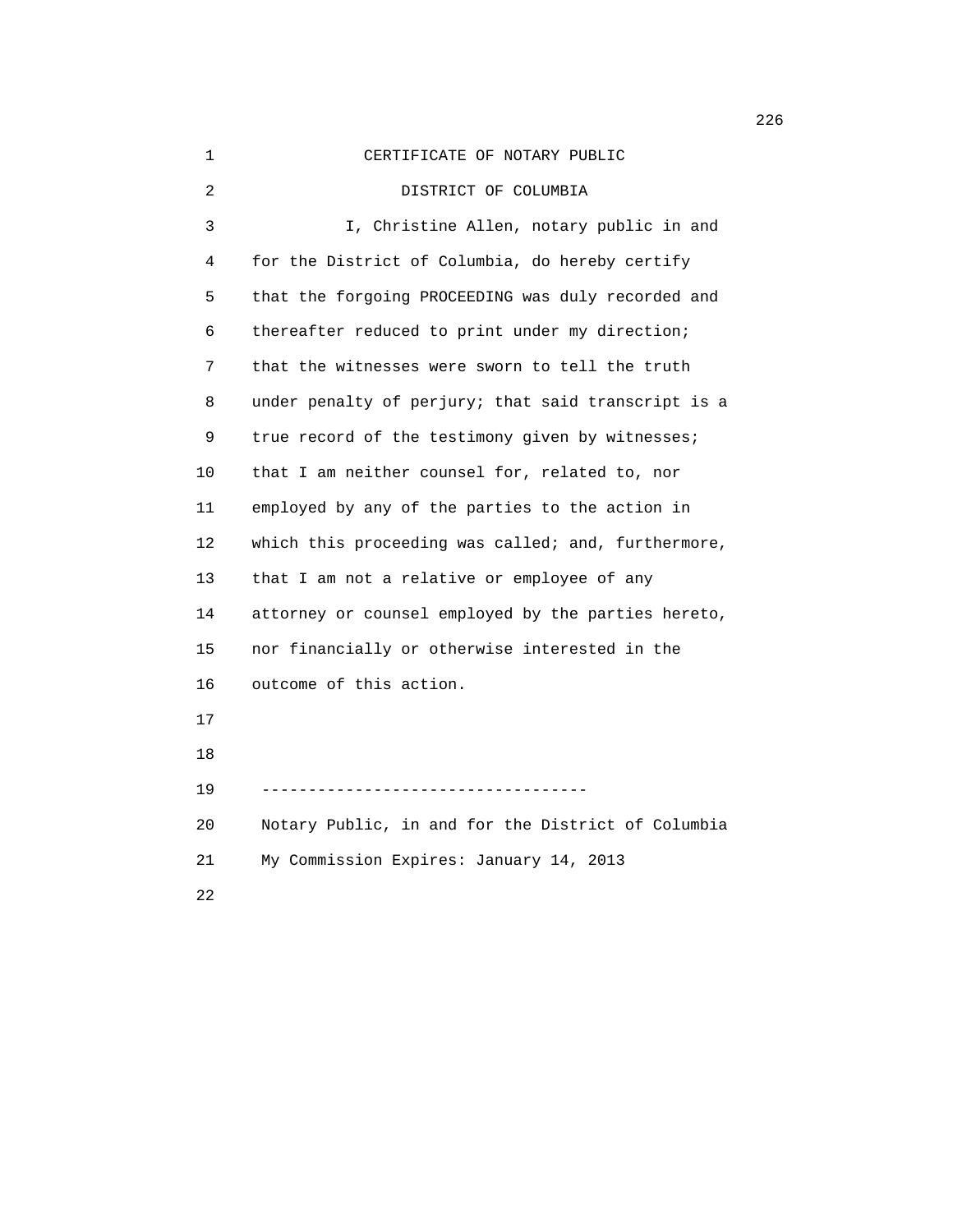# CERTIFICATE OF NOTARY PUBLIC

## DISTRICT OF COLUMBIA

I, Christine Allen, notary public in and for the District of Columbia, do hereby certify that the forgoing PROCEEDING was duly recorded and thereafter reduced to print under my direction; that the witnesses were sworn to tell the truth under penalty of perjury; that said transcript is a true record of the testimony given by witnesses; that I am neither counsel for, related to, nor employed by any of the parties to the action in which this proceeding was called; and, furthermore, that I am not a relative or employee of any attorney or counsel employed by the parties hereto, nor financially or otherwise interested in the outcome of this action.

-----------------------------------

Notary Public, in and for the District of Columbia

My Commission Expires: January 14, 2013